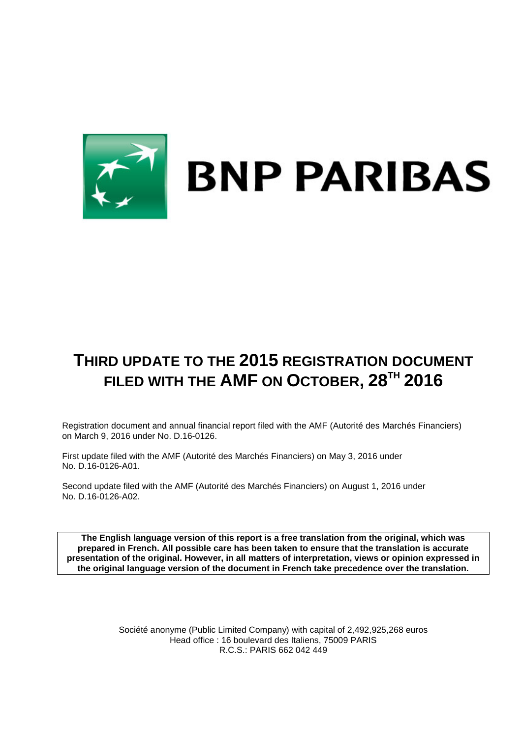# BNP PARIBAS

# THIRD UPDATE TO THE 2015 REGISTRATION DOCUMENT FILED WITH THE AMF ON OCTOBER, 28TH 2016

Registration document and annual financial report filed with the AMF (Autorité des Marchés Financiers) on March 9, 2016 under No. D.16-0126.

First update filed with the AMF (Autorité des Marchés Financiers) on May 3, 2016 under No. D.16-0126-A01.

Second update filed with the AMF (Autorité des Marchés Financiers) on August 1, 2016 under No. D.16-0126-A02.

**The English language version of this report is a free translation from the original, which was prepared in French. All possible care has been taken to ensure that the translation is accurate presentation of the original. However, in all matters of interpretation, views or opinion expressed in the original language version of the document in French take precedence over the translation.**

Société anonyme (Public Limited Company) with capital of 2,492,925,268 euros
Head office : 16 boulevard des Italiens, 75009 PARIS
R.C.S.: PARIS 662 042 449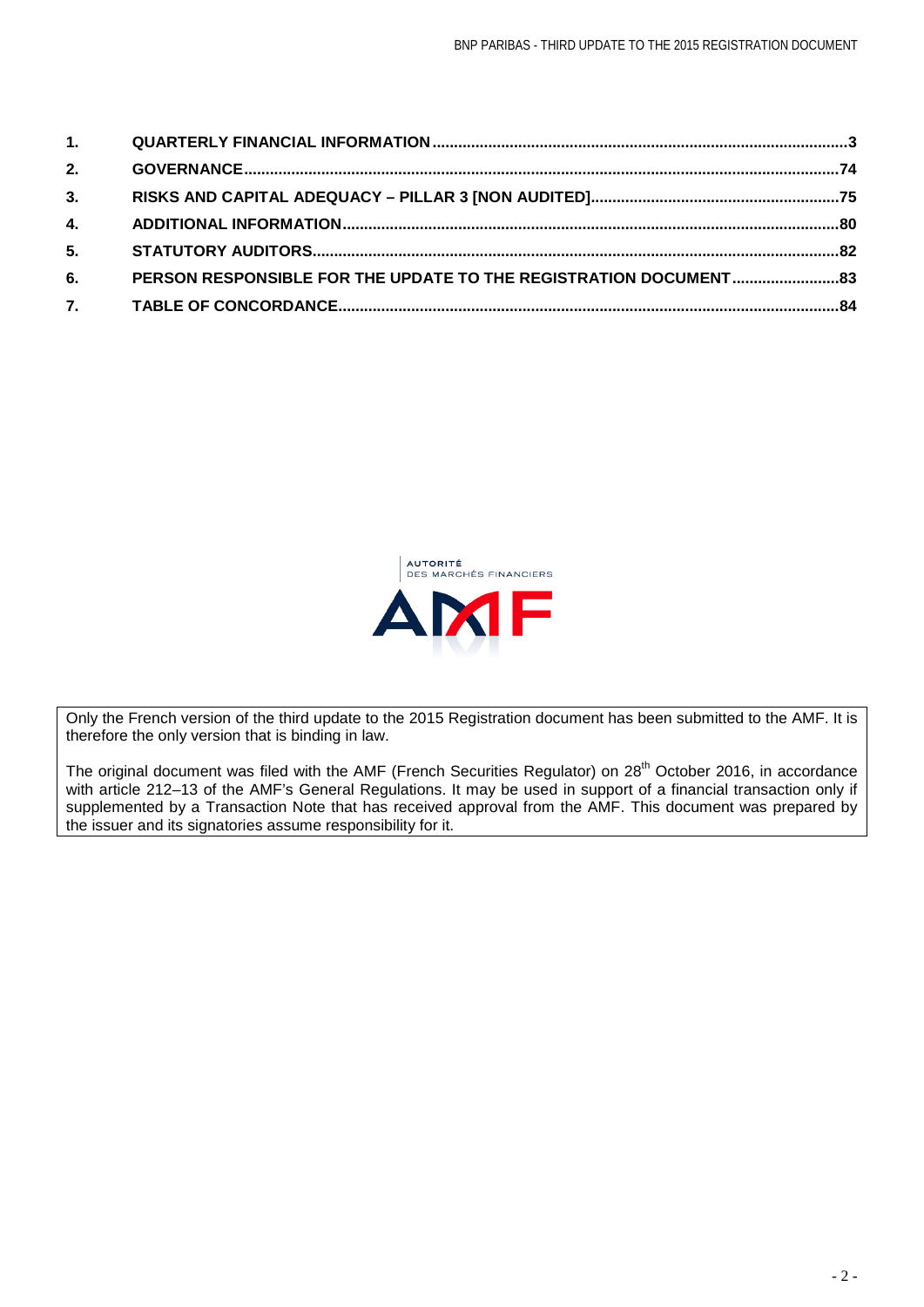| | | |
|---|---|---|
| **1.** | **QUARTERLY FINANCIAL INFORMATION** | **3** |
| **2.** | **GOVERNANCE** | **74** |
| **3.** | **RISKS AND CAPITAL ADEQUACY – PILLAR 3 [NON AUDITED]** | **75** |
| **4.** | **ADDITIONAL INFORMATION** | **80** |
| **5.** | **STATUTORY AUDITORS** | **82** |
| **6.** | **PERSON RESPONSIBLE FOR THE UPDATE TO THE REGISTRATION DOCUMENT** | **83** |
| **7.** | **TABLE OF CONCORDANCE** | **84** |

AUTORITÉ DES MARCHÉS FINANCIERS

AMF

Only the French version of the third update to the 2015 Registration document has been submitted to the AMF. It is therefore the only version that is binding in law.

The original document was filed with the AMF (French Securities Regulator) on 28th October 2016, in accordance with article 212–13 of the AMF's General Regulations. It may be used in support of a financial transaction only if supplemented by a Transaction Note that has received approval from the AMF. This document was prepared by the issuer and its signatories assume responsibility for it.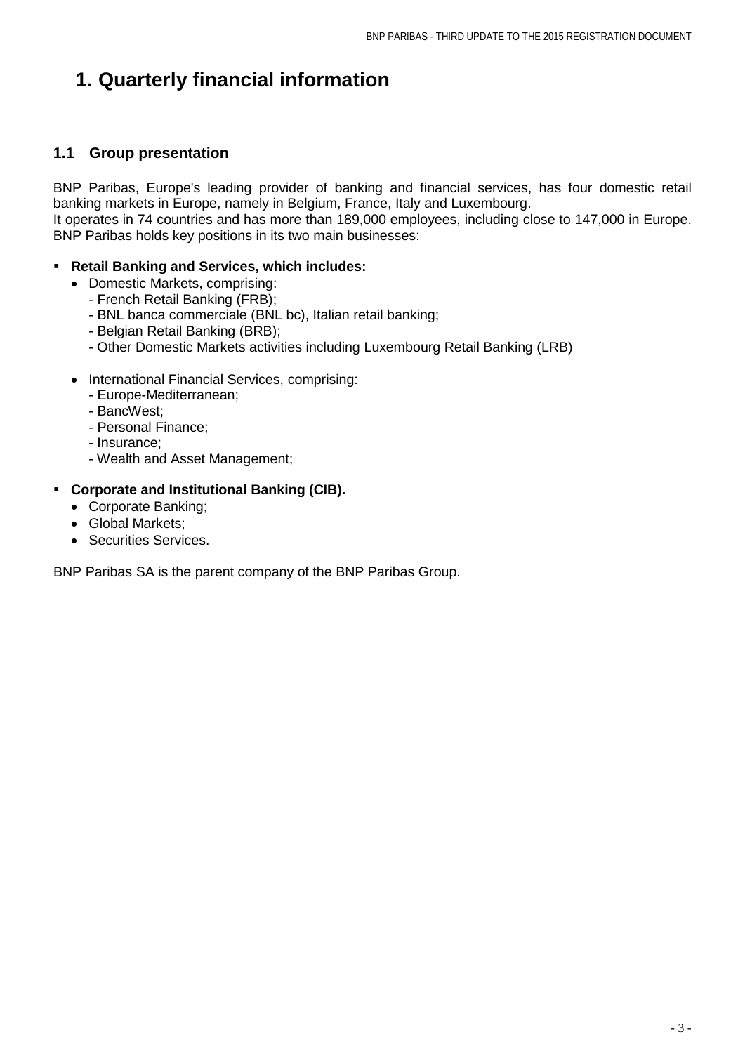# 1. Quarterly financial information

## 1.1 Group presentation

BNP Paribas, Europe's leading provider of banking and financial services, has four domestic retail banking markets in Europe, namely in Belgium, France, Italy and Luxembourg.
It operates in 74 countries and has more than 189,000 employees, including close to 147,000 in Europe. BNP Paribas holds key positions in its two main businesses:

- **Retail Banking and Services, which includes:**
  - Domestic Markets, comprising:
    - French Retail Banking (FRB);
    - BNL banca commerciale (BNL bc), Italian retail banking;
    - Belgian Retail Banking (BRB);
    - Other Domestic Markets activities including Luxembourg Retail Banking (LRB)
  - International Financial Services, comprising:
    - Europe-Mediterranean;
    - BancWest;
    - Personal Finance;
    - Insurance;
    - Wealth and Asset Management;
- **Corporate and Institutional Banking (CIB).**
  - Corporate Banking;
  - Global Markets;
  - Securities Services.

BNP Paribas SA is the parent company of the BNP Paribas Group.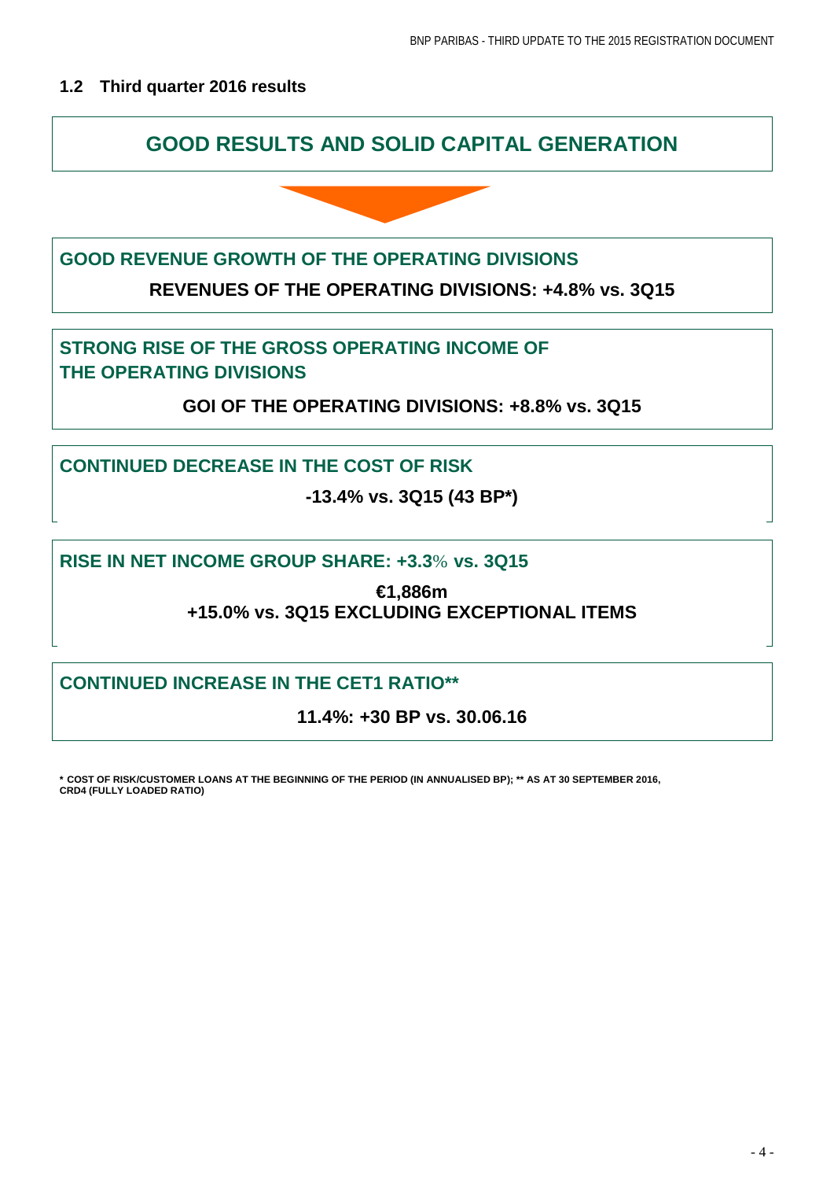## 1.2 Third quarter 2016 results

**GOOD RESULTS AND SOLID CAPITAL GENERATION**

**GOOD REVENUE GROWTH OF THE OPERATING DIVISIONS**

**REVENUES OF THE OPERATING DIVISIONS: +4.8% vs. 3Q15**

**STRONG RISE OF THE GROSS OPERATING INCOME OF THE OPERATING DIVISIONS**

**GOI OF THE OPERATING DIVISIONS: +8.8% vs. 3Q15**

**CONTINUED DECREASE IN THE COST OF RISK**

**-13.4% vs. 3Q15 (43 BP*)**

**RISE IN NET INCOME GROUP SHARE: +3.3% vs. 3Q15**

**€1,886m**
**+15.0% vs. 3Q15 EXCLUDING EXCEPTIONAL ITEMS**

**CONTINUED INCREASE IN THE CET1 RATIO****

**11.4%: +30 BP vs. 30.06.16**

* COST OF RISK/CUSTOMER LOANS AT THE BEGINNING OF THE PERIOD (IN ANNUALISED BP); ** AS AT 30 SEPTEMBER 2016, CRD4 (FULLY LOADED RATIO)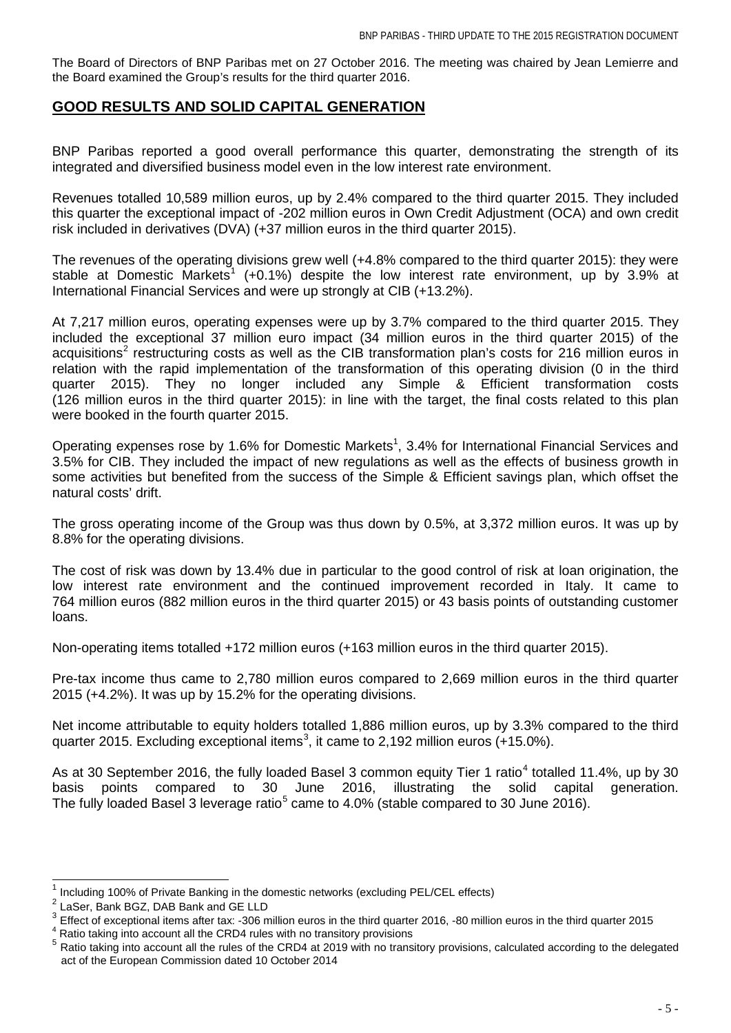The Board of Directors of BNP Paribas met on 27 October 2016. The meeting was chaired by Jean Lemierre and the Board examined the Group's results for the third quarter 2016.

## GOOD RESULTS AND SOLID CAPITAL GENERATION

BNP Paribas reported a good overall performance this quarter, demonstrating the strength of its integrated and diversified business model even in the low interest rate environment.

Revenues totalled 10,589 million euros, up by 2.4% compared to the third quarter 2015. They included this quarter the exceptional impact of -202 million euros in Own Credit Adjustment (OCA) and own credit risk included in derivatives (DVA) (+37 million euros in the third quarter 2015).

The revenues of the operating divisions grew well (+4.8% compared to the third quarter 2015): they were stable at Domestic Markets[1] (+0.1%) despite the low interest rate environment, up by 3.9% at International Financial Services and were up strongly at CIB (+13.2%).

At 7,217 million euros, operating expenses were up by 3.7% compared to the third quarter 2015. They included the exceptional 37 million euro impact (34 million euros in the third quarter 2015) of the acquisitions[2] restructuring costs as well as the CIB transformation plan's costs for 216 million euros in relation with the rapid implementation of the transformation of this operating division (0 in the third quarter 2015). They no longer included any Simple & Efficient transformation costs (126 million euros in the third quarter 2015): in line with the target, the final costs related to this plan were booked in the fourth quarter 2015.

Operating expenses rose by 1.6% for Domestic Markets[1], 3.4% for International Financial Services and 3.5% for CIB. They included the impact of new regulations as well as the effects of business growth in some activities but benefited from the success of the Simple & Efficient savings plan, which offset the natural costs' drift.

The gross operating income of the Group was thus down by 0.5%, at 3,372 million euros. It was up by 8.8% for the operating divisions.

The cost of risk was down by 13.4% due in particular to the good control of risk at loan origination, the low interest rate environment and the continued improvement recorded in Italy. It came to 764 million euros (882 million euros in the third quarter 2015) or 43 basis points of outstanding customer loans.

Non-operating items totalled +172 million euros (+163 million euros in the third quarter 2015).

Pre-tax income thus came to 2,780 million euros compared to 2,669 million euros in the third quarter 2015 (+4.2%). It was up by 15.2% for the operating divisions.

Net income attributable to equity holders totalled 1,886 million euros, up by 3.3% compared to the third quarter 2015. Excluding exceptional items[3], it came to 2,192 million euros (+15.0%).

As at 30 September 2016, the fully loaded Basel 3 common equity Tier 1 ratio[4] totalled 11.4%, up by 30 basis points compared to 30 June 2016, illustrating the solid capital generation. The fully loaded Basel 3 leverage ratio[5] came to 4.0% (stable compared to 30 June 2016).

---

[1] Including 100% of Private Banking in the domestic networks (excluding PEL/CEL effects)

[2] LaSer, Bank BGZ, DAB Bank and GE LLD

[3] Effect of exceptional items after tax: -306 million euros in the third quarter 2016, -80 million euros in the third quarter 2015

[4] Ratio taking into account all the CRD4 rules with no transitory provisions

[5] Ratio taking into account all the rules of the CRD4 at 2019 with no transitory provisions, calculated according to the delegated act of the European Commission dated 10 October 2014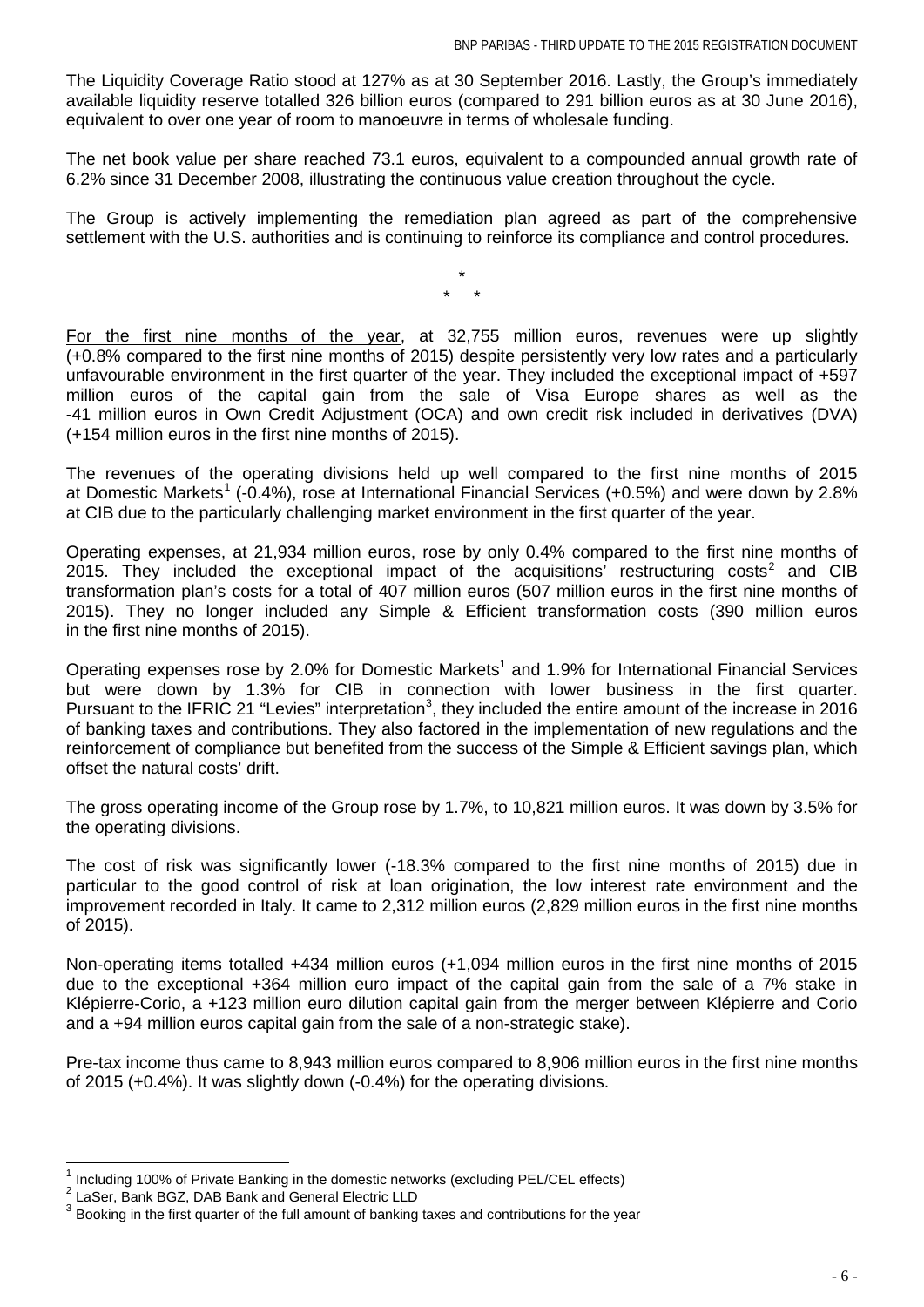The Liquidity Coverage Ratio stood at 127% as at 30 September 2016. Lastly, the Group's immediately available liquidity reserve totalled 326 billion euros (compared to 291 billion euros as at 30 June 2016), equivalent to over one year of room to manoeuvre in terms of wholesale funding.

The net book value per share reached 73.1 euros, equivalent to a compounded annual growth rate of 6.2% since 31 December 2008, illustrating the continuous value creation throughout the cycle.

The Group is actively implementing the remediation plan agreed as part of the comprehensive settlement with the U.S. authorities and is continuing to reinforce its compliance and control procedures.

\*
\* \*

For the first nine months of the year, at 32,755 million euros, revenues were up slightly (+0.8% compared to the first nine months of 2015) despite persistently very low rates and a particularly unfavourable environment in the first quarter of the year. They included the exceptional impact of +597 million euros of the capital gain from the sale of Visa Europe shares as well as the -41 million euros in Own Credit Adjustment (OCA) and own credit risk included in derivatives (DVA) (+154 million euros in the first nine months of 2015).

The revenues of the operating divisions held up well compared to the first nine months of 2015 at Domestic Markets[1] (-0.4%), rose at International Financial Services (+0.5%) and were down by 2.8% at CIB due to the particularly challenging market environment in the first quarter of the year.

Operating expenses, at 21,934 million euros, rose by only 0.4% compared to the first nine months of 2015. They included the exceptional impact of the acquisitions' restructuring costs[2] and CIB transformation plan's costs for a total of 407 million euros (507 million euros in the first nine months of 2015). They no longer included any Simple & Efficient transformation costs (390 million euros in the first nine months of 2015).

Operating expenses rose by 2.0% for Domestic Markets[1] and 1.9% for International Financial Services but were down by 1.3% for CIB in connection with lower business in the first quarter. Pursuant to the IFRIC 21 "Levies" interpretation[3], they included the entire amount of the increase in 2016 of banking taxes and contributions. They also factored in the implementation of new regulations and the reinforcement of compliance but benefited from the success of the Simple & Efficient savings plan, which offset the natural costs' drift.

The gross operating income of the Group rose by 1.7%, to 10,821 million euros. It was down by 3.5% for the operating divisions.

The cost of risk was significantly lower (-18.3% compared to the first nine months of 2015) due in particular to the good control of risk at loan origination, the low interest rate environment and the improvement recorded in Italy. It came to 2,312 million euros (2,829 million euros in the first nine months of 2015).

Non-operating items totalled +434 million euros (+1,094 million euros in the first nine months of 2015 due to the exceptional +364 million euro impact of the capital gain from the sale of a 7% stake in Klépierre-Corio, a +123 million euro dilution capital gain from the merger between Klépierre and Corio and a +94 million euros capital gain from the sale of a non-strategic stake).

Pre-tax income thus came to 8,943 million euros compared to 8,906 million euros in the first nine months of 2015 (+0.4%). It was slightly down (-0.4%) for the operating divisions.

---

[1] Including 100% of Private Banking in the domestic networks (excluding PEL/CEL effects)

[2] LaSer, Bank BGZ, DAB Bank and General Electric LLD

[3] Booking in the first quarter of the full amount of banking taxes and contributions for the year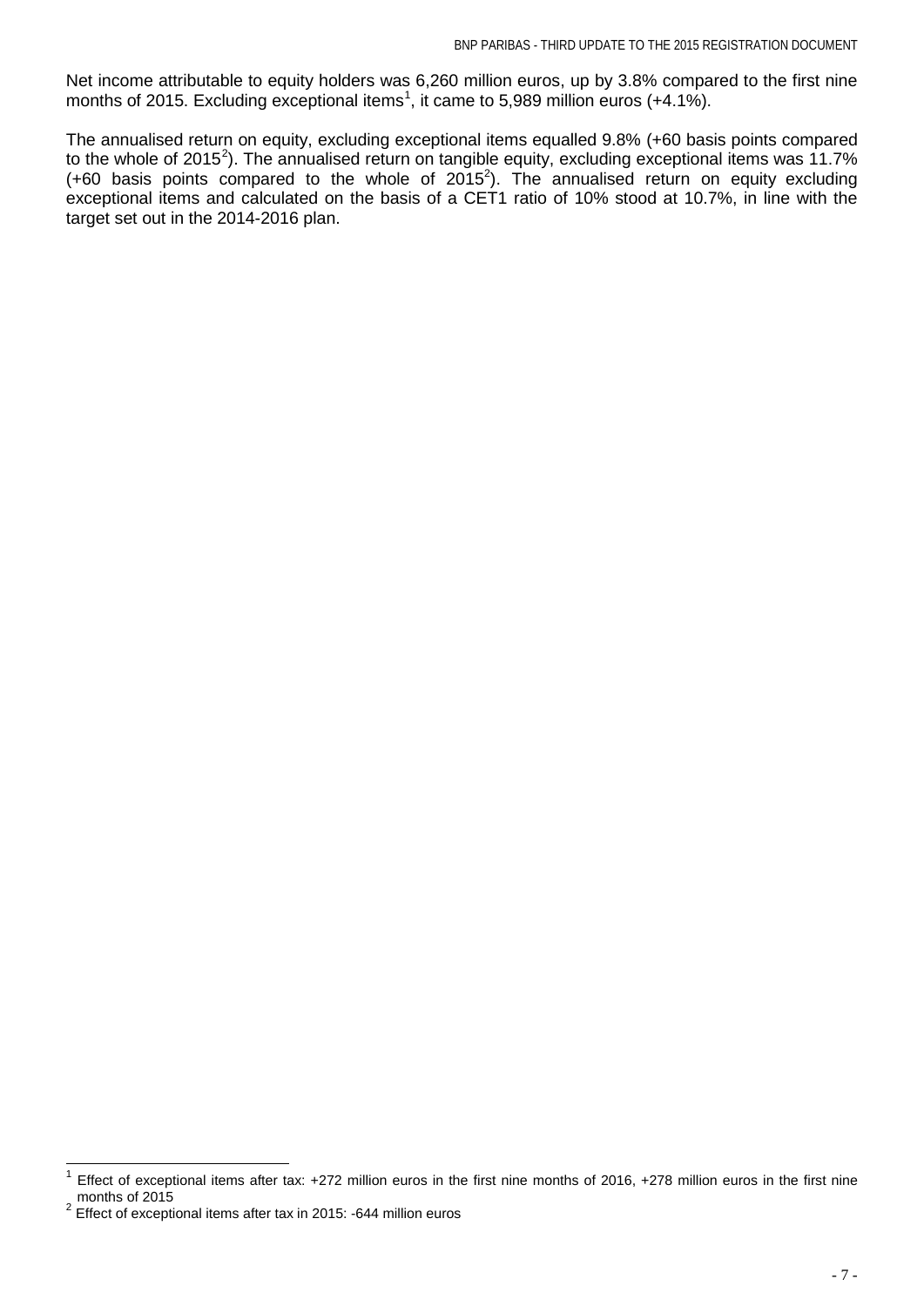Net income attributable to equity holders was 6,260 million euros, up by 3.8% compared to the first nine months of 2015. Excluding exceptional items[1], it came to 5,989 million euros (+4.1%).

The annualised return on equity, excluding exceptional items equalled 9.8% (+60 basis points compared to the whole of 2015[2]). The annualised return on tangible equity, excluding exceptional items was 11.7% (+60 basis points compared to the whole of 2015[2]). The annualised return on equity excluding exceptional items and calculated on the basis of a CET1 ratio of 10% stood at 10.7%, in line with the target set out in the 2014-2016 plan.

---

[1] Effect of exceptional items after tax: +272 million euros in the first nine months of 2016, +278 million euros in the first nine months of 2015

[2] Effect of exceptional items after tax in 2015: -644 million euros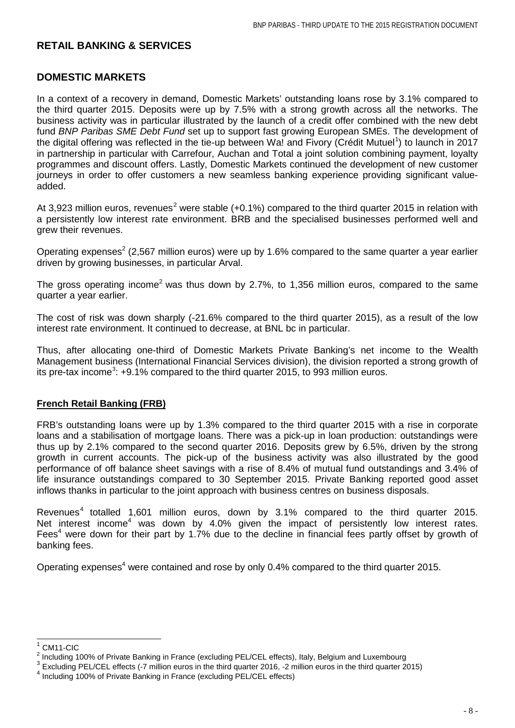## RETAIL BANKING & SERVICES

## DOMESTIC MARKETS

In a context of a recovery in demand, Domestic Markets' outstanding loans rose by 3.1% compared to the third quarter 2015. Deposits were up by 7.5% with a strong growth across all the networks. The business activity was in particular illustrated by the launch of a credit offer combined with the new debt fund *BNP Paribas SME Debt Fund* set up to support fast growing European SMEs. The development of the digital offering was reflected in the tie-up between Wa! and Fivory (Crédit Mutuel[1]) to launch in 2017 in partnership in particular with Carrefour, Auchan and Total a joint solution combining payment, loyalty programmes and discount offers. Lastly, Domestic Markets continued the development of new customer journeys in order to offer customers a new seamless banking experience providing significant value-added.

At 3,923 million euros, revenues[2] were stable (+0.1%) compared to the third quarter 2015 in relation with a persistently low interest rate environment. BRB and the specialised businesses performed well and grew their revenues.

Operating expenses[2] (2,567 million euros) were up by 1.6% compared to the same quarter a year earlier driven by growing businesses, in particular Arval.

The gross operating income[2] was thus down by 2.7%, to 1,356 million euros, compared to the same quarter a year earlier.

The cost of risk was down sharply (-21.6% compared to the third quarter 2015), as a result of the low interest rate environment. It continued to decrease, at BNL bc in particular.

Thus, after allocating one-third of Domestic Markets Private Banking's net income to the Wealth Management business (International Financial Services division), the division reported a strong growth of its pre-tax income[3]: +9.1% compared to the third quarter 2015, to 993 million euros.

### French Retail Banking (FRB)

FRB's outstanding loans were up by 1.3% compared to the third quarter 2015 with a rise in corporate loans and a stabilisation of mortgage loans. There was a pick-up in loan production: outstandings were thus up by 2.1% compared to the second quarter 2016. Deposits grew by 6.5%, driven by the strong growth in current accounts. The pick-up of the business activity was also illustrated by the good performance of off balance sheet savings with a rise of 8.4% of mutual fund outstandings and 3.4% of life insurance outstandings compared to 30 September 2015. Private Banking reported good asset inflows thanks in particular to the joint approach with business centres on business disposals.

Revenues[4] totalled 1,601 million euros, down by 3.1% compared to the third quarter 2015. Net interest income[4] was down by 4.0% given the impact of persistently low interest rates. Fees[4] were down for their part by 1.7% due to the decline in financial fees partly offset by growth of banking fees.

Operating expenses[4] were contained and rose by only 0.4% compared to the third quarter 2015.

---

[1] CM11-CIC

[2] Including 100% of Private Banking in France (excluding PEL/CEL effects), Italy, Belgium and Luxembourg

[3] Excluding PEL/CEL effects (-7 million euros in the third quarter 2016, -2 million euros in the third quarter 2015)

[4] Including 100% of Private Banking in France (excluding PEL/CEL effects)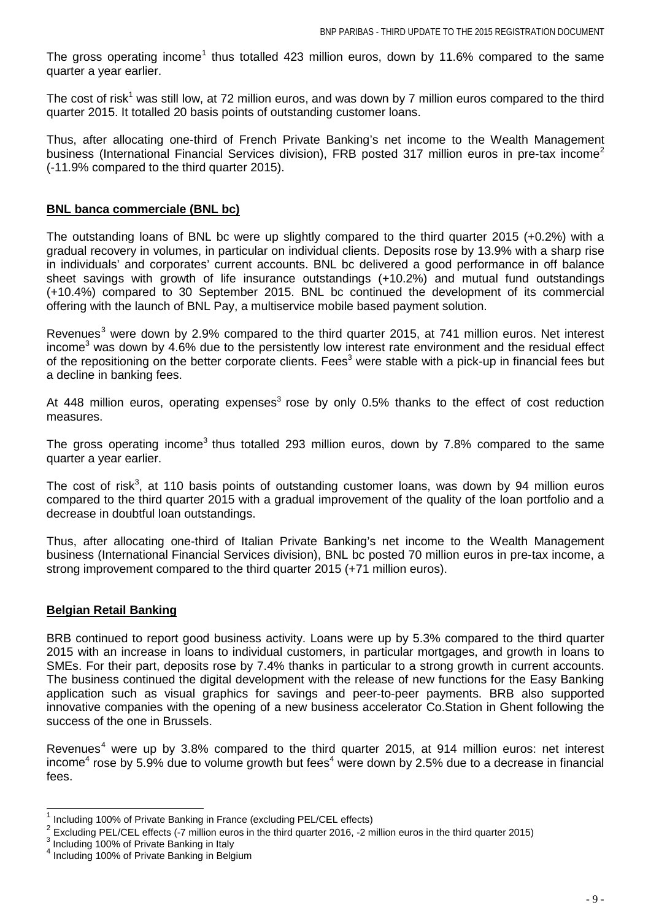The gross operating income[1] thus totalled 423 million euros, down by 11.6% compared to the same quarter a year earlier.

The cost of risk[1] was still low, at 72 million euros, and was down by 7 million euros compared to the third quarter 2015. It totalled 20 basis points of outstanding customer loans.

Thus, after allocating one-third of French Private Banking's net income to the Wealth Management business (International Financial Services division), FRB posted 317 million euros in pre-tax income[2] (-11.9% compared to the third quarter 2015).

## BNL banca commerciale (BNL bc)

The outstanding loans of BNL bc were up slightly compared to the third quarter 2015 (+0.2%) with a gradual recovery in volumes, in particular on individual clients. Deposits rose by 13.9% with a sharp rise in individuals' and corporates' current accounts. BNL bc delivered a good performance in off balance sheet savings with growth of life insurance outstandings (+10.2%) and mutual fund outstandings (+10.4%) compared to 30 September 2015. BNL bc continued the development of its commercial offering with the launch of BNL Pay, a multiservice mobile based payment solution.

Revenues[3] were down by 2.9% compared to the third quarter 2015, at 741 million euros. Net interest income[3] was down by 4.6% due to the persistently low interest rate environment and the residual effect of the repositioning on the better corporate clients. Fees[3] were stable with a pick-up in financial fees but a decline in banking fees.

At 448 million euros, operating expenses[3] rose by only 0.5% thanks to the effect of cost reduction measures.

The gross operating income[3] thus totalled 293 million euros, down by 7.8% compared to the same quarter a year earlier.

The cost of risk[3], at 110 basis points of outstanding customer loans, was down by 94 million euros compared to the third quarter 2015 with a gradual improvement of the quality of the loan portfolio and a decrease in doubtful loan outstandings.

Thus, after allocating one-third of Italian Private Banking's net income to the Wealth Management business (International Financial Services division), BNL bc posted 70 million euros in pre-tax income, a strong improvement compared to the third quarter 2015 (+71 million euros).

## Belgian Retail Banking

BRB continued to report good business activity. Loans were up by 5.3% compared to the third quarter 2015 with an increase in loans to individual customers, in particular mortgages, and growth in loans to SMEs. For their part, deposits rose by 7.4% thanks in particular to a strong growth in current accounts. The business continued the digital development with the release of new functions for the Easy Banking application such as visual graphics for savings and peer-to-peer payments. BRB also supported innovative companies with the opening of a new business accelerator Co.Station in Ghent following the success of the one in Brussels.

Revenues[4] were up by 3.8% compared to the third quarter 2015, at 914 million euros: net interest income[4] rose by 5.9% due to volume growth but fees[4] were down by 2.5% due to a decrease in financial fees.

---

[1] Including 100% of Private Banking in France (excluding PEL/CEL effects)

[2] Excluding PEL/CEL effects (-7 million euros in the third quarter 2016, -2 million euros in the third quarter 2015)

[3] Including 100% of Private Banking in Italy

[4] Including 100% of Private Banking in Belgium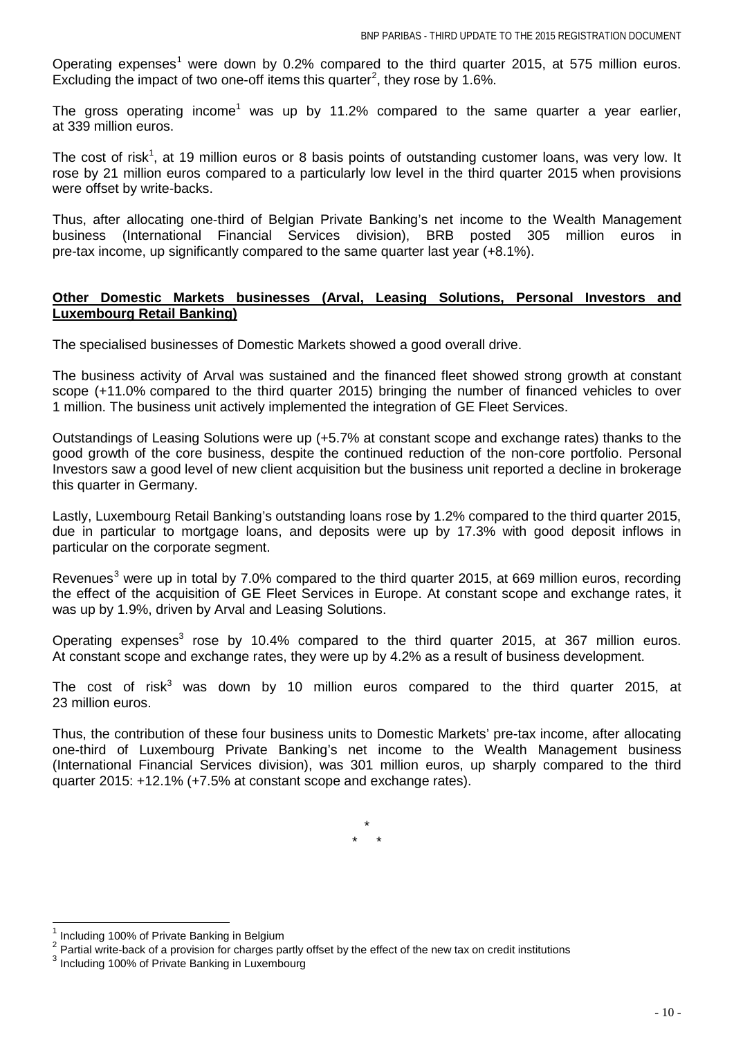Operating expenses[1] were down by 0.2% compared to the third quarter 2015, at 575 million euros. Excluding the impact of two one-off items this quarter[2], they rose by 1.6%.

The gross operating income[1] was up by 11.2% compared to the same quarter a year earlier, at 339 million euros.

The cost of risk[1], at 19 million euros or 8 basis points of outstanding customer loans, was very low. It rose by 21 million euros compared to a particularly low level in the third quarter 2015 when provisions were offset by write-backs.

Thus, after allocating one-third of Belgian Private Banking's net income to the Wealth Management business (International Financial Services division), BRB posted 305 million euros in pre-tax income, up significantly compared to the same quarter last year (+8.1%).

**Other Domestic Markets businesses (Arval, Leasing Solutions, Personal Investors and Luxembourg Retail Banking)**

The specialised businesses of Domestic Markets showed a good overall drive.

The business activity of Arval was sustained and the financed fleet showed strong growth at constant scope (+11.0% compared to the third quarter 2015) bringing the number of financed vehicles to over 1 million. The business unit actively implemented the integration of GE Fleet Services.

Outstandings of Leasing Solutions were up (+5.7% at constant scope and exchange rates) thanks to the good growth of the core business, despite the continued reduction of the non-core portfolio. Personal Investors saw a good level of new client acquisition but the business unit reported a decline in brokerage this quarter in Germany.

Lastly, Luxembourg Retail Banking's outstanding loans rose by 1.2% compared to the third quarter 2015, due in particular to mortgage loans, and deposits were up by 17.3% with good deposit inflows in particular on the corporate segment.

Revenues[3] were up in total by 7.0% compared to the third quarter 2015, at 669 million euros, recording the effect of the acquisition of GE Fleet Services in Europe. At constant scope and exchange rates, it was up by 1.9%, driven by Arval and Leasing Solutions.

Operating expenses[3] rose by 10.4% compared to the third quarter 2015, at 367 million euros. At constant scope and exchange rates, they were up by 4.2% as a result of business development.

The cost of risk[3] was down by 10 million euros compared to the third quarter 2015, at 23 million euros.

Thus, the contribution of these four business units to Domestic Markets' pre-tax income, after allocating one-third of Luxembourg Private Banking's net income to the Wealth Management business (International Financial Services division), was 301 million euros, up sharply compared to the third quarter 2015: +12.1% (+7.5% at constant scope and exchange rates).

\*
\* \*

---

[1] Including 100% of Private Banking in Belgium

[2] Partial write-back of a provision for charges partly offset by the effect of the new tax on credit institutions

[3] Including 100% of Private Banking in Luxembourg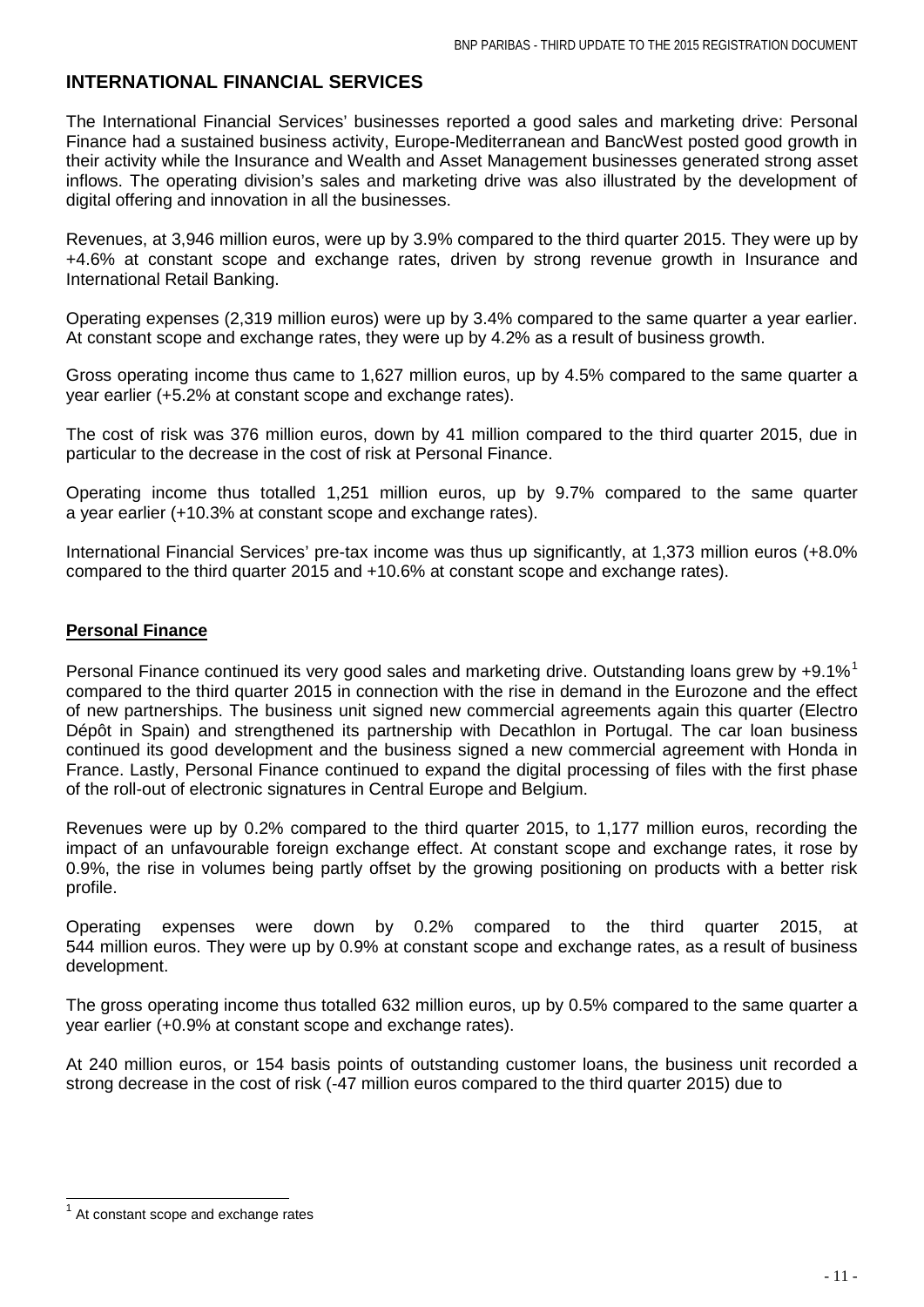## INTERNATIONAL FINANCIAL SERVICES

The International Financial Services' businesses reported a good sales and marketing drive: Personal Finance had a sustained business activity, Europe-Mediterranean and BancWest posted good growth in their activity while the Insurance and Wealth and Asset Management businesses generated strong asset inflows. The operating division's sales and marketing drive was also illustrated by the development of digital offering and innovation in all the businesses.

Revenues, at 3,946 million euros, were up by 3.9% compared to the third quarter 2015. They were up by +4.6% at constant scope and exchange rates, driven by strong revenue growth in Insurance and International Retail Banking.

Operating expenses (2,319 million euros) were up by 3.4% compared to the same quarter a year earlier. At constant scope and exchange rates, they were up by 4.2% as a result of business growth.

Gross operating income thus came to 1,627 million euros, up by 4.5% compared to the same quarter a year earlier (+5.2% at constant scope and exchange rates).

The cost of risk was 376 million euros, down by 41 million compared to the third quarter 2015, due in particular to the decrease in the cost of risk at Personal Finance.

Operating income thus totalled 1,251 million euros, up by 9.7% compared to the same quarter a year earlier (+10.3% at constant scope and exchange rates).

International Financial Services' pre-tax income was thus up significantly, at 1,373 million euros (+8.0% compared to the third quarter 2015 and +10.6% at constant scope and exchange rates).

### Personal Finance

Personal Finance continued its very good sales and marketing drive. Outstanding loans grew by +9.1%[1] compared to the third quarter 2015 in connection with the rise in demand in the Eurozone and the effect of new partnerships. The business unit signed new commercial agreements again this quarter (Electro Dépôt in Spain) and strengthened its partnership with Decathlon in Portugal. The car loan business continued its good development and the business signed a new commercial agreement with Honda in France. Lastly, Personal Finance continued to expand the digital processing of files with the first phase of the roll-out of electronic signatures in Central Europe and Belgium.

Revenues were up by 0.2% compared to the third quarter 2015, to 1,177 million euros, recording the impact of an unfavourable foreign exchange effect. At constant scope and exchange rates, it rose by 0.9%, the rise in volumes being partly offset by the growing positioning on products with a better risk profile.

Operating expenses were down by 0.2% compared to the third quarter 2015, at 544 million euros. They were up by 0.9% at constant scope and exchange rates, as a result of business development.

The gross operating income thus totalled 632 million euros, up by 0.5% compared to the same quarter a year earlier (+0.9% at constant scope and exchange rates).

At 240 million euros, or 154 basis points of outstanding customer loans, the business unit recorded a strong decrease in the cost of risk (-47 million euros compared to the third quarter 2015) due to

[1] At constant scope and exchange rates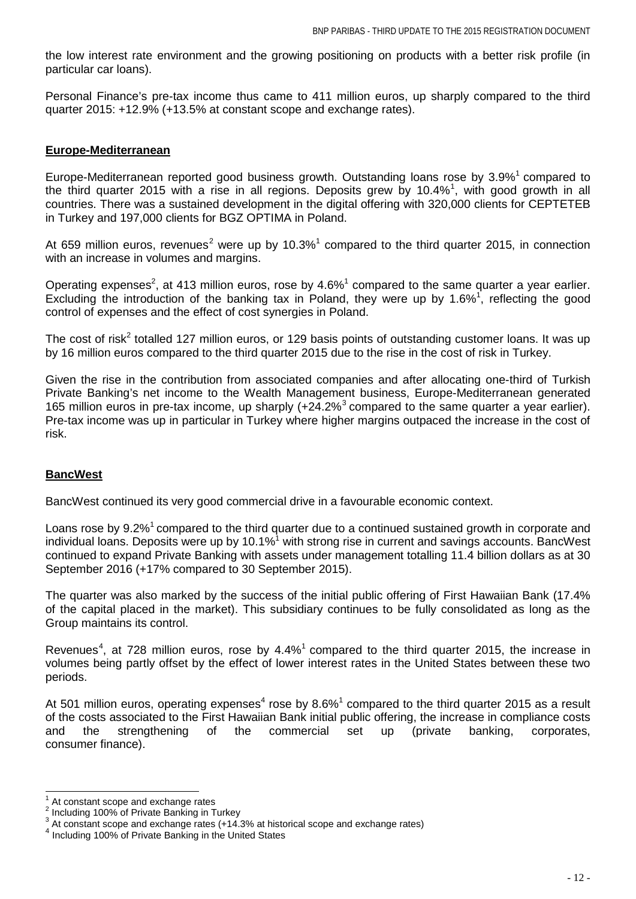the low interest rate environment and the growing positioning on products with a better risk profile (in particular car loans).

Personal Finance's pre-tax income thus came to 411 million euros, up sharply compared to the third quarter 2015: +12.9% (+13.5% at constant scope and exchange rates).

## Europe-Mediterranean

Europe-Mediterranean reported good business growth. Outstanding loans rose by 3.9%[1] compared to the third quarter 2015 with a rise in all regions. Deposits grew by 10.4%[1], with good growth in all countries. There was a sustained development in the digital offering with 320,000 clients for CEPTETEB in Turkey and 197,000 clients for BGZ OPTIMA in Poland.

At 659 million euros, revenues[2] were up by 10.3%[1] compared to the third quarter 2015, in connection with an increase in volumes and margins.

Operating expenses[2], at 413 million euros, rose by 4.6%[1] compared to the same quarter a year earlier. Excluding the introduction of the banking tax in Poland, they were up by 1.6%[1], reflecting the good control of expenses and the effect of cost synergies in Poland.

The cost of risk[2] totalled 127 million euros, or 129 basis points of outstanding customer loans. It was up by 16 million euros compared to the third quarter 2015 due to the rise in the cost of risk in Turkey.

Given the rise in the contribution from associated companies and after allocating one-third of Turkish Private Banking's net income to the Wealth Management business, Europe-Mediterranean generated 165 million euros in pre-tax income, up sharply (+24.2%[3] compared to the same quarter a year earlier). Pre-tax income was up in particular in Turkey where higher margins outpaced the increase in the cost of risk.

## BancWest

BancWest continued its very good commercial drive in a favourable economic context.

Loans rose by 9.2%[1] compared to the third quarter due to a continued sustained growth in corporate and individual loans. Deposits were up by 10.1%[1] with strong rise in current and savings accounts. BancWest continued to expand Private Banking with assets under management totalling 11.4 billion dollars as at 30 September 2016 (+17% compared to 30 September 2015).

The quarter was also marked by the success of the initial public offering of First Hawaiian Bank (17.4% of the capital placed in the market). This subsidiary continues to be fully consolidated as long as the Group maintains its control.

Revenues[4], at 728 million euros, rose by 4.4%[1] compared to the third quarter 2015, the increase in volumes being partly offset by the effect of lower interest rates in the United States between these two periods.

At 501 million euros, operating expenses[4] rose by 8.6%[1] compared to the third quarter 2015 as a result of the costs associated to the First Hawaiian Bank initial public offering, the increase in compliance costs and the strengthening of the commercial set up (private banking, corporates, consumer finance).

---

[1] At constant scope and exchange rates

[2] Including 100% of Private Banking in Turkey

[3] At constant scope and exchange rates (+14.3% at historical scope and exchange rates)

[4] Including 100% of Private Banking in the United States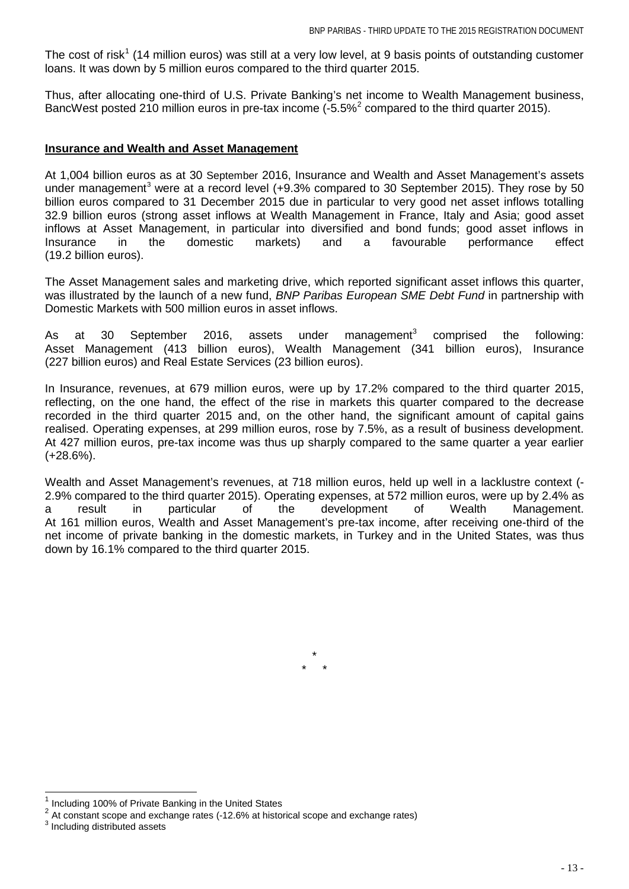The cost of risk[1] (14 million euros) was still at a very low level, at 9 basis points of outstanding customer loans. It was down by 5 million euros compared to the third quarter 2015.

Thus, after allocating one-third of U.S. Private Banking's net income to Wealth Management business, BancWest posted 210 million euros in pre-tax income (-5.5%[2] compared to the third quarter 2015).

**Insurance and Wealth and Asset Management**

At 1,004 billion euros as at 30 September 2016, Insurance and Wealth and Asset Management's assets under management[3] were at a record level (+9.3% compared to 30 September 2015). They rose by 50 billion euros compared to 31 December 2015 due in particular to very good net asset inflows totalling 32.9 billion euros (strong asset inflows at Wealth Management in France, Italy and Asia; good asset inflows at Asset Management, in particular into diversified and bond funds; good asset inflows in Insurance in the domestic markets) and a favourable performance effect (19.2 billion euros).

The Asset Management sales and marketing drive, which reported significant asset inflows this quarter, was illustrated by the launch of a new fund, *BNP Paribas European SME Debt Fund* in partnership with Domestic Markets with 500 million euros in asset inflows.

As at 30 September 2016, assets under management[3] comprised the following: Asset Management (413 billion euros), Wealth Management (341 billion euros), Insurance (227 billion euros) and Real Estate Services (23 billion euros).

In Insurance, revenues, at 679 million euros, were up by 17.2% compared to the third quarter 2015, reflecting, on the one hand, the effect of the rise in markets this quarter compared to the decrease recorded in the third quarter 2015 and, on the other hand, the significant amount of capital gains realised. Operating expenses, at 299 million euros, rose by 7.5%, as a result of business development. At 427 million euros, pre-tax income was thus up sharply compared to the same quarter a year earlier (+28.6%).

Wealth and Asset Management's revenues, at 718 million euros, held up well in a lacklustre context (-2.9% compared to the third quarter 2015). Operating expenses, at 572 million euros, were up by 2.4% as a result in particular of the development of Wealth Management. At 161 million euros, Wealth and Asset Management's pre-tax income, after receiving one-third of the net income of private banking in the domestic markets, in Turkey and in the United States, was thus down by 16.1% compared to the third quarter 2015.

\*
\* \*

[1] Including 100% of Private Banking in the United States

[2] At constant scope and exchange rates (-12.6% at historical scope and exchange rates)

[3] Including distributed assets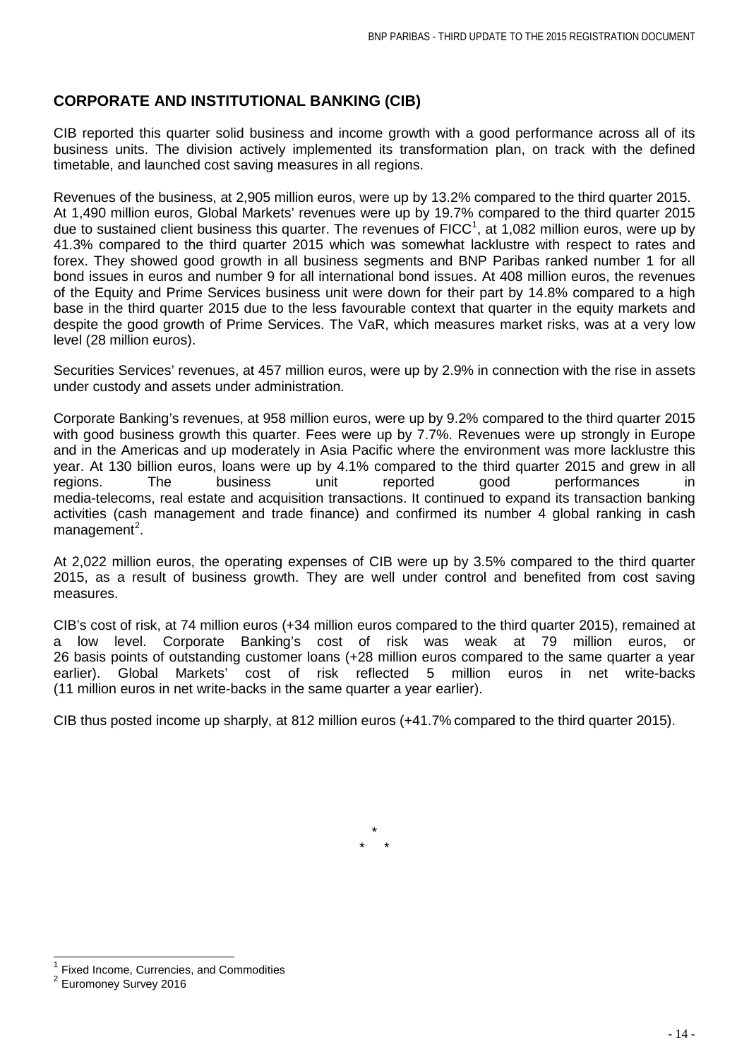## CORPORATE AND INSTITUTIONAL BANKING (CIB)

CIB reported this quarter solid business and income growth with a good performance across all of its business units. The division actively implemented its transformation plan, on track with the defined timetable, and launched cost saving measures in all regions.

Revenues of the business, at 2,905 million euros, were up by 13.2% compared to the third quarter 2015. At 1,490 million euros, Global Markets' revenues were up by 19.7% compared to the third quarter 2015 due to sustained client business this quarter. The revenues of FICC[1], at 1,082 million euros, were up by 41.3% compared to the third quarter 2015 which was somewhat lacklustre with respect to rates and forex. They showed good growth in all business segments and BNP Paribas ranked number 1 for all bond issues in euros and number 9 for all international bond issues. At 408 million euros, the revenues of the Equity and Prime Services business unit were down for their part by 14.8% compared to a high base in the third quarter 2015 due to the less favourable context that quarter in the equity markets and despite the good growth of Prime Services. The VaR, which measures market risks, was at a very low level (28 million euros).

Securities Services' revenues, at 457 million euros, were up by 2.9% in connection with the rise in assets under custody and assets under administration.

Corporate Banking's revenues, at 958 million euros, were up by 9.2% compared to the third quarter 2015 with good business growth this quarter. Fees were up by 7.7%. Revenues were up strongly in Europe and in the Americas and up moderately in Asia Pacific where the environment was more lacklustre this year. At 130 billion euros, loans were up by 4.1% compared to the third quarter 2015 and grew in all regions. The business unit reported good performances in media-telecoms, real estate and acquisition transactions. It continued to expand its transaction banking activities (cash management and trade finance) and confirmed its number 4 global ranking in cash management[2].

At 2,022 million euros, the operating expenses of CIB were up by 3.5% compared to the third quarter 2015, as a result of business growth. They are well under control and benefited from cost saving measures.

CIB's cost of risk, at 74 million euros (+34 million euros compared to the third quarter 2015), remained at a low level. Corporate Banking's cost of risk was weak at 79 million euros, or 26 basis points of outstanding customer loans (+28 million euros compared to the same quarter a year earlier). Global Markets' cost of risk reflected 5 million euros in net write-backs (11 million euros in net write-backs in the same quarter a year earlier).

CIB thus posted income up sharply, at 812 million euros (+41.7% compared to the third quarter 2015).

\*
\* \*

[1] Fixed Income, Currencies, and Commodities

[2] Euromoney Survey 2016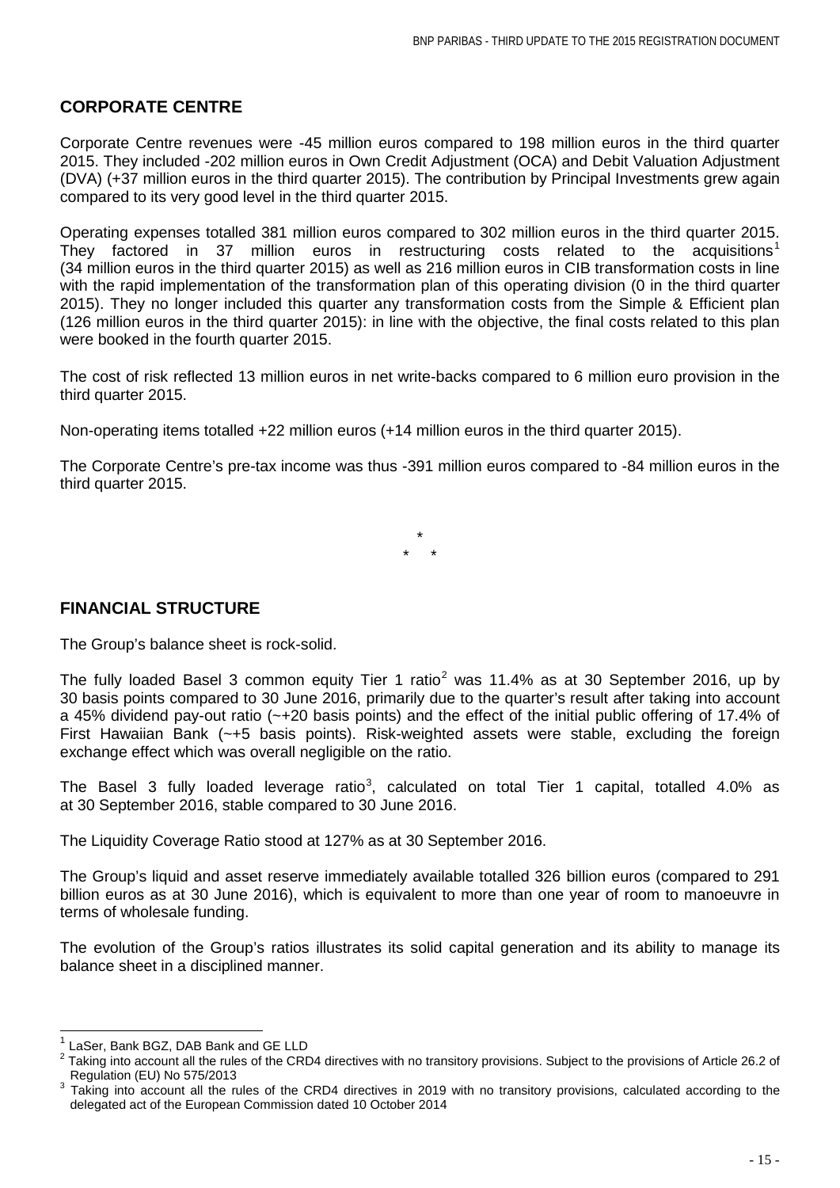## CORPORATE CENTRE

Corporate Centre revenues were -45 million euros compared to 198 million euros in the third quarter 2015. They included -202 million euros in Own Credit Adjustment (OCA) and Debit Valuation Adjustment (DVA) (+37 million euros in the third quarter 2015). The contribution by Principal Investments grew again compared to its very good level in the third quarter 2015.

Operating expenses totalled 381 million euros compared to 302 million euros in the third quarter 2015. They factored in 37 million euros in restructuring costs related to the acquisitions[1] (34 million euros in the third quarter 2015) as well as 216 million euros in CIB transformation costs in line with the rapid implementation of the transformation plan of this operating division (0 in the third quarter 2015). They no longer included this quarter any transformation costs from the Simple & Efficient plan (126 million euros in the third quarter 2015): in line with the objective, the final costs related to this plan were booked in the fourth quarter 2015.

The cost of risk reflected 13 million euros in net write-backs compared to 6 million euro provision in the third quarter 2015.

Non-operating items totalled +22 million euros (+14 million euros in the third quarter 2015).

The Corporate Centre's pre-tax income was thus -391 million euros compared to -84 million euros in the third quarter 2015.

\*

\*   \*

## FINANCIAL STRUCTURE

The Group's balance sheet is rock-solid.

The fully loaded Basel 3 common equity Tier 1 ratio[2] was 11.4% as at 30 September 2016, up by 30 basis points compared to 30 June 2016, primarily due to the quarter's result after taking into account a 45% dividend pay-out ratio (~+20 basis points) and the effect of the initial public offering of 17.4% of First Hawaiian Bank (~+5 basis points). Risk-weighted assets were stable, excluding the foreign exchange effect which was overall negligible on the ratio.

The Basel 3 fully loaded leverage ratio[3], calculated on total Tier 1 capital, totalled 4.0% as at 30 September 2016, stable compared to 30 June 2016.

The Liquidity Coverage Ratio stood at 127% as at 30 September 2016.

The Group's liquid and asset reserve immediately available totalled 326 billion euros (compared to 291 billion euros as at 30 June 2016), which is equivalent to more than one year of room to manoeuvre in terms of wholesale funding.

The evolution of the Group's ratios illustrates its solid capital generation and its ability to manage its balance sheet in a disciplined manner.

---

[1] LaSer, Bank BGZ, DAB Bank and GE LLD

[2] Taking into account all the rules of the CRD4 directives with no transitory provisions. Subject to the provisions of Article 26.2 of Regulation (EU) No 575/2013

[3] Taking into account all the rules of the CRD4 directives in 2019 with no transitory provisions, calculated according to the delegated act of the European Commission dated 10 October 2014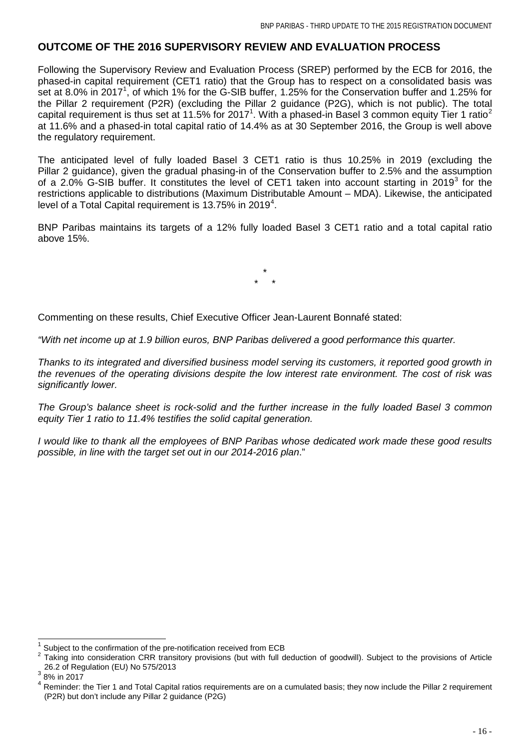## OUTCOME OF THE 2016 SUPERVISORY REVIEW AND EVALUATION PROCESS

Following the Supervisory Review and Evaluation Process (SREP) performed by the ECB for 2016, the phased-in capital requirement (CET1 ratio) that the Group has to respect on a consolidated basis was set at 8.0% in 2017[1], of which 1% for the G-SIB buffer, 1.25% for the Conservation buffer and 1.25% for the Pillar 2 requirement (P2R) (excluding the Pillar 2 guidance (P2G), which is not public). The total capital requirement is thus set at 11.5% for 2017[1]. With a phased-in Basel 3 common equity Tier 1 ratio[2] at 11.6% and a phased-in total capital ratio of 14.4% as at 30 September 2016, the Group is well above the regulatory requirement.

The anticipated level of fully loaded Basel 3 CET1 ratio is thus 10.25% in 2019 (excluding the Pillar 2 guidance), given the gradual phasing-in of the Conservation buffer to 2.5% and the assumption of a 2.0% G-SIB buffer. It constitutes the level of CET1 taken into account starting in 2019[3] for the restrictions applicable to distributions (Maximum Distributable Amount – MDA). Likewise, the anticipated level of a Total Capital requirement is 13.75% in 2019[4].

BNP Paribas maintains its targets of a 12% fully loaded Basel 3 CET1 ratio and a total capital ratio above 15%.

\*
\* \*

Commenting on these results, Chief Executive Officer Jean-Laurent Bonnafé stated:

*"With net income up at 1.9 billion euros, BNP Paribas delivered a good performance this quarter.*

*Thanks to its integrated and diversified business model serving its customers, it reported good growth in the revenues of the operating divisions despite the low interest rate environment. The cost of risk was significantly lower.*

*The Group's balance sheet is rock-solid and the further increase in the fully loaded Basel 3 common equity Tier 1 ratio to 11.4% testifies the solid capital generation.*

*I would like to thank all the employees of BNP Paribas whose dedicated work made these good results possible, in line with the target set out in our 2014-2016 plan*."

---

[1] Subject to the confirmation of the pre-notification received from ECB

[2] Taking into consideration CRR transitory provisions (but with full deduction of goodwill). Subject to the provisions of Article 26.2 of Regulation (EU) No 575/2013

[3] 8% in 2017

[4] Reminder: the Tier 1 and Total Capital ratios requirements are on a cumulated basis; they now include the Pillar 2 requirement (P2R) but don't include any Pillar 2 guidance (P2G)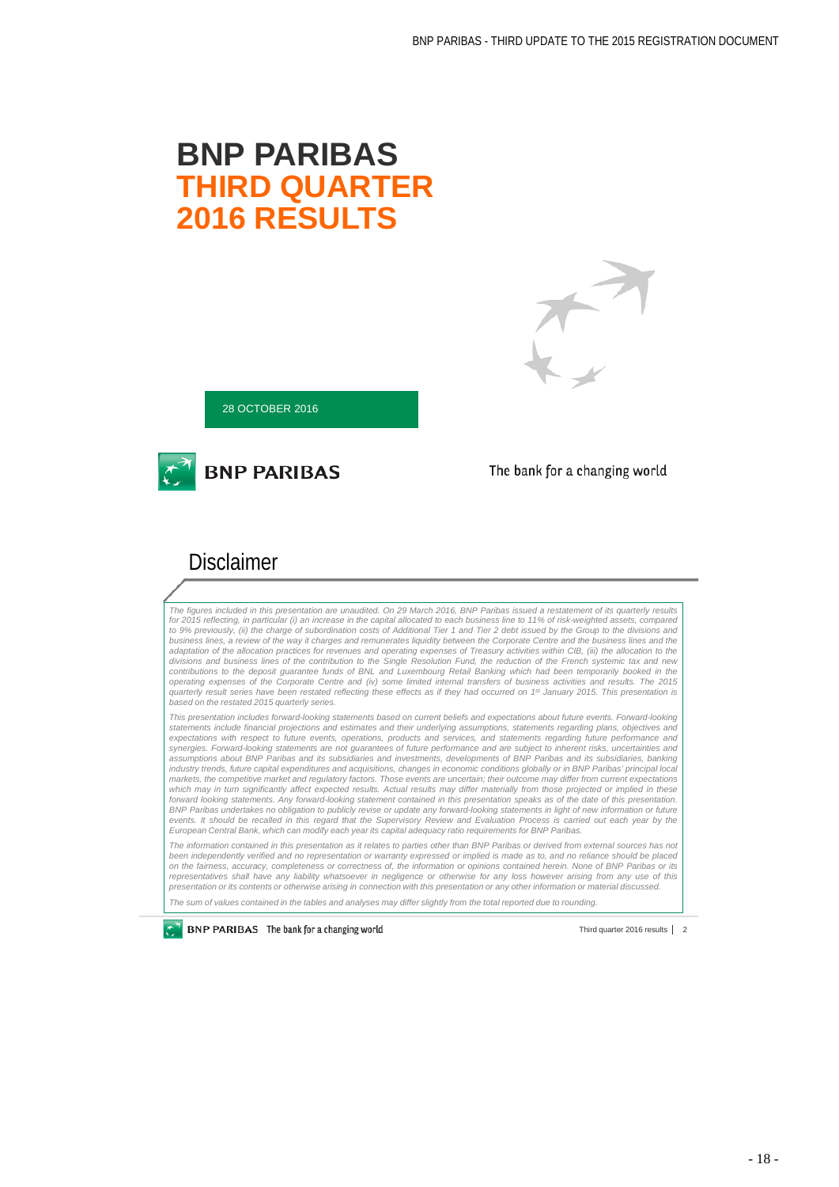# BNP PARIBAS THIRD QUARTER 2016 RESULTS

28 OCTOBER 2016

BNP PARIBAS

The bank for a changing world

## Disclaimer

*The figures included in this presentation are unaudited. On 29 March 2016, BNP Paribas issued a restatement of its quarterly results for 2015 reflecting, in particular (i) an increase in the capital allocated to each business line to 11% of risk-weighted assets, compared to 9% previously, (ii) the charge of subordination costs of Additional Tier 1 and Tier 2 debt issued by the Group to the divisions and business lines, a review of the way it charges and remunerates liquidity between the Corporate Centre and the business lines and the adaptation of the allocation practices for revenues and operating expenses of Treasury activities within CIB, (iii) the allocation to the divisions and business lines of the contribution to the Single Resolution Fund, the reduction of the French systemic tax and new contributions to the deposit guarantee funds of BNL and Luxembourg Retail Banking which had been temporarily booked in the operating expenses of the Corporate Centre and (iv) some limited internal transfers of business activities and results. The 2015 quarterly result series have been restated reflecting these effects as if they had occurred on 1st January 2015. This presentation is based on the restated 2015 quarterly series.*

*This presentation includes forward-looking statements based on current beliefs and expectations about future events. Forward-looking statements include financial projections and estimates and their underlying assumptions, statements regarding plans, objectives and expectations with respect to future events, operations, products and services, and statements regarding future performance and synergies. Forward-looking statements are not guarantees of future performance and are subject to inherent risks, uncertainties and assumptions about BNP Paribas and its subsidiaries and investments, developments of BNP Paribas and its subsidiaries, banking industry trends, future capital expenditures and acquisitions, changes in economic conditions globally or in BNP Paribas' principal local markets, the competitive market and regulatory factors. Those events are uncertain; their outcome may differ from current expectations which may in turn significantly affect expected results. Actual results may differ materially from those projected or implied in these forward looking statements. Any forward-looking statement contained in this presentation speaks as of the date of this presentation. BNP Paribas undertakes no obligation to publicly revise or update any forward-looking statements in light of new information or future events. It should be recalled in this regard that the Supervisory Review and Evaluation Process is carried out each year by the European Central Bank, which can modify each year its capital adequacy ratio requirements for BNP Paribas.*

*The information contained in this presentation as it relates to parties other than BNP Paribas or derived from external sources has not been independently verified and no representation or warranty expressed or implied is made as to, and no reliance should be placed on the fairness, accuracy, completeness or correctness of, the information or opinions contained herein. None of BNP Paribas or its representatives shall have any liability whatsoever in negligence or otherwise for any loss however arising from any use of this presentation or its contents or otherwise arising in connection with this presentation or any other information or material discussed.*

*The sum of values contained in the tables and analyses may differ slightly from the total reported due to rounding.*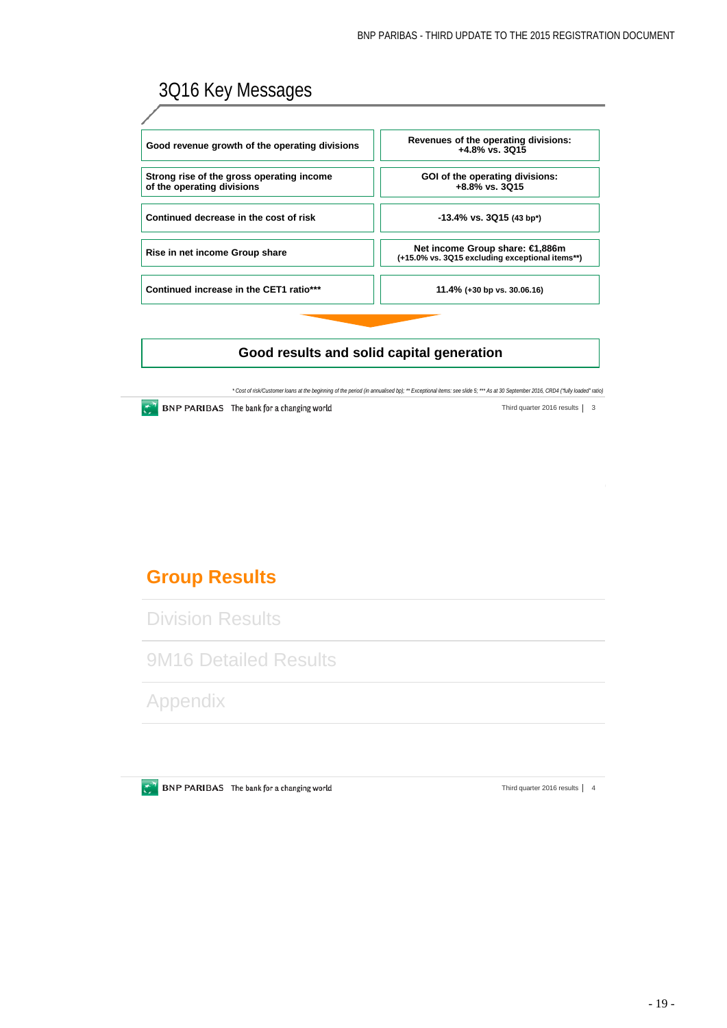## 3Q16 Key Messages

| | |
|---|---|
| Good revenue growth of the operating divisions | Revenues of the operating divisions: +4.8% vs. 3Q15 |
| Strong rise of the gross operating income of the operating divisions | GOI of the operating divisions: +8.8% vs. 3Q15 |
| Continued decrease in the cost of risk | -13.4% vs. 3Q15 (43 bp*) |
| Rise in net income Group share | Net income Group share: €1,886m (+15.0% vs. 3Q15 excluding exceptional items**) |
| Continued increase in the CET1 ratio*** | 11.4% (+30 bp vs. 30.06.16) |

**Good results and solid capital generation**

*\* Cost of risk/Customer loans at the beginning of the period (in annualised bp); \*\* Exceptional items: see slide 5; \*\*\* As at 30 September 2016, CRD4 ("fully loaded" ratio)*

BNP PARIBAS The bank for a changing world — Third quarter 2016 results | 3

## Group Results

Division Results

9M16 Detailed Results

Appendix

BNP PARIBAS The bank for a changing world — Third quarter 2016 results | 4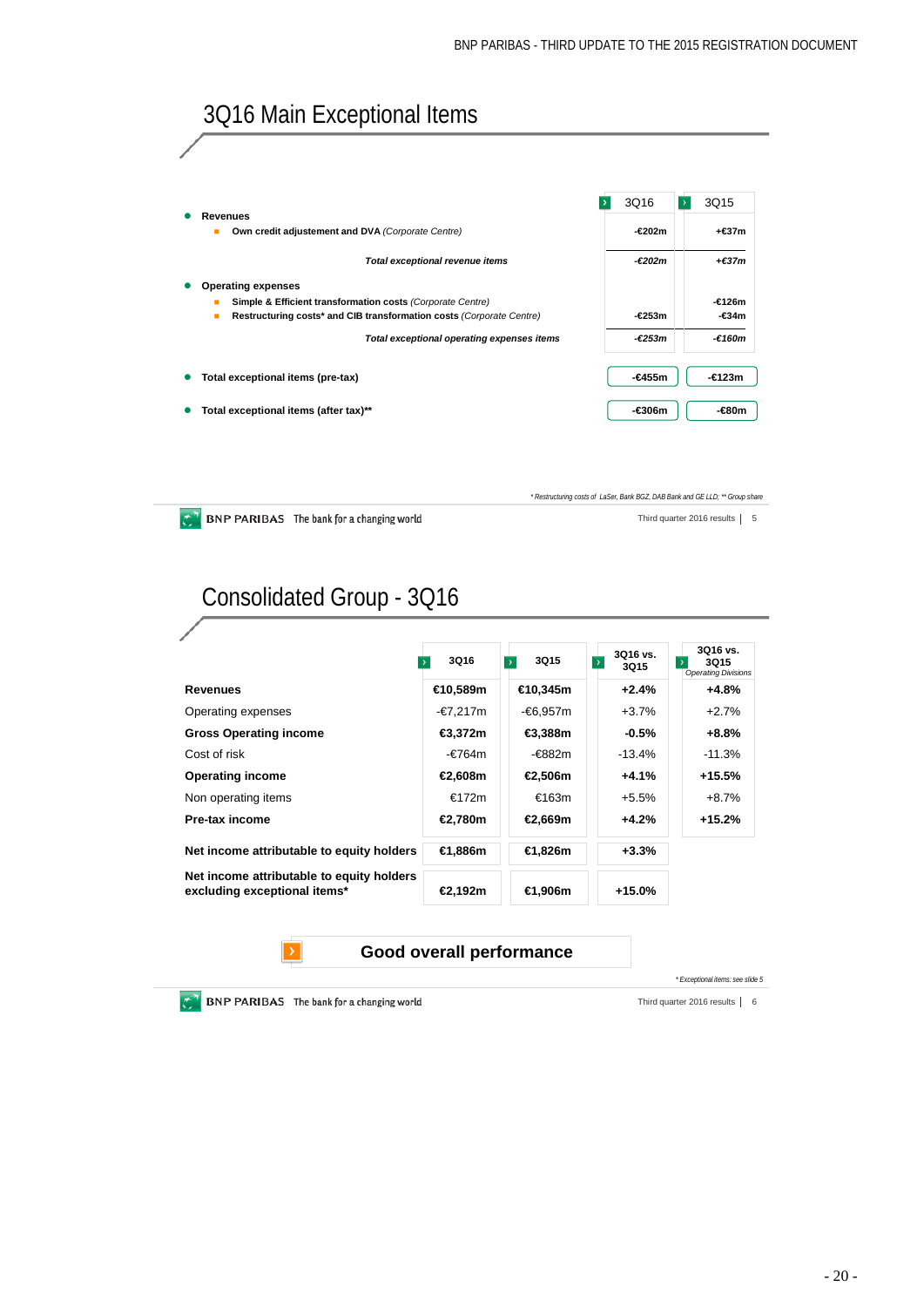# 3Q16 Main Exceptional Items

| | 3Q16 | 3Q15 |
|---|---|---|
| **Revenues** | | |
| **Own credit adjustment and DVA** *(Corporate Centre)* | -€202m | +€37m |
| ***Total exceptional revenue items*** | *-€202m* | *+€37m* |
| **Operating expenses** | | |
| **Simple & Efficient transformation costs** *(Corporate Centre)* | | -€126m |
| **Restructuring costs\* and CIB transformation costs** *(Corporate Centre)* | -€253m | -€34m |
| ***Total exceptional operating expenses items*** | *-€253m* | *-€160m* |
| **Total exceptional items (pre-tax)** | -€455m | -€123m |
| **Total exceptional items (after tax)\*\*** | -€306m | -€80m |

*\* Restructuring costs of LaSer, Bank BGZ, DAB Bank and GE LLD; \*\* Group share*

# Consolidated Group - 3Q16

| | 3Q16 | 3Q15 | 3Q16 vs. 3Q15 | 3Q16 vs. 3Q15 *Operating Divisions* |
|---|---|---|---|---|
| **Revenues** | **€10,589m** | **€10,345m** | **+2.4%** | **+4.8%** |
| Operating expenses | -€7,217m | -€6,957m | +3.7% | +2.7% |
| **Gross Operating income** | **€3,372m** | **€3,388m** | **-0.5%** | **+8.8%** |
| Cost of risk | -€764m | -€882m | -13.4% | -11.3% |
| **Operating income** | **€2,608m** | **€2,506m** | **+4.1%** | **+15.5%** |
| Non operating items | €172m | €163m | +5.5% | +8.7% |
| **Pre-tax income** | **€2,780m** | **€2,669m** | **+4.2%** | **+15.2%** |
| **Net income attributable to equity holders** | **€1,886m** | **€1,826m** | **+3.3%** | |
| **Net income attributable to equity holders excluding exceptional items\*** | **€2,192m** | **€1,906m** | **+15.0%** | |

**Good overall performance**

*\* Exceptional items: see slide 5*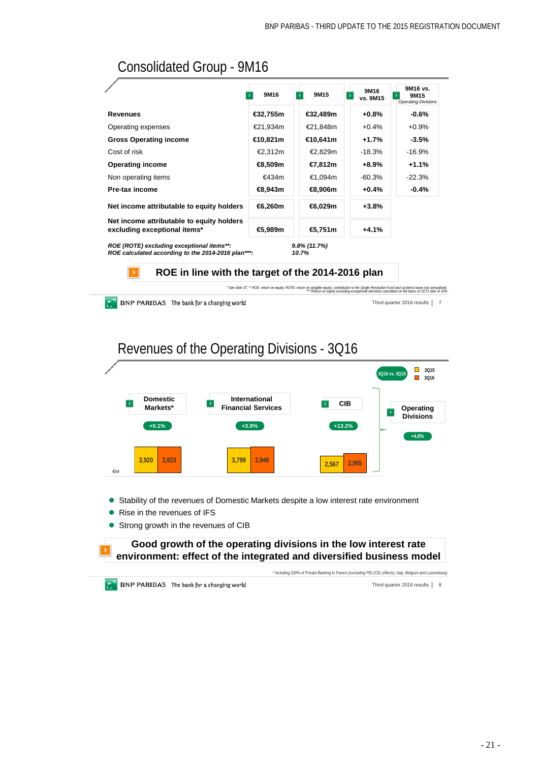## Consolidated Group - 9M16

| | 9M16 | 9M15 | 9M16 vs. 9M15 | 9M16 vs. 9M15 *Operating Divisions* |
|---|---|---|---|---|
| **Revenues** | **€32,755m** | **€32,489m** | **+0.8%** | **-0.6%** |
| Operating expenses | €21,934m | €21,848m | +0.4% | +0.9% |
| **Gross Operating income** | **€10,821m** | **€10,641m** | **+1.7%** | **-3.5%** |
| Cost of risk | €2,312m | €2,829m | -18.3% | -16.9% |
| **Operating income** | **€8,509m** | **€7,812m** | **+8.9%** | **+1.1%** |
| Non operating items | €434m | €1,094m | -60.3% | -22.3% |
| **Pre-tax income** | **€8,943m** | **€8,906m** | **+0.4%** | **-0.4%** |
| **Net income attributable to equity holders** | **€6,260m** | **€6,029m** | **+3.8%** | |
| **Net income attributable to equity holders excluding exceptional items*** | **€5,989m** | **€5,751m** | **+4.1%** | |

***ROE (ROTE) excluding exceptional items**:*** *9.8% (11.7%)*
***ROE calculated according to the 2014-2016 plan***:*** *10.7%*

**ROE in line with the target of the 2014-2016 plan**

*\* See slide 37; \*\* ROE: return on equity; ROTE: return on tangible equity; contribution to the Single Resolution Fund and systemic taxes non annualised; \*\*\* Return on equity excluding exceptional elements calculated on the basis of CET1 ratio of 10%*

Third quarter 2016 results | 7

## Revenues of the Operating Divisions - 3Q16

€m

| | 3Q15 | 3Q16 | 3Q16 vs. 3Q15 |
|---|---|---|---|
| Domestic Markets* | 3,920 | 3,923 | +0.1% |
| International Financial Services | 3,799 | 3,946 | +3.9% |
| CIB | 2,567 | 2,905 | +13.2% |
| Operating Divisions | | | +4.8% |

- Stability of the revenues of Domestic Markets despite a low interest rate environment
- Rise in the revenues of IFS
- Strong growth in the revenues of CIB

**Good growth of the operating divisions in the low interest rate environment: effect of the integrated and diversified business model**

*\* Including 100% of Private Banking in France (excluding PEL/CEL effects), Italy, Belgium and Luxembourg*

Third quarter 2016 results | 8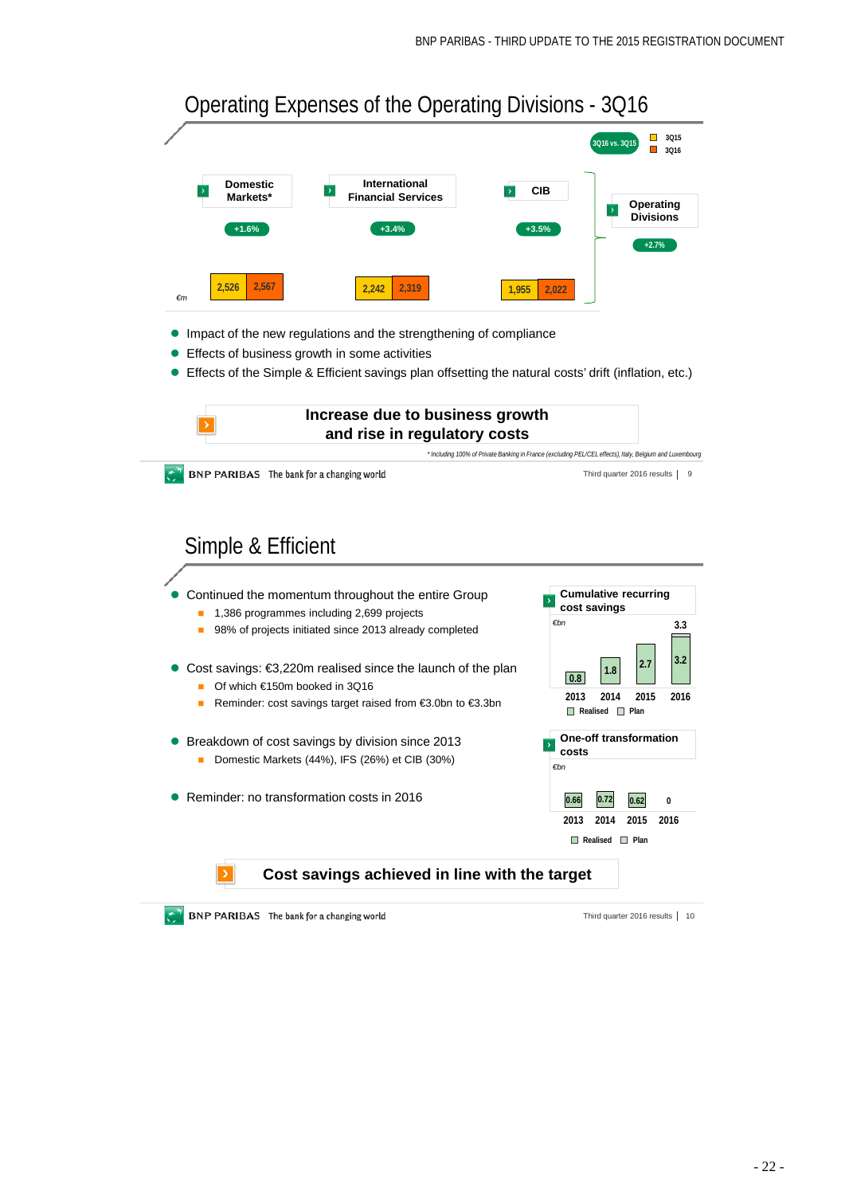## Operating Expenses of the Operating Divisions - 3Q16

€m

| | 3Q15 | 3Q16 | 3Q16 vs. 3Q15 |
|---|---|---|---|
| Domestic Markets* | 2,526 | 2,567 | +1.6% |
| International Financial Services | 2,242 | 2,319 | +3.4% |
| CIB | 1,955 | 2,022 | +3.5% |
| Operating Divisions | | | +2.7% |

- Impact of the new regulations and the strengthening of compliance
- Effects of business growth in some activities
- Effects of the Simple & Efficient savings plan offsetting the natural costs' drift (inflation, etc.)

**Increase due to business growth and rise in regulatory costs**

*\* Including 100% of Private Banking in France (excluding PEL/CEL effects), Italy, Belgium and Luxembourg*

## Simple & Efficient

- Continued the momentum throughout the entire Group
  - 1,386 programmes including 2,699 projects
  - 98% of projects initiated since 2013 already completed
- Cost savings: €3,220m realised since the launch of the plan
  - Of which €150m booked in 3Q16
  - Reminder: cost savings target raised from €3.0bn to €3.3bn
- Breakdown of cost savings by division since 2013
  - Domestic Markets (44%), IFS (26%) et CIB (30%)
- Reminder: no transformation costs in 2016

**Cumulative recurring cost savings** (€bn)

| | 2013 | 2014 | 2015 | 2016 |
|---|---|---|---|---|
| Realised | 0.8 | 1.8 | 2.7 | 3.2 |
| Plan | | | | 3.3 |

**One-off transformation costs** (€bn)

| | 2013 | 2014 | 2015 | 2016 |
|---|---|---|---|---|
| Realised / Plan | 0.66 | 0.72 | 0.62 | 0 |

**Cost savings achieved in line with the target**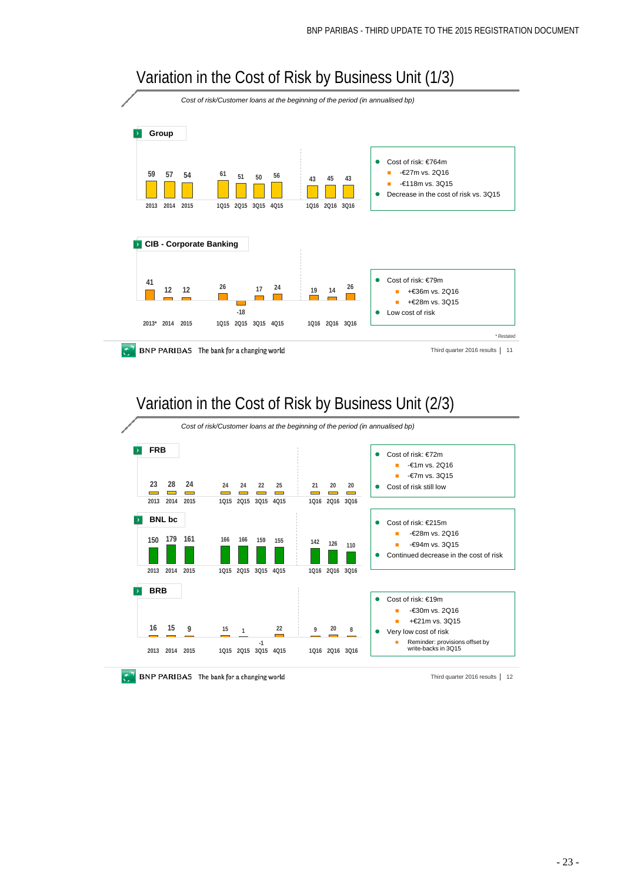# Variation in the Cost of Risk by Business Unit (1/3)

*Cost of risk/Customer loans at the beginning of the period (in annualised bp)*

**Group**

| 2013 | 2014 | 2015 | 1Q15 | 2Q15 | 3Q15 | 4Q15 | 1Q16 | 2Q16 | 3Q16 |
|---|---|---|---|---|---|---|---|---|---|
| 59 | 57 | 54 | 61 | 51 | 50 | 56 | 43 | 45 | 43 |

- Cost of risk: €764m
  - -€27m vs. 2Q16
  - -€118m vs. 3Q15
- Decrease in the cost of risk vs. 3Q15

**CIB - Corporate Banking**

| 2013* | 2014 | 2015 | 1Q15 | 2Q15 | 3Q15 | 4Q15 | 1Q16 | 2Q16 | 3Q16 |
|---|---|---|---|---|---|---|---|---|---|
| 41 | 12 | 12 | 26 | -18 | 17 | 24 | 19 | 14 | 26 |

- Cost of risk: €79m
  - +€36m vs. 2Q16
  - +€28m vs. 3Q15
- Low cost of risk

*\* Restated*

# Variation in the Cost of Risk by Business Unit (2/3)

*Cost of risk/Customer loans at the beginning of the period (in annualised bp)*

**FRB**

| 2013 | 2014 | 2015 | 1Q15 | 2Q15 | 3Q15 | 4Q15 | 1Q16 | 2Q16 | 3Q16 |
|---|---|---|---|---|---|---|---|---|---|
| 23 | 28 | 24 | 24 | 24 | 22 | 25 | 21 | 20 | 20 |

- Cost of risk: €72m
  - -€1m vs. 2Q16
  - -€7m vs. 3Q15
- Cost of risk still low

**BNL bc**

| 2013 | 2014 | 2015 | 1Q15 | 2Q15 | 3Q15 | 4Q15 | 1Q16 | 2Q16 | 3Q16 |
|---|---|---|---|---|---|---|---|---|---|
| 150 | 179 | 161 | 166 | 166 | 159 | 155 | 142 | 126 | 110 |

- Cost of risk: €215m
  - -€28m vs. 2Q16
  - -€94m vs. 3Q15
- Continued decrease in the cost of risk

**BRB**

| 2013 | 2014 | 2015 | 1Q15 | 2Q15 | 3Q15 | 4Q15 | 1Q16 | 2Q16 | 3Q16 |
|---|---|---|---|---|---|---|---|---|---|
| 16 | 15 | 9 | 15 | 1 | -1 | 22 | 9 | 20 | 8 |

- Cost of risk: €19m
  - -€30m vs. 2Q16
  - +€21m vs. 3Q15
- Very low cost of risk
  - Reminder: provisions offset by write-backs in 3Q15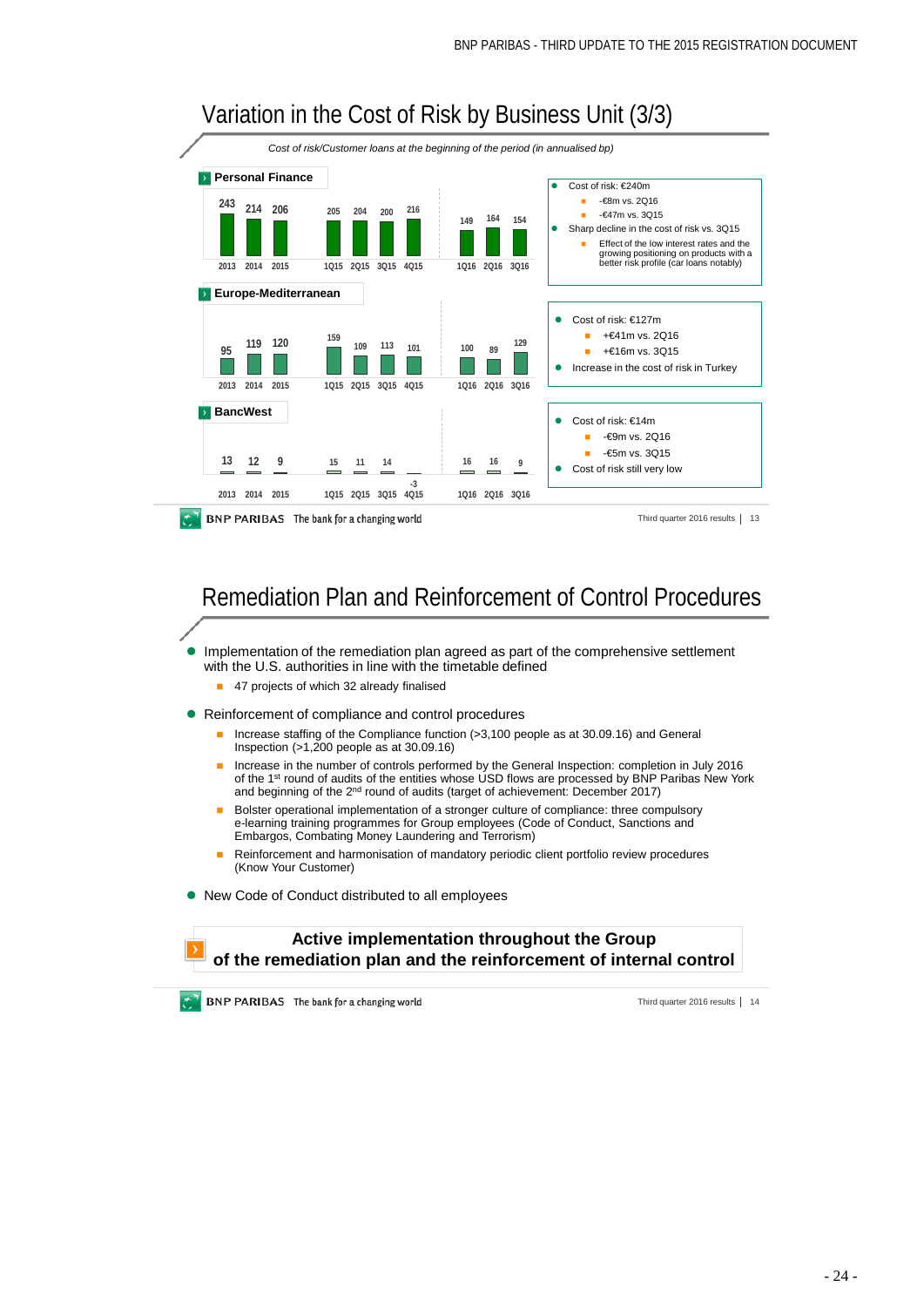# Variation in the Cost of Risk by Business Unit (3/3)

*Cost of risk/Customer loans at the beginning of the period (in annualised bp)*

## Personal Finance

| 2013 | 2014 | 2015 | 1Q15 | 2Q15 | 3Q15 | 4Q15 | 1Q16 | 2Q16 | 3Q16 |
|---|---|---|---|---|---|---|---|---|---|
| 243 | 214 | 206 | 205 | 204 | 200 | 216 | 149 | 164 | 154 |

- Cost of risk: €240m
  - -€8m vs. 2Q16
  - -€47m vs. 3Q15
- Sharp decline in the cost of risk vs. 3Q15
  - Effect of the low interest rates and the growing positioning on products with a better risk profile (car loans notably)

## Europe-Mediterranean

| 2013 | 2014 | 2015 | 1Q15 | 2Q15 | 3Q15 | 4Q15 | 1Q16 | 2Q16 | 3Q16 |
|---|---|---|---|---|---|---|---|---|---|
| 95 | 119 | 120 | 159 | 109 | 113 | 101 | 100 | 89 | 129 |

- Cost of risk: €127m
  - +€41m vs. 2Q16
  - +€16m vs. 3Q15
- Increase in the cost of risk in Turkey

## BancWest

| 2013 | 2014 | 2015 | 1Q15 | 2Q15 | 3Q15 | 4Q15 | 1Q16 | 2Q16 | 3Q16 |
|---|---|---|---|---|---|---|---|---|---|
| 13 | 12 | 9 | 15 | 11 | 14 | -3 | 16 | 16 | 9 |

- Cost of risk: €14m
  - -€9m vs. 2Q16
  - -€5m vs. 3Q15
- Cost of risk still very low

# Remediation Plan and Reinforcement of Control Procedures

- Implementation of the remediation plan agreed as part of the comprehensive settlement with the U.S. authorities in line with the timetable defined
  - 47 projects of which 32 already finalised
- Reinforcement of compliance and control procedures
  - Increase staffing of the Compliance function (>3,100 people as at 30.09.16) and General Inspection (>1,200 people as at 30.09.16)
  - Increase in the number of controls performed by the General Inspection: completion in July 2016 of the 1st round of audits of the entities whose USD flows are processed by BNP Paribas New York and beginning of the 2nd round of audits (target of achievement: December 2017)
  - Bolster operational implementation of a stronger culture of compliance: three compulsory e-learning training programmes for Group employees (Code of Conduct, Sanctions and Embargos, Combating Money Laundering and Terrorism)
  - Reinforcement and harmonisation of mandatory periodic client portfolio review procedures (Know Your Customer)
- New Code of Conduct distributed to all employees

**Active implementation throughout the Group of the remediation plan and the reinforcement of internal control**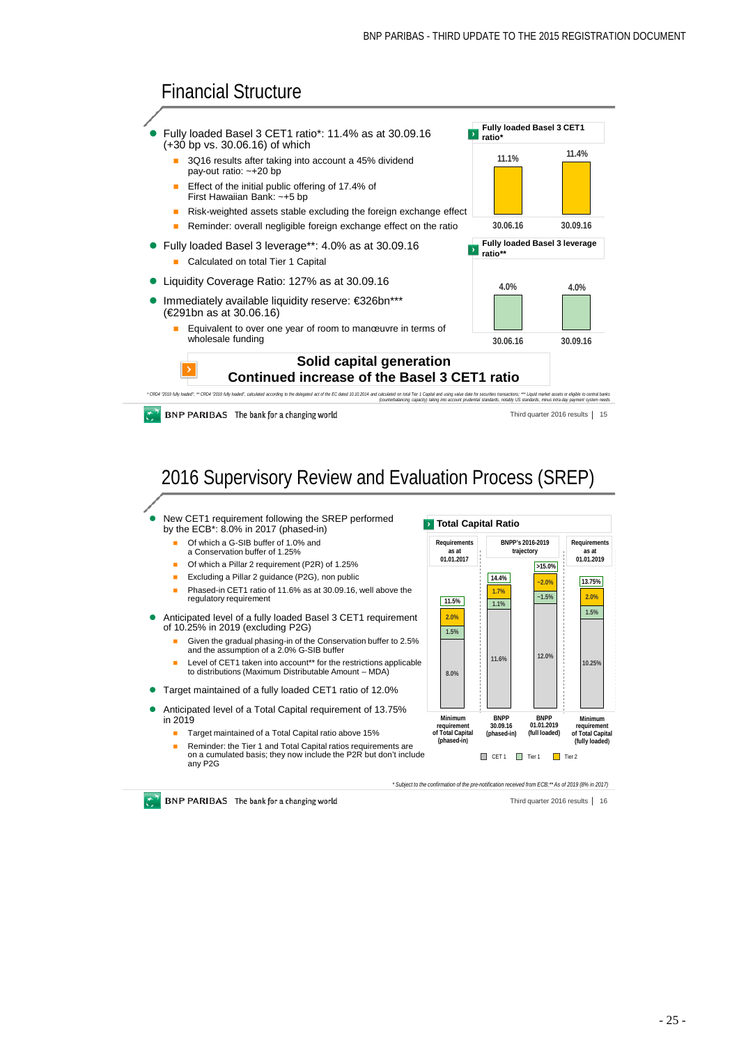# Financial Structure

- Fully loaded Basel 3 CET1 ratio*: 11.4% as at 30.09.16 (+30 bp vs. 30.06.16) of which
  - 3Q16 results after taking into account a 45% dividend pay-out ratio: ~+20 bp
  - Effect of the initial public offering of 17.4% of First Hawaiian Bank: ~+5 bp
  - Risk-weighted assets stable excluding the foreign exchange effect
  - Reminder: overall negligible foreign exchange effect on the ratio
- Fully loaded Basel 3 leverage**: 4.0% as at 30.09.16
  - Calculated on total Tier 1 Capital
- Liquidity Coverage Ratio: 127% as at 30.09.16
- Immediately available liquidity reserve: €326bn*** (€291bn as at 30.06.16)
  - Equivalent to over one year of room to manœuvre in terms of wholesale funding

**Fully loaded Basel 3 CET1 ratio***

| | 30.06.16 | 30.09.16 |
|---|---|---|
| CET1 ratio | 11.1% | 11.4% |

**Fully loaded Basel 3 leverage ratio****

| | 30.06.16 | 30.09.16 |
|---|---|---|
| Leverage ratio | 4.0% | 4.0% |

**Solid capital generation**
**Continued increase of the Basel 3 CET1 ratio**

* CRD4 "2019 fully loaded"; ** CRD4 "2019 fully loaded", calculated according to the delegated act of the EC dated 10.10.2014 and calculated on total Tier 1 Capital and using value date for securities transactions; *** Liquid market assets or eligible to central banks (counterbalancing capacity) taking into account prudential standards, notably US standards, minus intra-day payment system needs

# 2016 Supervisory Review and Evaluation Process (SREP)

- New CET1 requirement following the SREP performed by the ECB*: 8.0% in 2017 (phased-in)
  - Of which a G-SIB buffer of 1.0% and a Conservation buffer of 1.25%
  - Of which a Pillar 2 requirement (P2R) of 1.25%
  - Excluding a Pillar 2 guidance (P2G), non public
  - Phased-in CET1 ratio of 11.6% as at 30.09.16, well above the regulatory requirement
- Anticipated level of a fully loaded Basel 3 CET1 requirement of 10.25% in 2019 (excluding P2G)
  - Given the gradual phasing-in of the Conservation buffer to 2.5% and the assumption of a 2.0% G-SIB buffer
  - Level of CET1 taken into account** for the restrictions applicable to distributions (Maximum Distributable Amount – MDA)
- Target maintained of a fully loaded CET1 ratio of 12.0%
- Anticipated level of a Total Capital requirement of 13.75% in 2019
  - Target maintained of a Total Capital ratio above 15%
  - Reminder: the Tier 1 and Total Capital ratios requirements are on a cumulated basis; they now include the P2R but don't include any P2G

**Total Capital Ratio**

| | Requirements as at 01.01.2017: Minimum requirement of Total Capital (phased-in) | BNPP's 2016-2019 trajectory: BNPP 30.09.16 (phased-in) | BNPP's 2016-2019 trajectory: BNPP 01.01.2019 (full loaded) | Requirements as at 01.01.2019: Minimum requirement of Total Capital (fully loaded) |
|---|---|---|---|---|
| CET1 | 8.0% | 11.6% | 12.0% | 10.25% |
| Tier 1 | 1.5% | 1.1% | ~1.5% | 1.5% |
| Tier 2 | 2.0% | 1.7% | ~2.0% | 2.0% |
| Total | 11.5% | 14.4% | >15.0% | 13.75% |

* Subject to the confirmation of the pre-notification received from ECB;** As of 2019 (8% in 2017)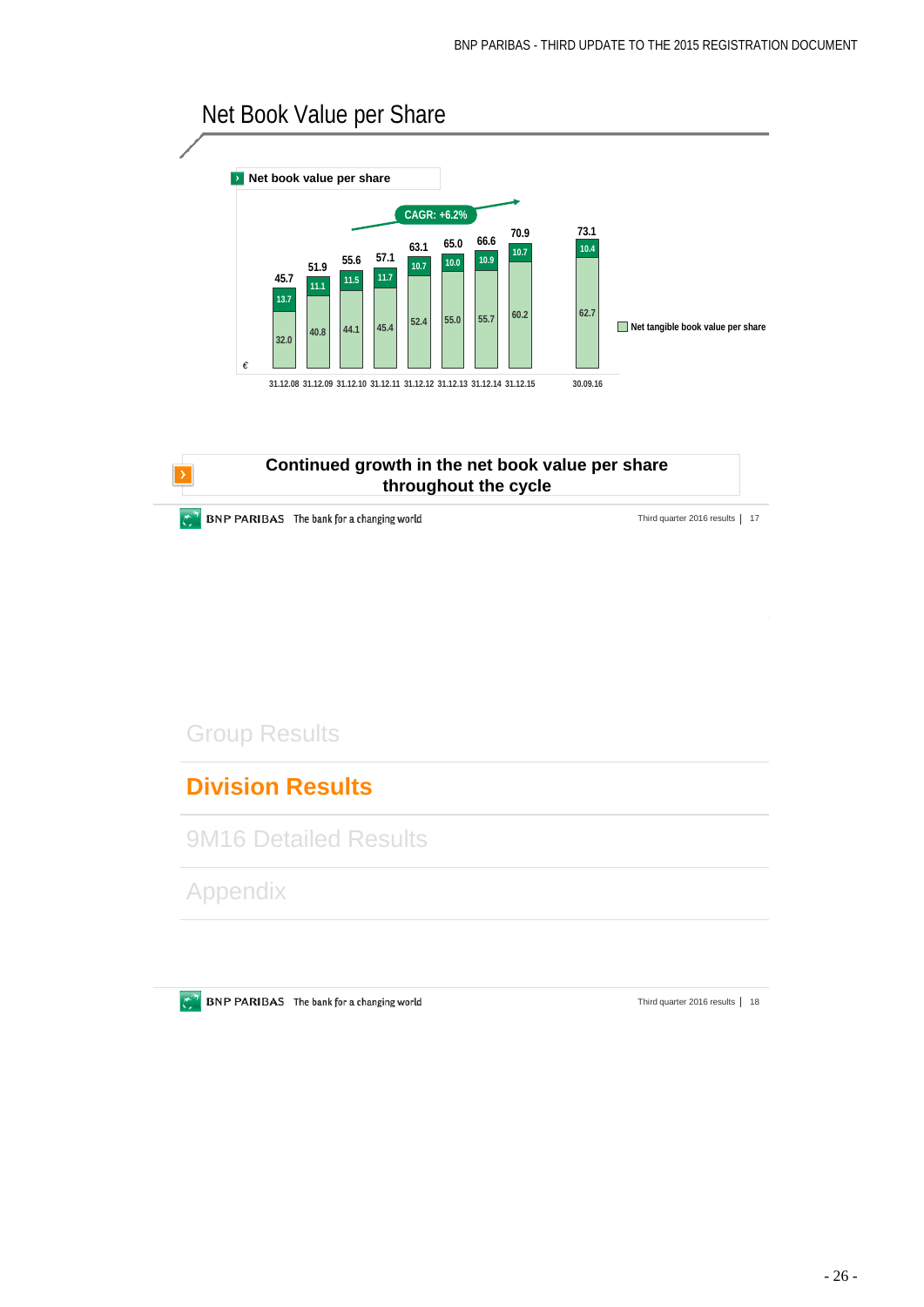# Net Book Value per Share

**Net book value per share**

CAGR: +6.2%

| € | 31.12.08 | 31.12.09 | 31.12.10 | 31.12.11 | 31.12.12 | 31.12.13 | 31.12.14 | 31.12.15 | 30.09.16 |
|---|---|---|---|---|---|---|---|---|---|
| Net book value per share | 45.7 | 51.9 | 55.6 | 57.1 | 63.1 | 65.0 | 66.6 | 70.9 | 73.1 |
| | 13.7 | 11.1 | 11.5 | 11.7 | 10.7 | 10.0 | 10.9 | 10.7 | 10.4 |
| Net tangible book value per share | 32.0 | 40.8 | 44.1 | 45.4 | 52.4 | 55.0 | 55.7 | 60.2 | 62.7 |

**Continued growth in the net book value per share throughout the cycle**

Group Results

**Division Results**

9M16 Detailed Results

Appendix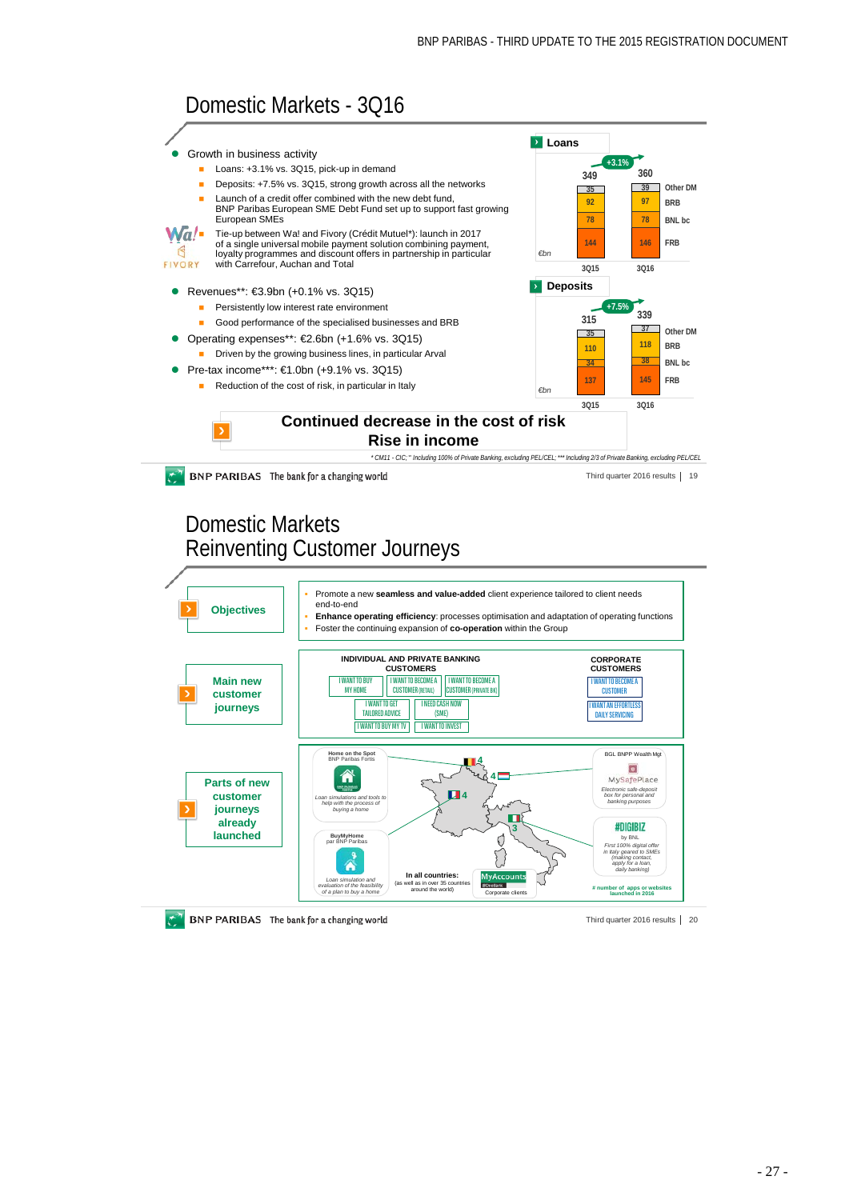# Domestic Markets - 3Q16

- Growth in business activity
  - Loans: +3.1% vs. 3Q15, pick-up in demand
  - Deposits: +7.5% vs. 3Q15, strong growth across all the networks
  - Launch of a credit offer combined with the new debt fund, BNP Paribas European SME Debt Fund set up to support fast growing European SMEs
  - Tie-up between Wa! and Fivory (Crédit Mutuel*): launch in 2017 of a single universal mobile payment solution combining payment, loyalty programmes and discount offers in partnership in particular with Carrefour, Auchan and Total
- Revenues**: €3.9bn (+0.1% vs. 3Q15)
  - Persistently low interest rate environment
  - Good performance of the specialised businesses and BRB
- Operating expenses**: €2.6bn (+1.6% vs. 3Q15)
  - Driven by the growing business lines, in particular Arval
- Pre-tax income***: €1.0bn (+9.1% vs. 3Q15)
  - Reduction of the cost of risk, in particular in Italy

**Loans** (€bn) — +3.1%

| | 3Q15 | 3Q16 |
|---|---|---|
| Other DM | 35 | 39 |
| BRB | 92 | 97 |
| BNL bc | 78 | 78 |
| FRB | 144 | 146 |
| Total | 349 | 360 |

**Deposits** (€bn) — +7.5%

| | 3Q15 | 3Q16 |
|---|---|---|
| Other DM | 35 | 37 |
| BRB | 110 | 118 |
| BNL bc | 34 | 38 |
| FRB | 137 | 145 |
| Total | 315 | 339 |

**Continued decrease in the cost of risk**
**Rise in income**

* CM11 - CIC; ** Including 100% of Private Banking, excluding PEL/CEL; *** Including 2/3 of Private Banking, excluding PEL/CEL

# Domestic Markets
# Reinventing Customer Journeys

**Objectives**

- Promote a new **seamless and value-added** client experience tailored to client needs end-to-end
- **Enhance operating efficiency**: processes optimisation and adaptation of operating functions
- Foster the continuing expansion of **co-operation** within the Group

**Main new customer journeys**

INDIVIDUAL AND PRIVATE BANKING CUSTOMERS:
- I WANT TO BUY MY HOME
- I WANT TO BECOME A CUSTOMER (RETAIL)
- I WANT TO BECOME A CUSTOMER (PRIVATE BK)
- I WANT TO GET TAILORED ADVICE
- I NEED CASH NOW (SME)
- I WANT TO BUY MY TV
- I WANT TO INVEST

CORPORATE CUSTOMERS:
- I WANT TO BECOME A CUSTOMER
- I WANT AN EFFORTLESS DAILY SERVICING

**Parts of new customer journeys already launched**

- Home on the Spot, BNP Paribas Fortis: Loan simulations and tools to help with the process of buying a home
- BuyMyHome par BNP Paribas: Loan simulation and evaluation of the feasibility of a plan to buy a home
- BGL BNPP Wealth Mgt – MySafePlace: Electronic safe-deposit box for personal and banking purposes
- #DIGIBIZ by BNL: First 100% digital offer in Italy geared to SMEs (making contact, apply for a loan, daily banking)
- MyAccounts – In all countries (as well as in over 35 countries around the world): Corporate clients

Belgium: 4; Luxembourg: 4; France: 4; Italy: 3

# number of apps or websites launched in 2016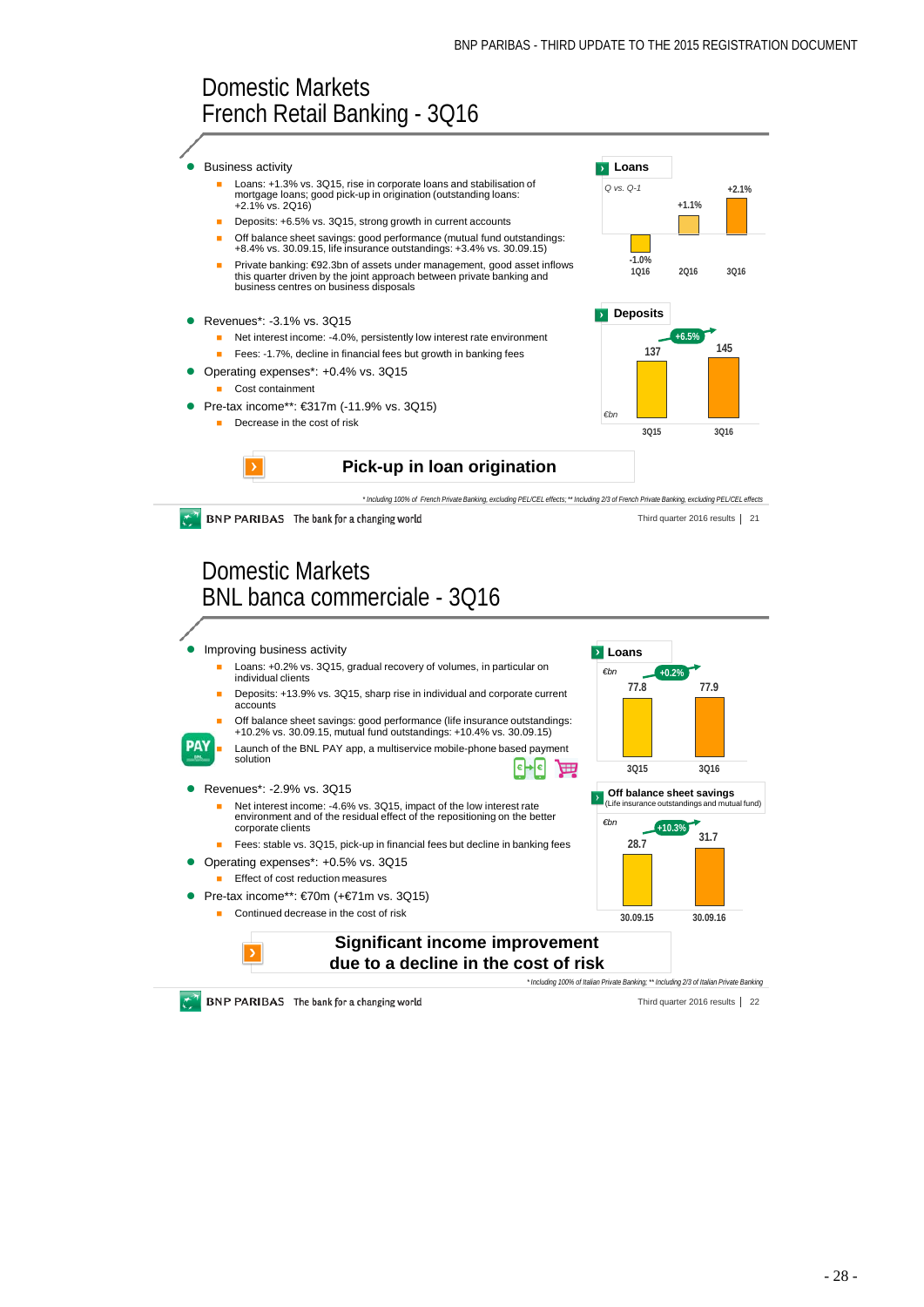# Domestic Markets
# French Retail Banking - 3Q16

- Business activity
  - Loans: +1.3% vs. 3Q15, rise in corporate loans and stabilisation of mortgage loans; good pick-up in origination (outstanding loans: +2.1% vs. 2Q16)
  - Deposits: +6.5% vs. 3Q15, strong growth in current accounts
  - Off balance sheet savings: good performance (mutual fund outstandings: +8.4% vs. 30.09.15, life insurance outstandings: +3.4% vs. 30.09.15)
  - Private banking: €92.3bn of assets under management, good asset inflows this quarter driven by the joint approach between private banking and business centres on business disposals
- Revenues*: -3.1% vs. 3Q15
  - Net interest income: -4.0%, persistently low interest rate environment
  - Fees: -1.7%, decline in financial fees but growth in banking fees
- Operating expenses*: +0.4% vs. 3Q15
  - Cost containment
- Pre-tax income**: €317m (-11.9% vs. 3Q15)
  - Decrease in the cost of risk

**Loans**

*Q vs. Q-1*

| 1Q16 | 2Q16 | 3Q16 |
|---|---|---|
| -1.0% | +1.1% | +2.1% |

**Deposits**

*€bn*

| 3Q15 | 3Q16 |
|---|---|
| 137 | 145 |

+6.5%

**Pick-up in loan origination**

*\* Including 100% of French Private Banking, excluding PEL/CEL effects; \*\* Including 2/3 of French Private Banking, excluding PEL/CEL effects*

# Domestic Markets
# BNL banca commerciale - 3Q16

- Improving business activity
  - Loans: +0.2% vs. 3Q15, gradual recovery of volumes, in particular on individual clients
  - Deposits: +13.9% vs. 3Q15, sharp rise in individual and corporate current accounts
  - Off balance sheet savings: good performance (life insurance outstandings: +10.2% vs. 30.09.15, mutual fund outstandings: +10.4% vs. 30.09.15)
  - Launch of the BNL PAY app, a multiservice mobile-phone based payment solution
- Revenues*: -2.9% vs. 3Q15
  - Net interest income: -4.6% vs. 3Q15, impact of the low interest rate environment and of the residual effect of the repositioning on the better corporate clients
  - Fees: stable vs. 3Q15, pick-up in financial fees but decline in banking fees
- Operating expenses*: +0.5% vs. 3Q15
  - Effect of cost reduction measures
- Pre-tax income**: €70m (+€71m vs. 3Q15)
  - Continued decrease in the cost of risk

**Loans**

*€bn*

| 3Q15 | 3Q16 |
|---|---|
| 77.8 | 77.9 |

+0.2%

**Off balance sheet savings** (Life insurance outstandings and mutual fund)

*€bn*

| 30.09.15 | 30.09.16 |
|---|---|
| 28.7 | 31.7 |

+10.3%

**Significant income improvement due to a decline in the cost of risk**

*\* Including 100% of Italian Private Banking; \*\* Including 2/3 of Italian Private Banking*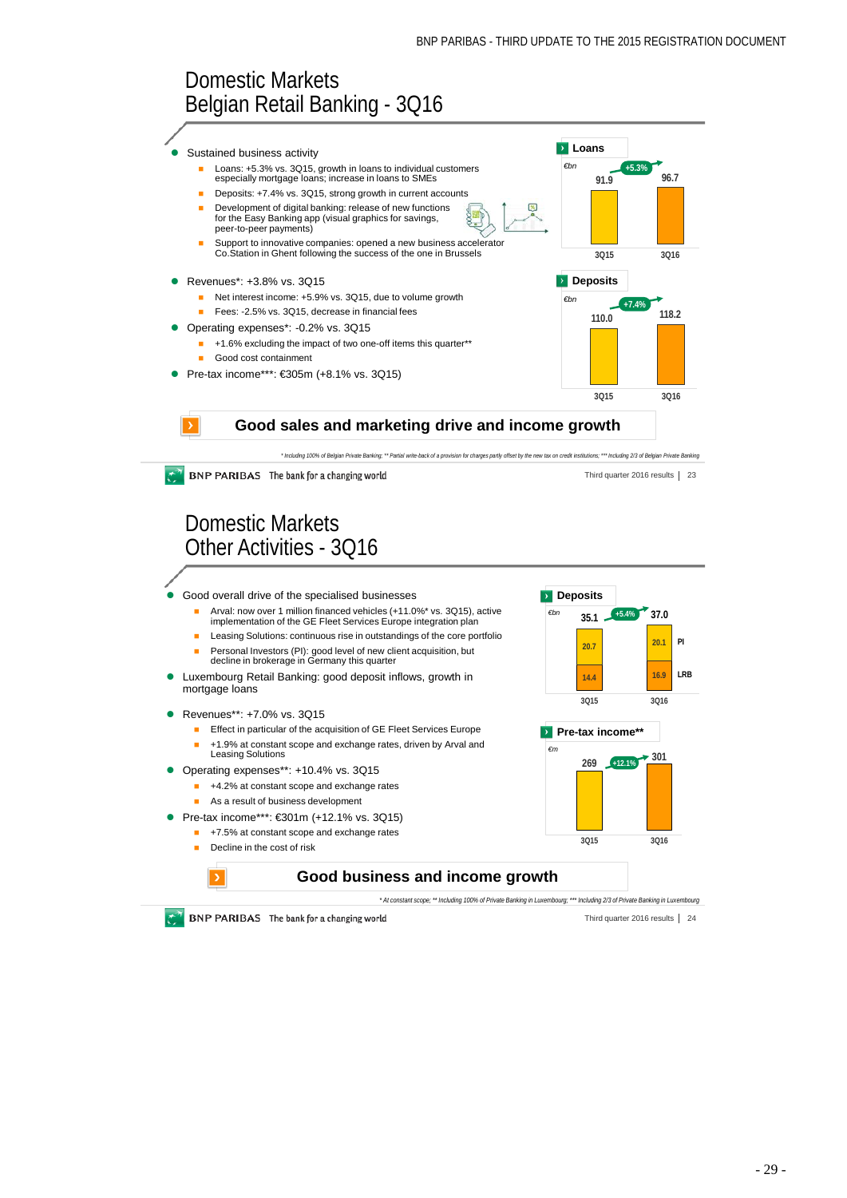# Domestic Markets
## Belgian Retail Banking - 3Q16

- Sustained business activity
  - Loans: +5.3% vs. 3Q15, growth in loans to individual customers especially mortgage loans; increase in loans to SMEs
  - Deposits: +7.4% vs. 3Q15, strong growth in current accounts
  - Development of digital banking: release of new functions for the Easy Banking app (visual graphics for savings, peer-to-peer payments)
  - Support to innovative companies: opened a new business accelerator Co.Station in Ghent following the success of the one in Brussels
- Revenues*: +3.8% vs. 3Q15
  - Net interest income: +5.9% vs. 3Q15, due to volume growth
  - Fees: -2.5% vs. 3Q15, decrease in financial fees
- Operating expenses*: -0.2% vs. 3Q15
  - +1.6% excluding the impact of two one-off items this quarter**
  - Good cost containment
- Pre-tax income***: €305m (+8.1% vs. 3Q15)

**Loans** (€bn)

| 3Q15 | 3Q16 |
|---|---|
| 91.9 | 96.7 |

+5.3%

**Deposits** (€bn)

| 3Q15 | 3Q16 |
|---|---|
| 110.0 | 118.2 |

+7.4%

**Good sales and marketing drive and income growth**

*\* Including 100% of Belgian Private Banking; \*\* Partial write-back of a provision for charges partly offset by the new tax on credit institutions; \*\*\* Including 2/3 of Belgian Private Banking*

# Domestic Markets
## Other Activities - 3Q16

- Good overall drive of the specialised businesses
  - Arval: now over 1 million financed vehicles (+11.0%* vs. 3Q15), active implementation of the GE Fleet Services Europe integration plan
  - Leasing Solutions: continuous rise in outstandings of the core portfolio
  - Personal Investors (PI): good level of new client acquisition, but decline in brokerage in Germany this quarter
- Luxembourg Retail Banking: good deposit inflows, growth in mortgage loans
- Revenues**: +7.0% vs. 3Q15
  - Effect in particular of the acquisition of GE Fleet Services Europe
  - +1.9% at constant scope and exchange rates, driven by Arval and Leasing Solutions
- Operating expenses**: +10.4% vs. 3Q15
  - +4.2% at constant scope and exchange rates
  - As a result of business development
- Pre-tax income***: €301m (+12.1% vs. 3Q15)
  - +7.5% at constant scope and exchange rates
  - Decline in the cost of risk

**Deposits** (€bn)

| | 3Q15 | 3Q16 |
|---|---|---|
| PI | 20.7 | 20.1 |
| LRB | 14.4 | 16.9 |
| Total | 35.1 | 37.0 |

+5.4%

**Pre-tax income**** (€m)

| 3Q15 | 3Q16 |
|---|---|
| 269 | 301 |

+12.1%

**Good business and income growth**

*\* At constant scope; \*\* Including 100% of Private Banking in Luxembourg; \*\*\* Including 2/3 of Private Banking in Luxembourg*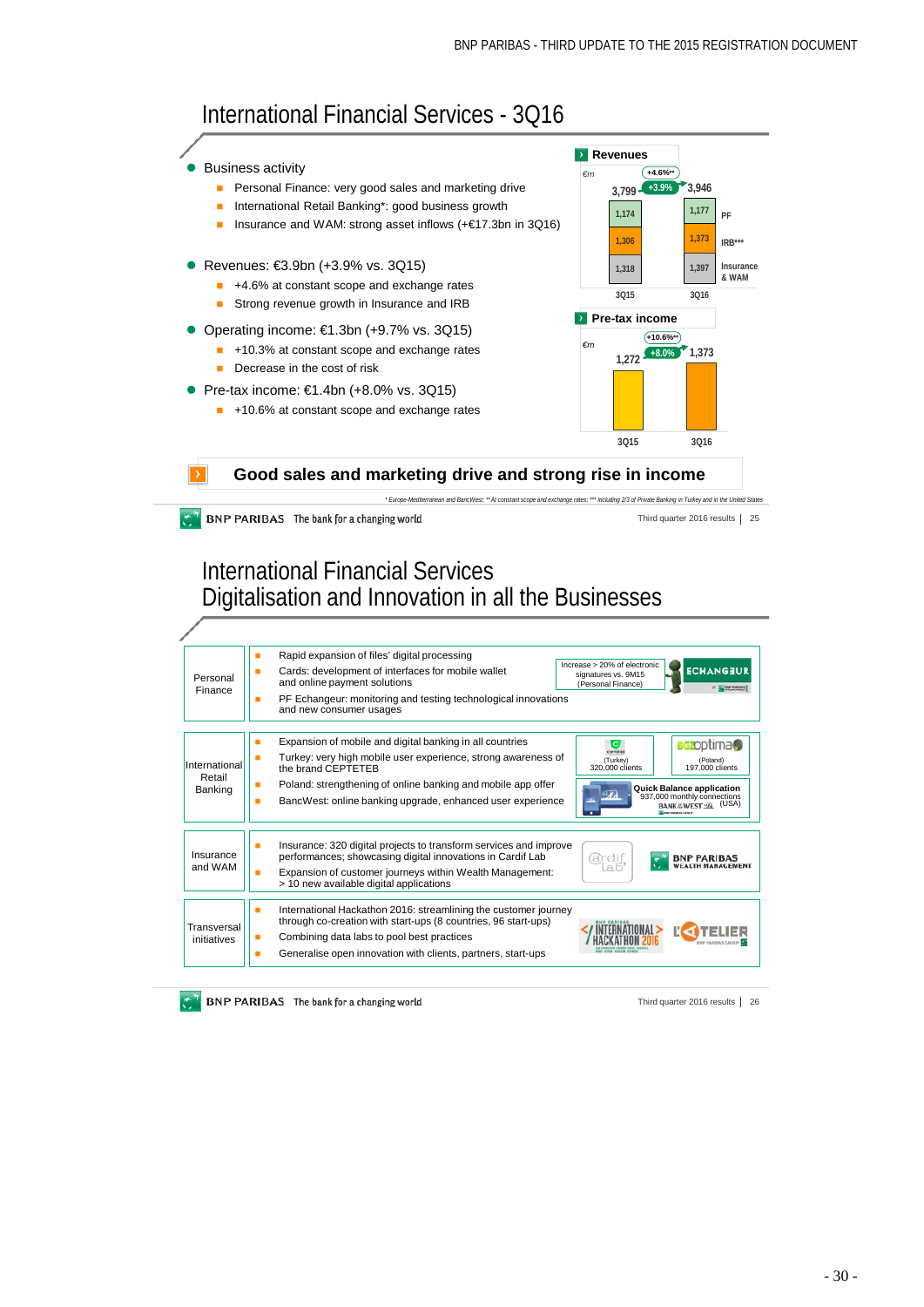# International Financial Services - 3Q16

- Business activity
  - Personal Finance: very good sales and marketing drive
  - International Retail Banking*: good business growth
  - Insurance and WAM: strong asset inflows (+€17.3bn in 3Q16)
- Revenues: €3.9bn (+3.9% vs. 3Q15)
  - +4.6% at constant scope and exchange rates
  - Strong revenue growth in Insurance and IRB
- Operating income: €1.3bn (+9.7% vs. 3Q15)
  - +10.3% at constant scope and exchange rates
  - Decrease in the cost of risk
- Pre-tax income: €1.4bn (+8.0% vs. 3Q15)
  - +10.6% at constant scope and exchange rates

**Revenues** (€m)

| | 3Q15 | 3Q16 |
|---|---|---|
| PF | 1,174 | 1,177 |
| IRB*** | 1,306 | 1,373 |
| Insurance & WAM | 1,318 | 1,397 |
| Total | 3,799 | 3,946 |

+3.9% (+4.6%**)

**Pre-tax income** (€m)

| 3Q15 | 3Q16 |
|---|---|
| 1,272 | 1,373 |

+8.0% (+10.6%**)

**Good sales and marketing drive and strong rise in income**

*\* Europe-Mediterranean and BancWest; \*\* At constant scope and exchange rates; \*\*\* Including 2/3 of Private Banking in Turkey and in the United States*

BNP PARIBAS The bank for a changing world — Third quarter 2016 results | 25

# International Financial Services
## Digitalisation and Innovation in all the Businesses

| Business | Initiatives | |
|---|---|---|
| Personal Finance | - Rapid expansion of files' digital processing<br>- Cards: development of interfaces for mobile wallet and online payment solutions<br>- PF Echangeur: monitoring and testing technological innovations and new consumer usages | Increase > 20% of electronic signatures vs. 9M15 (Personal Finance); ECHANGEUR |
| International Retail Banking | - Expansion of mobile and digital banking in all countries<br>- Turkey: very high mobile user experience, strong awareness of the brand CEPTETEB<br>- Poland: strengthening of online banking and mobile app offer<br>- BancWest: online banking upgrade, enhanced user experience | CEPTETEB (Turkey) 320,000 clients; BGZoptima (Poland) 197,000 clients; Quick Balance application 937,000 monthly connections BANK of the WEST (USA) |
| Insurance and WAM | - Insurance: 320 digital projects to transform services and improve performances; showcasing digital innovations in Cardif Lab<br>- Expansion of customer journeys within Wealth Management: > 10 new available digital applications | Cardif Lab; BNP PARIBAS WEALTH MANAGEMENT |
| Transversal initiatives | - International Hackathon 2016: streamlining the customer journey through co-creation with start-ups (8 countries, 96 start-ups)<br>- Combining data labs to pool best practices<br>- Generalise open innovation with clients, partners, start-ups | International Hackathon 2016; L'Atelier |

BNP PARIBAS The bank for a changing world — Third quarter 2016 results | 26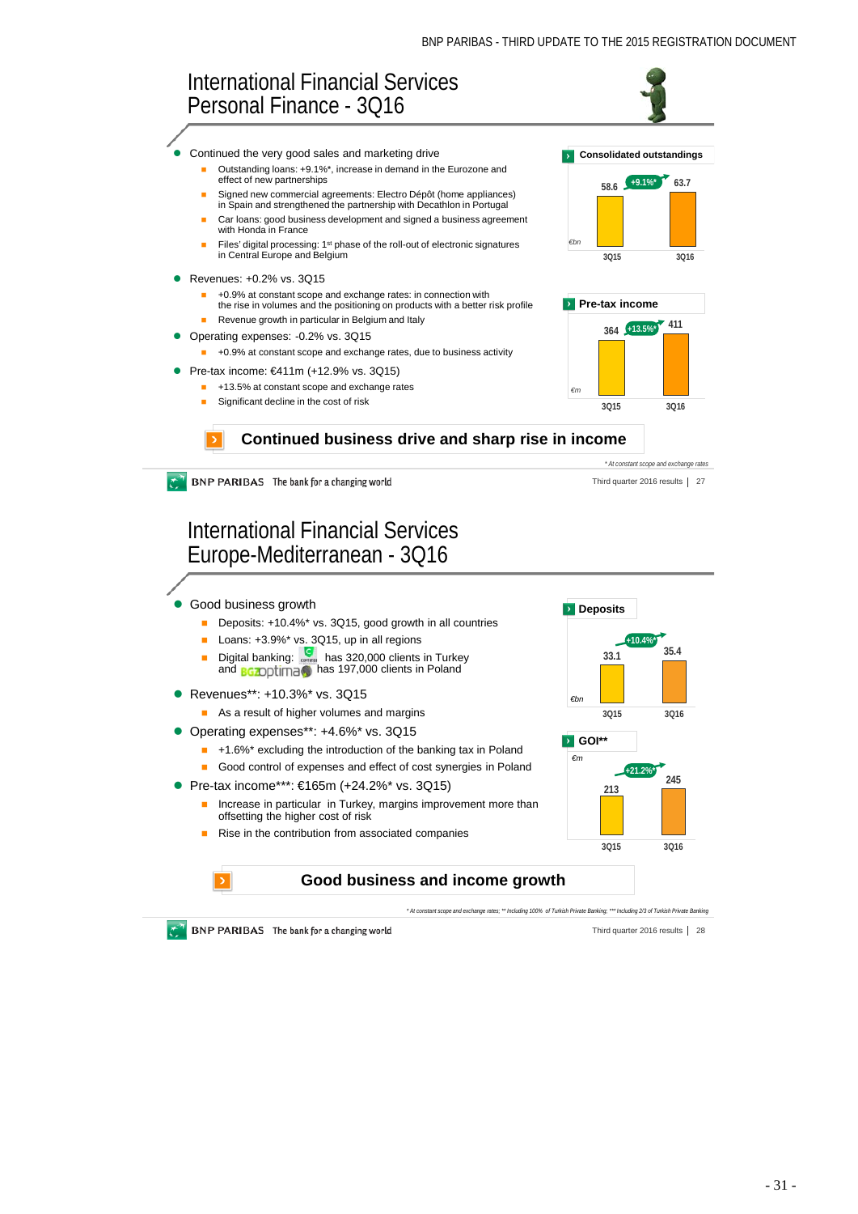# International Financial Services
## Personal Finance - 3Q16

- Continued the very good sales and marketing drive
  - Outstanding loans: +9.1%*, increase in demand in the Eurozone and effect of new partnerships
  - Signed new commercial agreements: Electro Dépôt (home appliances) in Spain and strengthened the partnership with Decathlon in Portugal
  - Car loans: good business development and signed a business agreement with Honda in France
  - Files' digital processing: 1st phase of the roll-out of electronic signatures in Central Europe and Belgium
- Revenues: +0.2% vs. 3Q15
  - +0.9% at constant scope and exchange rates: in connection with the rise in volumes and the positioning on products with a better risk profile
  - Revenue growth in particular in Belgium and Italy
- Operating expenses: -0.2% vs. 3Q15
  - +0.9% at constant scope and exchange rates, due to business activity
- Pre-tax income: €411m (+12.9% vs. 3Q15)
  - +13.5% at constant scope and exchange rates
  - Significant decline in the cost of risk

**Consolidated outstandings** (€bn)

| 3Q15 | 3Q16 |
|---|---|
| 58.6 | 63.7 |

+9.1%*

**Pre-tax income** (€m)

| 3Q15 | 3Q16 |
|---|---|
| 364 | 411 |

+13.5%*

**Continued business drive and sharp rise in income**

\* At constant scope and exchange rates

# International Financial Services
## Europe-Mediterranean - 3Q16

- Good business growth
  - Deposits: +10.4%* vs. 3Q15, good growth in all countries
  - Loans: +3.9%* vs. 3Q15, up in all regions
  - Digital banking: CEPTETEB has 320,000 clients in Turkey and BGŻOptima has 197,000 clients in Poland
- Revenues**: +10.3%* vs. 3Q15
  - As a result of higher volumes and margins
- Operating expenses**: +4.6%* vs. 3Q15
  - +1.6%* excluding the introduction of the banking tax in Poland
  - Good control of expenses and effect of cost synergies in Poland
- Pre-tax income***: €165m (+24.2%* vs. 3Q15)
  - Increase in particular in Turkey, margins improvement more than offsetting the higher cost of risk
  - Rise in the contribution from associated companies

**Deposits** (€bn)

| 3Q15 | 3Q16 |
|---|---|
| 33.1 | 35.4 |

+10.4%*

**GOI**** (€m)

| 3Q15 | 3Q16 |
|---|---|
| 213 | 245 |

+21.2%*

**Good business and income growth**

\* At constant scope and exchange rates; ** Including 100% of Turkish Private Banking; *** Including 2/3 of Turkish Private Banking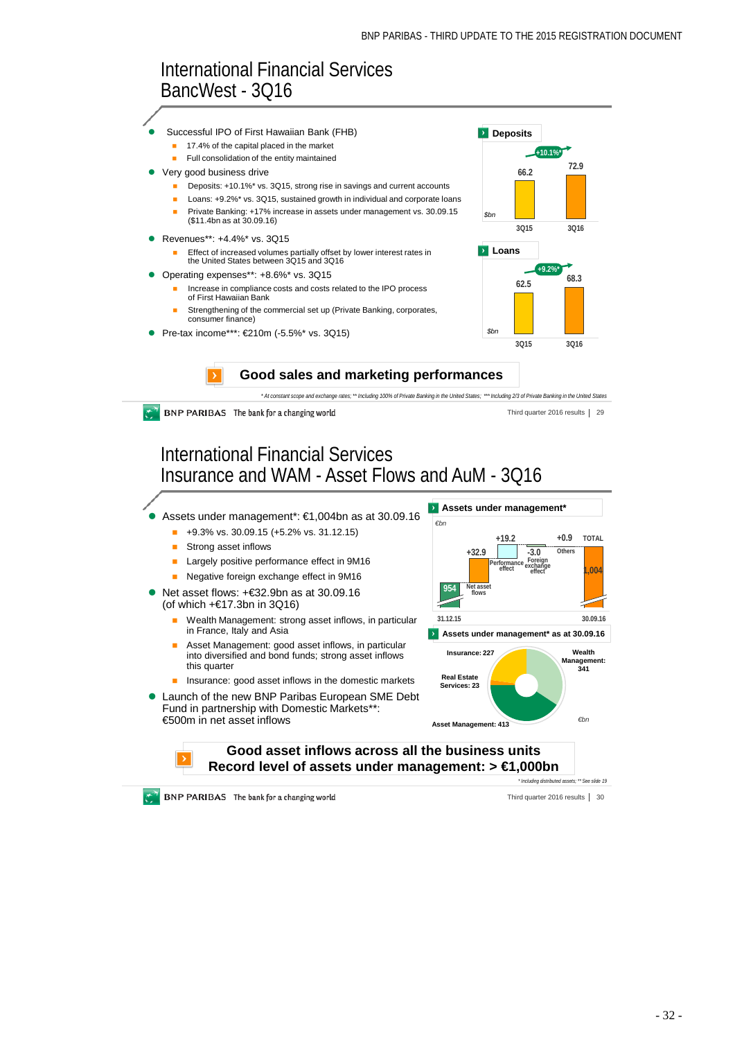# International Financial Services BancWest - 3Q16

- Successful IPO of First Hawaiian Bank (FHB)
  - 17.4% of the capital placed in the market
  - Full consolidation of the entity maintained
- Very good business drive
  - Deposits: +10.1%* vs. 3Q15, strong rise in savings and current accounts
  - Loans: +9.2%* vs. 3Q15, sustained growth in individual and corporate loans
  - Private Banking: +17% increase in assets under management vs. 30.09.15 ($11.4bn as at 30.09.16)
- Revenues**: +4.4%* vs. 3Q15
  - Effect of increased volumes partially offset by lower interest rates in the United States between 3Q15 and 3Q16
- Operating expenses**: +8.6%* vs. 3Q15
  - Increase in compliance costs and costs related to the IPO process of First Hawaiian Bank
  - Strengthening of the commercial set up (Private Banking, corporates, consumer finance)
- Pre-tax income***: €210m (-5.5%* vs. 3Q15)

**Deposits** ($bn)

| | 3Q15 | 3Q16 |
|---|---|---|
| Deposits | 66.2 | 72.9 |

+10.1%*

**Loans** ($bn)

| | 3Q15 | 3Q16 |
|---|---|---|
| Loans | 62.5 | 68.3 |

+9.2%*

**Good sales and marketing performances**

*\* At constant scope and exchange rates; \*\* Including 100% of Private Banking in the United States; \*\*\* Including 2/3 of Private Banking in the United States*

# International Financial Services Insurance and WAM - Asset Flows and AuM - 3Q16

- Assets under management*: €1,004bn as at 30.09.16
  - +9.3% vs. 30.09.15 (+5.2% vs. 31.12.15)
  - Strong asset inflows
  - Largely positive performance effect in 9M16
  - Negative foreign exchange effect in 9M16
- Net asset flows: +€32.9bn as at 30.09.16 (of which +€17.3bn in 3Q16)
  - Wealth Management: strong asset inflows, in particular in France, Italy and Asia
  - Asset Management: good asset inflows, in particular into diversified and bond funds; strong asset inflows this quarter
  - Insurance: good asset inflows in the domestic markets
- Launch of the new BNP Paribas European SME Debt Fund in partnership with Domestic Markets**: €500m in net asset inflows

**Assets under management*** (€bn)

| 31.12.15 | Net asset flows | Performance effect | Foreign exchange effect | Others | TOTAL 30.09.16 |
|---|---|---|---|---|---|
| 954 | +32.9 | +19.2 | -3.0 | +0.9 | 1,004 |

**Assets under management* as at 30.09.16** (€bn)

| Business | AuM |
|---|---|
| Insurance | 227 |
| Wealth Management | 341 |
| Asset Management | 413 |
| Real Estate Services | 23 |

**Good asset inflows across all the business units**
**Record level of assets under management: > €1,000bn**

*\* Including distributed assets; \*\* See slide 19*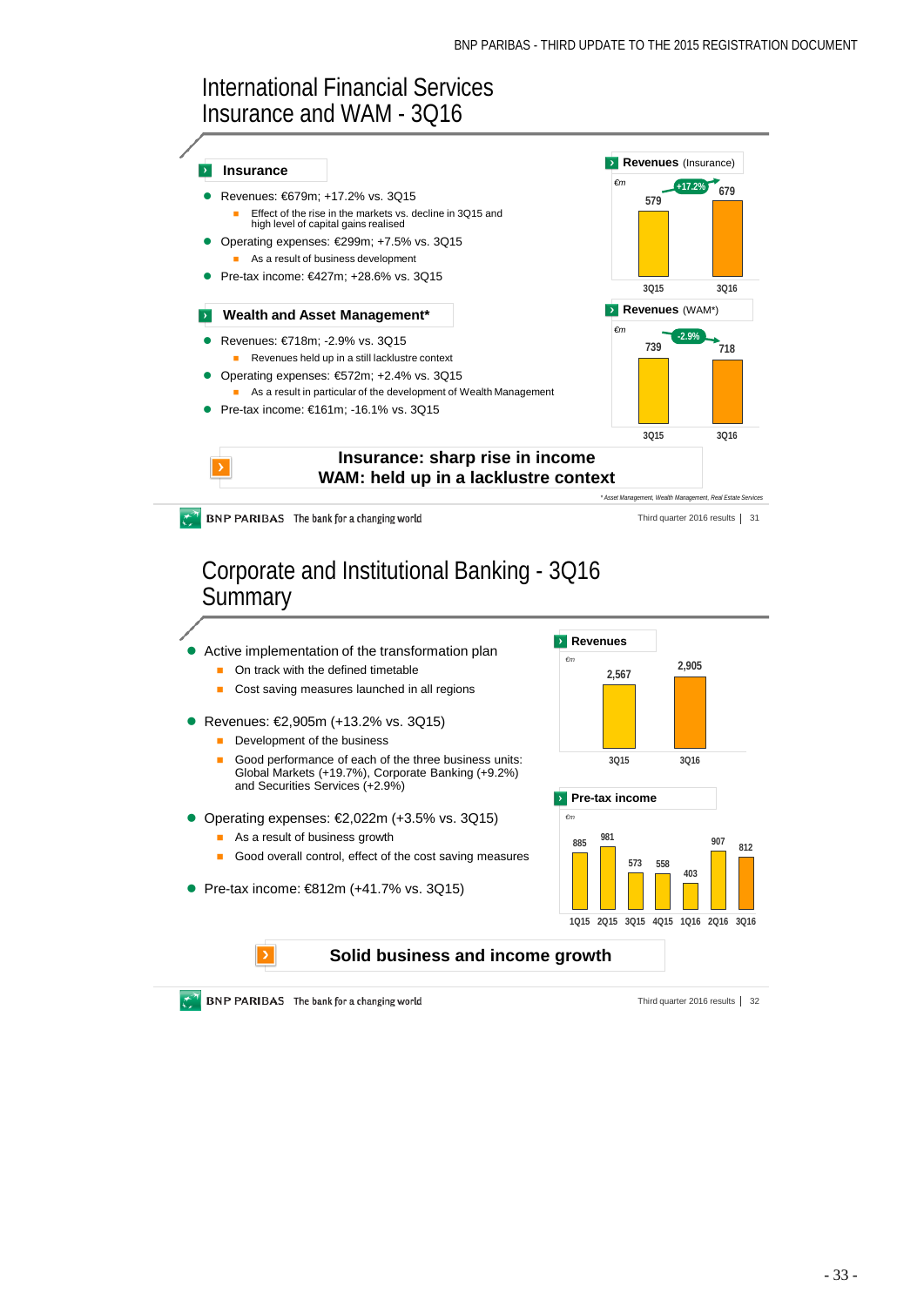# International Financial Services
## Insurance and WAM - 3Q16

### Insurance

- Revenues: €679m; +17.2% vs. 3Q15
  - Effect of the rise in the markets vs. decline in 3Q15 and high level of capital gains realised
- Operating expenses: €299m; +7.5% vs. 3Q15
  - As a result of business development
- Pre-tax income: €427m; +28.6% vs. 3Q15

**Revenues** (Insurance)

€m

| | 3Q15 | 3Q16 |
|---|---|---|
| Revenues | 579 | 679 |

+17.2%

### Wealth and Asset Management*

- Revenues: €718m; -2.9% vs. 3Q15
  - Revenues held up in a still lacklustre context
- Operating expenses: €572m; +2.4% vs. 3Q15
  - As a result in particular of the development of Wealth Management
- Pre-tax income: €161m; -16.1% vs. 3Q15

**Revenues** (WAM*)

€m

| | 3Q15 | 3Q16 |
|---|---|---|
| Revenues | 739 | 718 |

-2.9%

**Insurance: sharp rise in income**
**WAM: held up in a lacklustre context**

*\* Asset Management, Wealth Management, Real Estate Services*

# Corporate and Institutional Banking - 3Q16
## Summary

- Active implementation of the transformation plan
  - On track with the defined timetable
  - Cost saving measures launched in all regions
- Revenues: €2,905m (+13.2% vs. 3Q15)
  - Development of the business
  - Good performance of each of the three business units: Global Markets (+19.7%), Corporate Banking (+9.2%) and Securities Services (+2.9%)
- Operating expenses: €2,022m (+3.5% vs. 3Q15)
  - As a result of business growth
  - Good overall control, effect of the cost saving measures
- Pre-tax income: €812m (+41.7% vs. 3Q15)

**Revenues**

€m

| | 3Q15 | 3Q16 |
|---|---|---|
| Revenues | 2,567 | 2,905 |

**Pre-tax income**

€m

| 1Q15 | 2Q15 | 3Q15 | 4Q15 | 1Q16 | 2Q16 | 3Q16 |
|---|---|---|---|---|---|---|
| 885 | 981 | 573 | 558 | 403 | 907 | 812 |

**Solid business and income growth**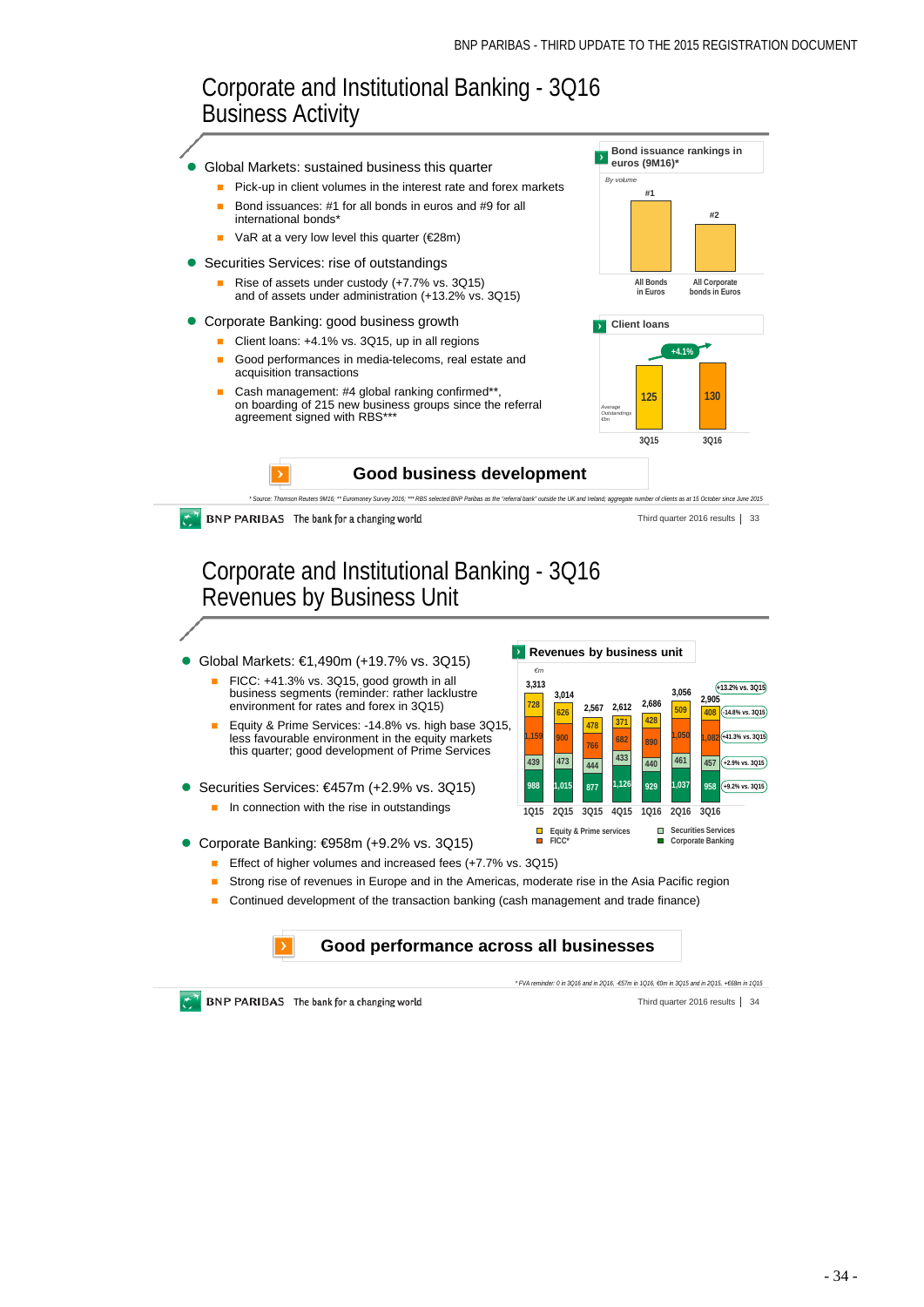# Corporate and Institutional Banking - 3Q16 Business Activity

- Global Markets: sustained business this quarter
  - Pick-up in client volumes in the interest rate and forex markets
  - Bond issuances: #1 for all bonds in euros and #9 for all international bonds*
  - VaR at a very low level this quarter (€28m)
- Securities Services: rise of outstandings
  - Rise of assets under custody (+7.7% vs. 3Q15) and of assets under administration (+13.2% vs. 3Q15)
- Corporate Banking: good business growth
  - Client loans: +4.1% vs. 3Q15, up in all regions
  - Good performances in media-telecoms, real estate and acquisition transactions
  - Cash management: #4 global ranking confirmed**, on boarding of 215 new business groups since the referral agreement signed with RBS***

**Bond issuance rankings in euros (9M16)***

*By volume*

| | All Bonds in Euros | All Corporate bonds in Euros |
|---|---|---|
| Ranking | #1 | #2 |

**Client loans**

*Average Outstandings €bn*

| 3Q15 | 3Q16 |
|---|---|
| 125 | 130 |

+4.1%

**Good business development**

* Source: Thomson Reuters 9M16; ** Euromoney Survey 2016; *** RBS selected BNP Paribas as the "referral bank" outside the UK and Ireland; aggregate number of clients as at 15 October since June 2015

# Corporate and Institutional Banking - 3Q16 Revenues by Business Unit

- Global Markets: €1,490m (+19.7% vs. 3Q15)
  - FICC: +41.3% vs. 3Q15, good growth in all business segments (reminder: rather lacklustre environment for rates and forex in 3Q15)
  - Equity & Prime Services: -14.8% vs. high base 3Q15, less favourable environment in the equity markets this quarter; good development of Prime Services
- Securities Services: €457m (+2.9% vs. 3Q15)
  - In connection with the rise in outstandings
- Corporate Banking: €958m (+9.2% vs. 3Q15)
  - Effect of higher volumes and increased fees (+7.7% vs. 3Q15)
  - Strong rise of revenues in Europe and in the Americas, moderate rise in the Asia Pacific region
  - Continued development of the transaction banking (cash management and trade finance)

**Revenues by business unit**

*€m*

| | 1Q15 | 2Q15 | 3Q15 | 4Q15 | 1Q16 | 2Q16 | 3Q16 | 3Q16 vs. 3Q15 |
|---|---|---|---|---|---|---|---|---|
| Equity & Prime services | 728 | 626 | 478 | 371 | 428 | 509 | 408 | -14.8% |
| FICC* | 1,159 | 900 | 766 | 682 | 890 | 1,050 | 1,082 | +41.3% |
| Securities Services | 439 | 473 | 444 | 433 | 440 | 461 | 457 | +2.9% |
| Corporate Banking | 988 | 1,015 | 877 | 1,126 | 929 | 1,037 | 958 | +9.2% |
| Total | 3,313 | 3,014 | 2,567 | 2,612 | 2,686 | 3,056 | 2,905 | +13.2% |

**Good performance across all businesses**

* FVA reminder: 0 in 3Q16 and in 2Q16, -€57m in 1Q16, €0m in 3Q15 and in 2Q15, +€68m in 1Q15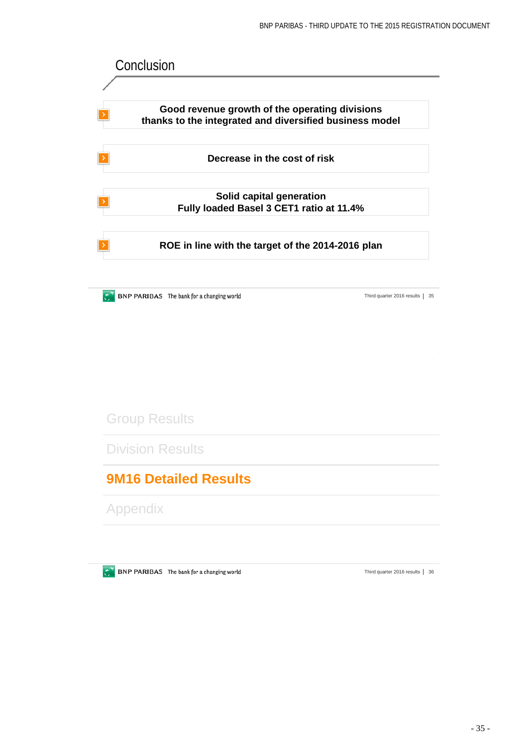## Conclusion

- **Good revenue growth of the operating divisions thanks to the integrated and diversified business model**
- **Decrease in the cost of risk**
- **Solid capital generation**
  **Fully loaded Basel 3 CET1 ratio at 11.4%**
- **ROE in line with the target of the 2014-2016 plan**

Group Results

Division Results

**9M16 Detailed Results**

Appendix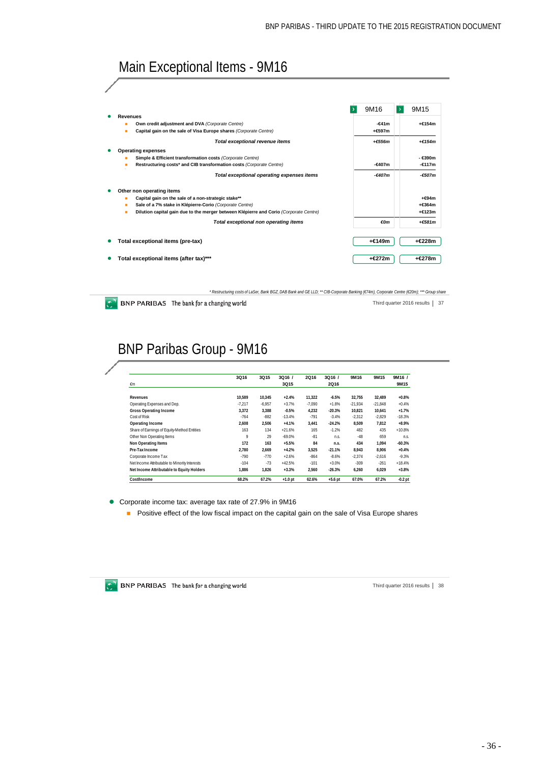# Main Exceptional Items - 9M16

| | 9M16 | 9M15 |
|---|---|---|
| **Revenues** | | |
| **Own credit adjustment and DVA** *(Corporate Centre)* | -€41m | +€154m |
| **Capital gain on the sale of Visa Europe shares** *(Corporate Centre)* | +€597m | |
| ***Total exceptional revenue items*** | *+€556m* | *+€154m* |
| **Operating expenses** | | |
| **Simple & Efficient transformation costs** *(Corporate Centre)* | | - €390m |
| **Restructuring costs* and CIB transformation costs** *(Corporate Centre)* | -€407m | -€117m |
| ***Total exceptional operating expenses items*** | *-€407m* | *-€507m* |
| **Other non operating items** | | |
| **Capital gain on the sale of a non-strategic stake**** | | +€94m |
| **Sale of a 7% stake in Klépierre-Corio** *(Corporate Centre)* | | +€364m |
| **Dilution capital gain due to the merger between Klépierre and Corio** *(Corporate Centre)* | | +€123m |
| ***Total exceptional non operating items*** | *€0m* | *+€581m* |
| **Total exceptional items (pre-tax)** | **+€149m** | **+€228m** |
| **Total exceptional items (after tax)***** | **+€272m** | **+€278m** |

*\* Restructuring costs of LaSer, Bank BGZ, DAB Bank and GE LLD; \*\* CIB-Corporate Banking (€74m), Corporate Centre (€20m); \*\*\* Group share*

# BNP Paribas Group - 9M16

| €m | 3Q16 | 3Q15 | 3Q16 / 3Q15 | 2Q16 | 3Q16 / 2Q16 | 9M16 | 9M15 | 9M16 / 9M15 |
|---|---|---|---|---|---|---|---|---|
| **Revenues** | **10,589** | **10,345** | **+2.4%** | **11,322** | **-6.5%** | **32,755** | **32,489** | **+0.8%** |
| Operating Expenses and Dep. | -7,217 | -6,957 | +3.7% | -7,090 | +1.8% | -21,934 | -21,848 | +0.4% |
| **Gross Operating Income** | **3,372** | **3,388** | **-0.5%** | **4,232** | **-20.3%** | **10,821** | **10,641** | **+1.7%** |
| Cost of Risk | -764 | -882 | -13.4% | -791 | -3.4% | -2,312 | -2,829 | -18.3% |
| **Operating Income** | **2,608** | **2,506** | **+4.1%** | **3,441** | **-24.2%** | **8,509** | **7,812** | **+8.9%** |
| Share of Earnings of Equity-Method Entities | 163 | 134 | +21.6% | 165 | -1.2% | 482 | 435 | +10.8% |
| Other Non Operating Items | 9 | 29 | -69.0% | -81 | n.s. | -48 | 659 | n.s. |
| **Non Operating Items** | **172** | **163** | **+5.5%** | **84** | **n.s.** | **434** | **1,094** | **-60.3%** |
| **Pre-Tax Income** | **2,780** | **2,669** | **+4.2%** | **3,525** | **-21.1%** | **8,943** | **8,906** | **+0.4%** |
| Corporate Income Tax | -790 | -770 | +2.6% | -864 | -8.6% | -2,374 | -2,616 | -9.3% |
| Net Income Attributable to Minority Interests | -104 | -73 | +42.5% | -101 | +3.0% | -309 | -261 | +18.4% |
| **Net Income Attributable to Equity Holders** | **1,886** | **1,826** | **+3.3%** | **2,560** | **-26.3%** | **6,260** | **6,029** | **+3.8%** |
| **Cost/Income** | **68.2%** | **67.2%** | **+1.0 pt** | **62.6%** | **+5.6 pt** | **67.0%** | **67.2%** | **-0.2 pt** |

- Corporate income tax: average tax rate of 27.9% in 9M16
  - Positive effect of the low fiscal impact on the capital gain on the sale of Visa Europe shares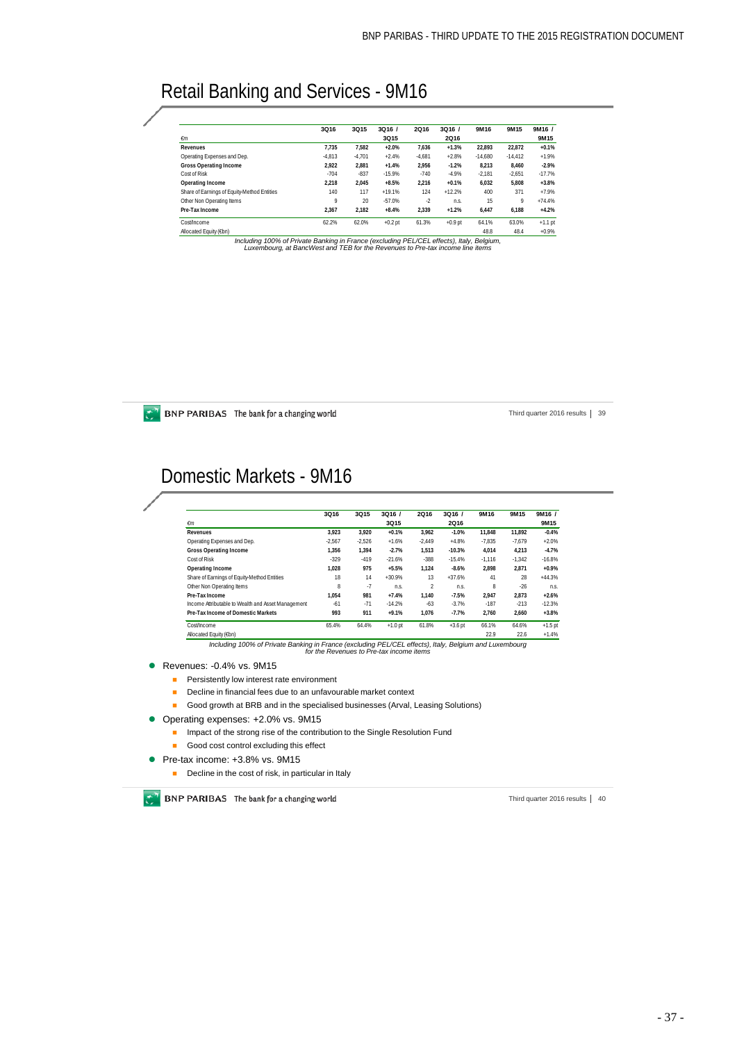# Retail Banking and Services - 9M16

| €m | 3Q16 | 3Q15 | 3Q16 / 3Q15 | 2Q16 | 3Q16 / 2Q16 | 9M16 | 9M15 | 9M16 / 9M15 |
|---|---|---|---|---|---|---|---|---|
| **Revenues** | **7,735** | **7,582** | **+2.0%** | **7,636** | **+1.3%** | **22,893** | **22,872** | **+0.1%** |
| Operating Expenses and Dep. | -4,813 | -4,701 | +2.4% | -4,681 | +2.8% | -14,680 | -14,412 | +1.9% |
| **Gross Operating Income** | **2,922** | **2,881** | **+1.4%** | **2,956** | **-1.2%** | **8,213** | **8,460** | **-2.9%** |
| Cost of Risk | -704 | -837 | -15.9% | -740 | -4.9% | -2,181 | -2,651 | -17.7% |
| **Operating Income** | **2,218** | **2,045** | **+8.5%** | **2,216** | **+0.1%** | **6,032** | **5,808** | **+3.8%** |
| Share of Earnings of Equity-Method Entities | 140 | 117 | +19.1% | 124 | +12.2% | 400 | 371 | +7.9% |
| Other Non Operating Items | 9 | 20 | -57.0% | -2 | n.s. | 15 | 9 | +74.4% |
| **Pre-Tax Income** | **2,367** | **2,182** | **+8.4%** | **2,339** | **+1.2%** | **6,447** | **6,188** | **+4.2%** |
| Cost/Income | 62.2% | 62.0% | +0.2 pt | 61.3% | +0.9 pt | 64.1% | 63.0% | +1.1 pt |
| Allocated Equity (€bn) | | | | | | 48.8 | 48.4 | +0.9% |

*Including 100% of Private Banking in France (excluding PEL/CEL effects), Italy, Belgium, Luxembourg, at BancWest and TEB for the Revenues to Pre-tax income line items*

# Domestic Markets - 9M16

| €m | 3Q16 | 3Q15 | 3Q16 / 3Q15 | 2Q16 | 3Q16 / 2Q16 | 9M16 | 9M15 | 9M16 / 9M15 |
|---|---|---|---|---|---|---|---|---|
| **Revenues** | **3,923** | **3,920** | **+0.1%** | **3,962** | **-1.0%** | **11,848** | **11,892** | **-0.4%** |
| Operating Expenses and Dep. | -2,567 | -2,526 | +1.6% | -2,449 | +4.8% | -7,835 | -7,679 | +2.0% |
| **Gross Operating Income** | **1,356** | **1,394** | **-2.7%** | **1,513** | **-10.3%** | **4,014** | **4,213** | **-4.7%** |
| Cost of Risk | -329 | -419 | -21.6% | -388 | -15.4% | -1,116 | -1,342 | -16.8% |
| **Operating Income** | **1,028** | **975** | **+5.5%** | **1,124** | **-8.6%** | **2,898** | **2,871** | **+0.9%** |
| Share of Earnings of Equity-Method Entities | 18 | 14 | +30.9% | 13 | +37.6% | 41 | 28 | +44.3% |
| Other Non Operating Items | 8 | -7 | n.s. | 2 | n.s. | 8 | -26 | n.s. |
| **Pre-Tax Income** | **1,054** | **981** | **+7.4%** | **1,140** | **-7.5%** | **2,947** | **2,873** | **+2.6%** |
| Income Attributable to Wealth and Asset Management | -61 | -71 | -14.2% | -63 | -3.7% | -187 | -213 | -12.3% |
| **Pre-Tax Income of Domestic Markets** | **993** | **911** | **+9.1%** | **1,076** | **-7.7%** | **2,760** | **2,660** | **+3.8%** |
| Cost/Income | 65.4% | 64.4% | +1.0 pt | 61.8% | +3.6 pt | 66.1% | 64.6% | +1.5 pt |
| Allocated Equity (€bn) | | | | | | 22.9 | 22.6 | +1.4% |

*Including 100% of Private Banking in France (excluding PEL/CEL effects), Italy, Belgium and Luxembourg for the Revenues to Pre-tax income items*

- Revenues: -0.4% vs. 9M15
  - Persistently low interest rate environment
  - Decline in financial fees due to an unfavourable market context
  - Good growth at BRB and in the specialised businesses (Arval, Leasing Solutions)
- Operating expenses: +2.0% vs. 9M15
  - Impact of the strong rise of the contribution to the Single Resolution Fund
  - Good cost control excluding this effect
- Pre-tax income: +3.8% vs. 9M15
  - Decline in the cost of risk, in particular in Italy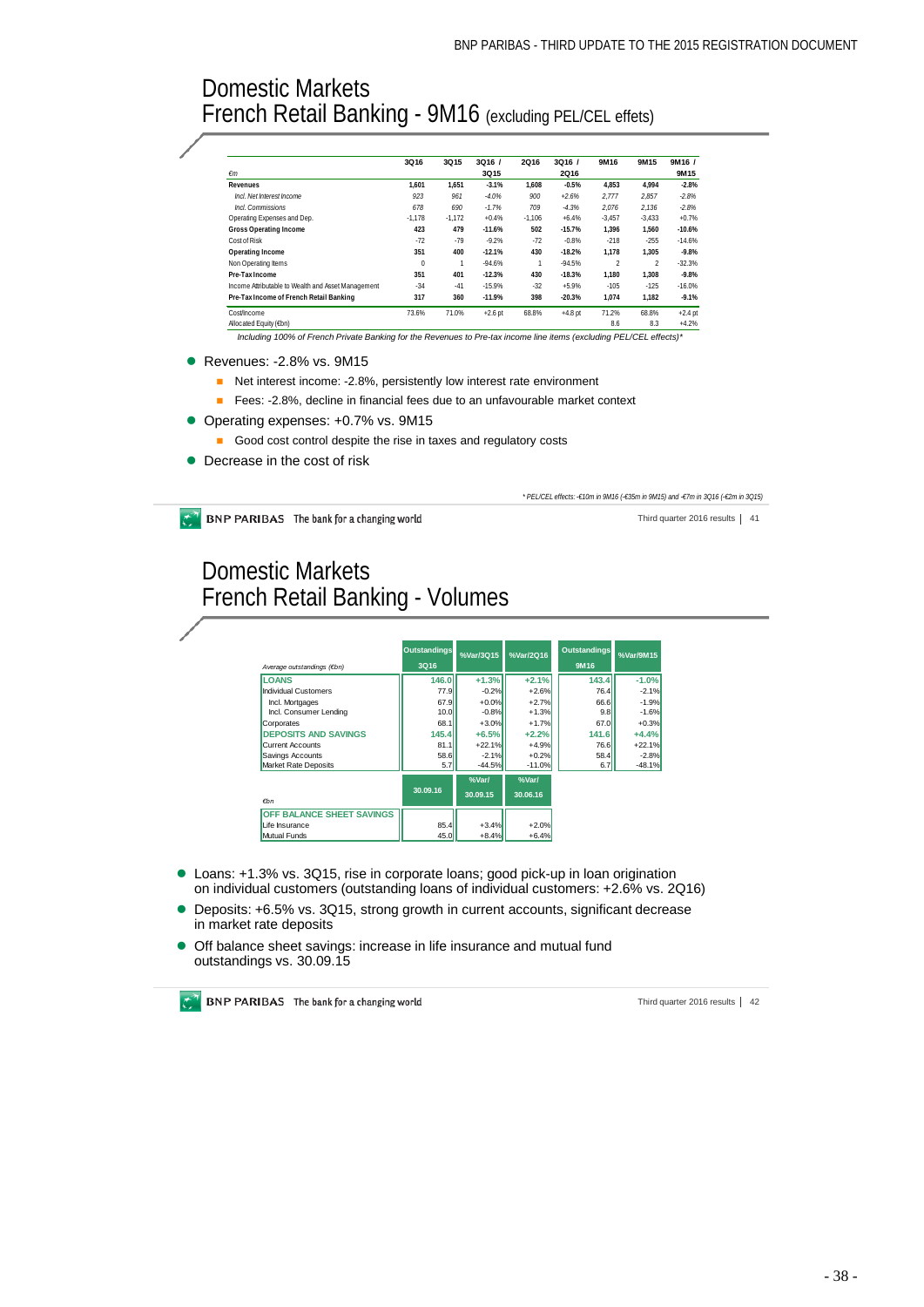# Domestic Markets
## French Retail Banking - 9M16 (excluding PEL/CEL effets)

| €m | 3Q16 | 3Q15 | 3Q16 / 3Q15 | 2Q16 | 3Q16 / 2Q16 | 9M16 | 9M15 | 9M16 / 9M15 |
|---|---|---|---|---|---|---|---|---|
| **Revenues** | **1,601** | **1,651** | **-3.1%** | **1,608** | **-0.5%** | **4,853** | **4,994** | **-2.8%** |
| *Incl. Net Interest Income* | *923* | *961* | *-4.0%* | *900* | *+2.6%* | *2,777* | *2,857* | *-2.8%* |
| *Incl. Commissions* | *678* | *690* | *-1.7%* | *709* | *-4.3%* | *2,076* | *2,136* | *-2.8%* |
| Operating Expenses and Dep. | -1,178 | -1,172 | +0.4% | -1,106 | +6.4% | -3,457 | -3,433 | +0.7% |
| **Gross Operating Income** | **423** | **479** | **-11.6%** | **502** | **-15.7%** | **1,396** | **1,560** | **-10.6%** |
| Cost of Risk | -72 | -79 | -9.2% | -72 | -0.8% | -218 | -255 | -14.6% |
| **Operating Income** | **351** | **400** | **-12.1%** | **430** | **-18.2%** | **1,178** | **1,305** | **-9.8%** |
| Non Operating Items | 0 | 1 | -94.6% | 1 | -94.5% | 2 | 2 | -32.3% |
| **Pre-Tax Income** | **351** | **401** | **-12.3%** | **430** | **-18.3%** | **1,180** | **1,308** | **-9.8%** |
| Income Attributable to Wealth and Asset Management | -34 | -41 | -15.9% | -32 | +5.9% | -105 | -125 | -16.0% |
| **Pre-Tax Income of French Retail Banking** | **317** | **360** | **-11.9%** | **398** | **-20.3%** | **1,074** | **1,182** | **-9.1%** |
| Cost/Income | 73.6% | 71.0% | +2.6 pt | 68.8% | +4.8 pt | 71.2% | 68.8% | +2.4 pt |
| Allocated Equity (€bn) | | | | | | 8.6 | 8.3 | +4.2% |

*Including 100% of French Private Banking for the Revenues to Pre-tax income line items (excluding PEL/CEL effects)**

- Revenues: -2.8% vs. 9M15
  - Net interest income: -2.8%, persistently low interest rate environment
  - Fees: -2.8%, decline in financial fees due to an unfavourable market context
- Operating expenses: +0.7% vs. 9M15
  - Good cost control despite the rise in taxes and regulatory costs
- Decrease in the cost of risk

*\* PEL/CEL effects: -€10m in 9M16 (-€35m in 9M15) and -€7m in 3Q16 (-€2m in 3Q15)*

# Domestic Markets
## French Retail Banking - Volumes

| *Average outstandings (€bn)* | Outstandings 3Q16 | %Var/3Q15 | %Var/2Q16 | Outstandings 9M16 | %Var/9M15 |
|---|---|---|---|---|---|
| **LOANS** | **146.0** | **+1.3%** | **+2.1%** | **143.4** | **-1.0%** |
| Individual Customers | 77.9 | -0.2% | +2.6% | 76.4 | -2.1% |
| Incl. Mortgages | 67.9 | +0.0% | +2.7% | 66.6 | -1.9% |
| Incl. Consumer Lending | 10.0 | -0.8% | +1.3% | 9.8 | -1.6% |
| Corporates | 68.1 | +3.0% | +1.7% | 67.0 | +0.3% |
| **DEPOSITS AND SAVINGS** | **145.4** | **+6.5%** | **+2.2%** | **141.6** | **+4.4%** |
| Current Accounts | 81.1 | +22.1% | +4.9% | 76.6 | +22.1% |
| Savings Accounts | 58.6 | -2.1% | +0.2% | 58.4 | -2.8% |
| Market Rate Deposits | 5.7 | -44.5% | -11.0% | 6.7 | -48.1% |

| *€bn* | 30.09.16 | %Var/ 30.09.15 | %Var/ 30.06.16 |
|---|---|---|---|
| **OFF BALANCE SHEET SAVINGS** | | | |
| Life Insurance | 85.4 | +3.4% | +2.0% |
| Mutual Funds | 45.0 | +8.4% | +6.4% |

- Loans: +1.3% vs. 3Q15, rise in corporate loans; good pick-up in loan origination on individual customers (outstanding loans of individual customers: +2.6% vs. 2Q16)
- Deposits: +6.5% vs. 3Q15, strong growth in current accounts, significant decrease in market rate deposits
- Off balance sheet savings: increase in life insurance and mutual fund outstandings vs. 30.09.15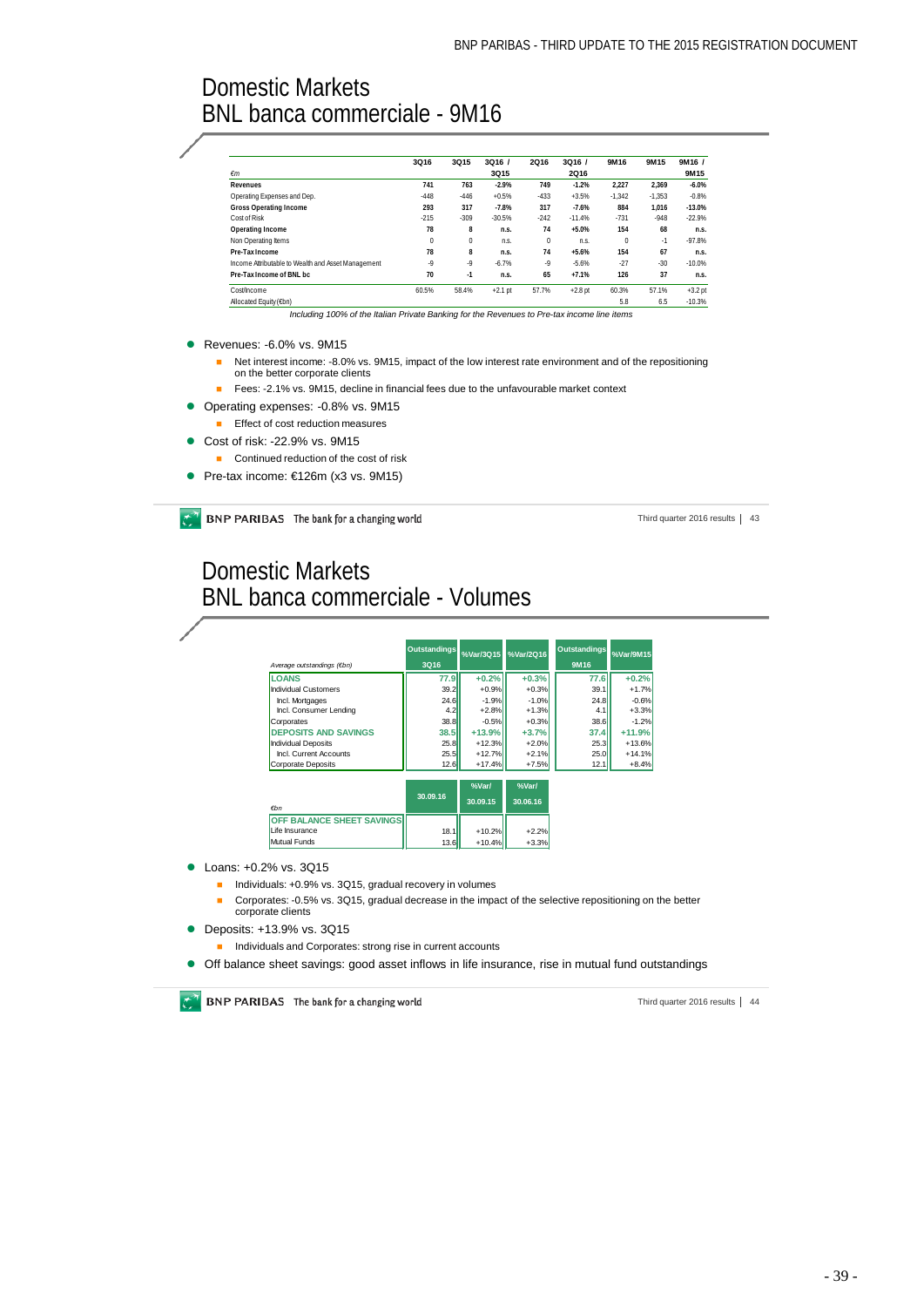# Domestic Markets
## BNL banca commerciale - 9M16

| €m | 3Q16 | 3Q15 | 3Q16 / 3Q15 | 2Q16 | 3Q16 / 2Q16 | 9M16 | 9M15 | 9M16 / 9M15 |
|---|---|---|---|---|---|---|---|---|
| **Revenues** | **741** | **763** | **-2.9%** | **749** | **-1.2%** | **2,227** | **2,369** | **-6.0%** |
| Operating Expenses and Dep. | -448 | -446 | +0.5% | -433 | +3.5% | -1,342 | -1,353 | -0.8% |
| **Gross Operating Income** | **293** | **317** | **-7.8%** | **317** | **-7.6%** | **884** | **1,016** | **-13.0%** |
| Cost of Risk | -215 | -309 | -30.5% | -242 | -11.4% | -731 | -948 | -22.9% |
| **Operating Income** | **78** | **8** | **n.s.** | **74** | **+5.0%** | **154** | **68** | **n.s.** |
| Non Operating Items | 0 | 0 | n.s. | 0 | n.s. | 0 | -1 | -97.8% |
| **Pre-Tax Income** | **78** | **8** | **n.s.** | **74** | **+5.6%** | **154** | **67** | **n.s.** |
| Income Attributable to Wealth and Asset Management | -9 | -9 | -6.7% | -9 | -5.6% | -27 | -30 | -10.0% |
| **Pre-Tax Income of BNL bc** | **70** | **-1** | **n.s.** | **65** | **+7.1%** | **126** | **37** | **n.s.** |
| Cost/Income | 60.5% | 58.4% | +2.1 pt | 57.7% | +2.8 pt | 60.3% | 57.1% | +3.2 pt |
| Allocated Equity (€bn) | | | | | | 5.8 | 6.5 | -10.3% |

*Including 100% of the Italian Private Banking for the Revenues to Pre-tax income line items*

- Revenues: -6.0% vs. 9M15
  - Net interest income: -8.0% vs. 9M15, impact of the low interest rate environment and of the repositioning on the better corporate clients
  - Fees: -2.1% vs. 9M15, decline in financial fees due to the unfavourable market context
- Operating expenses: -0.8% vs. 9M15
  - Effect of cost reduction measures
- Cost of risk: -22.9% vs. 9M15
  - Continued reduction of the cost of risk
- Pre-tax income: €126m (x3 vs. 9M15)

# Domestic Markets
## BNL banca commerciale - Volumes

| Average outstandings (€bn) | Outstandings 3Q16 | %Var/3Q15 | %Var/2Q16 | Outstandings 9M16 | %Var/9M15 |
|---|---|---|---|---|---|
| **LOANS** | **77.9** | **+0.2%** | **+0.3%** | **77.6** | **+0.2%** |
| Individual Customers | 39.2 | +0.9% | +0.3% | 39.1 | +1.7% |
| Incl. Mortgages | 24.6 | -1.9% | -1.0% | 24.8 | -0.6% |
| Incl. Consumer Lending | 4.2 | +2.8% | +1.3% | 4.1 | +3.3% |
| Corporates | 38.8 | -0.5% | +0.3% | 38.6 | -1.2% |
| **DEPOSITS AND SAVINGS** | **38.5** | **+13.9%** | **+3.7%** | **37.4** | **+11.9%** |
| Individual Deposits | 25.8 | +12.3% | +2.0% | 25.3 | +13.6% |
| Incl. Current Accounts | 25.5 | +12.7% | +2.1% | 25.0 | +14.1% |
| Corporate Deposits | 12.6 | +17.4% | +7.5% | 12.1 | +8.4% |

| €bn | 30.09.16 | %Var/ 30.09.15 | %Var/ 30.06.16 |
|---|---|---|---|
| **OFF BALANCE SHEET SAVINGS** | | | |
| Life Insurance | 18.1 | +10.2% | +2.2% |
| Mutual Funds | 13.6 | +10.4% | +3.3% |

- Loans: +0.2% vs. 3Q15
  - Individuals: +0.9% vs. 3Q15, gradual recovery in volumes
  - Corporates: -0.5% vs. 3Q15, gradual decrease in the impact of the selective repositioning on the better corporate clients
- Deposits: +13.9% vs. 3Q15
  - Individuals and Corporates: strong rise in current accounts
- Off balance sheet savings: good asset inflows in life insurance, rise in mutual fund outstandings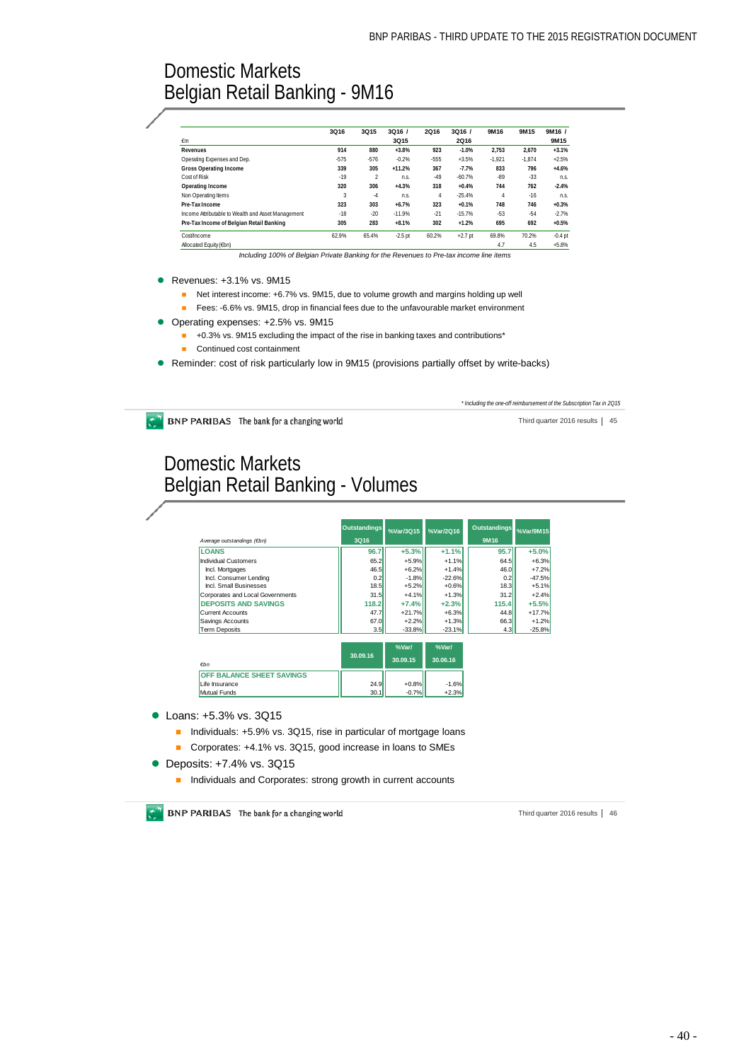# Domestic Markets
# Belgian Retail Banking - 9M16

| €m | 3Q16 | 3Q15 | 3Q16 / 3Q15 | 2Q16 | 3Q16 / 2Q16 | 9M16 | 9M15 | 9M16 / 9M15 |
|---|---|---|---|---|---|---|---|---|
| **Revenues** | **914** | **880** | **+3.8%** | **923** | **-1.0%** | **2,753** | **2,670** | **+3.1%** |
| Operating Expenses and Dep. | -575 | -576 | -0.2% | -555 | +3.5% | -1,921 | -1,874 | +2.5% |
| **Gross Operating Income** | **339** | **305** | **+11.2%** | **367** | **-7.7%** | **833** | **796** | **+4.6%** |
| Cost of Risk | -19 | 2 | n.s. | -49 | -60.7% | -89 | -33 | n.s. |
| **Operating Income** | **320** | **306** | **+4.3%** | **318** | **+0.4%** | **744** | **762** | **-2.4%** |
| Non Operating Items | 3 | -4 | n.s. | 4 | -25.4% | 4 | -16 | n.s. |
| **Pre-Tax Income** | **323** | **303** | **+6.7%** | **323** | **+0.1%** | **748** | **746** | **+0.3%** |
| Income Attributable to Wealth and Asset Management | -18 | -20 | -11.9% | -21 | -15.7% | -53 | -54 | -2.7% |
| **Pre-Tax Income of Belgian Retail Banking** | **305** | **283** | **+8.1%** | **302** | **+1.2%** | **695** | **692** | **+0.5%** |
| Cost/Income | 62.9% | 65.4% | -2.5 pt | 60.2% | +2.7 pt | 69.8% | 70.2% | -0.4 pt |
| Allocated Equity (€bn) | | | | | | 4.7 | 4.5 | +5.8% |

*Including 100% of Belgian Private Banking for the Revenues to Pre-tax income line items*

- Revenues: +3.1% vs. 9M15
  - Net interest income: +6.7% vs. 9M15, due to volume growth and margins holding up well
  - Fees: -6.6% vs. 9M15, drop in financial fees due to the unfavourable market environment
- Operating expenses: +2.5% vs. 9M15
  - +0.3% vs. 9M15 excluding the impact of the rise in banking taxes and contributions*
  - Continued cost containment
- Reminder: cost of risk particularly low in 9M15 (provisions partially offset by write-backs)

*\* Including the one-off reimbursement of the Subscription Tax in 2Q15*

# Domestic Markets
# Belgian Retail Banking - Volumes

| Average outstandings (€bn) | Outstandings 3Q16 | %Var/3Q15 | %Var/2Q16 | Outstandings 9M16 | %Var/9M15 |
|---|---|---|---|---|---|
| **LOANS** | **96.7** | **+5.3%** | **+1.1%** | **95.7** | **+5.0%** |
| Individual Customers | 65.2 | +5.9% | +1.1% | 64.5 | +6.3% |
| Incl. Mortgages | 46.5 | +6.2% | +1.4% | 46.0 | +7.2% |
| Incl. Consumer Lending | 0.2 | -1.8% | -22.6% | 0.2 | -47.5% |
| Incl. Small Businesses | 18.5 | +5.2% | +0.6% | 18.3 | +5.1% |
| Corporates and Local Governments | 31.5 | +4.1% | +1.3% | 31.2 | +2.4% |
| **DEPOSITS AND SAVINGS** | **118.2** | **+7.4%** | **+2.3%** | **115.4** | **+5.5%** |
| Current Accounts | 47.7 | +21.7% | +6.3% | 44.8 | +17.7% |
| Savings Accounts | 67.0 | +2.2% | +1.3% | 66.3 | +1.2% |
| Term Deposits | 3.5 | -33.8% | -23.1% | 4.3 | -25.8% |

| €bn | 30.09.16 | %Var/ 30.09.15 | %Var/ 30.06.16 |
|---|---|---|---|
| **OFF BALANCE SHEET SAVINGS** | | | |
| Life Insurance | 24.9 | +0.8% | -1.6% |
| Mutual Funds | 30.1 | -0.7% | +2.3% |

- Loans: +5.3% vs. 3Q15
  - Individuals: +5.9% vs. 3Q15, rise in particular of mortgage loans
  - Corporates: +4.1% vs. 3Q15, good increase in loans to SMEs
- Deposits: +7.4% vs. 3Q15
  - Individuals and Corporates: strong growth in current accounts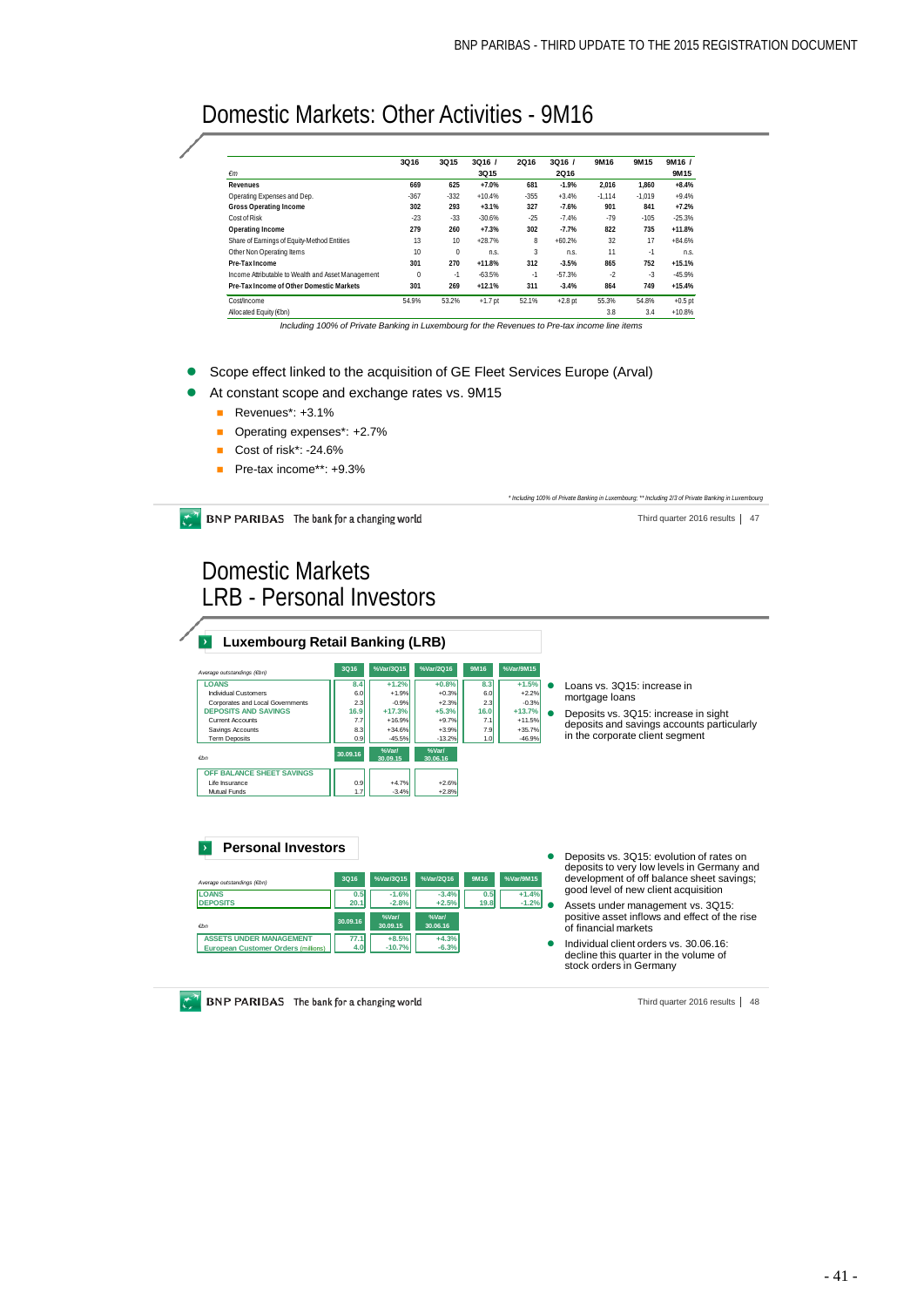# Domestic Markets: Other Activities - 9M16

| €m | 3Q16 | 3Q15 | 3Q16 / 3Q15 | 2Q16 | 3Q16 / 2Q16 | 9M16 | 9M15 | 9M16 / 9M15 |
|---|---|---|---|---|---|---|---|---|
| **Revenues** | **669** | **625** | **+7.0%** | **681** | **-1.9%** | **2,016** | **1,860** | **+8.4%** |
| Operating Expenses and Dep. | -367 | -332 | +10.4% | -355 | +3.4% | -1,114 | -1,019 | +9.4% |
| **Gross Operating Income** | **302** | **293** | **+3.1%** | **327** | **-7.6%** | **901** | **841** | **+7.2%** |
| Cost of Risk | -23 | -33 | -30.6% | -25 | -7.4% | -79 | -105 | -25.3% |
| **Operating Income** | **279** | **260** | **+7.3%** | **302** | **-7.7%** | **822** | **735** | **+11.8%** |
| Share of Earnings of Equity-Method Entities | 13 | 10 | +28.7% | 8 | +60.2% | 32 | 17 | +84.6% |
| Other Non Operating Items | 10 | 0 | n.s. | 3 | n.s. | 11 | -1 | n.s. |
| **Pre-Tax Income** | **301** | **270** | **+11.8%** | **312** | **-3.5%** | **865** | **752** | **+15.1%** |
| Income Attributable to Wealth and Asset Management | 0 | -1 | -63.5% | -1 | -57.3% | -2 | -3 | -45.9% |
| **Pre-Tax Income of Other Domestic Markets** | **301** | **269** | **+12.1%** | **311** | **-3.4%** | **864** | **749** | **+15.4%** |
| Cost/Income | 54.9% | 53.2% | +1.7 pt | 52.1% | +2.8 pt | 55.3% | 54.8% | +0.5 pt |
| Allocated Equity (€bn) | | | | | | 3.8 | 3.4 | +10.8% |

*Including 100% of Private Banking in Luxembourg for the Revenues to Pre-tax income line items*

- Scope effect linked to the acquisition of GE Fleet Services Europe (Arval)
- At constant scope and exchange rates vs. 9M15
  - Revenues*: +3.1%
  - Operating expenses*: +2.7%
  - Cost of risk*: -24.6%
  - Pre-tax income**: +9.3%

*\* Including 100% of Private Banking in Luxembourg; \*\* Including 2/3 of Private Banking in Luxembourg*

# Domestic Markets
# LRB - Personal Investors

## Luxembourg Retail Banking (LRB)

| Average outstandings (€bn) | 3Q16 | %Var/3Q15 | %Var/2Q16 | 9M16 | %Var/9M15 |
|---|---|---|---|---|---|
| **LOANS** | 8.4 | +1.2% | +0.8% | 8.3 | +1.5% |
| Individual Customers | 6.0 | +1.9% | +0.3% | 6.0 | +2.2% |
| Corporates and Local Governments | 2.3 | -0.9% | +2.3% | 2.3 | -0.3% |
| **DEPOSITS AND SAVINGS** | 16.9 | +17.3% | +5.3% | 16.0 | +13.7% |
| Current Accounts | 7.7 | +16.9% | +9.7% | 7.1 | +11.5% |
| Savings Accounts | 8.3 | +34.6% | +3.9% | 7.9 | +35.7% |
| Term Deposits | 0.9 | -45.5% | -13.2% | 1.0 | -46.9% |

| €bn | 30.09.16 | %Var/ 30.09.15 | %Var/ 30.06.16 |
|---|---|---|---|
| **OFF BALANCE SHEET SAVINGS** | | | |
| Life Insurance | 0.9 | +4.7% | +2.6% |
| Mutual Funds | 1.7 | -3.4% | +2.8% |

- Loans vs. 3Q15: increase in mortgage loans
- Deposits vs. 3Q15: increase in sight deposits and savings accounts particularly in the corporate client segment

## Personal Investors

| Average outstandings (€bn) | 3Q16 | %Var/3Q15 | %Var/2Q16 | 9M16 | %Var/9M15 |
|---|---|---|---|---|---|
| **LOANS** | 0.5 | -1.6% | -3.4% | 0.5 | +1.4% |
| **DEPOSITS** | 20.1 | -2.8% | +2.5% | 19.8 | -1.2% |

| €bn | 30.09.16 | %Var/ 30.09.15 | %Var/ 30.06.16 |
|---|---|---|---|
| **ASSETS UNDER MANAGEMENT** | 77.1 | +8.5% | +4.3% |
| **European Customer Orders (millions)** | 4.0 | -10.7% | -6.3% |

- Deposits vs. 3Q15: evolution of rates on deposits to very low levels in Germany and development of off balance sheet savings; good level of new client acquisition
- Assets under management vs. 3Q15: positive asset inflows and effect of the rise of financial markets
- Individual client orders vs. 30.06.16: decline this quarter in the volume of stock orders in Germany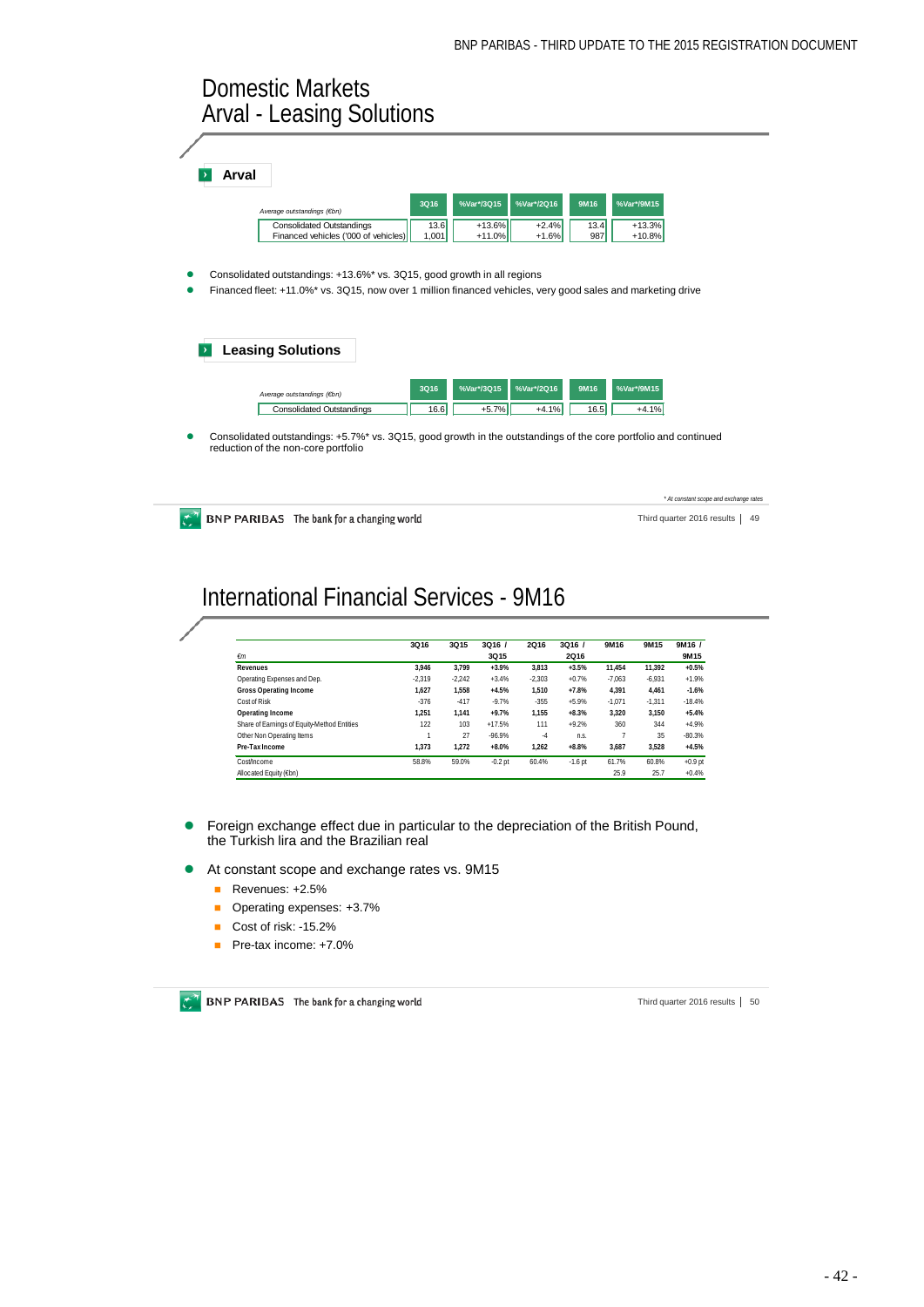# Domestic Markets
## Arval - Leasing Solutions

### Arval

| *Average outstandings (€bn)* | 3Q16 | %Var*/3Q15 | %Var*/2Q16 | 9M16 | %Var*/9M15 |
|---|---|---|---|---|---|
| Consolidated Outstandings | 13.6 | +13.6% | +2.4% | 13.4 | +13.3% |
| Financed vehicles ('000 of vehicles) | 1,001 | +11.0% | +1.6% | 987 | +10.8% |

- Consolidated outstandings: +13.6%* vs. 3Q15, good growth in all regions
- Financed fleet: +11.0%* vs. 3Q15, now over 1 million financed vehicles, very good sales and marketing drive

### Leasing Solutions

| *Average outstandings (€bn)* | 3Q16 | %Var*/3Q15 | %Var*/2Q16 | 9M16 | %Var*/9M15 |
|---|---|---|---|---|---|
| Consolidated Outstandings | 16.6 | +5.7% | +4.1% | 16.5 | +4.1% |

- Consolidated outstandings: +5.7%* vs. 3Q15, good growth in the outstandings of the core portfolio and continued reduction of the non-core portfolio

*\* At constant scope and exchange rates*

# International Financial Services - 9M16

| €m | 3Q16 | 3Q15 | 3Q16 / 3Q15 | 2Q16 | 3Q16 / 2Q16 | 9M16 | 9M15 | 9M16 / 9M15 |
|---|---|---|---|---|---|---|---|---|
| **Revenues** | **3,946** | **3,799** | **+3.9%** | **3,813** | **+3.5%** | **11,454** | **11,392** | **+0.5%** |
| Operating Expenses and Dep. | -2,319 | -2,242 | +3.4% | -2,303 | +0.7% | -7,063 | -6,931 | +1.9% |
| **Gross Operating Income** | **1,627** | **1,558** | **+4.5%** | **1,510** | **+7.8%** | **4,391** | **4,461** | **-1.6%** |
| Cost of Risk | -376 | -417 | -9.7% | -355 | +5.9% | -1,071 | -1,311 | -18.4% |
| **Operating Income** | **1,251** | **1,141** | **+9.7%** | **1,155** | **+8.3%** | **3,320** | **3,150** | **+5.4%** |
| Share of Earnings of Equity-Method Entities | 122 | 103 | +17.5% | 111 | +9.2% | 360 | 344 | +4.9% |
| Other Non Operating Items | 1 | 27 | -96.9% | -4 | n.s. | 7 | 35 | -80.3% |
| **Pre-Tax Income** | **1,373** | **1,272** | **+8.0%** | **1,262** | **+8.8%** | **3,687** | **3,528** | **+4.5%** |
| Cost/Income | 58.8% | 59.0% | -0.2 pt | 60.4% | -1.6 pt | 61.7% | 60.8% | +0.9 pt |
| Allocated Equity (€bn) | | | | | | 25.9 | 25.7 | +0.4% |

- Foreign exchange effect due in particular to the depreciation of the British Pound, the Turkish lira and the Brazilian real
- At constant scope and exchange rates vs. 9M15
  - Revenues: +2.5%
  - Operating expenses: +3.7%
  - Cost of risk: -15.2%
  - Pre-tax income: +7.0%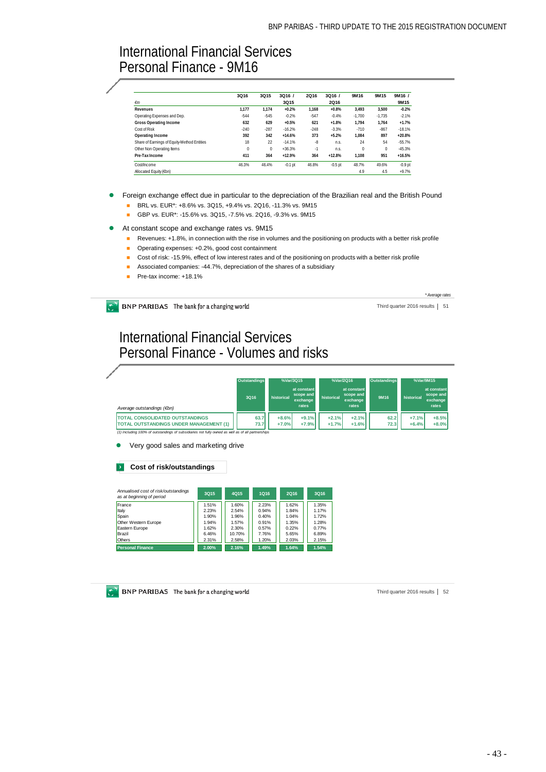# International Financial Services
## Personal Finance - 9M16

| €m | 3Q16 | 3Q15 | 3Q16 / 3Q15 | 2Q16 | 3Q16 / 2Q16 | 9M16 | 9M15 | 9M16 / 9M15 |
|---|---|---|---|---|---|---|---|---|
| **Revenues** | **1,177** | **1,174** | **+0.2%** | **1,168** | **+0.8%** | **3,493** | **3,500** | **-0.2%** |
| Operating Expenses and Dep. | -544 | -545 | -0.2% | -547 | -0.4% | -1,700 | -1,735 | -2.1% |
| **Gross Operating Income** | **632** | **629** | **+0.5%** | **621** | **+1.8%** | **1,794** | **1,764** | **+1.7%** |
| Cost of Risk | -240 | -287 | -16.2% | -248 | -3.3% | -710 | -867 | -18.1% |
| **Operating Income** | **392** | **342** | **+14.6%** | **373** | **+5.2%** | **1,084** | **897** | **+20.8%** |
| Share of Earnings of Equity-Method Entities | 18 | 22 | -14.1% | -8 | n.s. | 24 | 54 | -55.7% |
| Other Non Operating Items | 0 | 0 | +36.3% | -1 | n.s. | 0 | 0 | -45.3% |
| **Pre-Tax Income** | **411** | **364** | **+12.9%** | **364** | **+12.8%** | **1,108** | **951** | **+16.5%** |
| Cost/Income | 46.3% | 46.4% | -0.1 pt | 46.8% | -0.5 pt | 48.7% | 49.6% | -0.9 pt |
| Allocated Equity (€bn) | | | | | | 4.9 | 4.5 | +9.7% |

- Foreign exchange effect due in particular to the depreciation of the Brazilian real and the British Pound
  - BRL vs. EUR*: +8.6% vs. 3Q15, +9.4% vs. 2Q16, -11.3% vs. 9M15
  - GBP vs. EUR*: -15.6% vs. 3Q15, -7.5% vs. 2Q16, -9.3% vs. 9M15
- At constant scope and exchange rates vs. 9M15
  - Revenues: +1.8%, in connection with the rise in volumes and the positioning on products with a better risk profile
  - Operating expenses: +0.2%, good cost containment
  - Cost of risk: -15.9%, effect of low interest rates and of the positioning on products with a better risk profile
  - Associated companies: -44.7%, depreciation of the shares of a subsidiary
  - Pre-tax income: +18.1%

*\* Average rates*

# International Financial Services
## Personal Finance - Volumes and risks

| *Average outstandings (€bn)* | Outstandings 3Q16 | %Var/3Q15 historical | %Var/3Q15 at constant scope and exchange rates | %Var/2Q16 historical | %Var/2Q16 at constant scope and exchange rates | Outstandings 9M16 | %Var/9M15 historical | %Var/9M15 at constant scope and exchange rates |
|---|---|---|---|---|---|---|---|---|
| TOTAL CONSOLIDATED OUTSTANDINGS | 63.7 | +8.6% | +9.1% | +2.1% | +2.1% | 62.2 | +7.1% | +8.5% |
| TOTAL OUTSTANDINGS UNDER MANAGEMENT (1) | 73.7 | +7.0% | +7.9% | +1.7% | +1.6% | 72.3 | +6.4% | +8.0% |

*(1) Including 100% of outstandings of subsidiaries not fully owned as well as of all partnerships*

- Very good sales and marketing drive

**Cost of risk/outstandings**

| *Annualised cost of risk/outstandings as at beginning of period* | 3Q15 | 4Q15 | 1Q16 | 2Q16 | 3Q16 |
|---|---|---|---|---|---|
| France | 1.51% | 1.60% | 2.23% | 1.62% | 1.35% |
| Italy | 2.23% | 2.54% | 0.94% | 1.84% | 1.17% |
| Spain | 1.90% | 1.96% | 0.40% | 1.04% | 1.72% |
| Other Western Europe | 1.94% | 1.57% | 0.91% | 1.35% | 1.28% |
| Eastern Europe | 1.62% | 2.30% | 0.57% | 0.22% | 0.77% |
| Brazil | 6.46% | 10.70% | 7.76% | 5.65% | 6.89% |
| Others | 2.31% | 2.58% | 1.20% | 2.03% | 2.15% |
| **Personal Finance** | **2.00%** | **2.16%** | **1.49%** | **1.64%** | **1.54%** |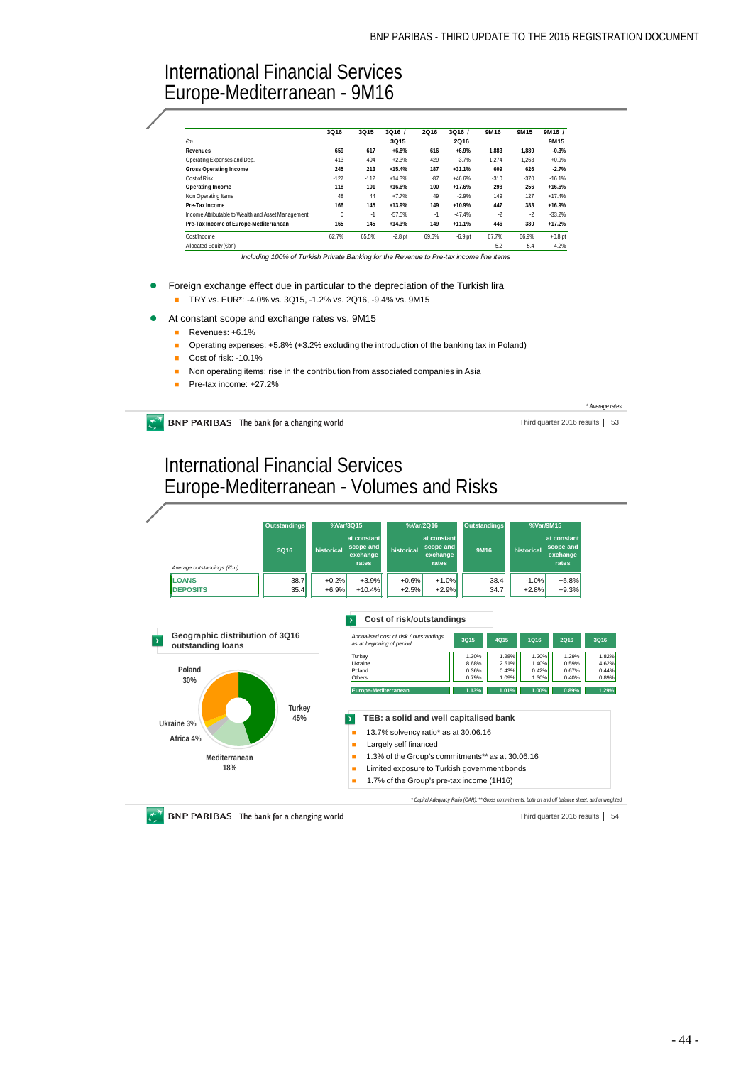# International Financial Services Europe-Mediterranean - 9M16

| €m | 3Q16 | 3Q15 | 3Q16 / 3Q15 | 2Q16 | 3Q16 / 2Q16 | 9M16 | 9M15 | 9M16 / 9M15 |
|---|---|---|---|---|---|---|---|---|
| **Revenues** | **659** | **617** | **+6.8%** | **616** | **+6.9%** | **1,883** | **1,889** | **-0.3%** |
| Operating Expenses and Dep. | -413 | -404 | +2.3% | -429 | -3.7% | -1,274 | -1,263 | +0.9% |
| **Gross Operating Income** | **245** | **213** | **+15.4%** | **187** | **+31.1%** | **609** | **626** | **-2.7%** |
| Cost of Risk | -127 | -112 | +14.3% | -87 | +46.6% | -310 | -370 | -16.1% |
| **Operating Income** | **118** | **101** | **+16.6%** | **100** | **+17.6%** | **298** | **256** | **+16.6%** |
| Non Operating Items | 48 | 44 | +7.7% | 49 | -2.9% | 149 | 127 | +17.4% |
| **Pre-Tax Income** | **166** | **145** | **+13.9%** | **149** | **+10.9%** | **447** | **383** | **+16.9%** |
| Income Attributable to Wealth and Asset Management | 0 | -1 | -57.5% | -1 | -47.4% | -2 | -2 | -33.2% |
| **Pre-Tax Income of Europe-Mediterranean** | **165** | **145** | **+14.3%** | **149** | **+11.1%** | **446** | **380** | **+17.2%** |
| Cost/Income | 62.7% | 65.5% | -2.8 pt | 69.6% | -6.9 pt | 67.7% | 66.9% | +0.8 pt |
| Allocated Equity (€bn) | | | | | | 5.2 | 5.4 | -4.2% |

*Including 100% of Turkish Private Banking for the Revenue to Pre-tax income line items*

- Foreign exchange effect due in particular to the depreciation of the Turkish lira
  - TRY vs. EUR*: -4.0% vs. 3Q15, -1.2% vs. 2Q16, -9.4% vs. 9M15
- At constant scope and exchange rates vs. 9M15
  - Revenues: +6.1%
  - Operating expenses: +5.8% (+3.2% excluding the introduction of the banking tax in Poland)
  - Cost of risk: -10.1%
  - Non operating items: rise in the contribution from associated companies in Asia
  - Pre-tax income: +27.2%

*\* Average rates*

# International Financial Services Europe-Mediterranean - Volumes and Risks

| Average outstandings (€bn) | Outstandings 3Q16 | %Var/3Q15 historical | %Var/3Q15 at constant scope and exchange rates | %Var/2Q16 historical | %Var/2Q16 at constant scope and exchange rates | Outstandings 9M16 | %Var/9M15 historical | %Var/9M15 at constant scope and exchange rates |
|---|---|---|---|---|---|---|---|---|
| LOANS | 38.7 | +0.2% | +3.9% | +0.6% | +1.0% | 38.4 | -1.0% | +5.8% |
| DEPOSITS | 35.4 | +6.9% | +10.4% | +2.5% | +2.9% | 34.7 | +2.8% | +9.3% |

**Geographic distribution of 3Q16 outstanding loans**

Turkey 45%; Mediterranean 18%; Africa 4%; Ukraine 3%; Poland 30%

**Cost of risk/outstandings**

| *Annualised cost of risk / outstandings as at beginning of period* | 3Q15 | 4Q15 | 1Q16 | 2Q16 | 3Q16 |
|---|---|---|---|---|---|
| Turkey | 1.30% | 1.28% | 1.20% | 1.29% | 1.82% |
| Ukraine | 8.68% | 2.51% | 1.40% | 0.59% | 4.62% |
| Poland | 0.36% | 0.43% | 0.42% | 0.67% | 0.44% |
| Others | 0.79% | 1.09% | 1.30% | 0.40% | 0.89% |
| **Europe-Mediterranean** | **1.13%** | **1.01%** | **1.00%** | **0.89%** | **1.29%** |

**TEB: a solid and well capitalised bank**

- 13.7% solvency ratio* as at 30.06.16
- Largely self financed
- 1.3% of the Group's commitments** as at 30.06.16
- Limited exposure to Turkish government bonds
- 1.7% of the Group's pre-tax income (1H16)

*\* Capital Adequacy Ratio (CAR); \*\* Gross commitments, both on and off balance sheet, and unweighted*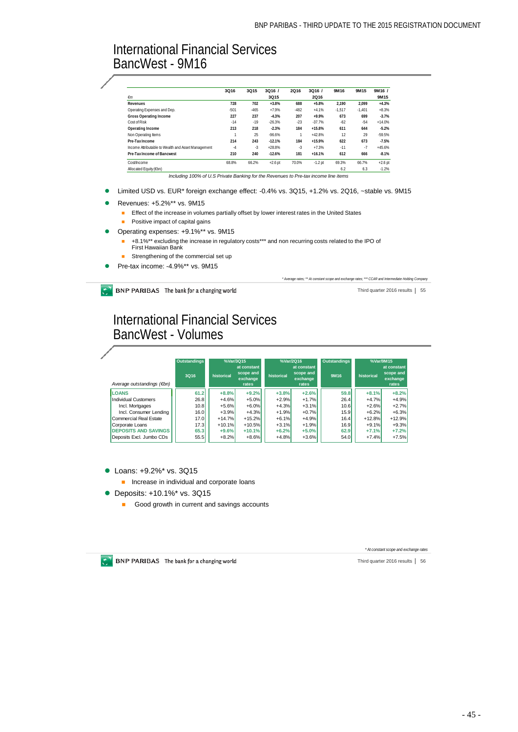# International Financial Services
## BancWest - 9M16

| €m | 3Q16 | 3Q15 | 3Q16 / 3Q15 | 2Q16 | 3Q16 / 2Q16 | 9M16 | 9M15 | 9M16 / 9M15 |
|---|---|---|---|---|---|---|---|---|
| **Revenues** | **728** | **702** | **+3.8%** | **688** | **+5.8%** | **2,190** | **2,099** | **+4.3%** |
| Operating Expenses and Dep. | -501 | -465 | +7.9% | -482 | +4.1% | -1,517 | -1,401 | +8.3% |
| **Gross Operating Income** | **227** | **237** | **-4.3%** | **207** | **+9.9%** | **673** | **699** | **-3.7%** |
| Cost of Risk | -14 | -19 | -26.3% | -23 | -37.7% | -62 | -54 | +14.0% |
| **Operating Income** | **213** | **218** | **-2.3%** | **184** | **+15.8%** | **611** | **644** | **-5.2%** |
| Non Operating Items | 1 | 25 | -96.6% | 1 | +42.8% | 12 | 29 | -59.5% |
| **Pre-Tax Income** | **214** | **243** | **-12.1%** | **184** | **+15.9%** | **622** | **673** | **-7.5%** |
| Income Attributable to Wealth and Asset Management | -4 | -3 | +28.8% | -3 | +7.3% | -11 | -7 | +45.6% |
| **Pre-Tax Income of Bancwest** | **210** | **240** | **-12.6%** | **181** | **+16.1%** | **612** | **666** | **-8.1%** |
| Cost/Income | 68.8% | 66.2% | +2.6 pt | 70.0% | -1.2 pt | 69.3% | 66.7% | +2.6 pt |
| Allocated Equity (€bn) | | | | | | 6.2 | 6.3 | -1.2% |

*Including 100% of U.S Private Banking for the Revenues to Pre-tax income line items*

- Limited USD vs. EUR* foreign exchange effect: -0.4% vs. 3Q15, +1.2% vs. 2Q16, ~stable vs. 9M15
- Revenues: +5.2%** vs. 9M15
  - Effect of the increase in volumes partially offset by lower interest rates in the United States
  - Positive impact of capital gains
- Operating expenses: +9.1%** vs. 9M15
  - +8.1%** excluding the increase in regulatory costs*** and non recurring costs related to the IPO of First Hawaiian Bank
  - Strengthening of the commercial set up
- Pre-tax income: -4.9%** vs. 9M15

*\* Average rates; \*\* At constant scope and exchange rates; \*\*\* CCAR and Intermediate Holding Company*

# International Financial Services
## BancWest - Volumes

| Average outstandings (€bn) | Outstandings 3Q16 | %Var/3Q15 historical | %Var/3Q15 at constant scope and exchange rates | %Var/2Q16 historical | %Var/2Q16 at constant scope and exchange rates | Outstandings 9M16 | %Var/9M15 historical | %Var/9M15 at constant scope and exchange rates |
|---|---|---|---|---|---|---|---|---|
| **LOANS** | **61.2** | **+8.8%** | **+9.2%** | **+3.8%** | **+2.6%** | **59.8** | **+8.1%** | **+8.2%** |
| Individual Customers | 26.8 | +4.6% | +5.0% | +2.9% | +1.7% | 26.4 | +4.7% | +4.9% |
| Incl. Mortgages | 10.8 | +5.6% | +6.0% | +4.3% | +3.1% | 10.6 | +2.6% | +2.7% |
| Incl. Consumer Lending | 16.0 | +3.9% | +4.3% | +1.9% | +0.7% | 15.9 | +6.2% | +6.3% |
| Commercial Real Estate | 17.0 | +14.7% | +15.2% | +6.1% | +4.9% | 16.4 | +12.8% | +12.9% |
| Corporate Loans | 17.3 | +10.1% | +10.5% | +3.1% | +1.9% | 16.9 | +9.1% | +9.3% |
| **DEPOSITS AND SAVINGS** | **65.3** | **+9.6%** | **+10.1%** | **+6.2%** | **+5.0%** | **62.9** | **+7.1%** | **+7.2%** |
| Deposits Excl. Jumbo CDs | 55.5 | +8.2% | +8.6% | +4.8% | +3.6% | 54.0 | +7.4% | +7.5% |

- Loans: +9.2%* vs. 3Q15
  - Increase in individual and corporate loans
- Deposits: +10.1%* vs. 3Q15
  - Good growth in current and savings accounts

*\* At constant scope and exchange rates*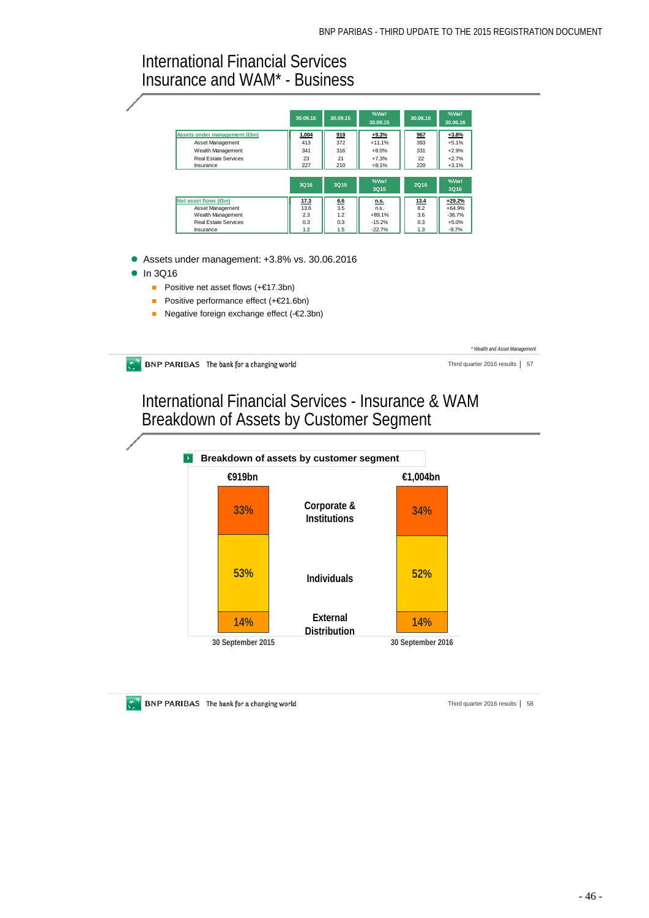# International Financial Services
## Insurance and WAM* - Business

| | 30.09.16 | 30.09.15 | %Var/ 30.09.15 | 30.06.16 | %Var/ 30.06.16 |
|---|---|---|---|---|---|
| Assets under management (€bn) | 1,004 | 919 | +9.3% | 967 | +3.8% |
| Asset Management | 413 | 372 | +11.1% | 393 | +5.1% |
| Wealth Management | 341 | 316 | +8.0% | 331 | +2.9% |
| Real Estate Services | 23 | 21 | +7.3% | 22 | +2.7% |
| Insurance | 227 | 210 | +8.1% | 220 | +3.1% |

| | 3Q16 | 3Q15 | %Var/ 3Q15 | 2Q16 | %Var/ 2Q16 |
|---|---|---|---|---|---|
| Net asset flows (€bn) | 17.3 | 6.6 | n.s. | 13.4 | +29.2% |
| Asset Management | 13.6 | 3.5 | n.s. | 8.2 | +64.9% |
| Wealth Management | 2.3 | 1.2 | +89.1% | 3.6 | -36.7% |
| Real Estate Services | 0.3 | 0.3 | -15.2% | 0.3 | +5.0% |
| Insurance | 1.2 | 1.5 | -22.7% | 1.3 | -9.7% |

- Assets under management: +3.8% vs. 30.06.2016
- In 3Q16
  - Positive net asset flows (+€17.3bn)
  - Positive performance effect (+€21.6bn)
  - Negative foreign exchange effect (-€2.3bn)

*Wealth and Asset Management*

# International Financial Services - Insurance & WAM
## Breakdown of Assets by Customer Segment

**Breakdown of assets by customer segment**

| | 30 September 2015 (€919bn) | 30 September 2016 (€1,004bn) |
|---|---|---|
| Corporate & Institutions | 33% | 34% |
| Individuals | 53% | 52% |
| External Distribution | 14% | 14% |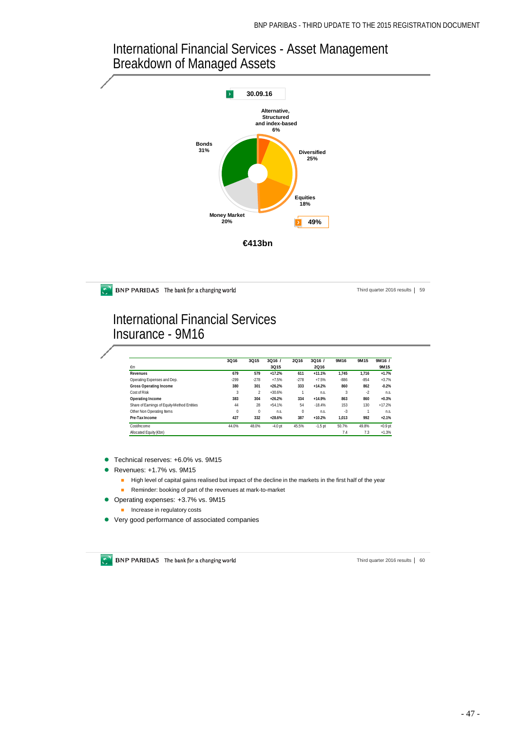# International Financial Services - Asset Management Breakdown of Managed Assets

30.09.16

- Alternative, Structured and index-based 6%
- Diversified 25%
- Equities 18%
- Money Market 20%
- Bonds 31%

49%

€413bn

# International Financial Services Insurance - 9M16

| €m | 3Q16 | 3Q15 | 3Q16 / 3Q15 | 2Q16 | 3Q16 / 2Q16 | 9M16 | 9M15 | 9M16 / 9M15 |
|---|---|---|---|---|---|---|---|---|
| **Revenues** | **679** | **579** | **+17.2%** | **611** | **+11.1%** | **1,745** | **1,716** | **+1.7%** |
| Operating Expenses and Dep. | -299 | -278 | +7.5% | -278 | +7.5% | -886 | -854 | +3.7% |
| **Gross Operating Income** | **380** | **301** | **+26.2%** | **333** | **+14.2%** | **860** | **862** | **-0.2%** |
| Cost of Risk | 3 | 2 | +30.6% | 1 | n.s. | 3 | -2 | n.s. |
| **Operating Income** | **383** | **304** | **+26.2%** | **334** | **+14.9%** | **863** | **860** | **+0.3%** |
| Share of Earnings of Equity-Method Entities | 44 | 28 | +54.1% | 54 | -18.4% | 153 | 130 | +17.2% |
| Other Non Operating Items | 0 | 0 | n.s. | 0 | n.s. | -3 | 1 | n.s. |
| **Pre-Tax Income** | **427** | **332** | **+28.6%** | **387** | **+10.2%** | **1,013** | **992** | **+2.1%** |
| Cost/Income | 44.0% | 48.0% | -4.0 pt | 45.5% | -1.5 pt | 50.7% | 49.8% | +0.9 pt |
| Allocated Equity (€bn) | | | | | | 7.4 | 7.3 | +1.3% |

- Technical reserves: +6.0% vs. 9M15
- Revenues: +1.7% vs. 9M15
  - High level of capital gains realised but impact of the decline in the markets in the first half of the year
  - Reminder: booking of part of the revenues at mark-to-market
- Operating expenses: +3.7% vs. 9M15
  - Increase in regulatory costs
- Very good performance of associated companies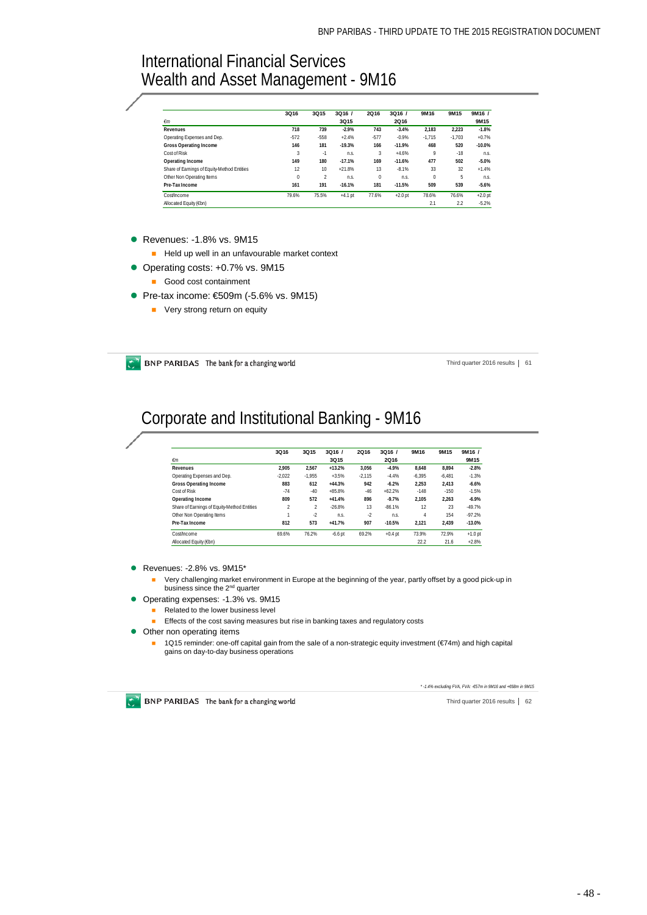# International Financial Services
## Wealth and Asset Management - 9M16

| €m | 3Q16 | 3Q15 | 3Q16 / 3Q15 | 2Q16 | 3Q16 / 2Q16 | 9M16 | 9M15 | 9M16 / 9M15 |
|---|---|---|---|---|---|---|---|---|
| **Revenues** | **718** | **739** | **-2.9%** | **743** | **-3.4%** | **2,183** | **2,223** | **-1.8%** |
| Operating Expenses and Dep. | -572 | -558 | +2.4% | -577 | -0.9% | -1,715 | -1,703 | +0.7% |
| **Gross Operating Income** | **146** | **181** | **-19.3%** | **166** | **-11.9%** | **468** | **520** | **-10.0%** |
| Cost of Risk | 3 | -1 | n.s. | 3 | +4.6% | 9 | -18 | n.s. |
| **Operating Income** | **149** | **180** | **-17.1%** | **169** | **-11.6%** | **477** | **502** | **-5.0%** |
| Share of Earnings of Equity-Method Entities | 12 | 10 | +21.8% | 13 | -8.1% | 33 | 32 | +1.4% |
| Other Non Operating Items | 0 | 2 | n.s. | 0 | n.s. | 0 | 5 | n.s. |
| **Pre-Tax Income** | **161** | **191** | **-16.1%** | **181** | **-11.5%** | **509** | **539** | **-5.6%** |
| Cost/Income | 79.6% | 75.5% | +4.1 pt | 77.6% | +2.0 pt | 78.6% | 76.6% | +2.0 pt |
| Allocated Equity (€bn) | | | | | | 2.1 | 2.2 | -5.2% |

- Revenues: -1.8% vs. 9M15
  - Held up well in an unfavourable market context
- Operating costs: +0.7% vs. 9M15
  - Good cost containment
- Pre-tax income: €509m (-5.6% vs. 9M15)
  - Very strong return on equity

BNP PARIBAS The bank for a changing world

Third quarter 2016 results | 61

# Corporate and Institutional Banking - 9M16

| €m | 3Q16 | 3Q15 | 3Q16 / 3Q15 | 2Q16 | 3Q16 / 2Q16 | 9M16 | 9M15 | 9M16 / 9M15 |
|---|---|---|---|---|---|---|---|---|
| **Revenues** | **2,905** | **2,567** | **+13.2%** | **3,056** | **-4.9%** | **8,648** | **8,894** | **-2.8%** |
| Operating Expenses and Dep. | -2,022 | -1,955 | +3.5% | -2,115 | -4.4% | -6,395 | -6,481 | -1.3% |
| **Gross Operating Income** | **883** | **612** | **+44.3%** | **942** | **-6.2%** | **2,253** | **2,413** | **-6.6%** |
| Cost of Risk | -74 | -40 | +85.8% | -46 | +62.2% | -148 | -150 | -1.5% |
| **Operating Income** | **809** | **572** | **+41.4%** | **896** | **-9.7%** | **2,105** | **2,263** | **-6.9%** |
| Share of Earnings of Equity-Method Entities | 2 | 2 | -26.8% | 13 | -86.1% | 12 | 23 | -49.7% |
| Other Non Operating Items | 1 | -2 | n.s. | -2 | n.s. | 4 | 154 | -97.2% |
| **Pre-Tax Income** | **812** | **573** | **+41.7%** | **907** | **-10.5%** | **2,121** | **2,439** | **-13.0%** |
| Cost/Income | 69.6% | 76.2% | -6.6 pt | 69.2% | +0.4 pt | 73.9% | 72.9% | +1.0 pt |
| Allocated Equity (€bn) | | | | | | 22.2 | 21.6 | +2.8% |

- Revenues: -2.8% vs. 9M15*
  - Very challenging market environment in Europe at the beginning of the year, partly offset by a good pick-up in business since the 2nd quarter
- Operating expenses: -1.3% vs. 9M15
  - Related to the lower business level
  - Effects of the cost saving measures but rise in banking taxes and regulatory costs
- Other non operating items
  - 1Q15 reminder: one-off capital gain from the sale of a non-strategic equity investment (€74m) and high capital gains on day-to-day business operations

*\* -1.4% excluding FVA, FVA: -€57m in 9M16 and +€68m in 9M15*

BNP PARIBAS The bank for a changing world

Third quarter 2016 results | 62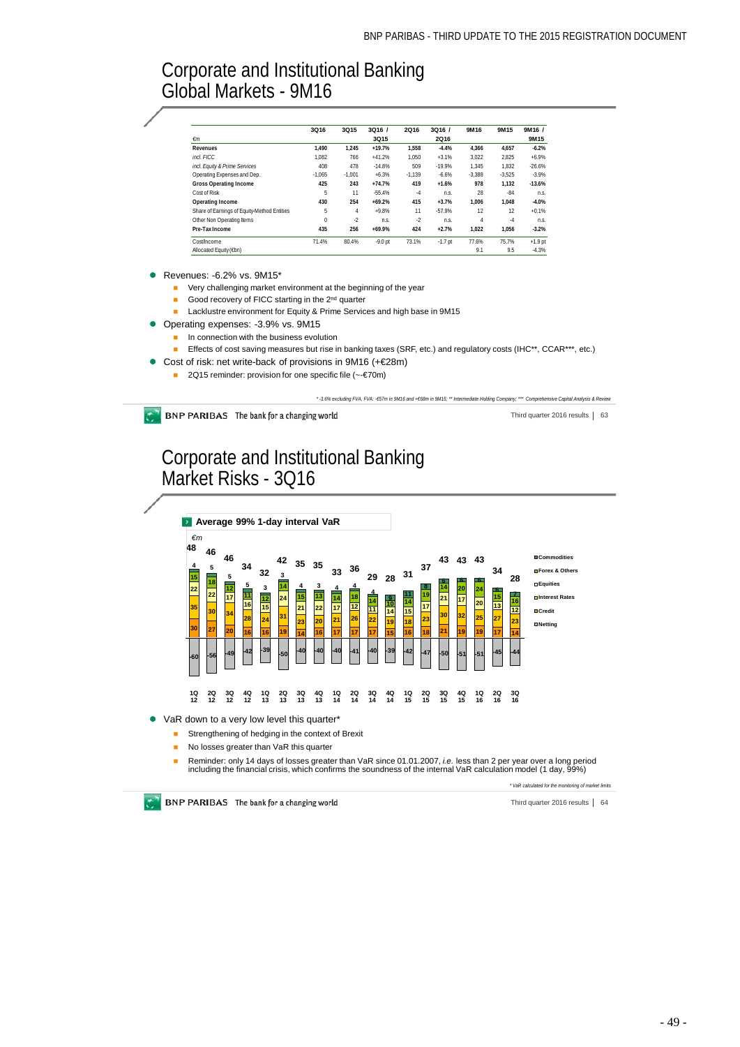# Corporate and Institutional Banking Global Markets - 9M16

| €m | 3Q16 | 3Q15 | 3Q16 / 3Q15 | 2Q16 | 3Q16 / 2Q16 | 9M16 | 9M15 | 9M16 / 9M15 |
|---|---|---|---|---|---|---|---|---|
| **Revenues** | **1,490** | **1,245** | **+19.7%** | **1,558** | **-4.4%** | **4,366** | **4,657** | **-6.2%** |
| *incl. FICC* | 1,082 | 766 | +41.2% | 1,050 | +3.1% | 3,022 | 2,825 | +6.9% |
| *incl. Equity & Prime Services* | 408 | 478 | -14.8% | 509 | -19.9% | 1,345 | 1,832 | -26.6% |
| Operating Expenses and Dep. | -1,065 | -1,001 | +6.3% | -1,139 | -6.6% | -3,388 | -3,525 | -3.9% |
| **Gross Operating Income** | **425** | **243** | **+74.7%** | **419** | **+1.6%** | **978** | **1,132** | **-13.6%** |
| Cost of Risk | 5 | 11 | -55.4% | -4 | n.s. | 28 | -84 | n.s. |
| **Operating Income** | **430** | **254** | **+69.2%** | **415** | **+3.7%** | **1,006** | **1,048** | **-4.0%** |
| Share of Earnings of Equity-Method Entities | 5 | 4 | +9.8% | 11 | -57.9% | 12 | 12 | +0.1% |
| Other Non Operating Items | 0 | -2 | n.s. | -2 | n.s. | 4 | -4 | n.s. |
| **Pre-Tax Income** | **435** | **256** | **+69.9%** | **424** | **+2.7%** | **1,022** | **1,056** | **-3.2%** |
| Cost/Income | 71.4% | 80.4% | -9.0 pt | 73.1% | -1.7 pt | 77.6% | 75.7% | +1.9 pt |
| Allocated Equity (€bn) | | | | | | 9.1 | 9.5 | -4.3% |

- Revenues: -6.2% vs. 9M15*
  - Very challenging market environment at the beginning of the year
  - Good recovery of FICC starting in the 2nd quarter
  - Lacklustre environment for Equity & Prime Services and high base in 9M15
- Operating expenses: -3.9% vs. 9M15
  - In connection with the business evolution
  - Effects of cost saving measures but rise in banking taxes (SRF, etc.) and regulatory costs (IHC**, CCAR***, etc.)
- Cost of risk: net write-back of provisions in 9M16 (+€28m)
  - 2Q15 reminder: provision for one specific file (~-€70m)

*\* -3.6% excluding FVA, FVA: -€57m in 9M16 and +€68m in 9M15; \*\* Intermediate Holding Company; \*\*\* Comprehensive Capital Analysis & Review*

# Corporate and Institutional Banking Market Risks - 3Q16

**Average 99% 1-day interval VaR**

€m

| | 1Q12 | 2Q12 | 3Q12 | 4Q12 | 1Q13 | 2Q13 | 3Q13 | 4Q13 | 1Q14 | 2Q14 | 3Q14 | 4Q14 | 1Q15 | 2Q15 | 3Q15 | 4Q15 | 1Q16 | 2Q16 | 3Q16 |
|---|---|---|---|---|---|---|---|---|---|---|---|---|---|---|---|---|---|---|---|
| Total | 48 | 46 | 46 | 34 | 32 | 42 | 35 | 35 | 33 | 36 | 29 | 28 | 31 | 37 | 43 | 43 | 43 | 34 | 28 |
| Commodities | 4 | 5 | 5 | 5 | 3 | 3 | 4 | 3 | 4 | 4 | 4 | | | | | | | | |
| Forex & Others | 15 | 18 | 12 | 11 | 12 | 14 | 15 | 13 | 14 | 18 | 14 | 9 | 11 | 8 | 6 | 6 | 6 | 6 | 7 |
| Equities | 22 | 22 | 17 | 16 | 15 | 24 | 21 | 22 | 17 | 12 | 11 | 10 | 14 | 19 | 14 | 20 | 24 | 15 | 16 |
| Interest Rates | 35 | 30 | 34 | 28 | 24 | 31 | 23 | 20 | 21 | 26 | 22 | 14 | 15 | 17 | 21 | 17 | 20 | 13 | 12 |
| Credit | 30 | 27 | 20 | 16 | 16 | 19 | 14 | 16 | 17 | 17 | 17 | 19 | 18 | 23 | 30 | 32 | 25 | 27 | 23 |
| | | | | | | | | | | | | 15 | 16 | 18 | 21 | 19 | 19 | 17 | 14 |
| Netting | -60 | -56 | -49 | -42 | -39 | -50 | -40 | -40 | -40 | -41 | -40 | -39 | -42 | -47 | -50 | -51 | -51 | -45 | -44 |

- VaR down to a very low level this quarter*
  - Strengthening of hedging in the context of Brexit
  - No losses greater than VaR this quarter
  - Reminder: only 14 days of losses greater than VaR since 01.01.2007, *i.e.* less than 2 per year over a long period including the financial crisis, which confirms the soundness of the internal VaR calculation model (1 day, 99%)

*\* VaR calculated for the monitoring of market limits*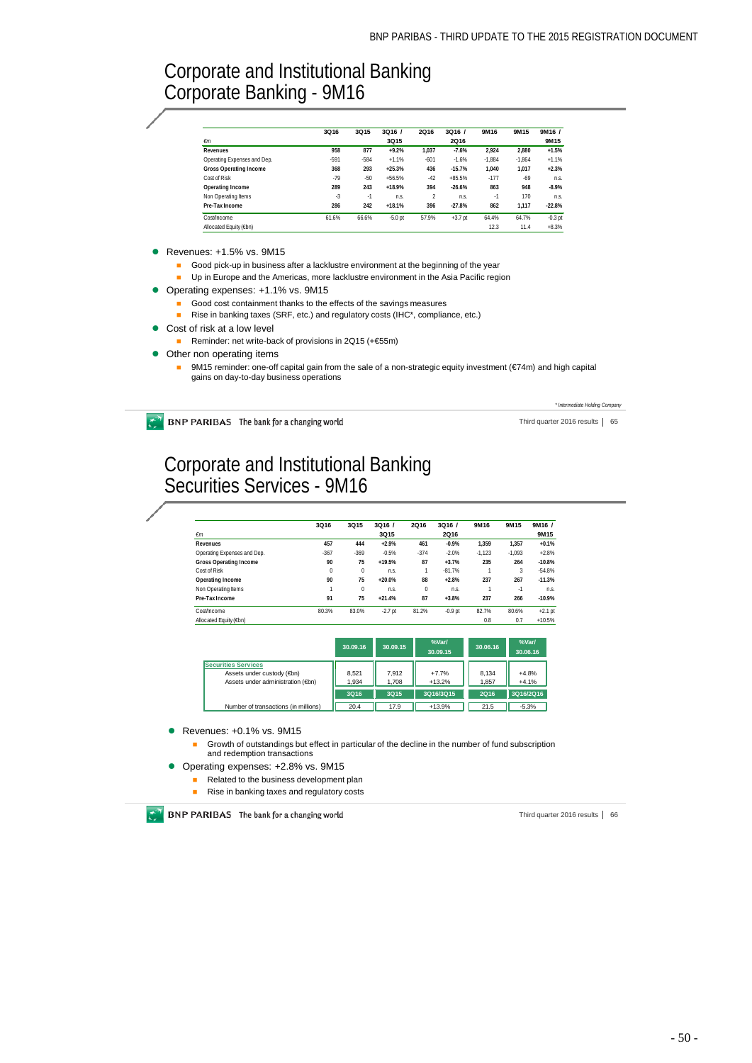# Corporate and Institutional Banking
## Corporate Banking - 9M16

| €m | 3Q16 | 3Q15 | 3Q16 / 3Q15 | 2Q16 | 3Q16 / 2Q16 | 9M16 | 9M15 | 9M16 / 9M15 |
|---|---|---|---|---|---|---|---|---|
| **Revenues** | 958 | 877 | +9.2% | 1,037 | -7.6% | 2,924 | 2,880 | +1.5% |
| Operating Expenses and Dep. | -591 | -584 | +1.1% | -601 | -1.6% | -1,884 | -1,864 | +1.1% |
| **Gross Operating Income** | 368 | 293 | +25.3% | 436 | -15.7% | 1,040 | 1,017 | +2.3% |
| Cost of Risk | -79 | -50 | +56.5% | -42 | +85.5% | -177 | -69 | n.s. |
| **Operating Income** | 289 | 243 | +18.9% | 394 | -26.6% | 863 | 948 | -8.9% |
| Non Operating Items | -3 | -1 | n.s. | 2 | n.s. | -1 | 170 | n.s. |
| **Pre-Tax Income** | 286 | 242 | +18.1% | 396 | -27.8% | 862 | 1,117 | -22.8% |
| Cost/Income | 61.6% | 66.6% | -5.0 pt | 57.9% | +3.7 pt | 64.4% | 64.7% | -0.3 pt |
| Allocated Equity (€bn) | | | | | | 12.3 | 11.4 | +8.3% |

- Revenues: +1.5% vs. 9M15
  - Good pick-up in business after a lacklustre environment at the beginning of the year
  - Up in Europe and the Americas, more lacklustre environment in the Asia Pacific region
- Operating expenses: +1.1% vs. 9M15
  - Good cost containment thanks to the effects of the savings measures
  - Rise in banking taxes (SRF, etc.) and regulatory costs (IHC*, compliance, etc.)
- Cost of risk at a low level
  - Reminder: net write-back of provisions in 2Q15 (+€55m)
- Other non operating items
  - 9M15 reminder: one-off capital gain from the sale of a non-strategic equity investment (€74m) and high capital gains on day-to-day business operations

*\* Intermediate Holding Company*

# Corporate and Institutional Banking
## Securities Services - 9M16

| €m | 3Q16 | 3Q15 | 3Q16 / 3Q15 | 2Q16 | 3Q16 / 2Q16 | 9M16 | 9M15 | 9M16 / 9M15 |
|---|---|---|---|---|---|---|---|---|
| **Revenues** | 457 | 444 | +2.9% | 461 | -0.9% | 1,359 | 1,357 | +0.1% |
| Operating Expenses and Dep. | -367 | -369 | -0.5% | -374 | -2.0% | -1,123 | -1,093 | +2.8% |
| **Gross Operating Income** | 90 | 75 | +19.5% | 87 | +3.7% | 235 | 264 | -10.8% |
| Cost of Risk | 0 | 0 | n.s. | 1 | -81.7% | 1 | 3 | -54.8% |
| **Operating Income** | 90 | 75 | +20.0% | 88 | +2.8% | 237 | 267 | -11.3% |
| Non Operating Items | 1 | 0 | n.s. | 0 | n.s. | 1 | -1 | n.s. |
| **Pre-Tax Income** | 91 | 75 | +21.4% | 87 | +3.8% | 237 | 266 | -10.9% |
| Cost/Income | 80.3% | 83.0% | -2.7 pt | 81.2% | -0.9 pt | 82.7% | 80.6% | +2.1 pt |
| Allocated Equity (€bn) | | | | | | 0.8 | 0.7 | +10.5% |

| | 30.09.16 | 30.09.15 | %Var/ 30.09.15 | 30.06.16 | %Var/ 30.06.16 |
|---|---|---|---|---|---|
| **Securities Services** | | | | | |
| Assets under custody (€bn) | 8,521 | 7,912 | +7.7% | 8,134 | +4.8% |
| Assets under administration (€bn) | 1,934 | 1,708 | +13.2% | 1,857 | +4.1% |
| | 3Q16 | 3Q15 | 3Q16/3Q15 | 2Q16 | 3Q16/2Q16 |
| Number of transactions (in millions) | 20.4 | 17.9 | +13.9% | 21.5 | -5.3% |

- Revenues: +0.1% vs. 9M15
  - Growth of outstandings but effect in particular of the decline in the number of fund subscription and redemption transactions
- Operating expenses: +2.8% vs. 9M15
  - Related to the business development plan
  - Rise in banking taxes and regulatory costs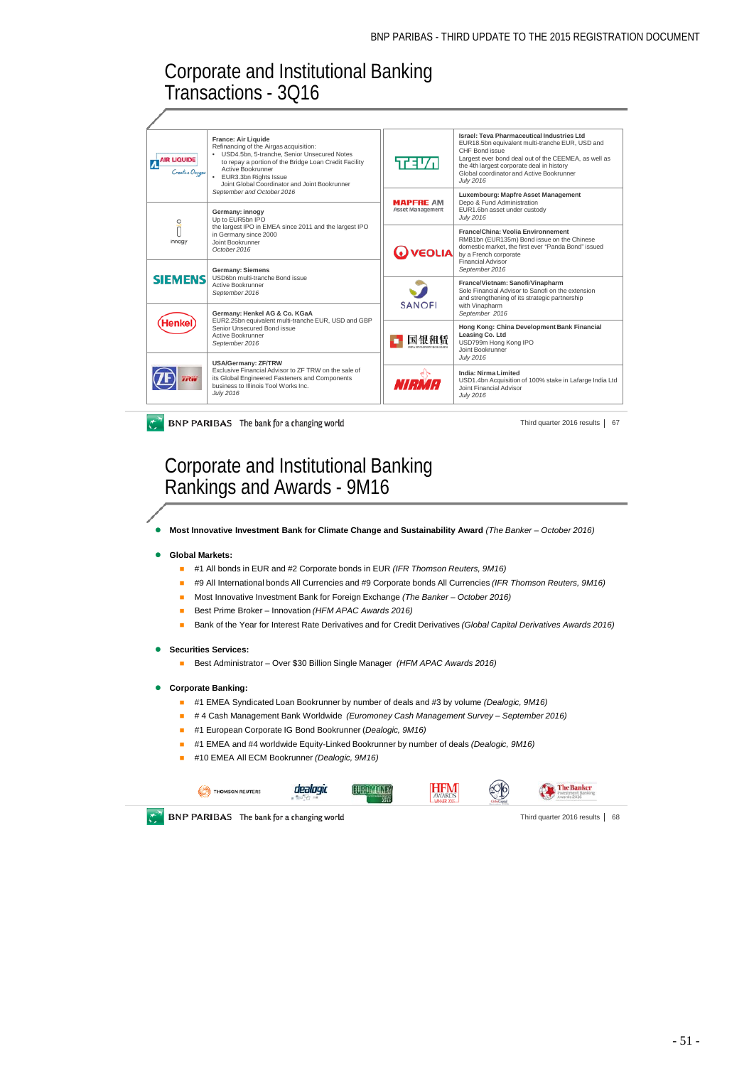# Corporate and Institutional Banking Transactions - 3Q16

**France: Air Liquide**
Refinancing of the Airgas acquisition:
- USD4.5bn, 5-tranche, Senior Unsecured Notes to repay a portion of the Bridge Loan Credit Facility
  Active Bookrunner
- EUR3.3bn Rights Issue
  Joint Global Coordinator and Joint Bookrunner

*September and October 2016*

**Germany: innogy**
Up to EUR5bn IPO
the largest IPO in EMEA since 2011 and the largest IPO in Germany since 2000
Joint Bookrunner
*October 2016*

**Germany: Siemens**
USD6bn multi-tranche Bond issue
Active Bookrunner
*September 2016*

**Germany: Henkel AG & Co. KGaA**
EUR2.25bn equivalent multi-tranche EUR, USD and GBP Senior Unsecured Bond issue
Active Bookrunner
*September 2016*

**USA/Germany: ZF/TRW**
Exclusive Financial Advisor to ZF TRW on the sale of its Global Engineered Fasteners and Components business to Illinois Tool Works Inc.
*July 2016*

**Israel: Teva Pharmaceutical Industries Ltd**
EUR18.5bn equivalent multi-tranche EUR, USD and CHF Bond issue
Largest ever bond deal out of the CEEMEA, as well as the 4th largest corporate deal in history
Global coordinator and Active Bookrunner
*July 2016*

**Luxembourg: Mapfre Asset Management**
Depo & Fund Administration
EUR1.6bn asset under custody
*July 2016*

**France/China: Veolia Environnement**
RMB1bn (EUR135m) Bond issue on the Chinese domestic market, the first ever "Panda Bond" issued by a French corporate
Financial Advisor
*September 2016*

**France/Vietnam: Sanofi/Vinapharm**
Sole Financial Advisor to Sanofi on the extension and strengthening of its strategic partnership with Vinapharm
*September 2016*

**Hong Kong: China Development Bank Financial Leasing Co. Ltd**
USD799m Hong Kong IPO
Joint Bookrunner
*July 2016*

**India: Nirma Limited**
USD1.4bn Acquisition of 100% stake in Lafarge India Ltd
Joint Financial Advisor
*July 2016*

# Corporate and Institutional Banking Rankings and Awards - 9M16

- **Most Innovative Investment Bank for Climate Change and Sustainability Award** *(The Banker – October 2016)*
- **Global Markets:**
  - #1 All bonds in EUR and #2 Corporate bonds in EUR *(IFR Thomson Reuters, 9M16)*
  - #9 All International bonds All Currencies and #9 Corporate bonds All Currencies *(IFR Thomson Reuters, 9M16)*
  - Most Innovative Investment Bank for Foreign Exchange *(The Banker – October 2016)*
  - Best Prime Broker – Innovation *(HFM APAC Awards 2016)*
  - Bank of the Year for Interest Rate Derivatives and for Credit Derivatives *(Global Capital Derivatives Awards 2016)*
- **Securities Services:**
  - Best Administrator – Over $30 Billion Single Manager *(HFM APAC Awards 2016)*
- **Corporate Banking:**
  - #1 EMEA Syndicated Loan Bookrunner by number of deals and #3 by volume *(Dealogic, 9M16)*
  - # 4 Cash Management Bank Worldwide *(Euromoney Cash Management Survey – September 2016)*
  - #1 European Corporate IG Bond Bookrunner *(Dealogic, 9M16)*
  - #1 EMEA and #4 worldwide Equity-Linked Bookrunner by number of deals *(Dealogic, 9M16)*
  - #10 EMEA All ECM Bookrunner *(Dealogic, 9M16)*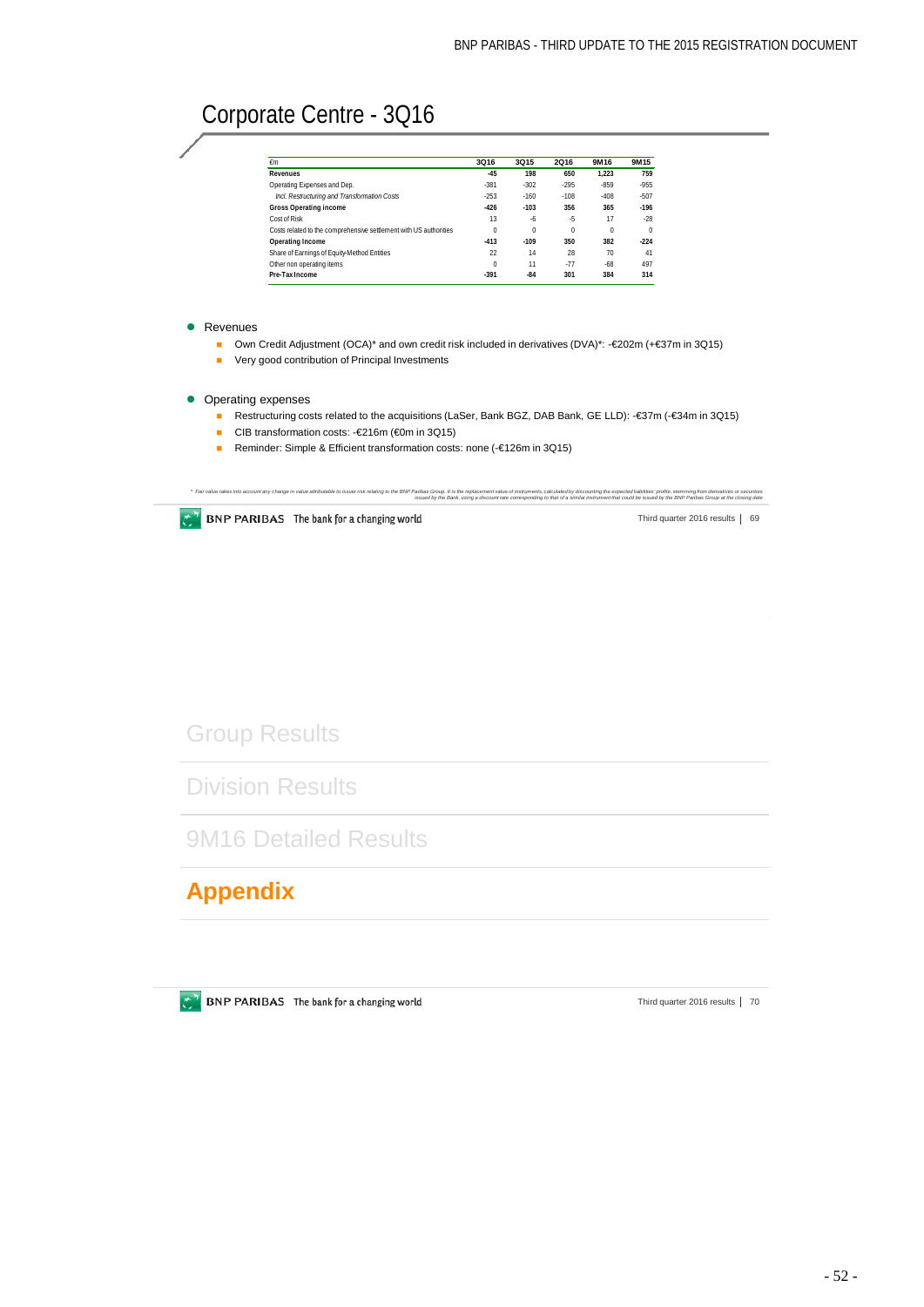# Corporate Centre - 3Q16

| €m | 3Q16 | 3Q15 | 2Q16 | 9M16 | 9M15 |
|---|---|---|---|---|---|
| **Revenues** | **-45** | **198** | **650** | **1,223** | **759** |
| Operating Expenses and Dep. | -381 | -302 | -295 | -859 | -955 |
| *Incl. Restructuring and Transformation Costs* | -253 | -160 | -108 | -408 | -507 |
| **Gross Operating income** | **-426** | **-103** | **356** | **365** | **-196** |
| Cost of Risk | 13 | -6 | -5 | 17 | -28 |
| Costs related to the comprehensive settlement with US authorities | 0 | 0 | 0 | 0 | 0 |
| **Operating Income** | **-413** | **-109** | **350** | **382** | **-224** |
| Share of Earnings of Equity-Method Entities | 22 | 14 | 28 | 70 | 41 |
| Other non operating items | 0 | 11 | -77 | -68 | 497 |
| **Pre-Tax Income** | **-391** | **-84** | **301** | **384** | **314** |

- Revenues
  - Own Credit Adjustment (OCA)* and own credit risk included in derivatives (DVA)*: -€202m (+€37m in 3Q15)
  - Very good contribution of Principal Investments
- Operating expenses
  - Restructuring costs related to the acquisitions (LaSer, Bank BGZ, DAB Bank, GE LLD): -€37m (-€34m in 3Q15)
  - CIB transformation costs: -€216m (€0m in 3Q15)
  - Reminder: Simple & Efficient transformation costs: none (-€126m in 3Q15)

\* Fair value takes into account any change in value attributable to issuer risk relating to the BNP Paribas Group. It is the replacement value of instruments, calculated by discounting the expected liabilities' profile, stemming from derivatives or securities issued by the Bank, using a discount rate corresponding to that of a similar instrument that could be issued by the BNP Paribas Group at the closing date

Group Results

Division Results

9M16 Detailed Results

**Appendix**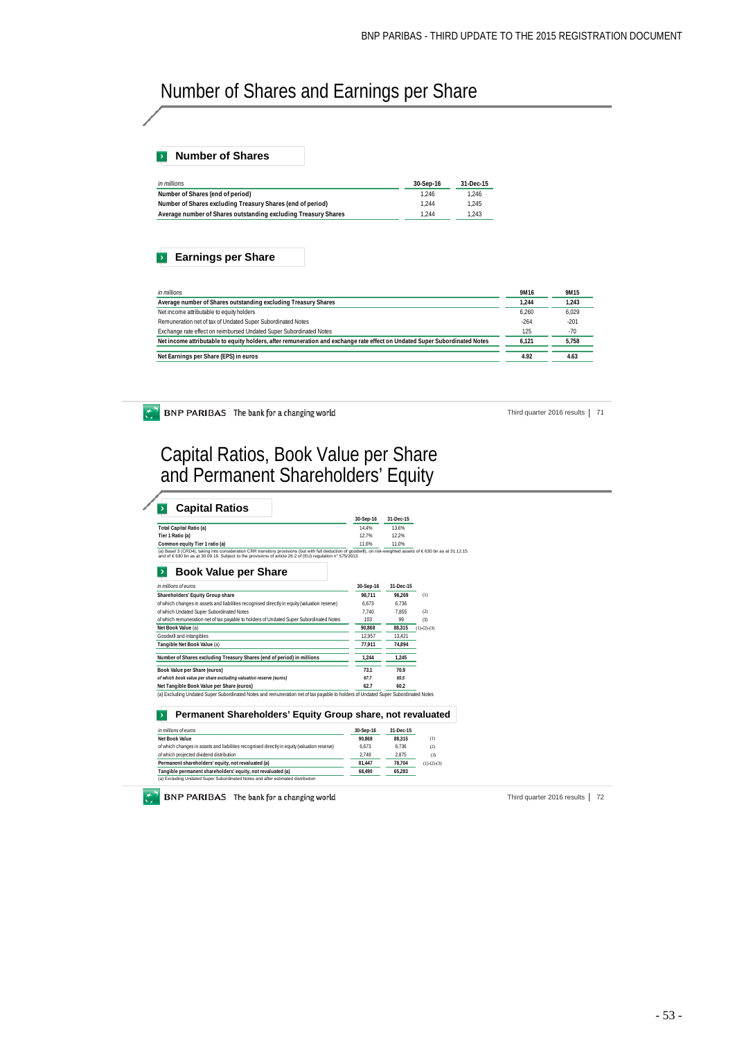# Number of Shares and Earnings per Share

## Number of Shares

| *in millions* | 30-Sep-16 | 31-Dec-15 |
|---|---|---|
| **Number of Shares (end of period)** | 1,246 | 1,246 |
| **Number of Shares excluding Treasury Shares (end of period)** | 1,244 | 1,245 |
| **Average number of Shares outstanding excluding Treasury Shares** | 1,244 | 1,243 |

## Earnings per Share

| *in millions* | 9M16 | 9M15 |
|---|---|---|
| **Average number of Shares outstanding excluding Treasury Shares** | **1,244** | **1,243** |
| Net income attributable to equity holders | 6,260 | 6,029 |
| Remuneration net of tax of Undated Super Subordinated Notes | -264 | -201 |
| Exchange rate effect on reimbursed Undated Super Subordinated Notes | 125 | -70 |
| **Net income attributable to equity holders, after remuneration and exchange rate effect on Undated Super Subordinated Notes** | **6,121** | **5,758** |
| **Net Earnings per Share (EPS) in euros** | **4.92** | **4.63** |

# Capital Ratios, Book Value per Share and Permanent Shareholders' Equity

## Capital Ratios

| | 30-Sep-16 | 31-Dec-15 |
|---|---|---|
| **Total Capital Ratio (a)** | 14.4% | 13.6% |
| **Tier 1 Ratio (a)** | 12.7% | 12.2% |
| **Common equity Tier 1 ratio (a)** | 11.6% | 11.0% |

(a) Basel 3 (CRD4), taking into consideration CRR transitory provisions (but with full deduction of goodwill), on risk-weighted assets of € 630 bn as at 31.12.15 and of € 630 bn as at 30.09.16. Subject to the provisions of article 26.2 of (EU) regulation n° 575/2013.

## Book Value per Share

| *in millions of euros* | 30-Sep-16 | 31-Dec-15 | |
|---|---|---|---|
| **Shareholders' Equity Group share** | **98,711** | **96,269** | (1) |
| of which changes in assets and liabilities recognised directly in equity (valuation reserve) | 6,673 | 6,736 | |
| of which Undated Super Subordinated Notes | 7,740 | 7,855 | (2) |
| of which remuneration net of tax payable to holders of Undated Super Subordinated Notes | 103 | 99 | (3) |
| **Net Book Value** (a) | **90,868** | **88,315** | (1)-(2)-(3) |
| Goodwill and intangibles | 12,957 | 13,421 | |
| **Tangible Net Book Value** (a) | **77,911** | **74,894** | |
| **Number of Shares excluding Treasury Shares (end of period) in millions** | **1,244** | **1,245** | |
| **Book Value per Share (euros)** | **73.1** | **70.9** | |
| ***of which book value per share excluding valuation reserve (euros)*** | ***67.7*** | ***65.5*** | |
| **Net Tangible Book Value per Share (euros)** | **62.7** | **60.2** | |

(a) Excluding Undated Super Subordinated Notes and remuneration net of tax payable to holders of Undated Super Subordinated Notes

## Permanent Shareholders' Equity Group share, not revaluated

| *in millions of euros* | 30-Sep-16 | 31-Dec-15 | |
|---|---|---|---|
| **Net Book Value** | **90,868** | **88,315** | (1) |
| of which changes in assets and liabilities recognised directly in equity (valuation reserve) | 6,673 | 6,736 | (2) |
| of which projected dividend distribution | 2,748 | 2,875 | (3) |
| **Permanent shareholders' equity, not revaluated (a)** | **81,447** | **78,704** | (1)-(2)-(3) |
| **Tangible permanent shareholders' equity, not revaluated (a)** | **68,490** | **65,283** | |

(a) Excluding Undated Super Subordinated Notes and after estimated distribution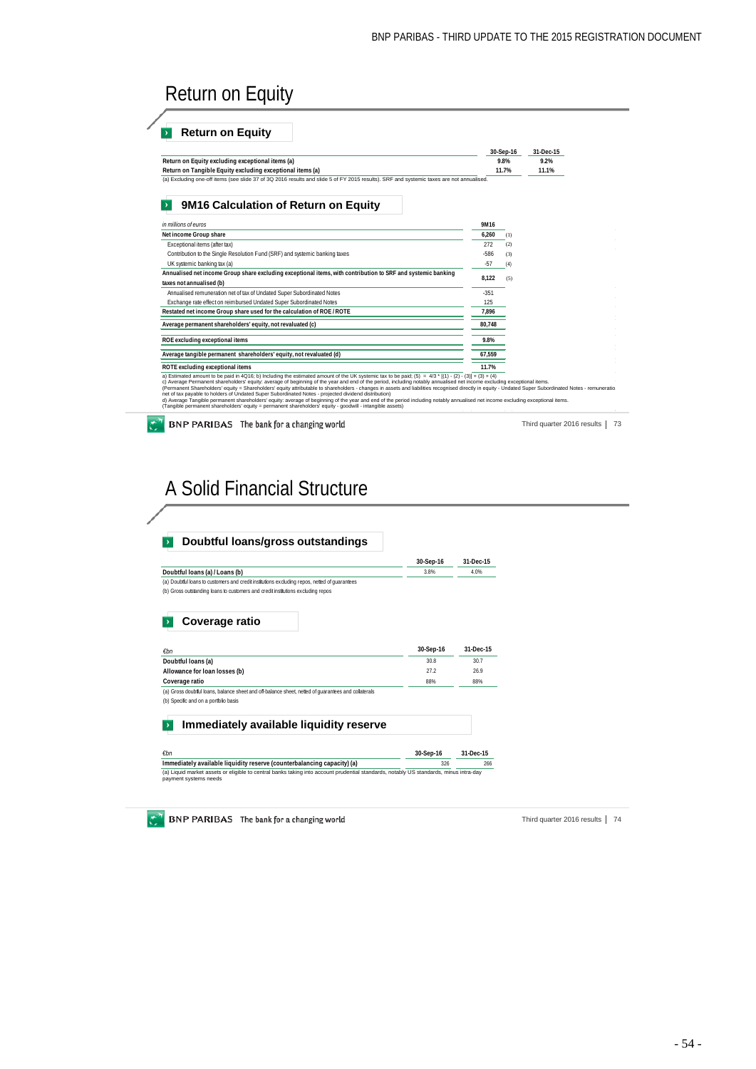# Return on Equity

## Return on Equity

| | 30-Sep-16 | 31-Dec-15 |
|---|---|---|
| **Return on Equity excluding exceptional items (a)** | **9.8%** | **9.2%** |
| **Return on Tangible Equity excluding exceptional items (a)** | **11.7%** | **11.1%** |

(a) Excluding one-off items (see slide 37 of 3Q 2016 results and slide 5 of FY 2015 results). SRF and systemic taxes are not annualised.

## 9M16 Calculation of Return on Equity

| *in millions of euros* | 9M16 | |
|---|---|---|
| **Net income Group share** | **6,260** | (1) |
| Exceptional items (after tax) | 272 | (2) |
| Contribution to the Single Resolution Fund (SRF) and systemic banking taxes | -586 | (3) |
| UK systemic banking tax (a) | -57 | (4) |
| **Annualised net income Group share excluding exceptional items, with contribution to SRF and systemic banking taxes not annualised (b)** | **8,122** | (5) |
| Annualised remuneration net of tax of Undated Super Subordinated Notes | -351 | |
| Exchange rate effect on reimbursed Undated Super Subordinated Notes | 125 | |
| **Restated net income Group share used for the calculation of ROE / ROTE** | **7,896** | |
| **Average permanent shareholders' equity, not revaluated (c)** | **80,748** | |
| **ROE excluding exceptional items** | **9.8%** | |
| **Average tangible permanent shareholders' equity, not revaluated (d)** | **67,559** | |
| **ROTE excluding exceptional items** | **11.7%** | |

a) Estimated amount to be paid in 4Q16; b) Including the estimated amount of the UK systemic tax to be paid; (5) = 4/3 * [(1) - (2) - (3)] + (3) + (4)
c) Average Permanent shareholders' equity: average of beginning of the year and end of the period, including notably annualised net income excluding exceptional items.
(Permanent Shareholders' equity = Shareholders' equity attributable to shareholders - changes in assets and liabilities recognised directly in equity - Undated Super Subordinated Notes - remuneration net of tax payable to holders of Undated Super Subordinated Notes - projected dividend distribution)
d) Average Tangible permanent shareholders' equity: average of beginning of the year and end of the period including notably annualised net income excluding exceptional items.
(Tangible permanent shareholders' equity = permanent shareholders' equity - goodwill - intangible assets)

# A Solid Financial Structure

## Doubtful loans/gross outstandings

| | 30-Sep-16 | 31-Dec-15 |
|---|---|---|
| **Doubtful loans (a) / Loans (b)** | 3.8% | 4.0% |

(a) Doubtful loans to customers and credit institutions excluding repos, netted of guarantees
(b) Gross outstanding loans to customers and credit institutions excluding repos

## Coverage ratio

| *€bn* | 30-Sep-16 | 31-Dec-15 |
|---|---|---|
| **Doubtful loans (a)** | 30.8 | 30.7 |
| **Allowance for loan losses (b)** | 27.2 | 26.9 |
| **Coverage ratio** | 88% | 88% |

(a) Gross doubtful loans, balance sheet and off-balance sheet, netted of guarantees and collaterals
(b) Specific and on a portfolio basis

## Immediately available liquidity reserve

| *€bn* | 30-Sep-16 | 31-Dec-15 |
|---|---|---|
| **Immediately available liquidity reserve (counterbalancing capacity) (a)** | 326 | 266 |

(a) Liquid market assets or eligible to central banks taking into account prudential standards, notably US standards, minus intra-day payment systems needs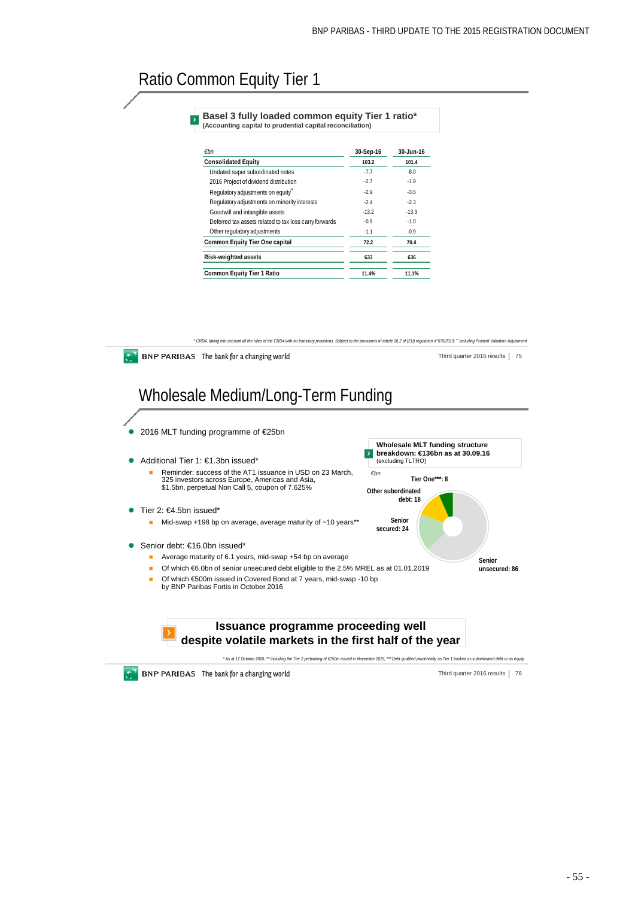# Ratio Common Equity Tier 1

**Basel 3 fully loaded common equity Tier 1 ratio***
**(Accounting capital to prudential capital reconciliation)**

| €bn | 30-Sep-16 | 30-Jun-16 |
|---|---|---|
| **Consolidated Equity** | **103.2** | **101.4** |
| Undated super subordinated notes | -7.7 | -8.0 |
| 2016 Project of dividend distribution | -2.7 | -1.9 |
| Regulatory adjustments on equity** | -2.9 | -3.6 |
| Regulatory adjustments on minority interests | -2.4 | -2.3 |
| Goodwill and intangible assets | -13.2 | -13.3 |
| Deferred tax assets related to tax loss carry forwards | -0.9 | -1.0 |
| Other regulatory adjustments | -1.1 | -0.9 |
| **Common Equity Tier One capital** | **72.2** | **70.4** |
| **Risk-weighted assets** | **633** | **636** |
| **Common Equity Tier 1 Ratio** | **11.4%** | **11.1%** |

*\* CRD4, taking into account all the rules of the CRD4 with no transitory provisions. Subject to the provisions of article 26.2 of (EU) regulation n°575/2013; \*\* Including Prudent Valuation Adjustment*

BNP PARIBAS The bank for a changing world — Third quarter 2016 results | 75

# Wholesale Medium/Long-Term Funding

- 2016 MLT funding programme of €25bn
- Additional Tier 1: €1.3bn issued*
  - Reminder: success of the AT1 issuance in USD on 23 March, 325 investors across Europe, Americas and Asia, $1.5bn, perpetual Non Call 5, coupon of 7.625%
- Tier 2: €4.5bn issued*
  - Mid-swap +198 bp on average, average maturity of ~10 years**
- Senior debt: €16.0bn issued*
  - Average maturity of 6.1 years, mid-swap +54 bp on average
  - Of which €6.0bn of senior unsecured debt eligible to the 2.5% MREL as at 01.01.2019
  - Of which €500m issued in Covered Bond at 7 years, mid-swap -10 bp by BNP Paribas Fortis in October 2016

**Wholesale MLT funding structure breakdown: €136bn as at 30.09.16**
(excluding TLTRO)

€bn

- Tier One***: 8
- Other subordinated debt: 18
- Senior secured: 24
- Senior unsecured: 86

**Issuance programme proceeding well despite volatile markets in the first half of the year**

*\* As at 17 October 2016; \*\* Including the Tier 2 prefunding of €750m issued in November 2015; \*\*\* Debt qualified prudentially as Tier 1 booked as subordinated debt or as equity*

BNP PARIBAS The bank for a changing world — Third quarter 2016 results | 76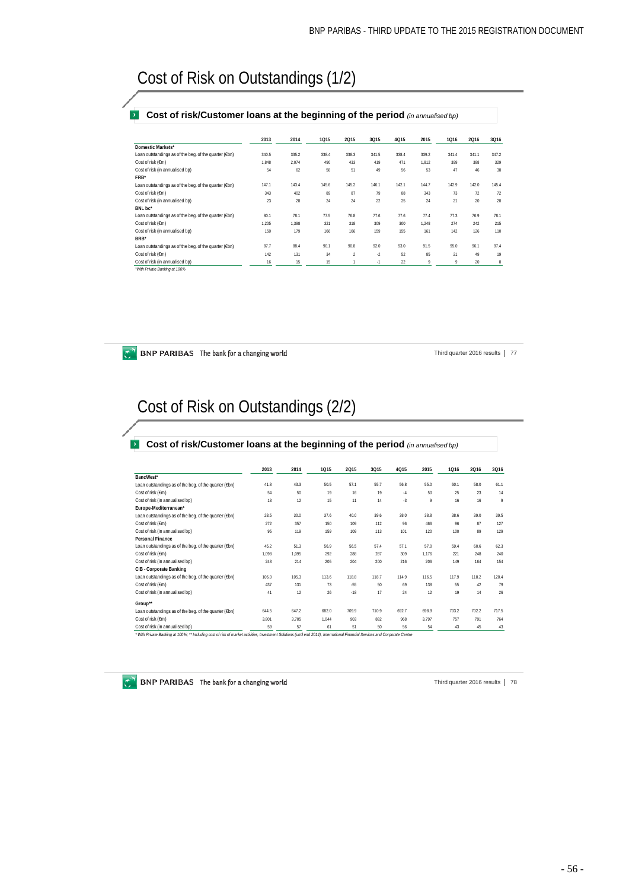# Cost of Risk on Outstandings (1/2)

## Cost of risk/Customer loans at the beginning of the period *(in annualised bp)*

| | 2013 | 2014 | 1Q15 | 2Q15 | 3Q15 | 4Q15 | 2015 | 1Q16 | 2Q16 | 3Q16 |
|---|---|---|---|---|---|---|---|---|---|---|
| **Domestic Markets*** | | | | | | | | | | |
| Loan outstandings as of the beg. of the quarter (€bn) | 340.5 | 335.2 | 338.4 | 338.3 | 341.5 | 338.4 | 339.2 | 341.4 | 341.1 | 347.2 |
| Cost of risk (€m) | 1,848 | 2,074 | 490 | 433 | 419 | 471 | 1,812 | 399 | 388 | 329 |
| Cost of risk (in annualised bp) | 54 | 62 | 58 | 51 | 49 | 56 | 53 | 47 | 46 | 38 |
| **FRB*** | | | | | | | | | | |
| Loan outstandings as of the beg. of the quarter (€bn) | 147.1 | 143.4 | 145.6 | 145.2 | 146.1 | 142.1 | 144.7 | 142.9 | 142.0 | 145.4 |
| Cost of risk (€m) | 343 | 402 | 89 | 87 | 79 | 88 | 343 | 73 | 72 | 72 |
| Cost of risk (in annualised bp) | 23 | 28 | 24 | 24 | 22 | 25 | 24 | 21 | 20 | 20 |
| **BNL bc*** | | | | | | | | | | |
| Loan outstandings as of the beg. of the quarter (€bn) | 80.1 | 78.1 | 77.5 | 76.8 | 77.6 | 77.6 | 77.4 | 77.3 | 76.9 | 78.1 |
| Cost of risk (€m) | 1,205 | 1,398 | 321 | 318 | 309 | 300 | 1,248 | 274 | 242 | 215 |
| Cost of risk (in annualised bp) | 150 | 179 | 166 | 166 | 159 | 155 | 161 | 142 | 126 | 110 |
| **BRB*** | | | | | | | | | | |
| Loan outstandings as of the beg. of the quarter (€bn) | 87.7 | 88.4 | 90.1 | 90.8 | 92.0 | 93.0 | 91.5 | 95.0 | 96.1 | 97.4 |
| Cost of risk (€m) | 142 | 131 | 34 | 2 | -2 | 52 | 85 | 21 | 49 | 19 |
| Cost of risk (in annualised bp) | 16 | 15 | 15 | 1 | -1 | 22 | 9 | 9 | 20 | 8 |

*With Private Banking at 100%

# Cost of Risk on Outstandings (2/2)

## Cost of risk/Customer loans at the beginning of the period *(in annualised bp)*

| | 2013 | 2014 | 1Q15 | 2Q15 | 3Q15 | 4Q15 | 2015 | 1Q16 | 2Q16 | 3Q16 |
|---|---|---|---|---|---|---|---|---|---|---|
| **BancWest*** | | | | | | | | | | |
| Loan outstandings as of the beg. of the quarter (€bn) | 41.8 | 43.3 | 50.5 | 57.1 | 55.7 | 56.8 | 55.0 | 60.1 | 58.0 | 61.1 |
| Cost of risk (€m) | 54 | 50 | 19 | 16 | 19 | -4 | 50 | 25 | 23 | 14 |
| Cost of risk (in annualised bp) | 13 | 12 | 15 | 11 | 14 | -3 | 9 | 16 | 16 | 9 |
| **Europe-Mediterranean*** | | | | | | | | | | |
| Loan outstandings as of the beg. of the quarter (€bn) | 28.5 | 30.0 | 37.6 | 40.0 | 39.6 | 38.0 | 38.8 | 38.6 | 39.0 | 39.5 |
| Cost of risk (€m) | 272 | 357 | 150 | 109 | 112 | 96 | 466 | 96 | 87 | 127 |
| Cost of risk (in annualised bp) | 95 | 119 | 159 | 109 | 113 | 101 | 120 | 100 | 89 | 129 |
| **Personal Finance** | | | | | | | | | | |
| Loan outstandings as of the beg. of the quarter (€bn) | 45.2 | 51.3 | 56.9 | 56.5 | 57.4 | 57.1 | 57.0 | 59.4 | 60.6 | 62.3 |
| Cost of risk (€m) | 1,098 | 1,095 | 292 | 288 | 287 | 309 | 1,176 | 221 | 248 | 240 |
| Cost of risk (in annualised bp) | 243 | 214 | 205 | 204 | 200 | 216 | 206 | 149 | 164 | 154 |
| **CIB - Corporate Banking** | | | | | | | | | | |
| Loan outstandings as of the beg. of the quarter (€bn) | 106.0 | 105.3 | 113.6 | 118.8 | 118.7 | 114.9 | 116.5 | 117.9 | 118.2 | 120.4 |
| Cost of risk (€m) | 437 | 131 | 73 | -55 | 50 | 69 | 138 | 55 | 42 | 79 |
| Cost of risk (in annualised bp) | 41 | 12 | 26 | -18 | 17 | 24 | 12 | 19 | 14 | 26 |
| **Group**** | | | | | | | | | | |
| Loan outstandings as of the beg. of the quarter (€bn) | 644.5 | 647.2 | 682.0 | 709.9 | 710.9 | 692.7 | 698.9 | 703.2 | 702.2 | 717.5 |
| Cost of risk (€m) | 3,801 | 3,705 | 1,044 | 903 | 882 | 968 | 3,797 | 757 | 791 | 764 |
| Cost of risk (in annualised bp) | 59 | 57 | 61 | 51 | 50 | 56 | 54 | 43 | 45 | 43 |

* With Private Banking at 100%; ** Including cost of risk of market activities, Investment Solutions (until end 2014), International Financial Services and Corporate Centre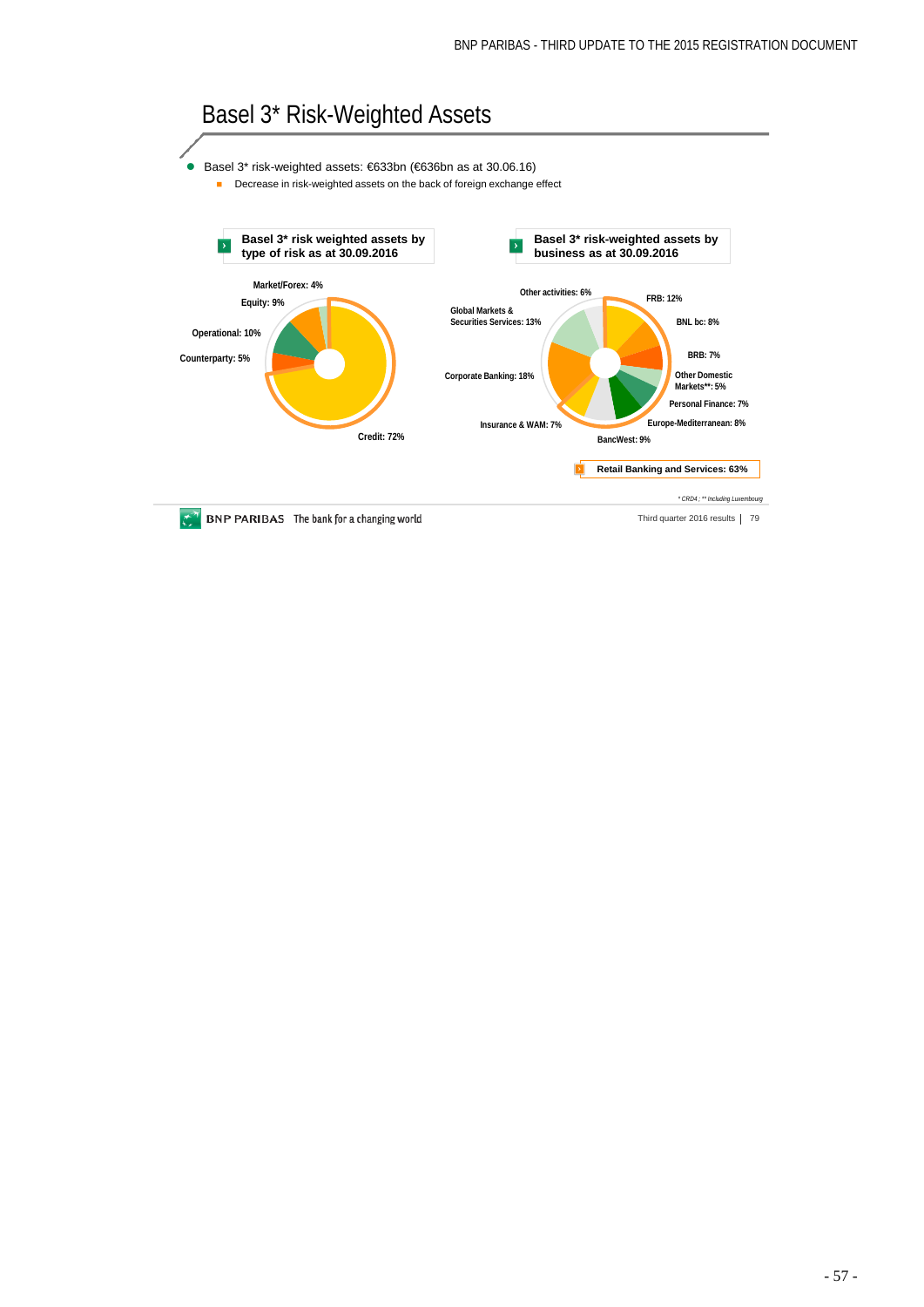# Basel 3* Risk-Weighted Assets

- Basel 3* risk-weighted assets: €633bn (€636bn as at 30.06.16)
  - Decrease in risk-weighted assets on the back of foreign exchange effect

**Basel 3* risk weighted assets by type of risk as at 30.09.2016**

- Market/Forex: 4%
- Equity: 9%
- Operational: 10%
- Counterparty: 5%
- Credit: 72%

**Basel 3* risk-weighted assets by business as at 30.09.2016**

- Other activities: 6%
- FRB: 12%
- BNL bc: 8%
- BRB: 7%
- Other Domestic Markets**: 5%
- Personal Finance: 7%
- Europe-Mediterranean: 8%
- BancWest: 9%
- Insurance & WAM: 7%
- Corporate Banking: 18%
- Global Markets & Securities Services: 13%

**Retail Banking and Services: 63%**

*\* CRD4 ; \*\* Including Luxembourg*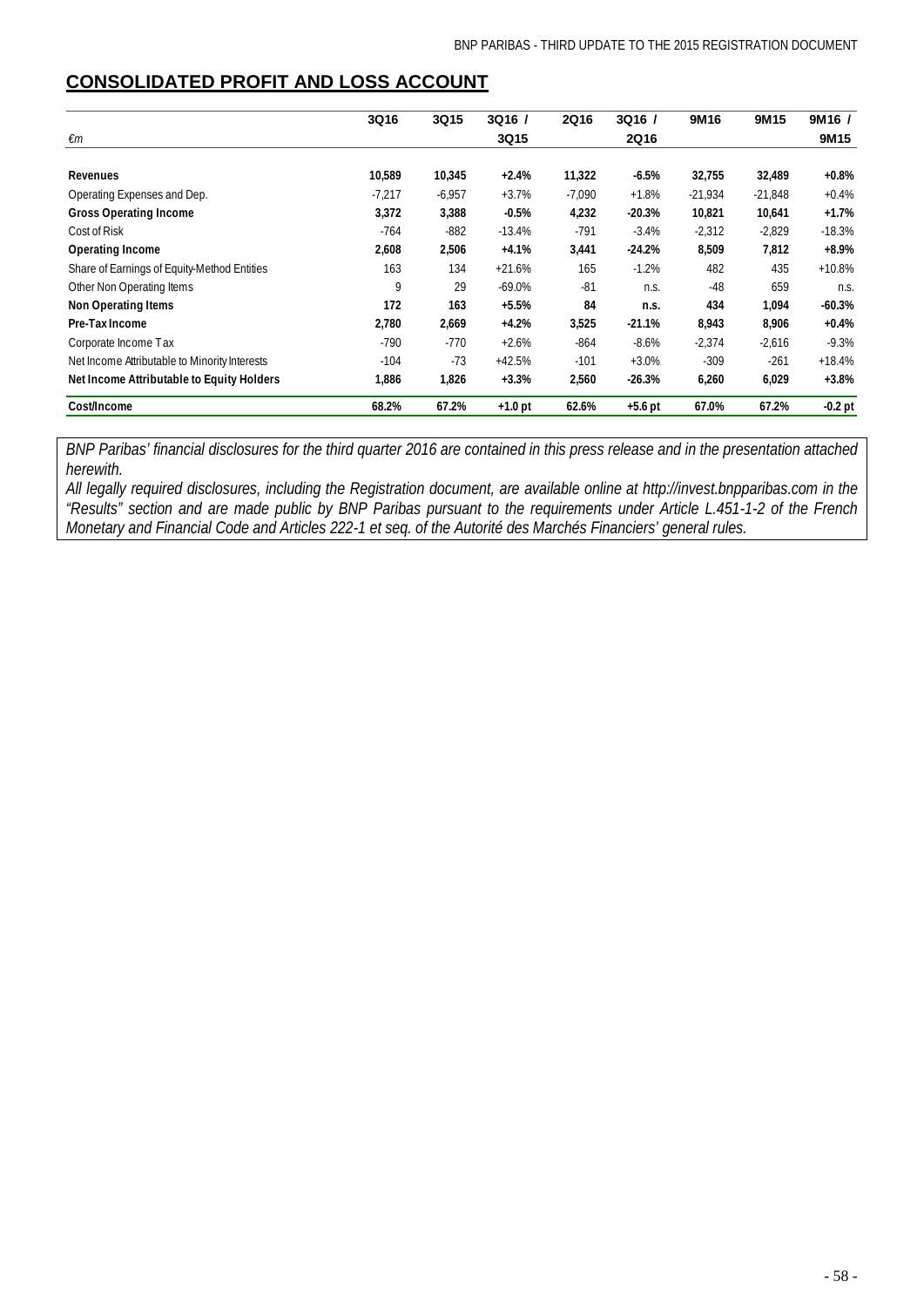## CONSOLIDATED PROFIT AND LOSS ACCOUNT

| €m | 3Q16 | 3Q15 | 3Q16 / 3Q15 | 2Q16 | 3Q16 / 2Q16 | 9M16 | 9M15 | 9M16 / 9M15 |
|---|---|---|---|---|---|---|---|---|
| **Revenues** | **10,589** | **10,345** | **+2.4%** | **11,322** | **-6.5%** | **32,755** | **32,489** | **+0.8%** |
| Operating Expenses and Dep. | -7,217 | -6,957 | +3.7% | -7,090 | +1.8% | -21,934 | -21,848 | +0.4% |
| **Gross Operating Income** | **3,372** | **3,388** | **-0.5%** | **4,232** | **-20.3%** | **10,821** | **10,641** | **+1.7%** |
| Cost of Risk | -764 | -882 | -13.4% | -791 | -3.4% | -2,312 | -2,829 | -18.3% |
| **Operating Income** | **2,608** | **2,506** | **+4.1%** | **3,441** | **-24.2%** | **8,509** | **7,812** | **+8.9%** |
| Share of Earnings of Equity-Method Entities | 163 | 134 | +21.6% | 165 | -1.2% | 482 | 435 | +10.8% |
| Other Non Operating Items | 9 | 29 | -69.0% | -81 | n.s. | -48 | 659 | n.s. |
| **Non Operating Items** | **172** | **163** | **+5.5%** | **84** | **n.s.** | **434** | **1,094** | **-60.3%** |
| **Pre-Tax Income** | **2,780** | **2,669** | **+4.2%** | **3,525** | **-21.1%** | **8,943** | **8,906** | **+0.4%** |
| Corporate Income Tax | -790 | -770 | +2.6% | -864 | -8.6% | -2,374 | -2,616 | -9.3% |
| Net Income Attributable to Minority Interests | -104 | -73 | +42.5% | -101 | +3.0% | -309 | -261 | +18.4% |
| **Net Income Attributable to Equity Holders** | **1,886** | **1,826** | **+3.3%** | **2,560** | **-26.3%** | **6,260** | **6,029** | **+3.8%** |
| **Cost/Income** | **68.2%** | **67.2%** | **+1.0 pt** | **62.6%** | **+5.6 pt** | **67.0%** | **67.2%** | **-0.2 pt** |

*BNP Paribas' financial disclosures for the third quarter 2016 are contained in this press release and in the presentation attached herewith.*
*All legally required disclosures, including the Registration document, are available online at http://invest.bnpparibas.com in the "Results" section and are made public by BNP Paribas pursuant to the requirements under Article L.451-1-2 of the French Monetary and Financial Code and Articles 222-1 et seq. of the Autorité des Marchés Financiers' general rules.*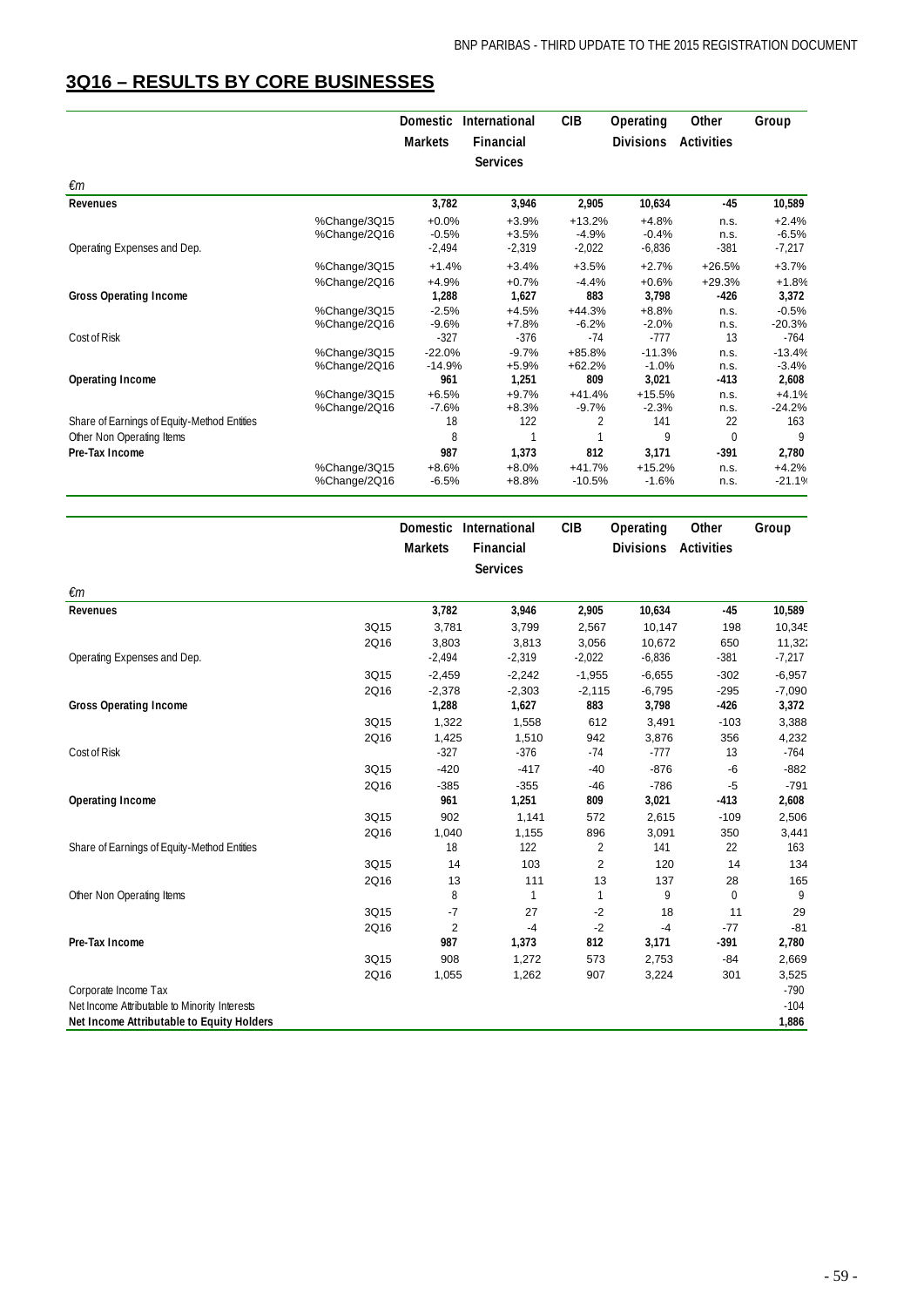## 3Q16 – RESULTS BY CORE BUSINESSES

| €m | | Domestic Markets | International Financial Services | CIB | Operating Divisions | Other Activities | Group |
|---|---|---|---|---|---|---|---|
| **Revenues** | | **3,782** | **3,946** | **2,905** | **10,634** | **-45** | **10,589** |
| | %Change/3Q15 | +0.0% | +3.9% | +13.2% | +4.8% | n.s. | +2.4% |
| | %Change/2Q16 | -0.5% | +3.5% | -4.9% | -0.4% | n.s. | -6.5% |
| Operating Expenses and Dep. | | -2,494 | -2,319 | -2,022 | -6,836 | -381 | -7,217 |
| | %Change/3Q15 | +1.4% | +3.4% | +3.5% | +2.7% | +26.5% | +3.7% |
| | %Change/2Q16 | +4.9% | +0.7% | -4.4% | +0.6% | +29.3% | +1.8% |
| **Gross Operating Income** | | **1,288** | **1,627** | **883** | **3,798** | **-426** | **3,372** |
| | %Change/3Q15 | -2.5% | +4.5% | +44.3% | +8.8% | n.s. | -0.5% |
| | %Change/2Q16 | -9.6% | +7.8% | -6.2% | -2.0% | n.s. | -20.3% |
| Cost of Risk | | -327 | -376 | -74 | -777 | 13 | -764 |
| | %Change/3Q15 | -22.0% | -9.7% | +85.8% | -11.3% | n.s. | -13.4% |
| | %Change/2Q16 | -14.9% | +5.9% | +62.2% | -1.0% | n.s. | -3.4% |
| **Operating Income** | | **961** | **1,251** | **809** | **3,021** | **-413** | **2,608** |
| | %Change/3Q15 | +6.5% | +9.7% | +41.4% | +15.5% | n.s. | +4.1% |
| | %Change/2Q16 | -7.6% | +8.3% | -9.7% | -2.3% | n.s. | -24.2% |
| Share of Earnings of Equity-Method Entities | | 18 | 122 | 2 | 141 | 22 | 163 |
| Other Non Operating Items | | 8 | 1 | 1 | 9 | 0 | 9 |
| **Pre-Tax Income** | | **987** | **1,373** | **812** | **3,171** | **-391** | **2,780** |
| | %Change/3Q15 | +8.6% | +8.0% | +41.7% | +15.2% | n.s. | +4.2% |
| | %Change/2Q16 | -6.5% | +8.8% | -10.5% | -1.6% | n.s. | -21.1% |

| €m | | Domestic Markets | International Financial Services | CIB | Operating Divisions | Other Activities | Group |
|---|---|---|---|---|---|---|---|
| **Revenues** | | **3,782** | **3,946** | **2,905** | **10,634** | **-45** | **10,589** |
| | 3Q15 | 3,781 | 3,799 | 2,567 | 10,147 | 198 | 10,345 |
| | 2Q16 | 3,803 | 3,813 | 3,056 | 10,672 | 650 | 11,322 |
| Operating Expenses and Dep. | | -2,494 | -2,319 | -2,022 | -6,836 | -381 | -7,217 |
| | 3Q15 | -2,459 | -2,242 | -1,955 | -6,655 | -302 | -6,957 |
| | 2Q16 | -2,378 | -2,303 | -2,115 | -6,795 | -295 | -7,090 |
| **Gross Operating Income** | | **1,288** | **1,627** | **883** | **3,798** | **-426** | **3,372** |
| | 3Q15 | 1,322 | 1,558 | 612 | 3,491 | -103 | 3,388 |
| | 2Q16 | 1,425 | 1,510 | 942 | 3,876 | 356 | 4,232 |
| Cost of Risk | | -327 | -376 | -74 | -777 | 13 | -764 |
| | 3Q15 | -420 | -417 | -40 | -876 | -6 | -882 |
| | 2Q16 | -385 | -355 | -46 | -786 | -5 | -791 |
| **Operating Income** | | **961** | **1,251** | **809** | **3,021** | **-413** | **2,608** |
| | 3Q15 | 902 | 1,141 | 572 | 2,615 | -109 | 2,506 |
| | 2Q16 | 1,040 | 1,155 | 896 | 3,091 | 350 | 3,441 |
| Share of Earnings of Equity-Method Entities | | 18 | 122 | 2 | 141 | 22 | 163 |
| | 3Q15 | 14 | 103 | 2 | 120 | 14 | 134 |
| | 2Q16 | 13 | 111 | 13 | 137 | 28 | 165 |
| Other Non Operating Items | | 8 | 1 | 1 | 9 | 0 | 9 |
| | 3Q15 | -7 | 27 | -2 | 18 | 11 | 29 |
| | 2Q16 | 2 | -4 | -2 | -4 | -77 | -81 |
| **Pre-Tax Income** | | **987** | **1,373** | **812** | **3,171** | **-391** | **2,780** |
| | 3Q15 | 908 | 1,272 | 573 | 2,753 | -84 | 2,669 |
| | 2Q16 | 1,055 | 1,262 | 907 | 3,224 | 301 | 3,525 |
| Corporate Income Tax | | | | | | | -790 |
| Net Income Attributable to Minority Interests | | | | | | | -104 |
| **Net Income Attributable to Equity Holders** | | | | | | | **1,886** |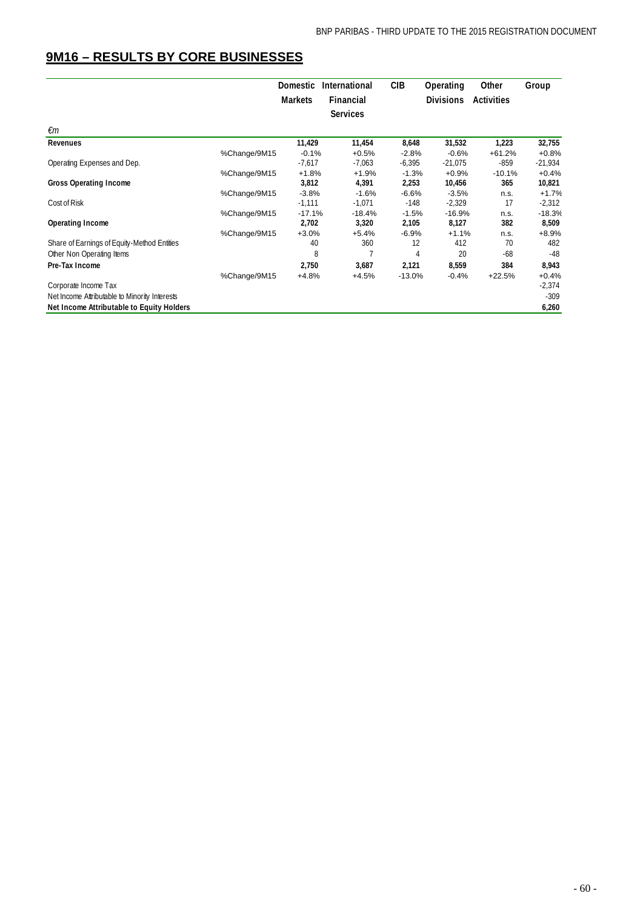## 9M16 – RESULTS BY CORE BUSINESSES

| | | Domestic Markets | International Financial Services | CIB | Operating Divisions | Other Activities | Group |
|---|---|---|---|---|---|---|---|
| *€m* | | | | | | | |
| **Revenues** | | **11,429** | **11,454** | **8,648** | **31,532** | **1,223** | **32,755** |
| | %Change/9M15 | -0.1% | +0.5% | -2.8% | -0.6% | +61.2% | +0.8% |
| Operating Expenses and Dep. | | -7,617 | -7,063 | -6,395 | -21,075 | -859 | -21,934 |
| | %Change/9M15 | +1.8% | +1.9% | -1.3% | +0.9% | -10.1% | +0.4% |
| **Gross Operating Income** | | **3,812** | **4,391** | **2,253** | **10,456** | **365** | **10,821** |
| | %Change/9M15 | -3.8% | -1.6% | -6.6% | -3.5% | n.s. | +1.7% |
| Cost of Risk | | -1,111 | -1,071 | -148 | -2,329 | 17 | -2,312 |
| | %Change/9M15 | -17.1% | -18.4% | -1.5% | -16.9% | n.s. | -18.3% |
| **Operating Income** | | **2,702** | **3,320** | **2,105** | **8,127** | **382** | **8,509** |
| | %Change/9M15 | +3.0% | +5.4% | -6.9% | +1.1% | n.s. | +8.9% |
| Share of Earnings of Equity-Method Entities | | 40 | 360 | 12 | 412 | 70 | 482 |
| Other Non Operating Items | | 8 | 7 | 4 | 20 | -68 | -48 |
| **Pre-Tax Income** | | **2,750** | **3,687** | **2,121** | **8,559** | **384** | **8,943** |
| | %Change/9M15 | +4.8% | +4.5% | -13.0% | -0.4% | +22.5% | +0.4% |
| Corporate Income Tax | | | | | | | -2,374 |
| Net Income Attributable to Minority Interests | | | | | | | -309 |
| **Net Income Attributable to Equity Holders** | | | | | | | **6,260** |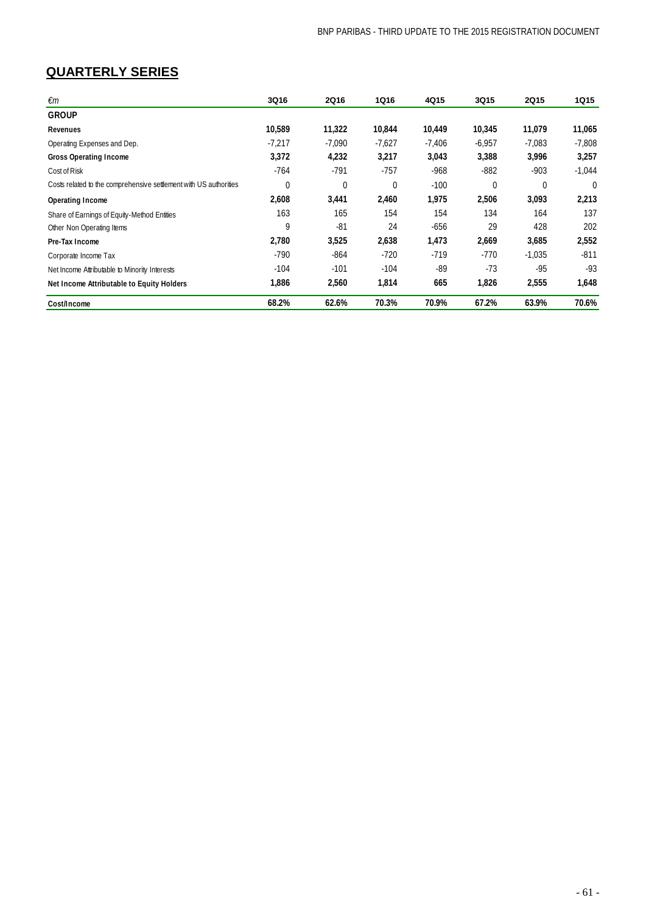## QUARTERLY SERIES

| *€m* | 3Q16 | 2Q16 | 1Q16 | 4Q15 | 3Q15 | 2Q15 | 1Q15 |
|---|---|---|---|---|---|---|---|
| **GROUP** | | | | | | | |
| **Revenues** | **10,589** | **11,322** | **10,844** | **10,449** | **10,345** | **11,079** | **11,065** |
| Operating Expenses and Dep. | -7,217 | -7,090 | -7,627 | -7,406 | -6,957 | -7,083 | -7,808 |
| **Gross Operating Income** | **3,372** | **4,232** | **3,217** | **3,043** | **3,388** | **3,996** | **3,257** |
| Cost of Risk | -764 | -791 | -757 | -968 | -882 | -903 | -1,044 |
| Costs related to the comprehensive settlement with US authorities | 0 | 0 | 0 | -100 | 0 | 0 | 0 |
| **Operating Income** | **2,608** | **3,441** | **2,460** | **1,975** | **2,506** | **3,093** | **2,213** |
| Share of Earnings of Equity-Method Entities | 163 | 165 | 154 | 154 | 134 | 164 | 137 |
| Other Non Operating Items | 9 | -81 | 24 | -656 | 29 | 428 | 202 |
| **Pre-Tax Income** | **2,780** | **3,525** | **2,638** | **1,473** | **2,669** | **3,685** | **2,552** |
| Corporate Income Tax | -790 | -864 | -720 | -719 | -770 | -1,035 | -811 |
| Net Income Attributable to Minority Interests | -104 | -101 | -104 | -89 | -73 | -95 | -93 |
| **Net Income Attributable to Equity Holders** | **1,886** | **2,560** | **1,814** | **665** | **1,826** | **2,555** | **1,648** |
| **Cost/Income** | **68.2%** | **62.6%** | **70.3%** | **70.9%** | **67.2%** | **63.9%** | **70.6%** |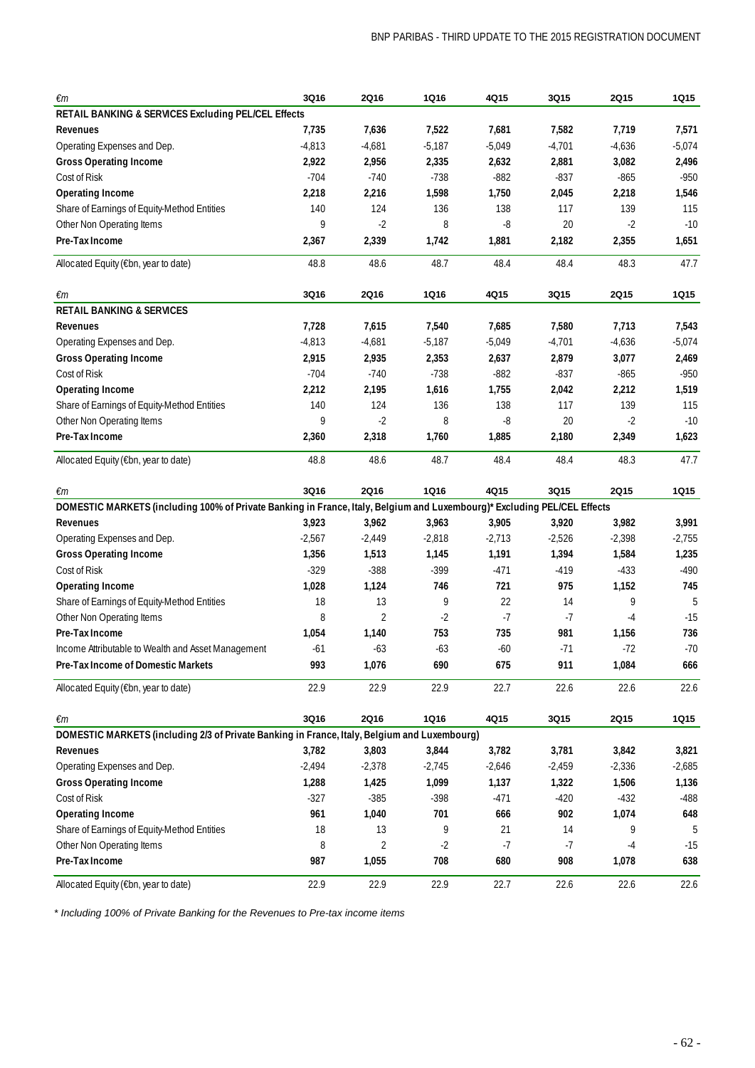| €m | 3Q16 | 2Q16 | 1Q16 | 4Q15 | 3Q15 | 2Q15 | 1Q15 |
|---|---|---|---|---|---|---|---|
| **RETAIL BANKING & SERVICES Excluding PEL/CEL Effects** | | | | | | | |
| **Revenues** | **7,735** | **7,636** | **7,522** | **7,681** | **7,582** | **7,719** | **7,571** |
| Operating Expenses and Dep. | -4,813 | -4,681 | -5,187 | -5,049 | -4,701 | -4,636 | -5,074 |
| **Gross Operating Income** | **2,922** | **2,956** | **2,335** | **2,632** | **2,881** | **3,082** | **2,496** |
| Cost of Risk | -704 | -740 | -738 | -882 | -837 | -865 | -950 |
| **Operating Income** | **2,218** | **2,216** | **1,598** | **1,750** | **2,045** | **2,218** | **1,546** |
| Share of Earnings of Equity-Method Entities | 140 | 124 | 136 | 138 | 117 | 139 | 115 |
| Other Non Operating Items | 9 | -2 | 8 | -8 | 20 | -2 | -10 |
| **Pre-Tax Income** | **2,367** | **2,339** | **1,742** | **1,881** | **2,182** | **2,355** | **1,651** |
| Allocated Equity (€bn, year to date) | 48.8 | 48.6 | 48.7 | 48.4 | 48.4 | 48.3 | 47.7 |

| €m | 3Q16 | 2Q16 | 1Q16 | 4Q15 | 3Q15 | 2Q15 | 1Q15 |
|---|---|---|---|---|---|---|---|
| **RETAIL BANKING & SERVICES** | | | | | | | |
| **Revenues** | **7,728** | **7,615** | **7,540** | **7,685** | **7,580** | **7,713** | **7,543** |
| Operating Expenses and Dep. | -4,813 | -4,681 | -5,187 | -5,049 | -4,701 | -4,636 | -5,074 |
| **Gross Operating Income** | **2,915** | **2,935** | **2,353** | **2,637** | **2,879** | **3,077** | **2,469** |
| Cost of Risk | -704 | -740 | -738 | -882 | -837 | -865 | -950 |
| **Operating Income** | **2,212** | **2,195** | **1,616** | **1,755** | **2,042** | **2,212** | **1,519** |
| Share of Earnings of Equity-Method Entities | 140 | 124 | 136 | 138 | 117 | 139 | 115 |
| Other Non Operating Items | 9 | -2 | 8 | -8 | 20 | -2 | -10 |
| **Pre-Tax Income** | **2,360** | **2,318** | **1,760** | **1,885** | **2,180** | **2,349** | **1,623** |
| Allocated Equity (€bn, year to date) | 48.8 | 48.6 | 48.7 | 48.4 | 48.4 | 48.3 | 47.7 |

| €m | 3Q16 | 2Q16 | 1Q16 | 4Q15 | 3Q15 | 2Q15 | 1Q15 |
|---|---|---|---|---|---|---|---|
| **DOMESTIC MARKETS (including 100% of Private Banking in France, Italy, Belgium and Luxembourg)* Excluding PEL/CEL Effects** | | | | | | | |
| **Revenues** | **3,923** | **3,962** | **3,963** | **3,905** | **3,920** | **3,982** | **3,991** |
| Operating Expenses and Dep. | -2,567 | -2,449 | -2,818 | -2,713 | -2,526 | -2,398 | -2,755 |
| **Gross Operating Income** | **1,356** | **1,513** | **1,145** | **1,191** | **1,394** | **1,584** | **1,235** |
| Cost of Risk | -329 | -388 | -399 | -471 | -419 | -433 | -490 |
| **Operating Income** | **1,028** | **1,124** | **746** | **721** | **975** | **1,152** | **745** |
| Share of Earnings of Equity-Method Entities | 18 | 13 | 9 | 22 | 14 | 9 | 5 |
| Other Non Operating Items | 8 | 2 | -2 | -7 | -7 | -4 | -15 |
| **Pre-Tax Income** | **1,054** | **1,140** | **753** | **735** | **981** | **1,156** | **736** |
| Income Attributable to Wealth and Asset Management | -61 | -63 | -63 | -60 | -71 | -72 | -70 |
| **Pre-Tax Income of Domestic Markets** | **993** | **1,076** | **690** | **675** | **911** | **1,084** | **666** |
| Allocated Equity (€bn, year to date) | 22.9 | 22.9 | 22.9 | 22.7 | 22.6 | 22.6 | 22.6 |

| €m | 3Q16 | 2Q16 | 1Q16 | 4Q15 | 3Q15 | 2Q15 | 1Q15 |
|---|---|---|---|---|---|---|---|
| **DOMESTIC MARKETS (including 2/3 of Private Banking in France, Italy, Belgium and Luxembourg)** | | | | | | | |
| **Revenues** | **3,782** | **3,803** | **3,844** | **3,782** | **3,781** | **3,842** | **3,821** |
| Operating Expenses and Dep. | -2,494 | -2,378 | -2,745 | -2,646 | -2,459 | -2,336 | -2,685 |
| **Gross Operating Income** | **1,288** | **1,425** | **1,099** | **1,137** | **1,322** | **1,506** | **1,136** |
| Cost of Risk | -327 | -385 | -398 | -471 | -420 | -432 | -488 |
| **Operating Income** | **961** | **1,040** | **701** | **666** | **902** | **1,074** | **648** |
| Share of Earnings of Equity-Method Entities | 18 | 13 | 9 | 21 | 14 | 9 | 5 |
| Other Non Operating Items | 8 | 2 | -2 | -7 | -7 | -4 | -15 |
| **Pre-Tax Income** | **987** | **1,055** | **708** | **680** | **908** | **1,078** | **638** |
| Allocated Equity (€bn, year to date) | 22.9 | 22.9 | 22.9 | 22.7 | 22.6 | 22.6 | 22.6 |

*\* Including 100% of Private Banking for the Revenues to Pre-tax income items*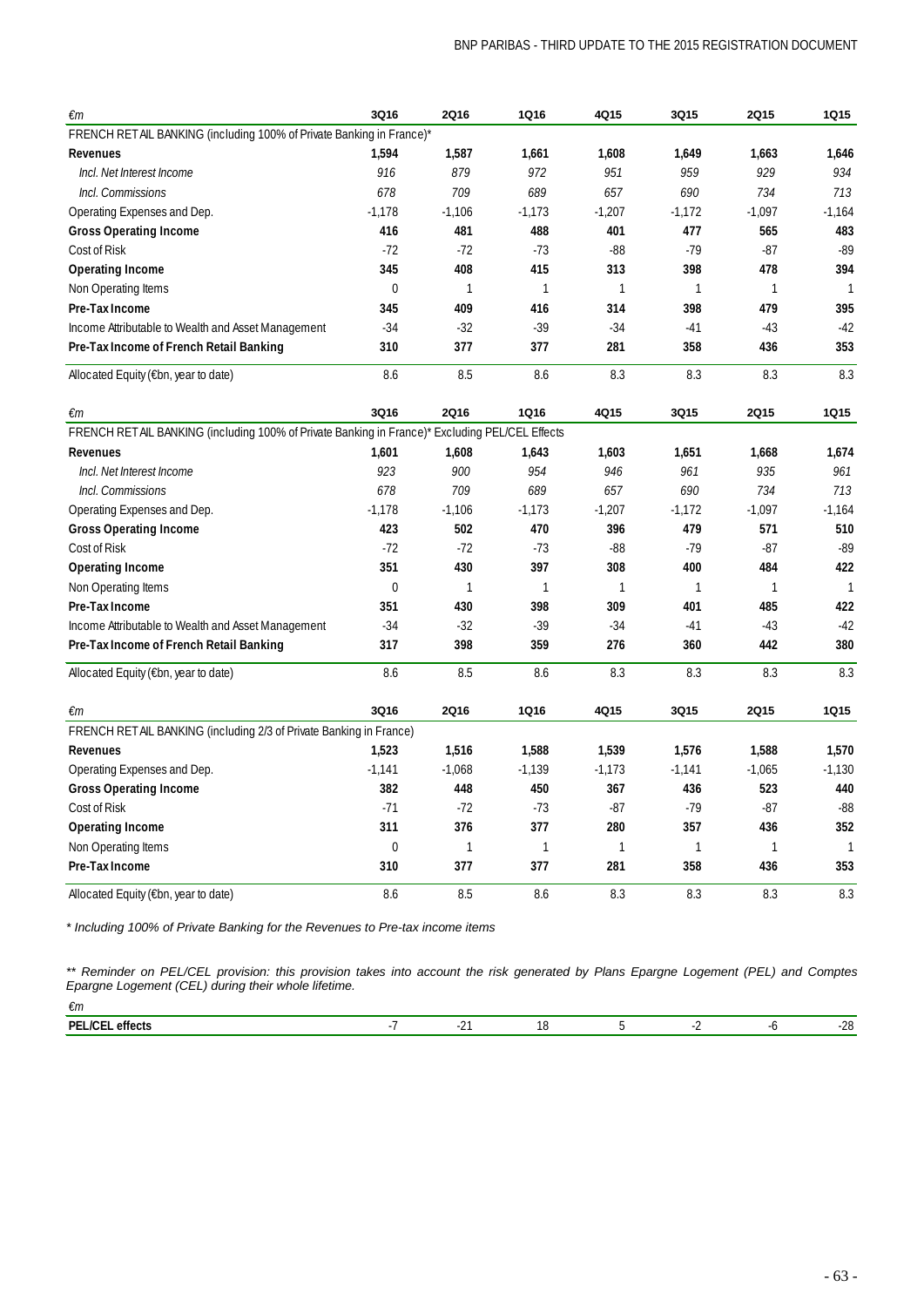| €m | 3Q16 | 2Q16 | 1Q16 | 4Q15 | 3Q15 | 2Q15 | 1Q15 |
|---|---|---|---|---|---|---|---|
| FRENCH RETAIL BANKING (including 100% of Private Banking in France)* | | | | | | | |
| **Revenues** | **1,594** | **1,587** | **1,661** | **1,608** | **1,649** | **1,663** | **1,646** |
| *Incl. Net Interest Income* | *916* | *879* | *972* | *951* | *959* | *929* | *934* |
| *Incl. Commissions* | *678* | *709* | *689* | *657* | *690* | *734* | *713* |
| Operating Expenses and Dep. | -1,178 | -1,106 | -1,173 | -1,207 | -1,172 | -1,097 | -1,164 |
| **Gross Operating Income** | **416** | **481** | **488** | **401** | **477** | **565** | **483** |
| Cost of Risk | -72 | -72 | -73 | -88 | -79 | -87 | -89 |
| **Operating Income** | **345** | **408** | **415** | **313** | **398** | **478** | **394** |
| Non Operating Items | 0 | 1 | 1 | 1 | 1 | 1 | 1 |
| **Pre-Tax Income** | **345** | **409** | **416** | **314** | **398** | **479** | **395** |
| Income Attributable to Wealth and Asset Management | -34 | -32 | -39 | -34 | -41 | -43 | -42 |
| **Pre-Tax Income of French Retail Banking** | **310** | **377** | **377** | **281** | **358** | **436** | **353** |
| Allocated Equity (€bn, year to date) | 8.6 | 8.5 | 8.6 | 8.3 | 8.3 | 8.3 | 8.3 |

| €m | 3Q16 | 2Q16 | 1Q16 | 4Q15 | 3Q15 | 2Q15 | 1Q15 |
|---|---|---|---|---|---|---|---|
| FRENCH RETAIL BANKING (including 100% of Private Banking in France)* Excluding PEL/CEL Effects | | | | | | | |
| **Revenues** | **1,601** | **1,608** | **1,643** | **1,603** | **1,651** | **1,668** | **1,674** |
| *Incl. Net Interest Income* | *923* | *900* | *954* | *946* | *961* | *935* | *961* |
| *Incl. Commissions* | *678* | *709* | *689* | *657* | *690* | *734* | *713* |
| Operating Expenses and Dep. | -1,178 | -1,106 | -1,173 | -1,207 | -1,172 | -1,097 | -1,164 |
| **Gross Operating Income** | **423** | **502** | **470** | **396** | **479** | **571** | **510** |
| Cost of Risk | -72 | -72 | -73 | -88 | -79 | -87 | -89 |
| **Operating Income** | **351** | **430** | **397** | **308** | **400** | **484** | **422** |
| Non Operating Items | 0 | 1 | 1 | 1 | 1 | 1 | 1 |
| **Pre-Tax Income** | **351** | **430** | **398** | **309** | **401** | **485** | **422** |
| Income Attributable to Wealth and Asset Management | -34 | -32 | -39 | -34 | -41 | -43 | -42 |
| **Pre-Tax Income of French Retail Banking** | **317** | **398** | **359** | **276** | **360** | **442** | **380** |
| Allocated Equity (€bn, year to date) | 8.6 | 8.5 | 8.6 | 8.3 | 8.3 | 8.3 | 8.3 |

| €m | 3Q16 | 2Q16 | 1Q16 | 4Q15 | 3Q15 | 2Q15 | 1Q15 |
|---|---|---|---|---|---|---|---|
| FRENCH RETAIL BANKING (including 2/3 of Private Banking in France) | | | | | | | |
| **Revenues** | **1,523** | **1,516** | **1,588** | **1,539** | **1,576** | **1,588** | **1,570** |
| Operating Expenses and Dep. | -1,141 | -1,068 | -1,139 | -1,173 | -1,141 | -1,065 | -1,130 |
| **Gross Operating Income** | **382** | **448** | **450** | **367** | **436** | **523** | **440** |
| Cost of Risk | -71 | -72 | -73 | -87 | -79 | -87 | -88 |
| **Operating Income** | **311** | **376** | **377** | **280** | **357** | **436** | **352** |
| Non Operating Items | 0 | 1 | 1 | 1 | 1 | 1 | 1 |
| **Pre-Tax Income** | **310** | **377** | **377** | **281** | **358** | **436** | **353** |
| Allocated Equity (€bn, year to date) | 8.6 | 8.5 | 8.6 | 8.3 | 8.3 | 8.3 | 8.3 |

*\* Including 100% of Private Banking for the Revenues to Pre-tax income items*

*\*\* Reminder on PEL/CEL provision: this provision takes into account the risk generated by Plans Epargne Logement (PEL) and Comptes Epargne Logement (CEL) during their whole lifetime.*

| €m | | | | | | | |
|---|---|---|---|---|---|---|---|
| **PEL/CEL effects** | -7 | -21 | 18 | 5 | -2 | -6 | -28 |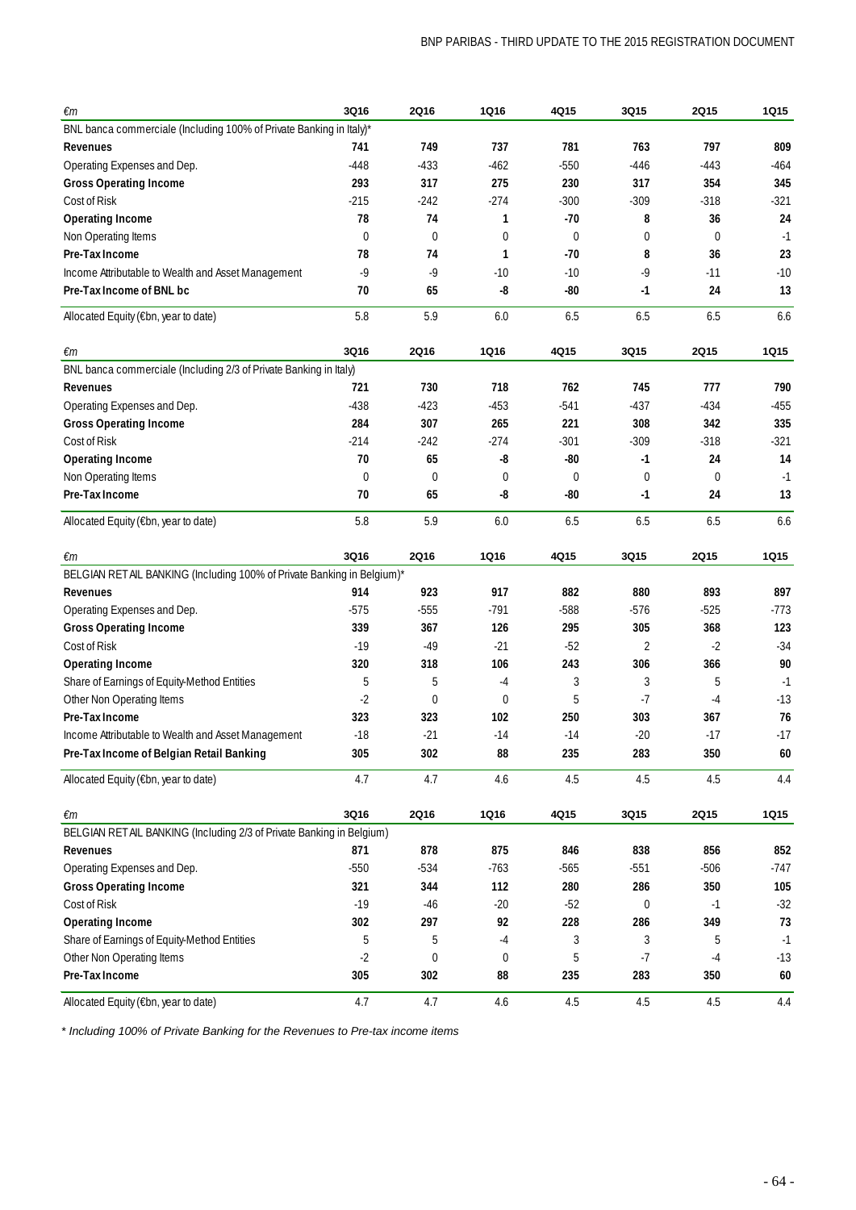| €m | 3Q16 | 2Q16 | 1Q16 | 4Q15 | 3Q15 | 2Q15 | 1Q15 |
|---|---|---|---|---|---|---|---|
| BNL banca commerciale (Including 100% of Private Banking in Italy)* | | | | | | | |
| **Revenues** | **741** | **749** | **737** | **781** | **763** | **797** | **809** |
| Operating Expenses and Dep. | -448 | -433 | -462 | -550 | -446 | -443 | -464 |
| **Gross Operating Income** | **293** | **317** | **275** | **230** | **317** | **354** | **345** |
| Cost of Risk | -215 | -242 | -274 | -300 | -309 | -318 | -321 |
| **Operating Income** | **78** | **74** | **1** | **-70** | **8** | **36** | **24** |
| Non Operating Items | 0 | 0 | 0 | 0 | 0 | 0 | -1 |
| **Pre-Tax Income** | **78** | **74** | **1** | **-70** | **8** | **36** | **23** |
| Income Attributable to Wealth and Asset Management | -9 | -9 | -10 | -10 | -9 | -11 | -10 |
| **Pre-Tax Income of BNL bc** | **70** | **65** | **-8** | **-80** | **-1** | **24** | **13** |
| Allocated Equity (€bn, year to date) | 5.8 | 5.9 | 6.0 | 6.5 | 6.5 | 6.5 | 6.6 |

| €m | 3Q16 | 2Q16 | 1Q16 | 4Q15 | 3Q15 | 2Q15 | 1Q15 |
|---|---|---|---|---|---|---|---|
| BNL banca commerciale (Including 2/3 of Private Banking in Italy) | | | | | | | |
| **Revenues** | **721** | **730** | **718** | **762** | **745** | **777** | **790** |
| Operating Expenses and Dep. | -438 | -423 | -453 | -541 | -437 | -434 | -455 |
| **Gross Operating Income** | **284** | **307** | **265** | **221** | **308** | **342** | **335** |
| Cost of Risk | -214 | -242 | -274 | -301 | -309 | -318 | -321 |
| **Operating Income** | **70** | **65** | **-8** | **-80** | **-1** | **24** | **14** |
| Non Operating Items | 0 | 0 | 0 | 0 | 0 | 0 | -1 |
| **Pre-Tax Income** | **70** | **65** | **-8** | **-80** | **-1** | **24** | **13** |
| Allocated Equity (€bn, year to date) | 5.8 | 5.9 | 6.0 | 6.5 | 6.5 | 6.5 | 6.6 |

| €m | 3Q16 | 2Q16 | 1Q16 | 4Q15 | 3Q15 | 2Q15 | 1Q15 |
|---|---|---|---|---|---|---|---|
| BELGIAN RETAIL BANKING (Including 100% of Private Banking in Belgium)* | | | | | | | |
| **Revenues** | **914** | **923** | **917** | **882** | **880** | **893** | **897** |
| Operating Expenses and Dep. | -575 | -555 | -791 | -588 | -576 | -525 | -773 |
| **Gross Operating Income** | **339** | **367** | **126** | **295** | **305** | **368** | **123** |
| Cost of Risk | -19 | -49 | -21 | -52 | 2 | -2 | -34 |
| **Operating Income** | **320** | **318** | **106** | **243** | **306** | **366** | **90** |
| Share of Earnings of Equity-Method Entities | 5 | 5 | -4 | 3 | 3 | 5 | -1 |
| Other Non Operating Items | -2 | 0 | 0 | 5 | -7 | -4 | -13 |
| **Pre-Tax Income** | **323** | **323** | **102** | **250** | **303** | **367** | **76** |
| Income Attributable to Wealth and Asset Management | -18 | -21 | -14 | -14 | -20 | -17 | -17 |
| **Pre-Tax Income of Belgian Retail Banking** | **305** | **302** | **88** | **235** | **283** | **350** | **60** |
| Allocated Equity (€bn, year to date) | 4.7 | 4.7 | 4.6 | 4.5 | 4.5 | 4.5 | 4.4 |

| €m | 3Q16 | 2Q16 | 1Q16 | 4Q15 | 3Q15 | 2Q15 | 1Q15 |
|---|---|---|---|---|---|---|---|
| BELGIAN RETAIL BANKING (Including 2/3 of Private Banking in Belgium) | | | | | | | |
| **Revenues** | **871** | **878** | **875** | **846** | **838** | **856** | **852** |
| Operating Expenses and Dep. | -550 | -534 | -763 | -565 | -551 | -506 | -747 |
| **Gross Operating Income** | **321** | **344** | **112** | **280** | **286** | **350** | **105** |
| Cost of Risk | -19 | -46 | -20 | -52 | 0 | -1 | -32 |
| **Operating Income** | **302** | **297** | **92** | **228** | **286** | **349** | **73** |
| Share of Earnings of Equity-Method Entities | 5 | 5 | -4 | 3 | 3 | 5 | -1 |
| Other Non Operating Items | -2 | 0 | 0 | 5 | -7 | -4 | -13 |
| **Pre-Tax Income** | **305** | **302** | **88** | **235** | **283** | **350** | **60** |
| Allocated Equity (€bn, year to date) | 4.7 | 4.7 | 4.6 | 4.5 | 4.5 | 4.5 | 4.4 |

*\* Including 100% of Private Banking for the Revenues to Pre-tax income items*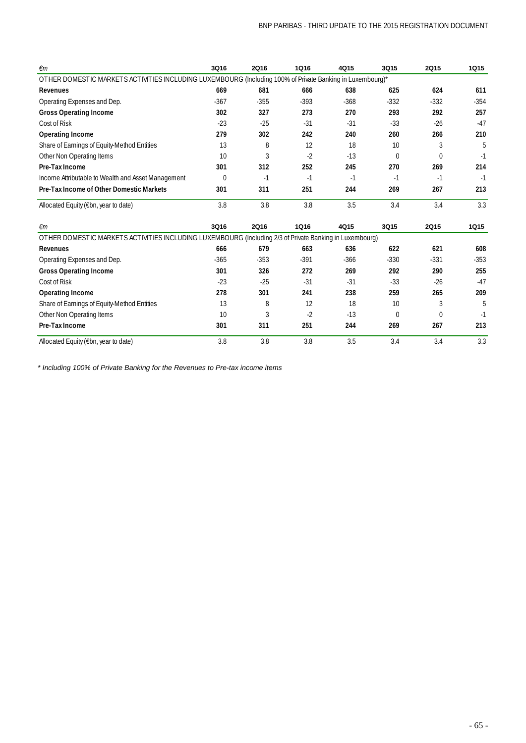| €m | 3Q16 | 2Q16 | 1Q16 | 4Q15 | 3Q15 | 2Q15 | 1Q15 |
|---|---|---|---|---|---|---|---|
| OTHER DOMESTIC MARKETS ACTIVITIES INCLUDING LUXEMBOURG (Including 100% of Private Banking in Luxembourg)* | | | | | | | |
| **Revenues** | **669** | **681** | **666** | **638** | **625** | **624** | **611** |
| Operating Expenses and Dep. | -367 | -355 | -393 | -368 | -332 | -332 | -354 |
| **Gross Operating Income** | **302** | **327** | **273** | **270** | **293** | **292** | **257** |
| Cost of Risk | -23 | -25 | -31 | -31 | -33 | -26 | -47 |
| **Operating Income** | **279** | **302** | **242** | **240** | **260** | **266** | **210** |
| Share of Earnings of Equity-Method Entities | 13 | 8 | 12 | 18 | 10 | 3 | 5 |
| Other Non Operating Items | 10 | 3 | -2 | -13 | 0 | 0 | -1 |
| **Pre-Tax Income** | **301** | **312** | **252** | **245** | **270** | **269** | **214** |
| Income Attributable to Wealth and Asset Management | 0 | -1 | -1 | -1 | -1 | -1 | -1 |
| **Pre-Tax Income of Other Domestic Markets** | **301** | **311** | **251** | **244** | **269** | **267** | **213** |
| Allocated Equity (€bn, year to date) | 3.8 | 3.8 | 3.8 | 3.5 | 3.4 | 3.4 | 3.3 |

| €m | 3Q16 | 2Q16 | 1Q16 | 4Q15 | 3Q15 | 2Q15 | 1Q15 |
|---|---|---|---|---|---|---|---|
| OTHER DOMESTIC MARKETS ACTIVITIES INCLUDING LUXEMBOURG (Including 2/3 of Private Banking in Luxembourg) | | | | | | | |
| **Revenues** | **666** | **679** | **663** | **636** | **622** | **621** | **608** |
| Operating Expenses and Dep. | -365 | -353 | -391 | -366 | -330 | -331 | -353 |
| **Gross Operating Income** | **301** | **326** | **272** | **269** | **292** | **290** | **255** |
| Cost of Risk | -23 | -25 | -31 | -31 | -33 | -26 | -47 |
| **Operating Income** | **278** | **301** | **241** | **238** | **259** | **265** | **209** |
| Share of Earnings of Equity-Method Entities | 13 | 8 | 12 | 18 | 10 | 3 | 5 |
| Other Non Operating Items | 10 | 3 | -2 | -13 | 0 | 0 | -1 |
| **Pre-Tax Income** | **301** | **311** | **251** | **244** | **269** | **267** | **213** |
| Allocated Equity (€bn, year to date) | 3.8 | 3.8 | 3.8 | 3.5 | 3.4 | 3.4 | 3.3 |

*\* Including 100% of Private Banking for the Revenues to Pre-tax income items*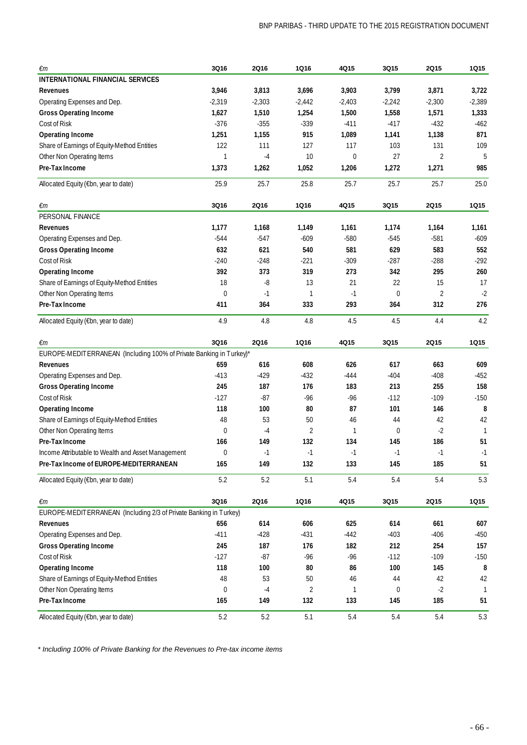| €m | 3Q16 | 2Q16 | 1Q16 | 4Q15 | 3Q15 | 2Q15 | 1Q15 |
|---|---|---|---|---|---|---|---|
| **INTERNATIONAL FINANCIAL SERVICES** | | | | | | | |
| **Revenues** | **3,946** | **3,813** | **3,696** | **3,903** | **3,799** | **3,871** | **3,722** |
| Operating Expenses and Dep. | -2,319 | -2,303 | -2,442 | -2,403 | -2,242 | -2,300 | -2,389 |
| **Gross Operating Income** | **1,627** | **1,510** | **1,254** | **1,500** | **1,558** | **1,571** | **1,333** |
| Cost of Risk | -376 | -355 | -339 | -411 | -417 | -432 | -462 |
| **Operating Income** | **1,251** | **1,155** | **915** | **1,089** | **1,141** | **1,138** | **871** |
| Share of Earnings of Equity-Method Entities | 122 | 111 | 127 | 117 | 103 | 131 | 109 |
| Other Non Operating Items | 1 | -4 | 10 | 0 | 27 | 2 | 5 |
| **Pre-Tax Income** | **1,373** | **1,262** | **1,052** | **1,206** | **1,272** | **1,271** | **985** |
| Allocated Equity (€bn, year to date) | 25.9 | 25.7 | 25.8 | 25.7 | 25.7 | 25.7 | 25.0 |

| €m | 3Q16 | 2Q16 | 1Q16 | 4Q15 | 3Q15 | 2Q15 | 1Q15 |
|---|---|---|---|---|---|---|---|
| PERSONAL FINANCE | | | | | | | |
| **Revenues** | **1,177** | **1,168** | **1,149** | **1,161** | **1,174** | **1,164** | **1,161** |
| Operating Expenses and Dep. | -544 | -547 | -609 | -580 | -545 | -581 | -609 |
| **Gross Operating Income** | **632** | **621** | **540** | **581** | **629** | **583** | **552** |
| Cost of Risk | -240 | -248 | -221 | -309 | -287 | -288 | -292 |
| **Operating Income** | **392** | **373** | **319** | **273** | **342** | **295** | **260** |
| Share of Earnings of Equity-Method Entities | 18 | -8 | 13 | 21 | 22 | 15 | 17 |
| Other Non Operating Items | 0 | -1 | 1 | -1 | 0 | 2 | -2 |
| **Pre-Tax Income** | **411** | **364** | **333** | **293** | **364** | **312** | **276** |
| Allocated Equity (€bn, year to date) | 4.9 | 4.8 | 4.8 | 4.5 | 4.5 | 4.4 | 4.2 |

| €m | 3Q16 | 2Q16 | 1Q16 | 4Q15 | 3Q15 | 2Q15 | 1Q15 |
|---|---|---|---|---|---|---|---|
| EUROPE-MEDITERRANEAN (Including 100% of Private Banking in Turkey)* | | | | | | | |
| **Revenues** | **659** | **616** | **608** | **626** | **617** | **663** | **609** |
| Operating Expenses and Dep. | -413 | -429 | -432 | -444 | -404 | -408 | -452 |
| **Gross Operating Income** | **245** | **187** | **176** | **183** | **213** | **255** | **158** |
| Cost of Risk | -127 | -87 | -96 | -96 | -112 | -109 | -150 |
| **Operating Income** | **118** | **100** | **80** | **87** | **101** | **146** | **8** |
| Share of Earnings of Equity-Method Entities | 48 | 53 | 50 | 46 | 44 | 42 | 42 |
| Other Non Operating Items | 0 | -4 | 2 | 1 | 0 | -2 | 1 |
| **Pre-Tax Income** | **166** | **149** | **132** | **134** | **145** | **186** | **51** |
| Income Attributable to Wealth and Asset Management | 0 | -1 | -1 | -1 | -1 | -1 | -1 |
| **Pre-Tax Income of EUROPE-MEDITERRANEAN** | **165** | **149** | **132** | **133** | **145** | **185** | **51** |
| Allocated Equity (€bn, year to date) | 5.2 | 5.2 | 5.1 | 5.4 | 5.4 | 5.4 | 5.3 |

| €m | 3Q16 | 2Q16 | 1Q16 | 4Q15 | 3Q15 | 2Q15 | 1Q15 |
|---|---|---|---|---|---|---|---|
| EUROPE-MEDITERRANEAN (Including 2/3 of Private Banking in Turkey) | | | | | | | |
| **Revenues** | **656** | **614** | **606** | **625** | **614** | **661** | **607** |
| Operating Expenses and Dep. | -411 | -428 | -431 | -442 | -403 | -406 | -450 |
| **Gross Operating Income** | **245** | **187** | **176** | **182** | **212** | **254** | **157** |
| Cost of Risk | -127 | -87 | -96 | -96 | -112 | -109 | -150 |
| **Operating Income** | **118** | **100** | **80** | **86** | **100** | **145** | **8** |
| Share of Earnings of Equity-Method Entities | 48 | 53 | 50 | 46 | 44 | 42 | 42 |
| Other Non Operating Items | 0 | -4 | 2 | 1 | 0 | -2 | 1 |
| **Pre-Tax Income** | **165** | **149** | **132** | **133** | **145** | **185** | **51** |
| Allocated Equity (€bn, year to date) | 5.2 | 5.2 | 5.1 | 5.4 | 5.4 | 5.4 | 5.3 |

*\* Including 100% of Private Banking for the Revenues to Pre-tax income items*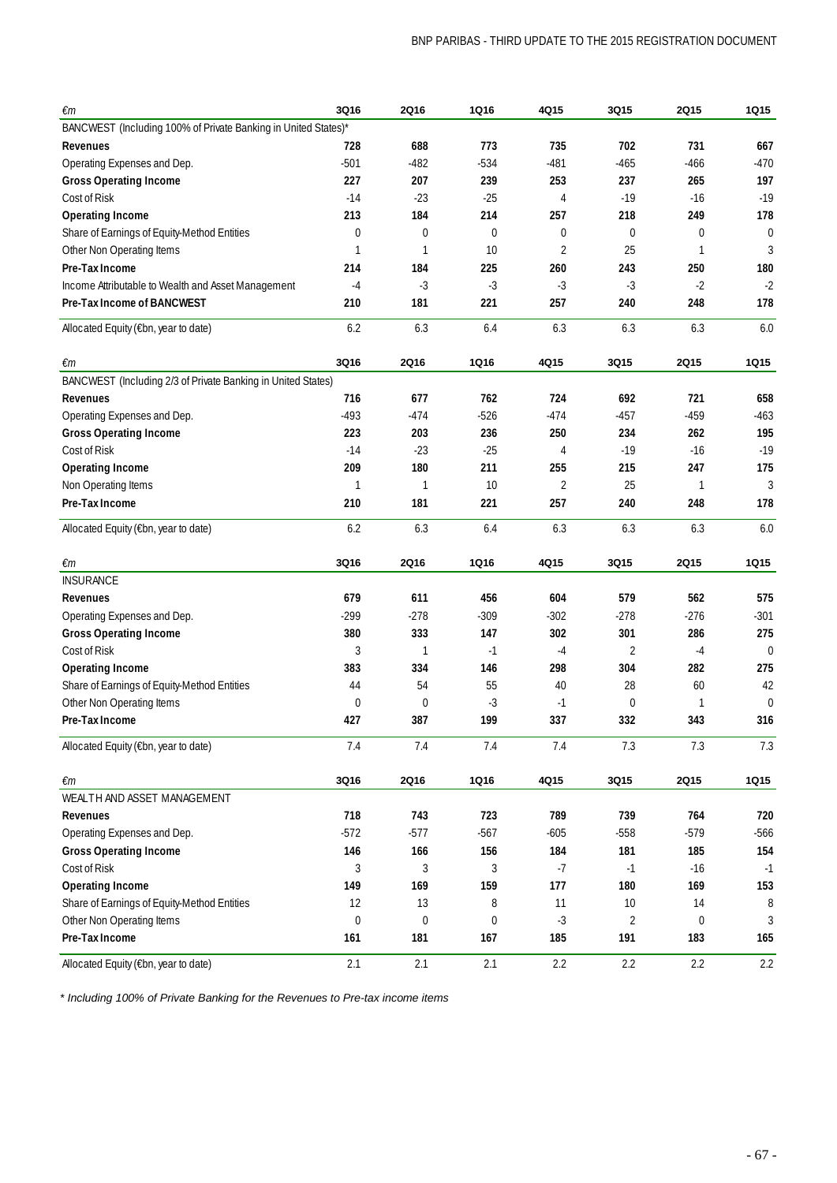| €m | 3Q16 | 2Q16 | 1Q16 | 4Q15 | 3Q15 | 2Q15 | 1Q15 |
|---|---|---|---|---|---|---|---|
| BANCWEST (Including 100% of Private Banking in United States)* | | | | | | | |
| **Revenues** | **728** | **688** | **773** | **735** | **702** | **731** | **667** |
| Operating Expenses and Dep. | -501 | -482 | -534 | -481 | -465 | -466 | -470 |
| **Gross Operating Income** | **227** | **207** | **239** | **253** | **237** | **265** | **197** |
| Cost of Risk | -14 | -23 | -25 | 4 | -19 | -16 | -19 |
| **Operating Income** | **213** | **184** | **214** | **257** | **218** | **249** | **178** |
| Share of Earnings of Equity-Method Entities | 0 | 0 | 0 | 0 | 0 | 0 | 0 |
| Other Non Operating Items | 1 | 1 | 10 | 2 | 25 | 1 | 3 |
| **Pre-Tax Income** | **214** | **184** | **225** | **260** | **243** | **250** | **180** |
| Income Attributable to Wealth and Asset Management | -4 | -3 | -3 | -3 | -3 | -2 | -2 |
| **Pre-Tax Income of BANCWEST** | **210** | **181** | **221** | **257** | **240** | **248** | **178** |
| Allocated Equity (€bn, year to date) | 6.2 | 6.3 | 6.4 | 6.3 | 6.3 | 6.3 | 6.0 |

| €m | 3Q16 | 2Q16 | 1Q16 | 4Q15 | 3Q15 | 2Q15 | 1Q15 |
|---|---|---|---|---|---|---|---|
| BANCWEST (Including 2/3 of Private Banking in United States) | | | | | | | |
| **Revenues** | **716** | **677** | **762** | **724** | **692** | **721** | **658** |
| Operating Expenses and Dep. | -493 | -474 | -526 | -474 | -457 | -459 | -463 |
| **Gross Operating Income** | **223** | **203** | **236** | **250** | **234** | **262** | **195** |
| Cost of Risk | -14 | -23 | -25 | 4 | -19 | -16 | -19 |
| **Operating Income** | **209** | **180** | **211** | **255** | **215** | **247** | **175** |
| Non Operating Items | 1 | 1 | 10 | 2 | 25 | 1 | 3 |
| **Pre-Tax Income** | **210** | **181** | **221** | **257** | **240** | **248** | **178** |
| Allocated Equity (€bn, year to date) | 6.2 | 6.3 | 6.4 | 6.3 | 6.3 | 6.3 | 6.0 |

| €m | 3Q16 | 2Q16 | 1Q16 | 4Q15 | 3Q15 | 2Q15 | 1Q15 |
|---|---|---|---|---|---|---|---|
| INSURANCE | | | | | | | |
| **Revenues** | **679** | **611** | **456** | **604** | **579** | **562** | **575** |
| Operating Expenses and Dep. | -299 | -278 | -309 | -302 | -278 | -276 | -301 |
| **Gross Operating Income** | **380** | **333** | **147** | **302** | **301** | **286** | **275** |
| Cost of Risk | 3 | 1 | -1 | -4 | 2 | -4 | 0 |
| **Operating Income** | **383** | **334** | **146** | **298** | **304** | **282** | **275** |
| Share of Earnings of Equity-Method Entities | 44 | 54 | 55 | 40 | 28 | 60 | 42 |
| Other Non Operating Items | 0 | 0 | -3 | -1 | 0 | 1 | 0 |
| **Pre-Tax Income** | **427** | **387** | **199** | **337** | **332** | **343** | **316** |
| Allocated Equity (€bn, year to date) | 7.4 | 7.4 | 7.4 | 7.4 | 7.3 | 7.3 | 7.3 |

| €m | 3Q16 | 2Q16 | 1Q16 | 4Q15 | 3Q15 | 2Q15 | 1Q15 |
|---|---|---|---|---|---|---|---|
| WEALTH AND ASSET MANAGEMENT | | | | | | | |
| **Revenues** | **718** | **743** | **723** | **789** | **739** | **764** | **720** |
| Operating Expenses and Dep. | -572 | -577 | -567 | -605 | -558 | -579 | -566 |
| **Gross Operating Income** | **146** | **166** | **156** | **184** | **181** | **185** | **154** |
| Cost of Risk | 3 | 3 | 3 | -7 | -1 | -16 | -1 |
| **Operating Income** | **149** | **169** | **159** | **177** | **180** | **169** | **153** |
| Share of Earnings of Equity-Method Entities | 12 | 13 | 8 | 11 | 10 | 14 | 8 |
| Other Non Operating Items | 0 | 0 | 0 | -3 | 2 | 0 | 3 |
| **Pre-Tax Income** | **161** | **181** | **167** | **185** | **191** | **183** | **165** |
| Allocated Equity (€bn, year to date) | 2.1 | 2.1 | 2.1 | 2.2 | 2.2 | 2.2 | 2.2 |

*\* Including 100% of Private Banking for the Revenues to Pre-tax income items*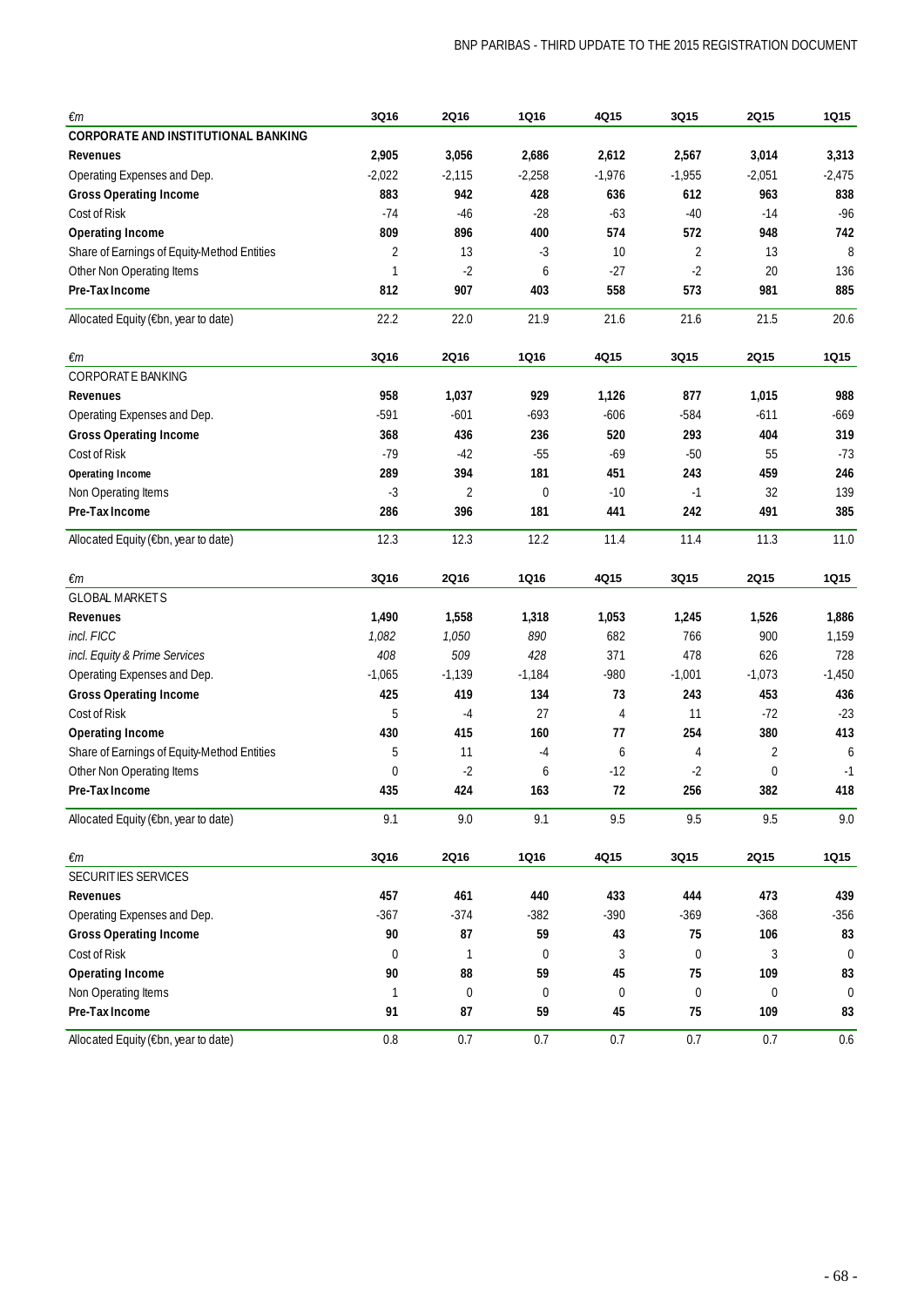| €m | 3Q16 | 2Q16 | 1Q16 | 4Q15 | 3Q15 | 2Q15 | 1Q15 |
|---|---|---|---|---|---|---|---|
| **CORPORATE AND INSTITUTIONAL BANKING** | | | | | | | |
| **Revenues** | **2,905** | **3,056** | **2,686** | **2,612** | **2,567** | **3,014** | **3,313** |
| Operating Expenses and Dep. | -2,022 | -2,115 | -2,258 | -1,976 | -1,955 | -2,051 | -2,475 |
| **Gross Operating Income** | **883** | **942** | **428** | **636** | **612** | **963** | **838** |
| Cost of Risk | -74 | -46 | -28 | -63 | -40 | -14 | -96 |
| **Operating Income** | **809** | **896** | **400** | **574** | **572** | **948** | **742** |
| Share of Earnings of Equity-Method Entities | 2 | 13 | -3 | 10 | 2 | 13 | 8 |
| Other Non Operating Items | 1 | -2 | 6 | -27 | -2 | 20 | 136 |
| **Pre-Tax Income** | **812** | **907** | **403** | **558** | **573** | **981** | **885** |
| Allocated Equity (€bn, year to date) | 22.2 | 22.0 | 21.9 | 21.6 | 21.6 | 21.5 | 20.6 |

| €m | 3Q16 | 2Q16 | 1Q16 | 4Q15 | 3Q15 | 2Q15 | 1Q15 |
|---|---|---|---|---|---|---|---|
| CORPORATE BANKING | | | | | | | |
| **Revenues** | **958** | **1,037** | **929** | **1,126** | **877** | **1,015** | **988** |
| Operating Expenses and Dep. | -591 | -601 | -693 | -606 | -584 | -611 | -669 |
| **Gross Operating Income** | **368** | **436** | **236** | **520** | **293** | **404** | **319** |
| Cost of Risk | -79 | -42 | -55 | -69 | -50 | 55 | -73 |
| **Operating Income** | **289** | **394** | **181** | **451** | **243** | **459** | **246** |
| Non Operating Items | -3 | 2 | 0 | -10 | -1 | 32 | 139 |
| **Pre-Tax Income** | **286** | **396** | **181** | **441** | **242** | **491** | **385** |
| Allocated Equity (€bn, year to date) | 12.3 | 12.3 | 12.2 | 11.4 | 11.4 | 11.3 | 11.0 |

| €m | 3Q16 | 2Q16 | 1Q16 | 4Q15 | 3Q15 | 2Q15 | 1Q15 |
|---|---|---|---|---|---|---|---|
| GLOBAL MARKETS | | | | | | | |
| **Revenues** | **1,490** | **1,558** | **1,318** | **1,053** | **1,245** | **1,526** | **1,886** |
| *incl. FICC* | *1,082* | *1,050* | *890* | 682 | 766 | 900 | 1,159 |
| *incl. Equity & Prime Services* | *408* | *509* | *428* | 371 | 478 | 626 | 728 |
| Operating Expenses and Dep. | -1,065 | -1,139 | -1,184 | -980 | -1,001 | -1,073 | -1,450 |
| **Gross Operating Income** | **425** | **419** | **134** | **73** | **243** | **453** | **436** |
| Cost of Risk | 5 | -4 | 27 | 4 | 11 | -72 | -23 |
| **Operating Income** | **430** | **415** | **160** | **77** | **254** | **380** | **413** |
| Share of Earnings of Equity-Method Entities | 5 | 11 | -4 | 6 | 4 | 2 | 6 |
| Other Non Operating Items | 0 | -2 | 6 | -12 | -2 | 0 | -1 |
| **Pre-Tax Income** | **435** | **424** | **163** | **72** | **256** | **382** | **418** |
| Allocated Equity (€bn, year to date) | 9.1 | 9.0 | 9.1 | 9.5 | 9.5 | 9.5 | 9.0 |

| €m | 3Q16 | 2Q16 | 1Q16 | 4Q15 | 3Q15 | 2Q15 | 1Q15 |
|---|---|---|---|---|---|---|---|
| SECURITIES SERVICES | | | | | | | |
| **Revenues** | **457** | **461** | **440** | **433** | **444** | **473** | **439** |
| Operating Expenses and Dep. | -367 | -374 | -382 | -390 | -369 | -368 | -356 |
| **Gross Operating Income** | **90** | **87** | **59** | **43** | **75** | **106** | **83** |
| Cost of Risk | 0 | 1 | 0 | 3 | 0 | 3 | 0 |
| **Operating Income** | **90** | **88** | **59** | **45** | **75** | **109** | **83** |
| Non Operating Items | 1 | 0 | 0 | 0 | 0 | 0 | 0 |
| **Pre-Tax Income** | **91** | **87** | **59** | **45** | **75** | **109** | **83** |
| Allocated Equity (€bn, year to date) | 0.8 | 0.7 | 0.7 | 0.7 | 0.7 | 0.7 | 0.6 |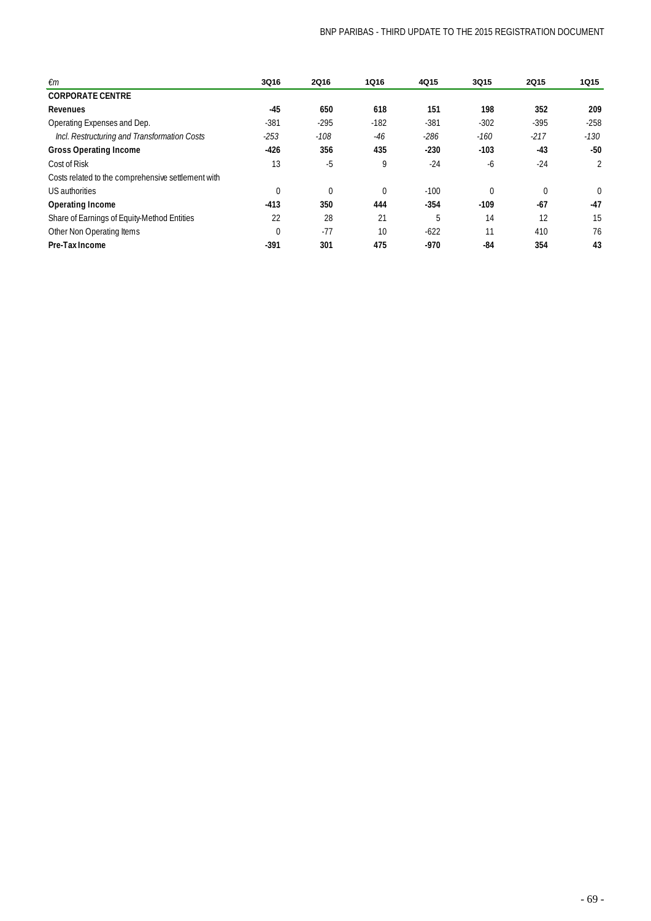| €m | 3Q16 | 2Q16 | 1Q16 | 4Q15 | 3Q15 | 2Q15 | 1Q15 |
|---|---|---|---|---|---|---|---|
| **CORPORATE CENTRE** | | | | | | | |
| **Revenues** | **-45** | **650** | **618** | **151** | **198** | **352** | **209** |
| Operating Expenses and Dep. | -381 | -295 | -182 | -381 | -302 | -395 | -258 |
| *Incl. Restructuring and Transformation Costs* | *-253* | *-108* | *-46* | *-286* | *-160* | *-217* | *-130* |
| **Gross Operating Income** | **-426** | **356** | **435** | **-230** | **-103** | **-43** | **-50** |
| Cost of Risk | 13 | -5 | 9 | -24 | -6 | -24 | 2 |
| Costs related to the comprehensive settlement with US authorities | 0 | 0 | 0 | -100 | 0 | 0 | 0 |
| **Operating Income** | **-413** | **350** | **444** | **-354** | **-109** | **-67** | **-47** |
| Share of Earnings of Equity-Method Entities | 22 | 28 | 21 | 5 | 14 | 12 | 15 |
| Other Non Operating Items | 0 | -77 | 10 | -622 | 11 | 410 | 76 |
| **Pre-Tax Income** | **-391** | **301** | **475** | **-970** | **-84** | **354** | **43** |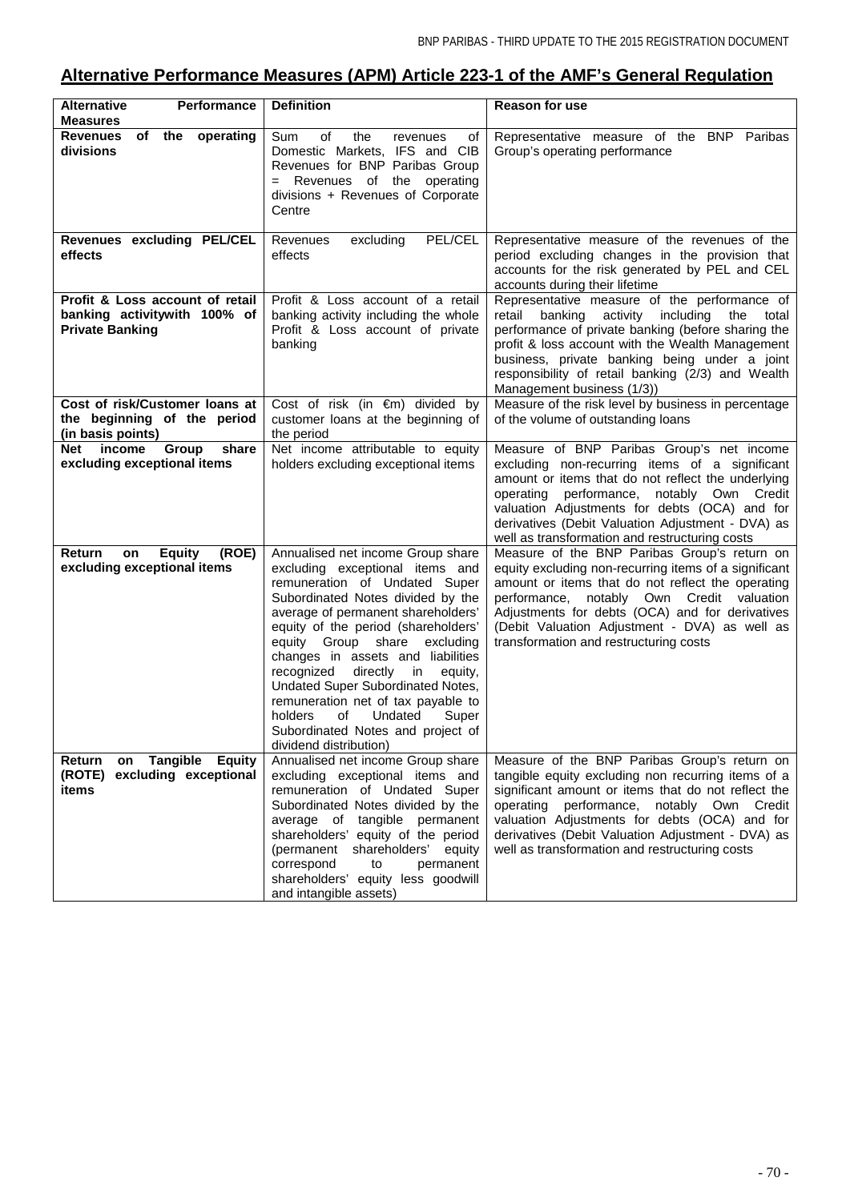## Alternative Performance Measures (APM) Article 223-1 of the AMF's General Regulation

| Alternative Performance Measures | Definition | Reason for use |
|---|---|---|
| **Revenues of the operating divisions** | Sum of the revenues of Domestic Markets, IFS and CIB Revenues for BNP Paribas Group = Revenues of the operating divisions + Revenues of Corporate Centre | Representative measure of the BNP Paribas Group's operating performance |
| **Revenues excluding PEL/CEL effects** | Revenues excluding PEL/CEL effects | Representative measure of the revenues of the period excluding changes in the provision that accounts for the risk generated by PEL and CEL accounts during their lifetime |
| **Profit & Loss account of retail banking activitywith 100% of Private Banking** | Profit & Loss account of a retail banking activity including the whole Profit & Loss account of private banking | Representative measure of the performance of retail banking activity including the total performance of private banking (before sharing the profit & loss account with the Wealth Management business, private banking being under a joint responsibility of retail banking (2/3) and Wealth Management business (1/3)) |
| **Cost of risk/Customer loans at the beginning of the period (in basis points)** | Cost of risk (in €m) divided by customer loans at the beginning of the period | Measure of the risk level by business in percentage of the volume of outstanding loans |
| **Net income Group share excluding exceptional items** | Net income attributable to equity holders excluding exceptional items | Measure of BNP Paribas Group's net income excluding non-recurring items of a significant amount or items that do not reflect the underlying operating performance, notably Own Credit valuation Adjustments for debts (OCA) and for derivatives (Debit Valuation Adjustment - DVA) as well as transformation and restructuring costs |
| **Return on Equity (ROE) excluding exceptional items** | Annualised net income Group share excluding exceptional items and remuneration of Undated Super Subordinated Notes divided by the average of permanent shareholders' equity of the period (shareholders' equity Group share excluding changes in assets and liabilities recognized directly in equity, Undated Super Subordinated Notes, remuneration net of tax payable to holders of Undated Super Subordinated Notes and project of dividend distribution) | Measure of the BNP Paribas Group's return on equity excluding non-recurring items of a significant amount or items that do not reflect the operating performance, notably Own Credit valuation Adjustments for debts (OCA) and for derivatives (Debit Valuation Adjustment - DVA) as well as transformation and restructuring costs |
| **Return on Tangible Equity (ROTE) excluding exceptional items** | Annualised net income Group share excluding exceptional items and remuneration of Undated Super Subordinated Notes divided by the average of tangible permanent shareholders' equity of the period (permanent shareholders' equity correspond to permanent shareholders' equity less goodwill and intangible assets) | Measure of the BNP Paribas Group's return on tangible equity excluding non recurring items of a significant amount or items that do not reflect the operating performance, notably Own Credit valuation Adjustments for debts (OCA) and for derivatives (Debit Valuation Adjustment - DVA) as well as transformation and restructuring costs |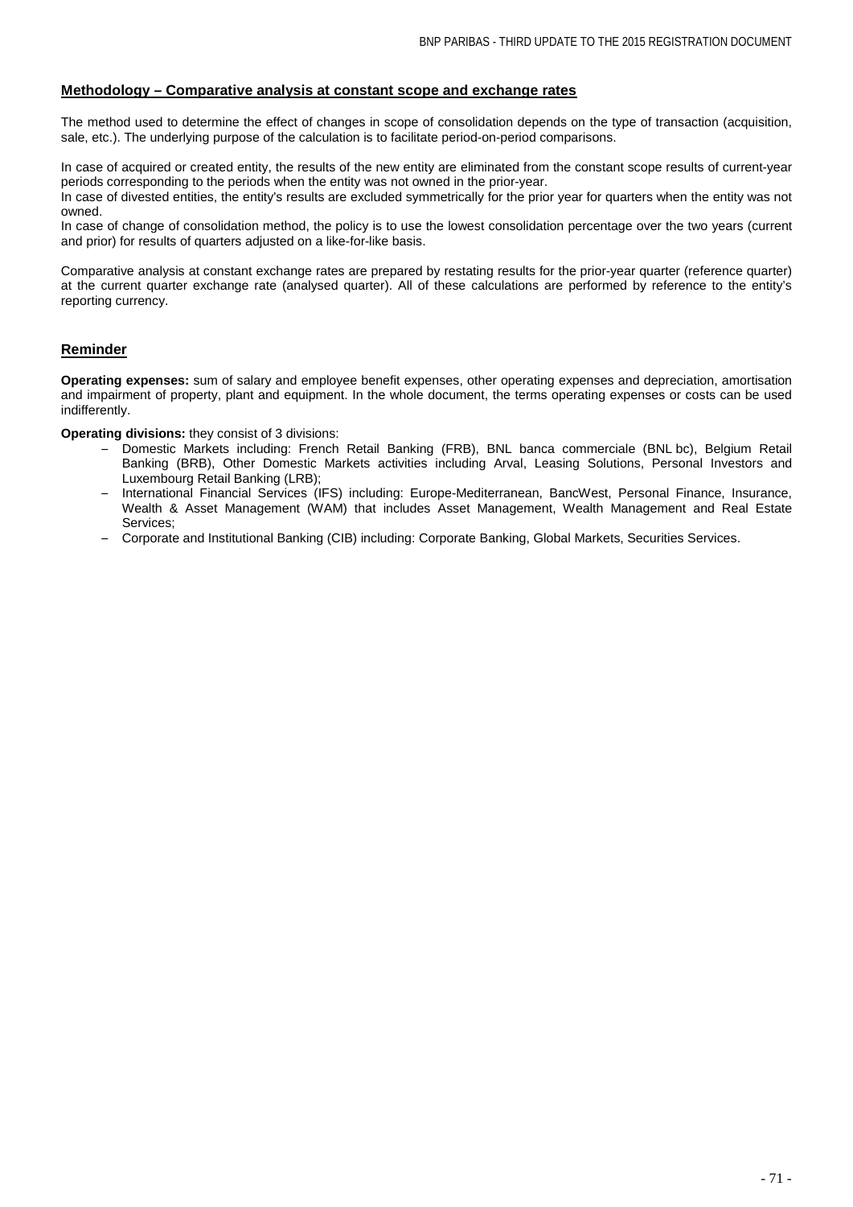## Methodology – Comparative analysis at constant scope and exchange rates

The method used to determine the effect of changes in scope of consolidation depends on the type of transaction (acquisition, sale, etc.). The underlying purpose of the calculation is to facilitate period-on-period comparisons.

In case of acquired or created entity, the results of the new entity are eliminated from the constant scope results of current-year periods corresponding to the periods when the entity was not owned in the prior-year.
In case of divested entities, the entity's results are excluded symmetrically for the prior year for quarters when the entity was not owned.
In case of change of consolidation method, the policy is to use the lowest consolidation percentage over the two years (current and prior) for results of quarters adjusted on a like-for-like basis.

Comparative analysis at constant exchange rates are prepared by restating results for the prior-year quarter (reference quarter) at the current quarter exchange rate (analysed quarter). All of these calculations are performed by reference to the entity's reporting currency.

## Reminder

**Operating expenses:** sum of salary and employee benefit expenses, other operating expenses and depreciation, amortisation and impairment of property, plant and equipment. In the whole document, the terms operating expenses or costs can be used indifferently.

**Operating divisions:** they consist of 3 divisions:

- Domestic Markets including: French Retail Banking (FRB), BNL banca commerciale (BNL bc), Belgium Retail Banking (BRB), Other Domestic Markets activities including Arval, Leasing Solutions, Personal Investors and Luxembourg Retail Banking (LRB);
- International Financial Services (IFS) including: Europe-Mediterranean, BancWest, Personal Finance, Insurance, Wealth & Asset Management (WAM) that includes Asset Management, Wealth Management and Real Estate Services;
- Corporate and Institutional Banking (CIB) including: Corporate Banking, Global Markets, Securities Services.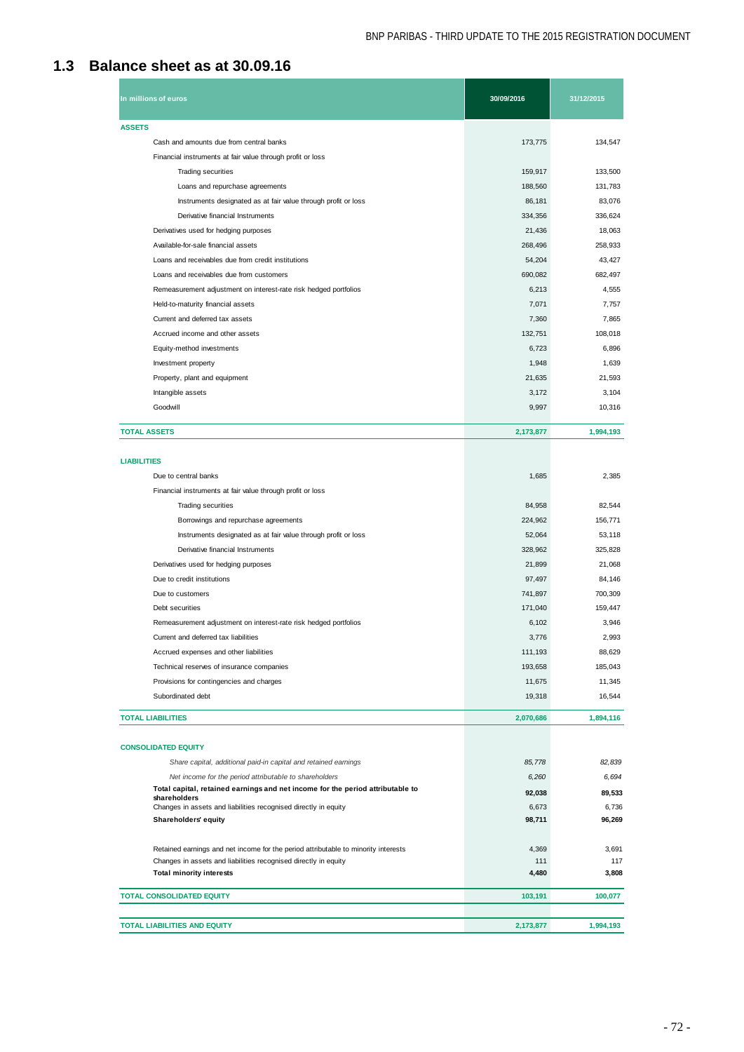## 1.3 Balance sheet as at 30.09.16

| In millions of euros | 30/09/2016 | 31/12/2015 |
|---|---|---|
| **ASSETS** | | |
| Cash and amounts due from central banks | 173,775 | 134,547 |
| Financial instruments at fair value through profit or loss | | |
| Trading securities | 159,917 | 133,500 |
| Loans and repurchase agreements | 188,560 | 131,783 |
| Instruments designated as at fair value through profit or loss | 86,181 | 83,076 |
| Derivative financial Instruments | 334,356 | 336,624 |
| Derivatives used for hedging purposes | 21,436 | 18,063 |
| Available-for-sale financial assets | 268,496 | 258,933 |
| Loans and receivables due from credit institutions | 54,204 | 43,427 |
| Loans and receivables due from customers | 690,082 | 682,497 |
| Remeasurement adjustment on interest-rate risk hedged portfolios | 6,213 | 4,555 |
| Held-to-maturity financial assets | 7,071 | 7,757 |
| Current and deferred tax assets | 7,360 | 7,865 |
| Accrued income and other assets | 132,751 | 108,018 |
| Equity-method investments | 6,723 | 6,896 |
| Investment property | 1,948 | 1,639 |
| Property, plant and equipment | 21,635 | 21,593 |
| Intangible assets | 3,172 | 3,104 |
| Goodwill | 9,997 | 10,316 |
| **TOTAL ASSETS** | **2,173,877** | **1,994,193** |
| **LIABILITIES** | | |
| Due to central banks | 1,685 | 2,385 |
| Financial instruments at fair value through profit or loss | | |
| Trading securities | 84,958 | 82,544 |
| Borrowings and repurchase agreements | 224,962 | 156,771 |
| Instruments designated as at fair value through profit or loss | 52,064 | 53,118 |
| Derivative financial Instruments | 328,962 | 325,828 |
| Derivatives used for hedging purposes | 21,899 | 21,068 |
| Due to credit institutions | 97,497 | 84,146 |
| Due to customers | 741,897 | 700,309 |
| Debt securities | 171,040 | 159,447 |
| Remeasurement adjustment on interest-rate risk hedged portfolios | 6,102 | 3,946 |
| Current and deferred tax liabilities | 3,776 | 2,993 |
| Accrued expenses and other liabilities | 111,193 | 88,629 |
| Technical reserves of insurance companies | 193,658 | 185,043 |
| Provisions for contingencies and charges | 11,675 | 11,345 |
| Subordinated debt | 19,318 | 16,544 |
| **TOTAL LIABILITIES** | **2,070,686** | **1,894,116** |
| **CONSOLIDATED EQUITY** | | |
| *Share capital, additional paid-in capital and retained earnings* | *85,778* | *82,839* |
| *Net income for the period attributable to shareholders* | *6,260* | *6,694* |
| **Total capital, retained earnings and net income for the period attributable to shareholders** | **92,038** | **89,533** |
| Changes in assets and liabilities recognised directly in equity | 6,673 | 6,736 |
| **Shareholders' equity** | **98,711** | **96,269** |
| Retained earnings and net income for the period attributable to minority interests | 4,369 | 3,691 |
| Changes in assets and liabilities recognised directly in equity | 111 | 117 |
| **Total minority interests** | **4,480** | **3,808** |
| **TOTAL CONSOLIDATED EQUITY** | **103,191** | **100,077** |
| **TOTAL LIABILITIES AND EQUITY** | **2,173,877** | **1,994,193** |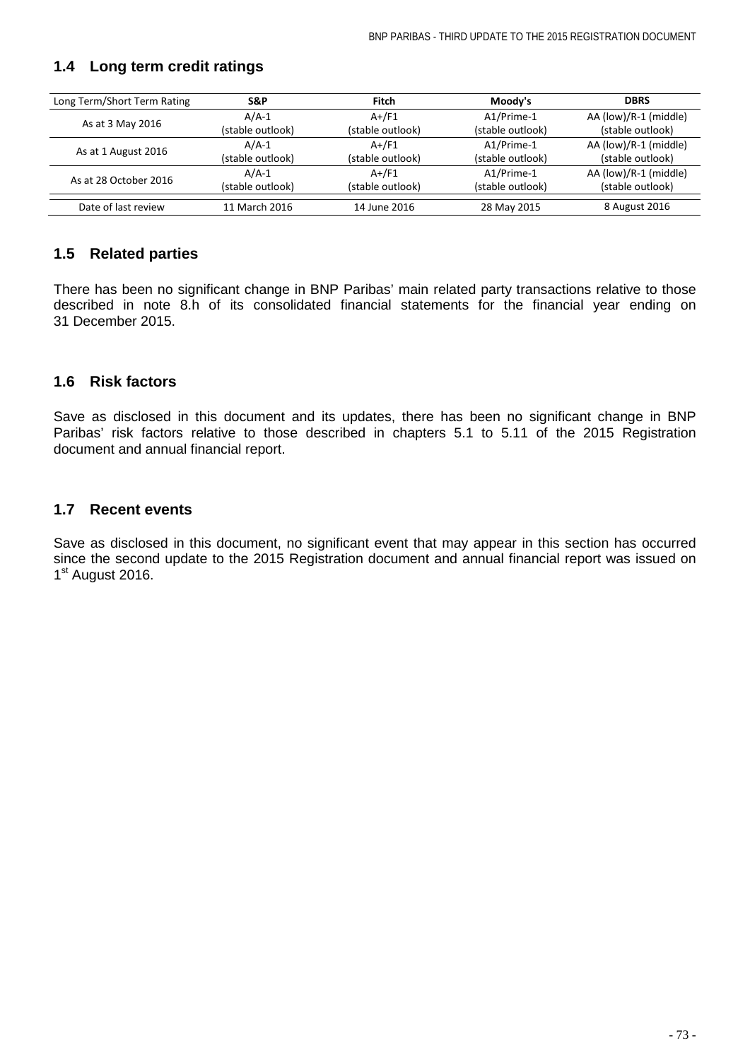## 1.4 Long term credit ratings

| Long Term/Short Term Rating | S&P | Fitch | Moody's | DBRS |
|---|---|---|---|---|
| As at 3 May 2016 | A/A-1 (stable outlook) | A+/F1 (stable outlook) | A1/Prime-1 (stable outlook) | AA (low)/R-1 (middle) (stable outlook) |
| As at 1 August 2016 | A/A-1 (stable outlook) | A+/F1 (stable outlook) | A1/Prime-1 (stable outlook) | AA (low)/R-1 (middle) (stable outlook) |
| As at 28 October 2016 | A/A-1 (stable outlook) | A+/F1 (stable outlook) | A1/Prime-1 (stable outlook) | AA (low)/R-1 (middle) (stable outlook) |
| Date of last review | 11 March 2016 | 14 June 2016 | 28 May 2015 | 8 August 2016 |

## 1.5 Related parties

There has been no significant change in BNP Paribas' main related party transactions relative to those described in note 8.h of its consolidated financial statements for the financial year ending on 31 December 2015.

## 1.6 Risk factors

Save as disclosed in this document and its updates, there has been no significant change in BNP Paribas' risk factors relative to those described in chapters 5.1 to 5.11 of the 2015 Registration document and annual financial report.

## 1.7 Recent events

Save as disclosed in this document, no significant event that may appear in this section has occurred since the second update to the 2015 Registration document and annual financial report was issued on 1st August 2016.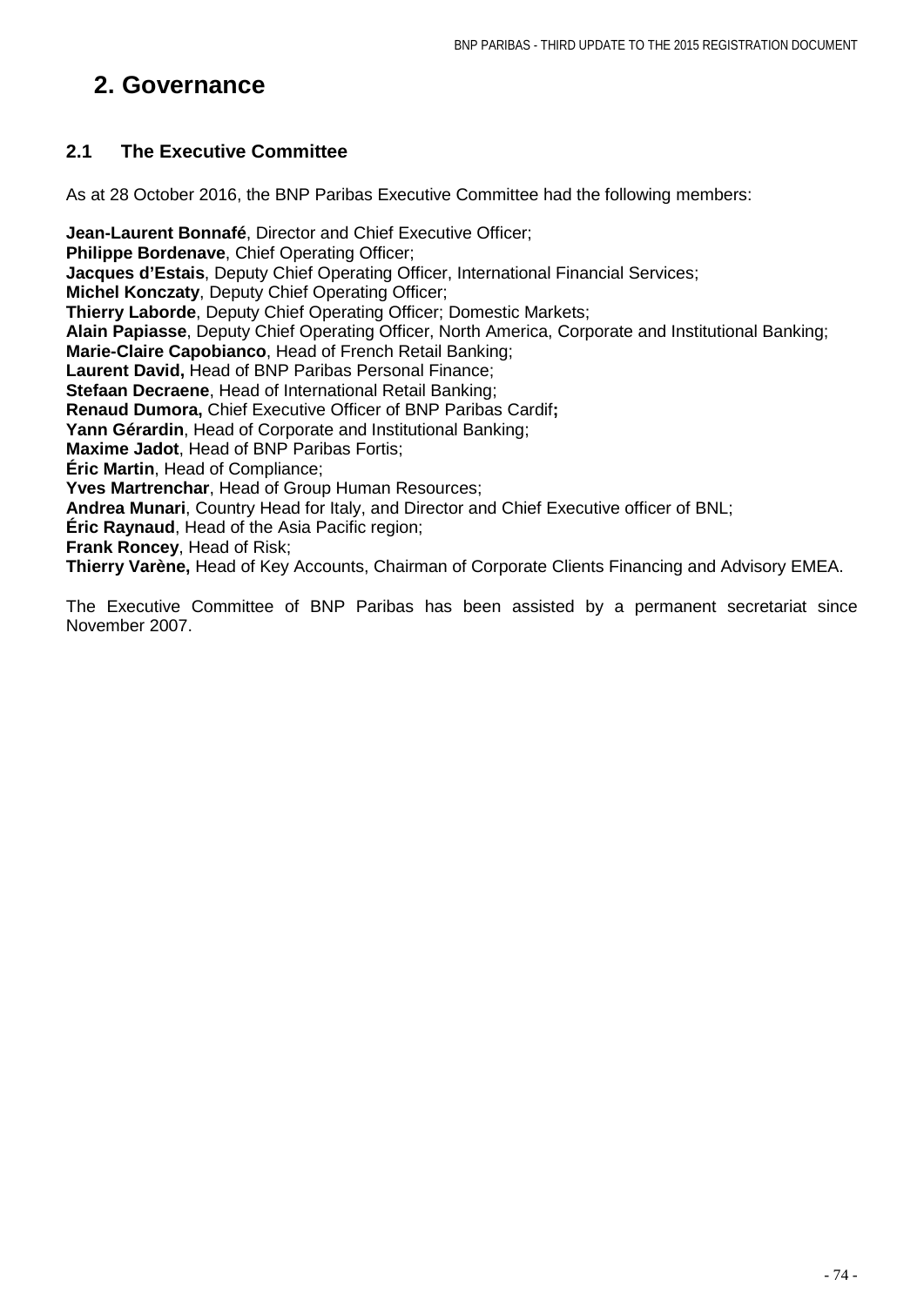# 2. Governance

## 2.1 The Executive Committee

As at 28 October 2016, the BNP Paribas Executive Committee had the following members:

**Jean-Laurent Bonnafé**, Director and Chief Executive Officer;
**Philippe Bordenave**, Chief Operating Officer;
**Jacques d'Estais**, Deputy Chief Operating Officer, International Financial Services;
**Michel Konczaty**, Deputy Chief Operating Officer;
**Thierry Laborde**, Deputy Chief Operating Officer; Domestic Markets;
**Alain Papiasse**, Deputy Chief Operating Officer, North America, Corporate and Institutional Banking;
**Marie-Claire Capobianco**, Head of French Retail Banking;
**Laurent David,** Head of BNP Paribas Personal Finance;
**Stefaan Decraene**, Head of International Retail Banking;
**Renaud Dumora,** Chief Executive Officer of BNP Paribas Cardif**;**
**Yann Gérardin**, Head of Corporate and Institutional Banking;
**Maxime Jadot**, Head of BNP Paribas Fortis;
**Éric Martin**, Head of Compliance;
**Yves Martrenchar**, Head of Group Human Resources;
**Andrea Munari**, Country Head for Italy, and Director and Chief Executive officer of BNL;
**Éric Raynaud**, Head of the Asia Pacific region;
**Frank Roncey**, Head of Risk;
**Thierry Varène,** Head of Key Accounts, Chairman of Corporate Clients Financing and Advisory EMEA.

The Executive Committee of BNP Paribas has been assisted by a permanent secretariat since November 2007.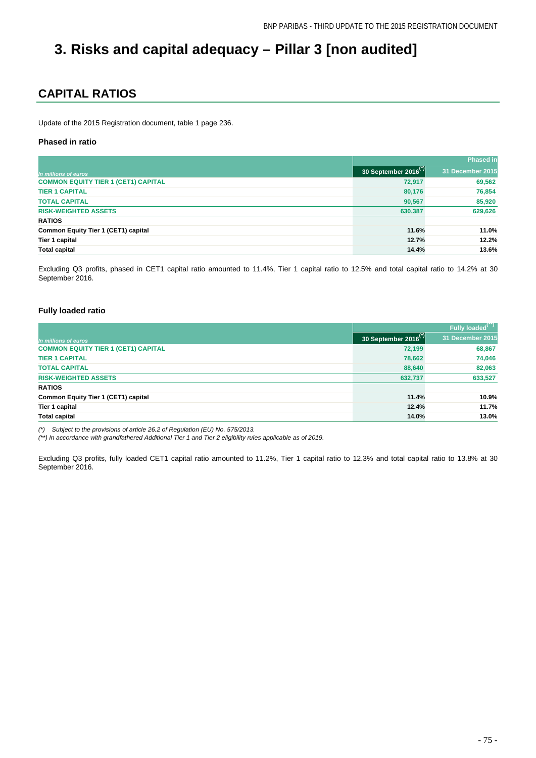# 3. Risks and capital adequacy – Pillar 3 [non audited]

## CAPITAL RATIOS

Update of the 2015 Registration document, table 1 page 236.

### Phased in ratio

| | Phased in | |
|---|---|---|
| *In millions of euros* | 30 September 2016[(*)] | 31 December 2015 |
| **COMMON EQUITY TIER 1 (CET1) CAPITAL** | 72,917 | 69,562 |
| **TIER 1 CAPITAL** | 80,176 | 76,854 |
| **TOTAL CAPITAL** | 90,567 | 85,920 |
| **RISK-WEIGHTED ASSETS** | 630,387 | 629,626 |
| **RATIOS** | | |
| **Common Equity Tier 1 (CET1) capital** | 11.6% | 11.0% |
| **Tier 1 capital** | 12.7% | 12.2% |
| **Total capital** | 14.4% | 13.6% |

Excluding Q3 profits, phased in CET1 capital ratio amounted to 11.4%, Tier 1 capital ratio to 12.5% and total capital ratio to 14.2% at 30 September 2016.

### Fully loaded ratio

| | Fully loaded[(**)] | |
|---|---|---|
| *In millions of euros* | 30 September 2016[(*)] | 31 December 2015 |
| **COMMON EQUITY TIER 1 (CET1) CAPITAL** | 72,199 | 68,867 |
| **TIER 1 CAPITAL** | 78,662 | 74,046 |
| **TOTAL CAPITAL** | 88,640 | 82,063 |
| **RISK-WEIGHTED ASSETS** | 632,737 | 633,527 |
| **RATIOS** | | |
| **Common Equity Tier 1 (CET1) capital** | 11.4% | 10.9% |
| **Tier 1 capital** | 12.4% | 11.7% |
| **Total capital** | 14.0% | 13.0% |

*(\*) Subject to the provisions of article 26.2 of Regulation (EU) No. 575/2013.*

*(\*\*) In accordance with grandfathered Additional Tier 1 and Tier 2 eligibility rules applicable as of 2019.*

Excluding Q3 profits, fully loaded CET1 capital ratio amounted to 11.2%, Tier 1 capital ratio to 12.3% and total capital ratio to 13.8% at 30 September 2016.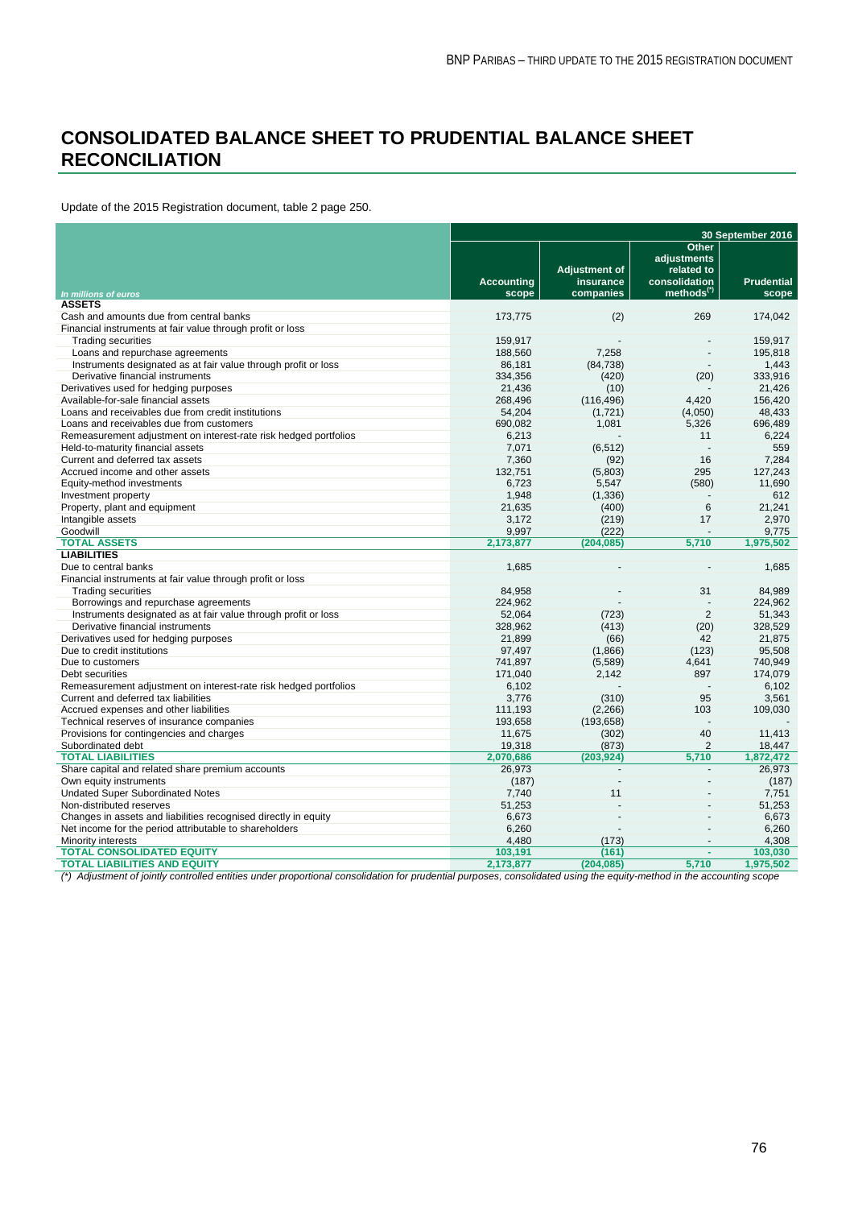# CONSOLIDATED BALANCE SHEET TO PRUDENTIAL BALANCE SHEET RECONCILIATION

Update of the 2015 Registration document, table 2 page 250.

| | 30 September 2016 | | | |
|---|---|---|---|---|
| *In millions of euros* | Accounting scope | Adjustment of insurance companies | Other adjustments related to consolidation methods(*) | Prudential scope |
| **ASSETS** | | | | |
| Cash and amounts due from central banks | 173,775 | (2) | 269 | 174,042 |
| Financial instruments at fair value through profit or loss | | | | |
| Trading securities | 159,917 | - | - | 159,917 |
| Loans and repurchase agreements | 188,560 | 7,258 | - | 195,818 |
| Instruments designated as at fair value through profit or loss | 86,181 | (84,738) | - | 1,443 |
| Derivative financial instruments | 334,356 | (420) | (20) | 333,916 |
| Derivatives used for hedging purposes | 21,436 | (10) | - | 21,426 |
| Available-for-sale financial assets | 268,496 | (116,496) | 4,420 | 156,420 |
| Loans and receivables due from credit institutions | 54,204 | (1,721) | (4,050) | 48,433 |
| Loans and receivables due from customers | 690,082 | 1,081 | 5,326 | 696,489 |
| Remeasurement adjustment on interest-rate risk hedged portfolios | 6,213 | - | 11 | 6,224 |
| Held-to-maturity financial assets | 7,071 | (6,512) | - | 559 |
| Current and deferred tax assets | 7,360 | (92) | 16 | 7,284 |
| Accrued income and other assets | 132,751 | (5,803) | 295 | 127,243 |
| Equity-method investments | 6,723 | 5,547 | (580) | 11,690 |
| Investment property | 1,948 | (1,336) | - | 612 |
| Property, plant and equipment | 21,635 | (400) | 6 | 21,241 |
| Intangible assets | 3,172 | (219) | 17 | 2,970 |
| Goodwill | 9,997 | (222) | - | 9,775 |
| **TOTAL ASSETS** | **2,173,877** | **(204,085)** | **5,710** | **1,975,502** |
| **LIABILITIES** | | | | |
| Due to central banks | 1,685 | - | - | 1,685 |
| Financial instruments at fair value through profit or loss | | | | |
| Trading securities | 84,958 | - | 31 | 84,989 |
| Borrowings and repurchase agreements | 224,962 | - | - | 224,962 |
| Instruments designated as at fair value through profit or loss | 52,064 | (723) | 2 | 51,343 |
| Derivative financial instruments | 328,962 | (413) | (20) | 328,529 |
| Derivatives used for hedging purposes | 21,899 | (66) | 42 | 21,875 |
| Due to credit institutions | 97,497 | (1,866) | (123) | 95,508 |
| Due to customers | 741,897 | (5,589) | 4,641 | 740,949 |
| Debt securities | 171,040 | 2,142 | 897 | 174,079 |
| Remeasurement adjustment on interest-rate risk hedged portfolios | 6,102 | - | - | 6,102 |
| Current and deferred tax liabilities | 3,776 | (310) | 95 | 3,561 |
| Accrued expenses and other liabilities | 111,193 | (2,266) | 103 | 109,030 |
| Technical reserves of insurance companies | 193,658 | (193,658) | - | - |
| Provisions for contingencies and charges | 11,675 | (302) | 40 | 11,413 |
| Subordinated debt | 19,318 | (873) | 2 | 18,447 |
| **TOTAL LIABILITIES** | **2,070,686** | **(203,924)** | **5,710** | **1,872,472** |
| Share capital and related share premium accounts | 26,973 | - | - | 26,973 |
| Own equity instruments | (187) | - | - | (187) |
| Undated Super Subordinated Notes | 7,740 | 11 | - | 7,751 |
| Non-distributed reserves | 51,253 | - | - | 51,253 |
| Changes in assets and liabilities recognised directly in equity | 6,673 | - | - | 6,673 |
| Net income for the period attributable to shareholders | 6,260 | - | - | 6,260 |
| Minority interests | 4,480 | (173) | - | 4,308 |
| **TOTAL CONSOLIDATED EQUITY** | **103,191** | **(161)** | **-** | **103,030** |
| **TOTAL LIABILITIES AND EQUITY** | **2,173,877** | **(204,085)** | **5,710** | **1,975,502** |

*(\*) Adjustment of jointly controlled entities under proportional consolidation for prudential purposes, consolidated using the equity-method in the accounting scope*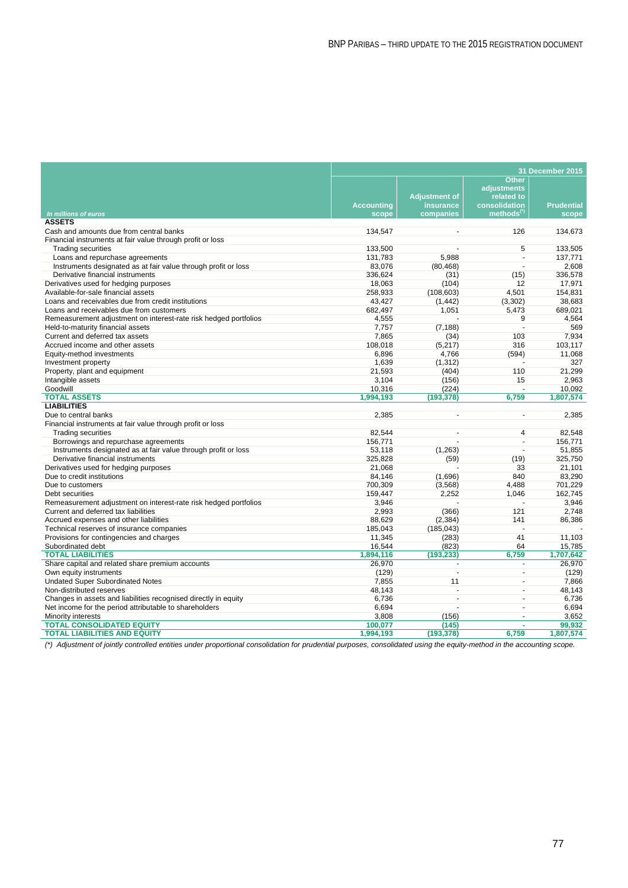| In millions of euros | 31 December 2015 | | | |
|---|---|---|---|---|
| | Accounting scope | Adjustment of insurance companies | Other adjustments related to consolidation methods[(*)] | Prudential scope |
| **ASSETS** | | | | |
| Cash and amounts due from central banks | 134,547 | - | 126 | 134,673 |
| Financial instruments at fair value through profit or loss | | | | |
| Trading securities | 133,500 | - | 5 | 133,505 |
| Loans and repurchase agreements | 131,783 | 5,988 | - | 137,771 |
| Instruments designated as at fair value through profit or loss | 83,076 | (80,468) | - | 2,608 |
| Derivative financial instruments | 336,624 | (31) | (15) | 336,578 |
| Derivatives used for hedging purposes | 18,063 | (104) | 12 | 17,971 |
| Available-for-sale financial assets | 258,933 | (108,603) | 4,501 | 154,831 |
| Loans and receivables due from credit institutions | 43,427 | (1,442) | (3,302) | 38,683 |
| Loans and receivables due from customers | 682,497 | 1,051 | 5,473 | 689,021 |
| Remeasurement adjustment on interest-rate risk hedged portfolios | 4,555 | - | 9 | 4,564 |
| Held-to-maturity financial assets | 7,757 | (7,188) | - | 569 |
| Current and deferred tax assets | 7,865 | (34) | 103 | 7,934 |
| Accrued income and other assets | 108,018 | (5,217) | 316 | 103,117 |
| Equity-method investments | 6,896 | 4,766 | (594) | 11,068 |
| Investment property | 1,639 | (1,312) | - | 327 |
| Property, plant and equipment | 21,593 | (404) | 110 | 21,299 |
| Intangible assets | 3,104 | (156) | 15 | 2,963 |
| Goodwill | 10,316 | (224) | - | 10,092 |
| **TOTAL ASSETS** | **1,994,193** | **(193,378)** | **6,759** | **1,807,574** |
| **LIABILITIES** | | | | |
| Due to central banks | 2,385 | - | - | 2,385 |
| Financial instruments at fair value through profit or loss | | | | |
| Trading securities | 82,544 | - | 4 | 82,548 |
| Borrowings and repurchase agreements | 156,771 | - | - | 156,771 |
| Instruments designated as at fair value through profit or loss | 53,118 | (1,263) | - | 51,855 |
| Derivative financial instruments | 325,828 | (59) | (19) | 325,750 |
| Derivatives used for hedging purposes | 21,068 | - | 33 | 21,101 |
| Due to credit institutions | 84,146 | (1,696) | 840 | 83,290 |
| Due to customers | 700,309 | (3,568) | 4,488 | 701,229 |
| Debt securities | 159,447 | 2,252 | 1,046 | 162,745 |
| Remeasurement adjustment on interest-rate risk hedged portfolios | 3,946 | - | - | 3,946 |
| Current and deferred tax liabilities | 2,993 | (366) | 121 | 2,748 |
| Accrued expenses and other liabilities | 88,629 | (2,384) | 141 | 86,386 |
| Technical reserves of insurance companies | 185,043 | (185,043) | - | - |
| Provisions for contingencies and charges | 11,345 | (283) | 41 | 11,103 |
| Subordinated debt | 16,544 | (823) | 64 | 15,785 |
| **TOTAL LIABILITIES** | **1,894,116** | **(193,233)** | **6,759** | **1,707,642** |
| Share capital and related share premium accounts | 26,970 | - | - | 26,970 |
| Own equity instruments | (129) | - | - | (129) |
| Undated Super Subordinated Notes | 7,855 | 11 | - | 7,866 |
| Non-distributed reserves | 48,143 | - | - | 48,143 |
| Changes in assets and liabilities recognised directly in equity | 6,736 | - | - | 6,736 |
| Net income for the period attributable to shareholders | 6,694 | - | - | 6,694 |
| Minority interests | 3,808 | (156) | - | 3,652 |
| **TOTAL CONSOLIDATED EQUITY** | **100,077** | **(145)** | **-** | **99,932** |
| **TOTAL LIABILITIES AND EQUITY** | **1,994,193** | **(193,378)** | **6,759** | **1,807,574** |

*(\*) Adjustment of jointly controlled entities under proportional consolidation for prudential purposes, consolidated using the equity-method in the accounting scope.*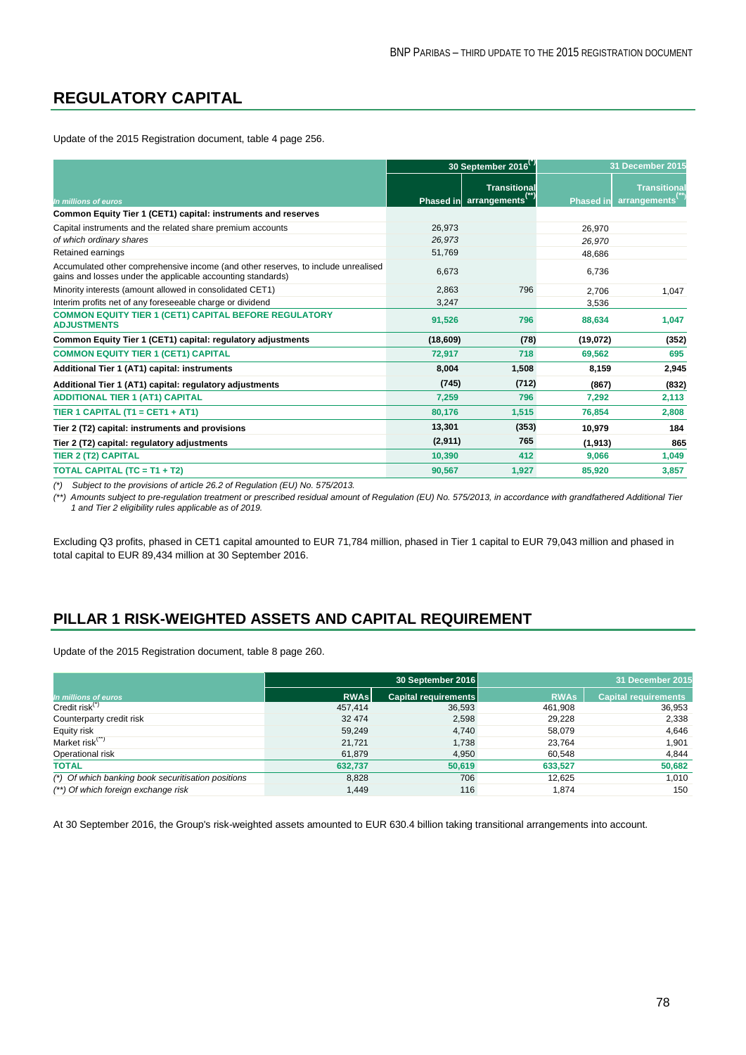## REGULATORY CAPITAL

Update of the 2015 Registration document, table 4 page 256.

| *In millions of euros* | 30 September 2016(*) | | 31 December 2015 | |
|---|---|---|---|---|
| | Phased in | Transitional arrangements(**) | Phased in | Transitional arrangements(**) |
| **Common Equity Tier 1 (CET1) capital: instruments and reserves** | | | | |
| Capital instruments and the related share premium accounts | 26,973 | | 26,970 | |
| *of which ordinary shares* | *26,973* | | *26,970* | |
| Retained earnings | 51,769 | | 48,686 | |
| Accumulated other comprehensive income (and other reserves, to include unrealised gains and losses under the applicable accounting standards) | 6,673 | | 6,736 | |
| Minority interests (amount allowed in consolidated CET1) | 2,863 | 796 | 2,706 | 1,047 |
| Interim profits net of any foreseeable charge or dividend | 3,247 | | 3,536 | |
| **COMMON EQUITY TIER 1 (CET1) CAPITAL BEFORE REGULATORY ADJUSTMENTS** | **91,526** | **796** | **88,634** | **1,047** |
| **Common Equity Tier 1 (CET1) capital: regulatory adjustments** | **(18,609)** | **(78)** | **(19,072)** | **(352)** |
| **COMMON EQUITY TIER 1 (CET1) CAPITAL** | **72,917** | **718** | **69,562** | **695** |
| **Additional Tier 1 (AT1) capital: instruments** | **8,004** | **1,508** | **8,159** | **2,945** |
| **Additional Tier 1 (AT1) capital: regulatory adjustments** | **(745)** | **(712)** | **(867)** | **(832)** |
| **ADDITIONAL TIER 1 (AT1) CAPITAL** | **7,259** | **796** | **7,292** | **2,113** |
| **TIER 1 CAPITAL (T1 = CET1 + AT1)** | **80,176** | **1,515** | **76,854** | **2,808** |
| **Tier 2 (T2) capital: instruments and provisions** | **13,301** | **(353)** | **10,979** | **184** |
| **Tier 2 (T2) capital: regulatory adjustments** | **(2,911)** | **765** | **(1,913)** | **865** |
| **TIER 2 (T2) CAPITAL** | **10,390** | **412** | **9,066** | **1,049** |
| **TOTAL CAPITAL (TC = T1 + T2)** | **90,567** | **1,927** | **85,920** | **3,857** |

*(\*) Subject to the provisions of article 26.2 of Regulation (EU) No. 575/2013.*

*(\*\*) Amounts subject to pre-regulation treatment or prescribed residual amount of Regulation (EU) No. 575/2013, in accordance with grandfathered Additional Tier 1 and Tier 2 eligibility rules applicable as of 2019.*

Excluding Q3 profits, phased in CET1 capital amounted to EUR 71,784 million, phased in Tier 1 capital to EUR 79,043 million and phased in total capital to EUR 89,434 million at 30 September 2016.

## PILLAR 1 RISK-WEIGHTED ASSETS AND CAPITAL REQUIREMENT

Update of the 2015 Registration document, table 8 page 260.

| *In millions of euros* | 30 September 2016 | | 31 December 2015 | |
|---|---|---|---|---|
| | RWAs | Capital requirements | RWAs | Capital requirements |
| Credit risk(*) | 457,414 | 36,593 | 461,908 | 36,953 |
| Counterparty credit risk | 32 474 | 2,598 | 29,228 | 2,338 |
| Equity risk | 59,249 | 4,740 | 58,079 | 4,646 |
| Market risk(**) | 21,721 | 1,738 | 23,764 | 1,901 |
| Operational risk | 61,879 | 4,950 | 60,548 | 4,844 |
| **TOTAL** | **632,737** | **50,619** | **633,527** | **50,682** |
| *(\*) Of which banking book securitisation positions* | 8,828 | 706 | 12,625 | 1,010 |
| *(\*\*) Of which foreign exchange risk* | 1,449 | 116 | 1,874 | 150 |

At 30 September 2016, the Group's risk-weighted assets amounted to EUR 630.4 billion taking transitional arrangements into account.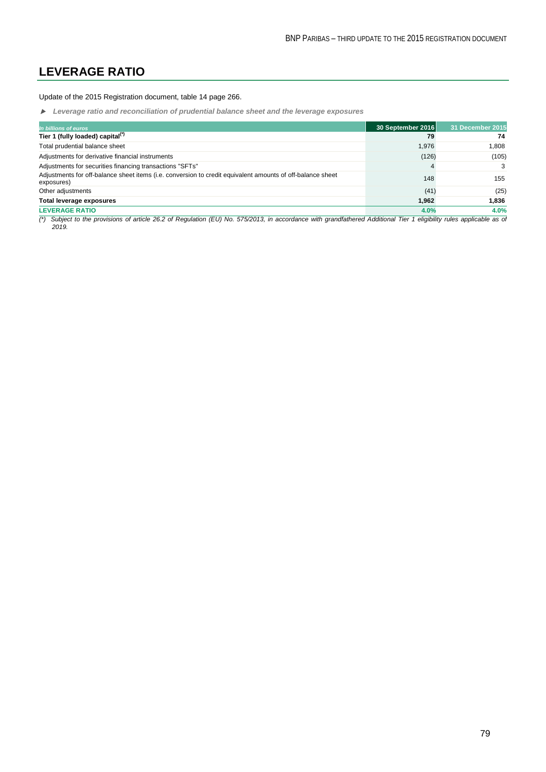## LEVERAGE RATIO

Update of the 2015 Registration document, table 14 page 266.

▶ ***Leverage ratio and reconciliation of prudential balance sheet and the leverage exposures***

| *In billions of euros* | 30 September 2016 | 31 December 2015 |
|---|---|---|
| **Tier 1 (fully loaded) capital(*)** | **79** | **74** |
| Total prudential balance sheet | 1,976 | 1,808 |
| Adjustments for derivative financial instruments | (126) | (105) |
| Adjustments for securities financing transactions "SFTs" | 4 | 3 |
| Adjustments for off-balance sheet items (i.e. conversion to credit equivalent amounts of off-balance sheet exposures) | 148 | 155 |
| Other adjustments | (41) | (25) |
| **Total leverage exposures** | **1,962** | **1,836** |
| **LEVERAGE RATIO** | **4.0%** | **4.0%** |

*(*) Subject to the provisions of article 26.2 of Regulation (EU) No. 575/2013, in accordance with grandfathered Additional Tier 1 eligibility rules applicable as of 2019.*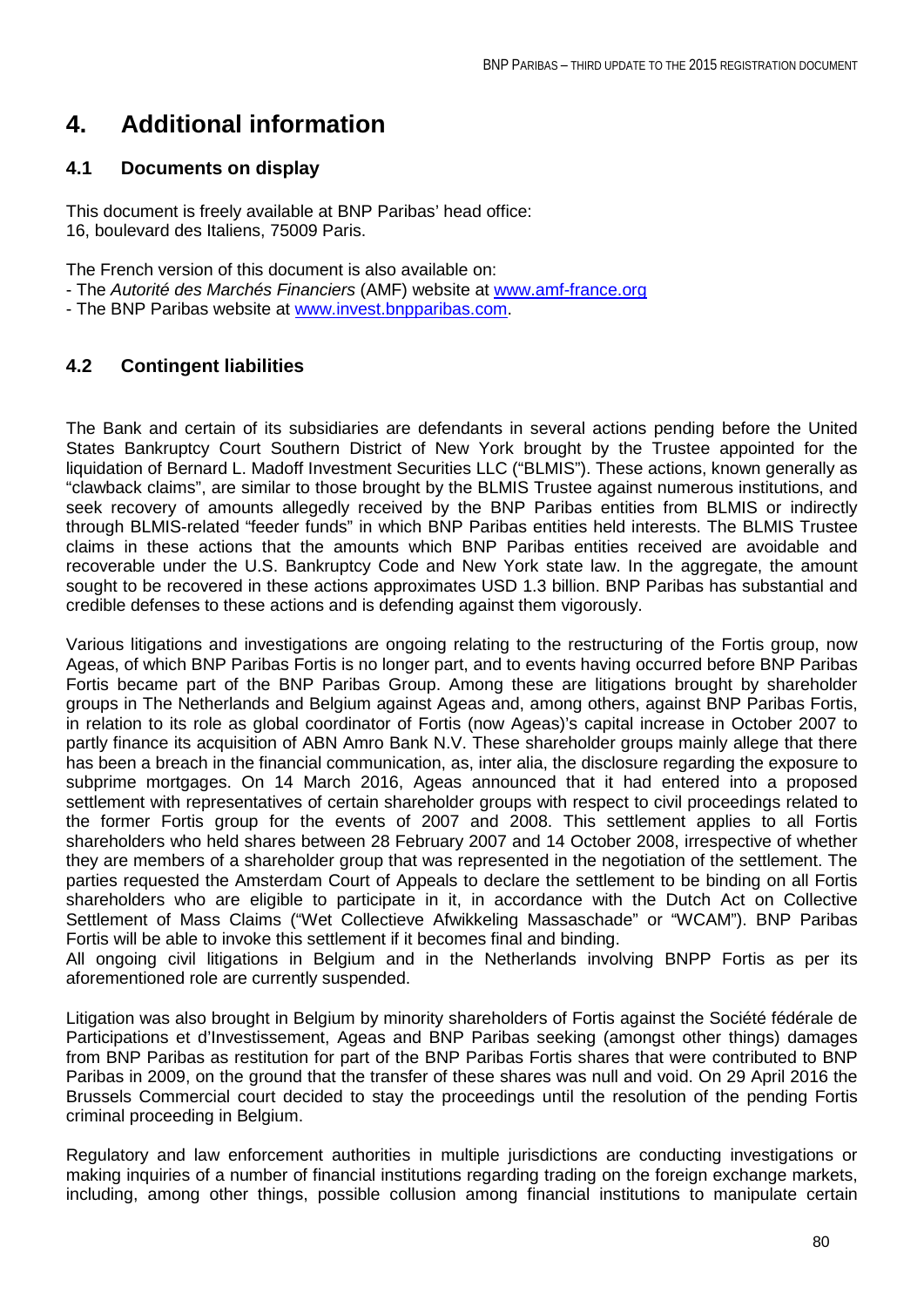# 4. Additional information

## 4.1 Documents on display

This document is freely available at BNP Paribas' head office:
16, boulevard des Italiens, 75009 Paris.

The French version of this document is also available on:
- The *Autorité des Marchés Financiers* (AMF) website at www.amf-france.org
- The BNP Paribas website at www.invest.bnpparibas.com.

## 4.2 Contingent liabilities

The Bank and certain of its subsidiaries are defendants in several actions pending before the United States Bankruptcy Court Southern District of New York brought by the Trustee appointed for the liquidation of Bernard L. Madoff Investment Securities LLC ("BLMIS"). These actions, known generally as "clawback claims", are similar to those brought by the BLMIS Trustee against numerous institutions, and seek recovery of amounts allegedly received by the BNP Paribas entities from BLMIS or indirectly through BLMIS-related "feeder funds" in which BNP Paribas entities held interests. The BLMIS Trustee claims in these actions that the amounts which BNP Paribas entities received are avoidable and recoverable under the U.S. Bankruptcy Code and New York state law. In the aggregate, the amount sought to be recovered in these actions approximates USD 1.3 billion. BNP Paribas has substantial and credible defenses to these actions and is defending against them vigorously.

Various litigations and investigations are ongoing relating to the restructuring of the Fortis group, now Ageas, of which BNP Paribas Fortis is no longer part, and to events having occurred before BNP Paribas Fortis became part of the BNP Paribas Group. Among these are litigations brought by shareholder groups in The Netherlands and Belgium against Ageas and, among others, against BNP Paribas Fortis, in relation to its role as global coordinator of Fortis (now Ageas)'s capital increase in October 2007 to partly finance its acquisition of ABN Amro Bank N.V. These shareholder groups mainly allege that there has been a breach in the financial communication, as, inter alia, the disclosure regarding the exposure to subprime mortgages. On 14 March 2016, Ageas announced that it had entered into a proposed settlement with representatives of certain shareholder groups with respect to civil proceedings related to the former Fortis group for the events of 2007 and 2008. This settlement applies to all Fortis shareholders who held shares between 28 February 2007 and 14 October 2008, irrespective of whether they are members of a shareholder group that was represented in the negotiation of the settlement. The parties requested the Amsterdam Court of Appeals to declare the settlement to be binding on all Fortis shareholders who are eligible to participate in it, in accordance with the Dutch Act on Collective Settlement of Mass Claims ("Wet Collectieve Afwikkeling Massaschade" or "WCAM"). BNP Paribas Fortis will be able to invoke this settlement if it becomes final and binding.
All ongoing civil litigations in Belgium and in the Netherlands involving BNPP Fortis as per its aforementioned role are currently suspended.

Litigation was also brought in Belgium by minority shareholders of Fortis against the Société fédérale de Participations et d'Investissement, Ageas and BNP Paribas seeking (amongst other things) damages from BNP Paribas as restitution for part of the BNP Paribas Fortis shares that were contributed to BNP Paribas in 2009, on the ground that the transfer of these shares was null and void. On 29 April 2016 the Brussels Commercial court decided to stay the proceedings until the resolution of the pending Fortis criminal proceeding in Belgium.

Regulatory and law enforcement authorities in multiple jurisdictions are conducting investigations or making inquiries of a number of financial institutions regarding trading on the foreign exchange markets, including, among other things, possible collusion among financial institutions to manipulate certain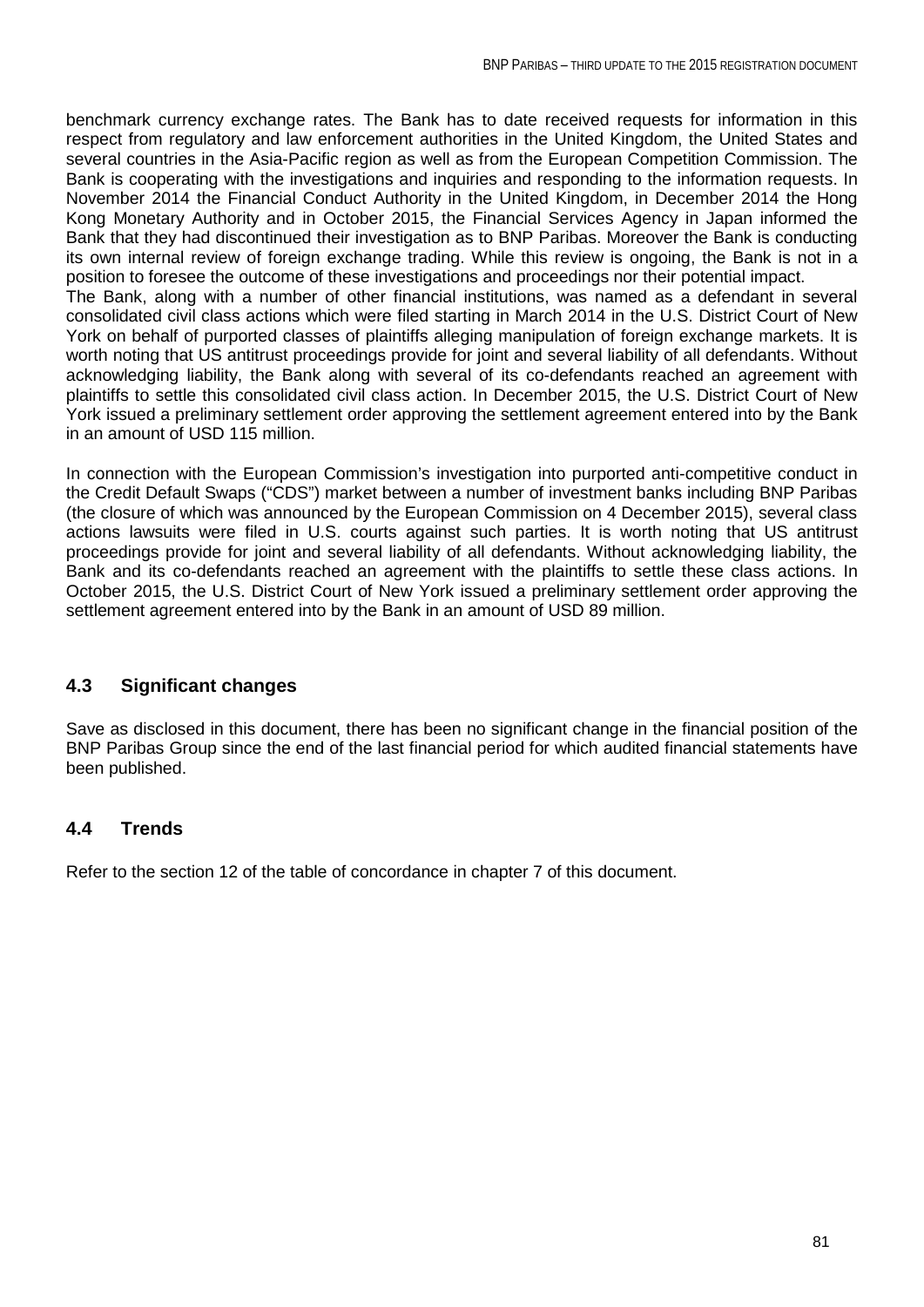benchmark currency exchange rates. The Bank has to date received requests for information in this respect from regulatory and law enforcement authorities in the United Kingdom, the United States and several countries in the Asia-Pacific region as well as from the European Competition Commission. The Bank is cooperating with the investigations and inquiries and responding to the information requests. In November 2014 the Financial Conduct Authority in the United Kingdom, in December 2014 the Hong Kong Monetary Authority and in October 2015, the Financial Services Agency in Japan informed the Bank that they had discontinued their investigation as to BNP Paribas. Moreover the Bank is conducting its own internal review of foreign exchange trading. While this review is ongoing, the Bank is not in a position to foresee the outcome of these investigations and proceedings nor their potential impact.
The Bank, along with a number of other financial institutions, was named as a defendant in several consolidated civil class actions which were filed starting in March 2014 in the U.S. District Court of New York on behalf of purported classes of plaintiffs alleging manipulation of foreign exchange markets. It is worth noting that US antitrust proceedings provide for joint and several liability of all defendants. Without acknowledging liability, the Bank along with several of its co-defendants reached an agreement with plaintiffs to settle this consolidated civil class action. In December 2015, the U.S. District Court of New York issued a preliminary settlement order approving the settlement agreement entered into by the Bank in an amount of USD 115 million.

In connection with the European Commission's investigation into purported anti-competitive conduct in the Credit Default Swaps ("CDS") market between a number of investment banks including BNP Paribas (the closure of which was announced by the European Commission on 4 December 2015), several class actions lawsuits were filed in U.S. courts against such parties. It is worth noting that US antitrust proceedings provide for joint and several liability of all defendants. Without acknowledging liability, the Bank and its co-defendants reached an agreement with the plaintiffs to settle these class actions. In October 2015, the U.S. District Court of New York issued a preliminary settlement order approving the settlement agreement entered into by the Bank in an amount of USD 89 million.

## 4.3 Significant changes

Save as disclosed in this document, there has been no significant change in the financial position of the BNP Paribas Group since the end of the last financial period for which audited financial statements have been published.

## 4.4 Trends

Refer to the section 12 of the table of concordance in chapter 7 of this document.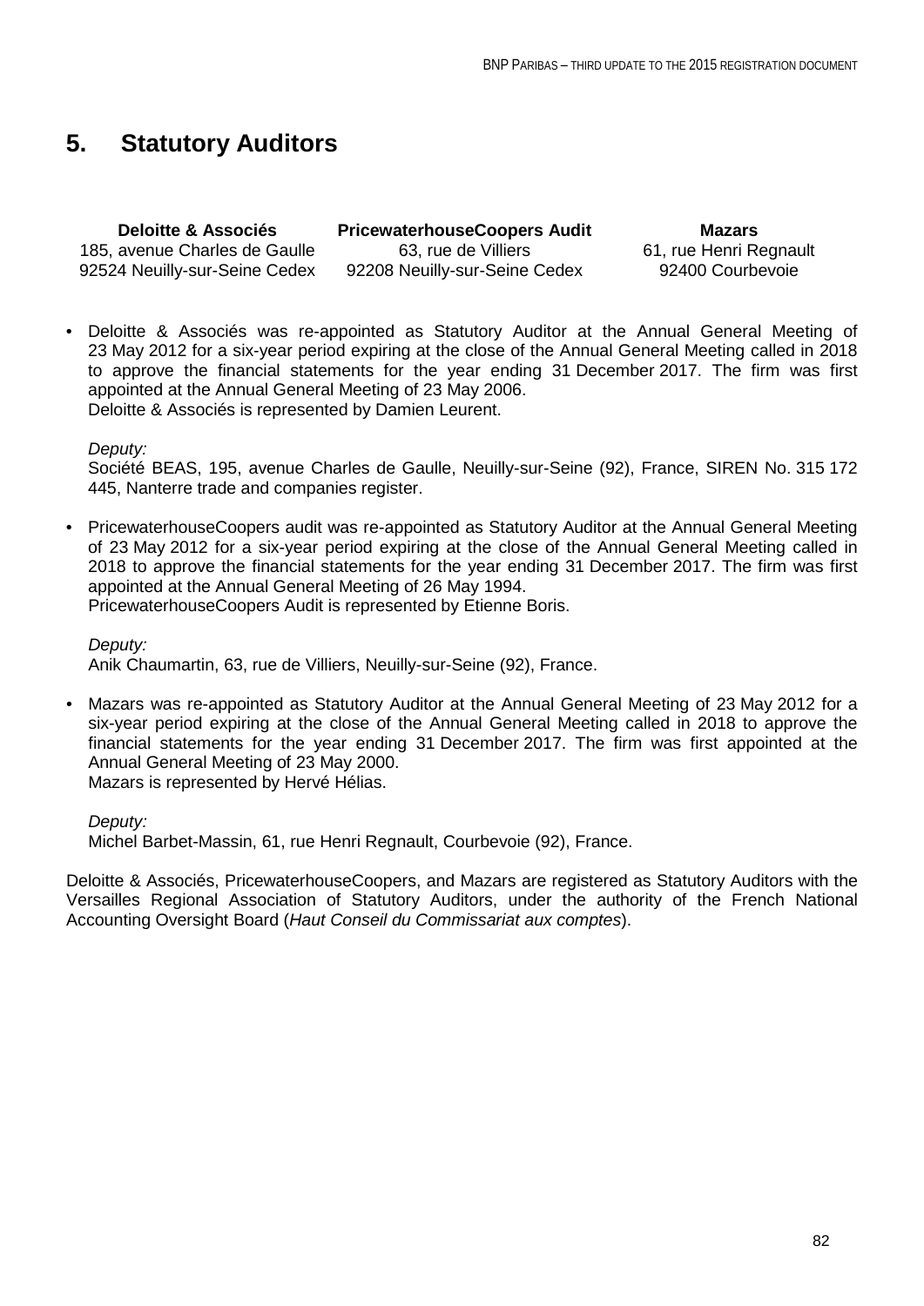# 5. Statutory Auditors

| **Deloitte & Associés** | **PricewaterhouseCoopers Audit** | **Mazars** |
|---|---|---|
| 185, avenue Charles de Gaulle | 63, rue de Villiers | 61, rue Henri Regnault |
| 92524 Neuilly-sur-Seine Cedex | 92208 Neuilly-sur-Seine Cedex | 92400 Courbevoie |

- Deloitte & Associés was re-appointed as Statutory Auditor at the Annual General Meeting of 23 May 2012 for a six-year period expiring at the close of the Annual General Meeting called in 2018 to approve the financial statements for the year ending 31 December 2017. The firm was first appointed at the Annual General Meeting of 23 May 2006.
  Deloitte & Associés is represented by Damien Leurent.

  *Deputy:*
  Société BEAS, 195, avenue Charles de Gaulle, Neuilly-sur-Seine (92), France, SIREN No. 315 172 445, Nanterre trade and companies register.

- PricewaterhouseCoopers audit was re-appointed as Statutory Auditor at the Annual General Meeting of 23 May 2012 for a six-year period expiring at the close of the Annual General Meeting called in 2018 to approve the financial statements for the year ending 31 December 2017. The firm was first appointed at the Annual General Meeting of 26 May 1994.
  PricewaterhouseCoopers Audit is represented by Etienne Boris.

  *Deputy:*
  Anik Chaumartin, 63, rue de Villiers, Neuilly-sur-Seine (92), France.

- Mazars was re-appointed as Statutory Auditor at the Annual General Meeting of 23 May 2012 for a six-year period expiring at the close of the Annual General Meeting called in 2018 to approve the financial statements for the year ending 31 December 2017. The firm was first appointed at the Annual General Meeting of 23 May 2000.
  Mazars is represented by Hervé Hélias.

  *Deputy:*
  Michel Barbet-Massin, 61, rue Henri Regnault, Courbevoie (92), France.

Deloitte & Associés, PricewaterhouseCoopers, and Mazars are registered as Statutory Auditors with the Versailles Regional Association of Statutory Auditors, under the authority of the French National Accounting Oversight Board (*Haut Conseil du Commissariat aux comptes*).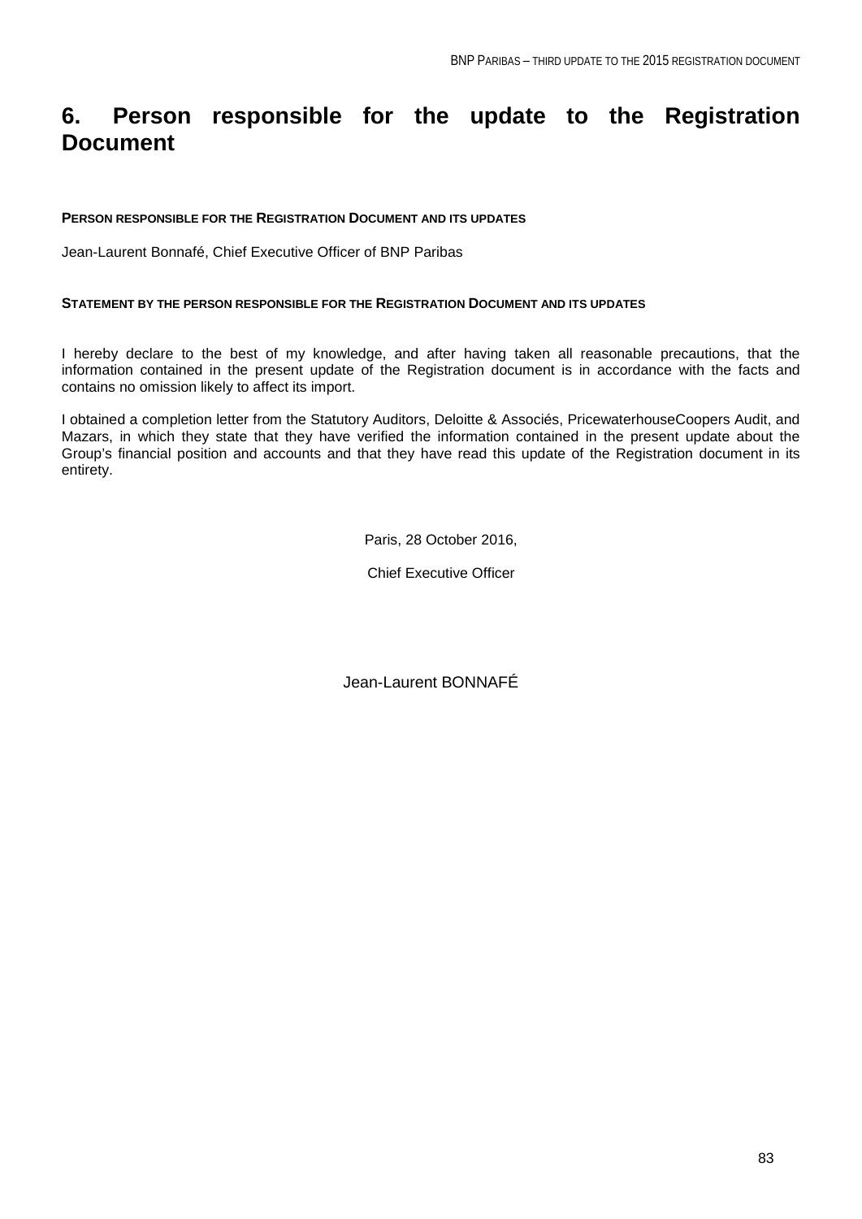# 6. Person responsible for the update to the Registration Document

**PERSON RESPONSIBLE FOR THE REGISTRATION DOCUMENT AND ITS UPDATES**

Jean-Laurent Bonnafé, Chief Executive Officer of BNP Paribas

**STATEMENT BY THE PERSON RESPONSIBLE FOR THE REGISTRATION DOCUMENT AND ITS UPDATES**

I hereby declare to the best of my knowledge, and after having taken all reasonable precautions, that the information contained in the present update of the Registration document is in accordance with the facts and contains no omission likely to affect its import.

I obtained a completion letter from the Statutory Auditors, Deloitte & Associés, PricewaterhouseCoopers Audit, and Mazars, in which they state that they have verified the information contained in the present update about the Group's financial position and accounts and that they have read this update of the Registration document in its entirety.

Paris, 28 October 2016,

Chief Executive Officer

Jean-Laurent BONNAFÉ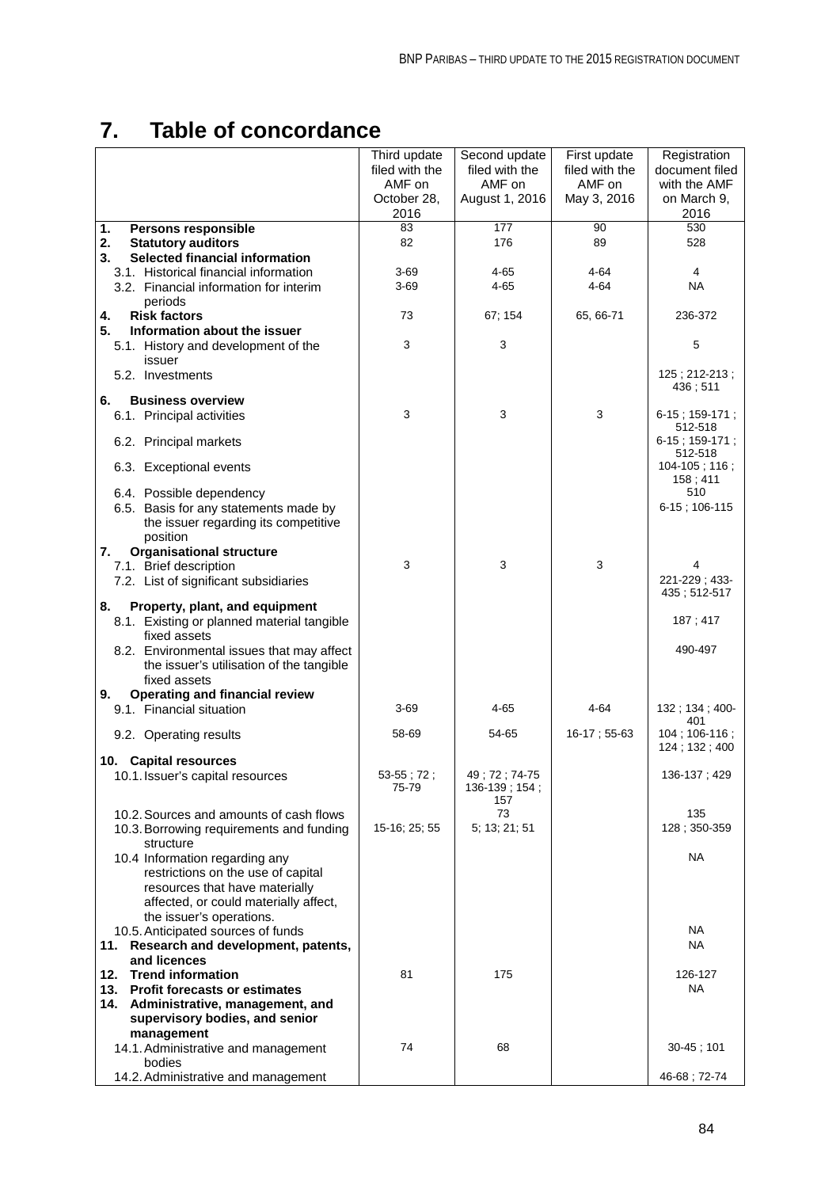# 7. Table of concordance

| | Third update filed with the AMF on October 28, 2016 | Second update filed with the AMF on August 1, 2016 | First update filed with the AMF on May 3, 2016 | Registration document filed with the AMF on March 9, 2016 |
|---|---|---|---|---|
| **1. Persons responsible** | 83 | 177 | 90 | 530 |
| **2. Statutory auditors** | 82 | 176 | 89 | 528 |
| **3. Selected financial information** | | | | |
| 3.1. Historical financial information | 3-69 | 4-65 | 4-64 | 4 |
| 3.2. Financial information for interim periods | 3-69 | 4-65 | 4-64 | NA |
| **4. Risk factors** | 73 | 67; 154 | 65, 66-71 | 236-372 |
| **5. Information about the issuer** | | | | |
| 5.1. History and development of the issuer | 3 | 3 | | 5 |
| 5.2. Investments | | | | 125 ; 212-213 ; 436 ; 511 |
| **6. Business overview** | | | | |
| 6.1. Principal activities | 3 | 3 | 3 | 6-15 ; 159-171 ; 512-518 |
| 6.2. Principal markets | | | | 6-15 ; 159-171 ; 512-518 |
| 6.3. Exceptional events | | | | 104-105 ; 116 ; 158 ; 411 |
| 6.4. Possible dependency | | | | 510 |
| 6.5. Basis for any statements made by the issuer regarding its competitive position | | | | 6-15 ; 106-115 |
| **7. Organisational structure** | | | | |
| 7.1. Brief description | 3 | 3 | 3 | 4 |
| 7.2. List of significant subsidiaries | | | | 221-229 ; 433-435 ; 512-517 |
| **8. Property, plant, and equipment** | | | | |
| 8.1. Existing or planned material tangible fixed assets | | | | 187 ; 417 |
| 8.2. Environmental issues that may affect the issuer's utilisation of the tangible fixed assets | | | | 490-497 |
| **9. Operating and financial review** | | | | |
| 9.1. Financial situation | 3-69 | 4-65 | 4-64 | 132 ; 134 ; 400-401 |
| 9.2. Operating results | 58-69 | 54-65 | 16-17 ; 55-63 | 104 ; 106-116 ; 124 ; 132 ; 400 |
| **10. Capital resources** | | | | |
| 10.1. Issuer's capital resources | 53-55 ; 72 ; 75-79 | 49 ; 72 ; 74-75 136-139 ; 154 ; 157 | | 136-137 ; 429 |
| 10.2. Sources and amounts of cash flows | | 73 | | 135 |
| 10.3. Borrowing requirements and funding structure | 15-16; 25; 55 | 5; 13; 21; 51 | | 128 ; 350-359 |
| 10.4 Information regarding any restrictions on the use of capital resources that have materially affected, or could materially affect, the issuer's operations. | | | | NA |
| 10.5. Anticipated sources of funds | | | | NA |
| **11. Research and development, patents, and licences** | | | | NA |
| **12. Trend information** | 81 | 175 | | 126-127 |
| **13. Profit forecasts or estimates** | | | | NA |
| **14. Administrative, management, and supervisory bodies, and senior management** | | | | |
| 14.1. Administrative and management bodies | 74 | 68 | | 30-45 ; 101 |
| 14.2. Administrative and management | | | | 46-68 ; 72-74 |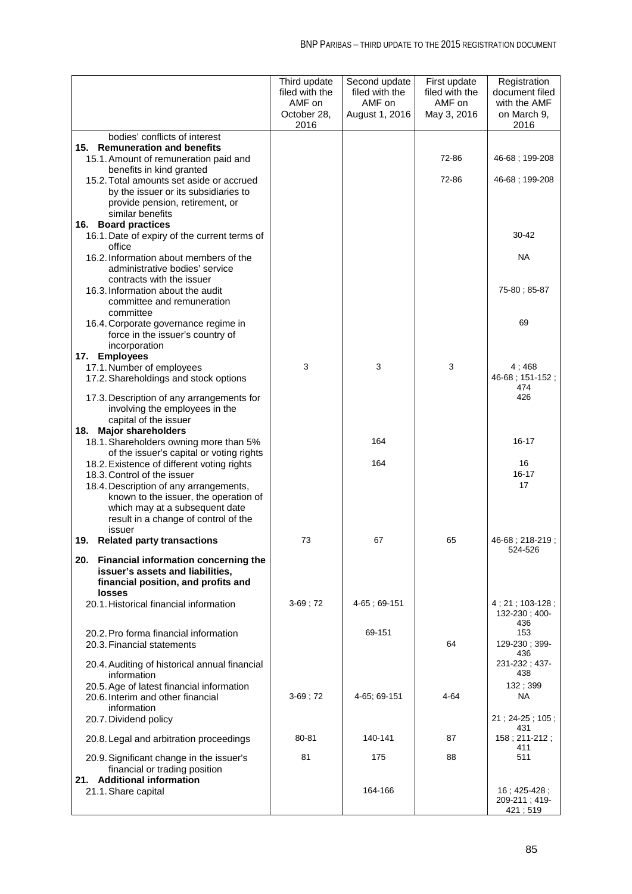| | Third update filed with the AMF on October 28, 2016 | Second update filed with the AMF on August 1, 2016 | First update filed with the AMF on May 3, 2016 | Registration document filed with the AMF on March 9, 2016 |
|---|---|---|---|---|
| bodies' conflicts of interest | | | | |
| **15. Remuneration and benefits** | | | | |
| 15.1. Amount of remuneration paid and benefits in kind granted | | | 72-86 | 46-68 ; 199-208 |
| 15.2. Total amounts set aside or accrued by the issuer or its subsidiaries to provide pension, retirement, or similar benefits | | | 72-86 | 46-68 ; 199-208 |
| **16. Board practices** | | | | |
| 16.1. Date of expiry of the current terms of office | | | | 30-42 |
| 16.2. Information about members of the administrative bodies' service contracts with the issuer | | | | NA |
| 16.3. Information about the audit committee and remuneration committee | | | | 75-80 ; 85-87 |
| 16.4. Corporate governance regime in force in the issuer's country of incorporation | | | | 69 |
| **17. Employees** | | | | |
| 17.1. Number of employees | 3 | 3 | 3 | 4 ; 468 |
| 17.2. Shareholdings and stock options | | | | 46-68 ; 151-152 ; 474 |
| 17.3. Description of any arrangements for involving the employees in the capital of the issuer | | | | 426 |
| **18. Major shareholders** | | | | |
| 18.1. Shareholders owning more than 5% of the issuer's capital or voting rights | | 164 | | 16-17 |
| 18.2. Existence of different voting rights | | 164 | | 16 |
| 18.3. Control of the issuer | | | | 16-17 |
| 18.4. Description of any arrangements, known to the issuer, the operation of which may at a subsequent date result in a change of control of the issuer | | | | 17 |
| **19. Related party transactions** | 73 | 67 | 65 | 46-68 ; 218-219 ; 524-526 |
| **20. Financial information concerning the issuer's assets and liabilities, financial position, and profits and losses** | | | | |
| 20.1. Historical financial information | 3-69 ; 72 | 4-65 ; 69-151 | | 4 ; 21 ; 103-128 ; 132-230 ; 400-436 |
| 20.2. Pro forma financial information | | 69-151 | | 153 |
| 20.3. Financial statements | | | 64 | 129-230 ; 399-436 |
| 20.4. Auditing of historical annual financial information | | | | 231-232 ; 437-438 |
| 20.5. Age of latest financial information | | | | 132 ; 399 |
| 20.6. Interim and other financial information | 3-69 ; 72 | 4-65; 69-151 | 4-64 | NA |
| 20.7. Dividend policy | | | | 21 ; 24-25 ; 105 ; 431 |
| 20.8. Legal and arbitration proceedings | 80-81 | 140-141 | 87 | 158 ; 211-212 ; 411 |
| 20.9. Significant change in the issuer's financial or trading position | 81 | 175 | 88 | 511 |
| **21. Additional information** | | | | |
| 21.1. Share capital | | 164-166 | | 16 ; 425-428 ; 209-211 ; 419-421 ; 519 |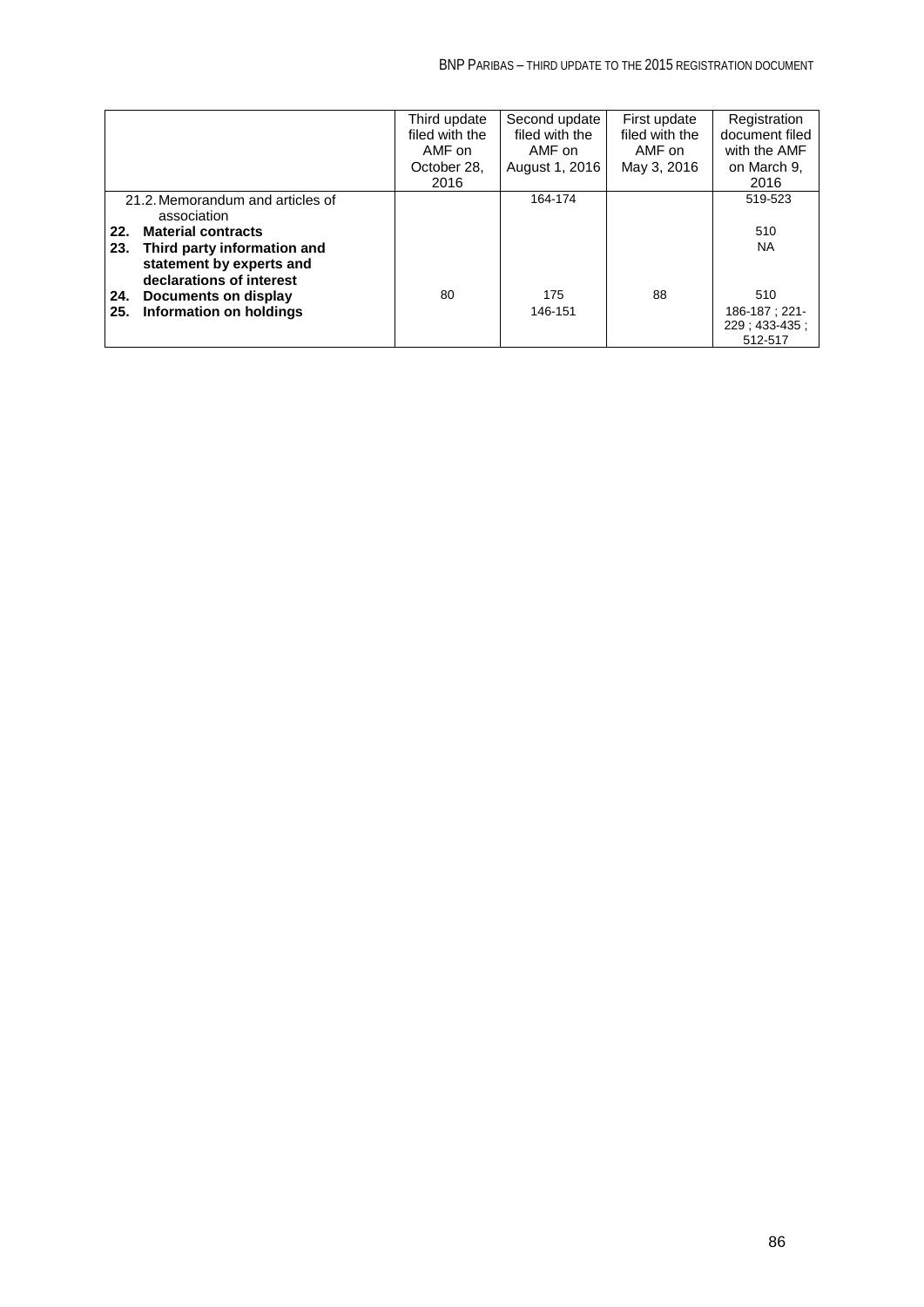| | Third update filed with the AMF on October 28, 2016 | Second update filed with the AMF on August 1, 2016 | First update filed with the AMF on May 3, 2016 | Registration document filed with the AMF on March 9, 2016 |
|---|---|---|---|---|
| 21.2. Memorandum and articles of association | | 164-174 | | 519-523 |
| **22. Material contracts** | | | | 510 |
| **23. Third party information and statement by experts and declarations of interest** | | | | NA |
| **24. Documents on display** | 80 | 175 | 88 | 510 |
| **25. Information on holdings** | | 146-151 | | 186-187 ; 221-229 ; 433-435 ; 512-517 |